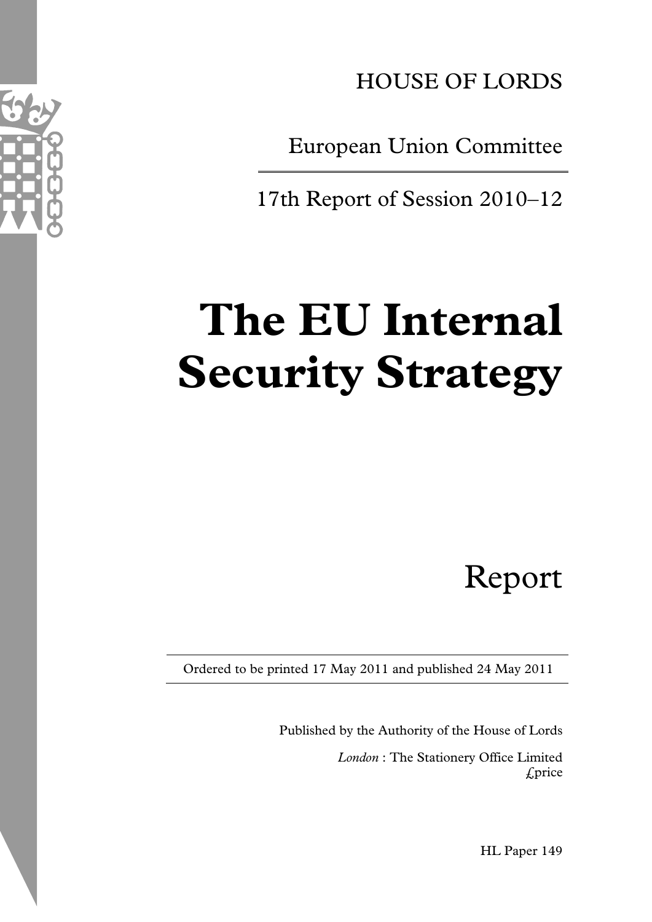HOUSE OF LORDS

European Union Committee

17th Report of Session 2010–12

# The EU Internal Security Strategy

Report

Ordered to be printed 17 May 2011 and published 24 May 2011

Published by the Authority of the House of Lords

*London* : The Stationery Office Limited
£price

HL Paper 149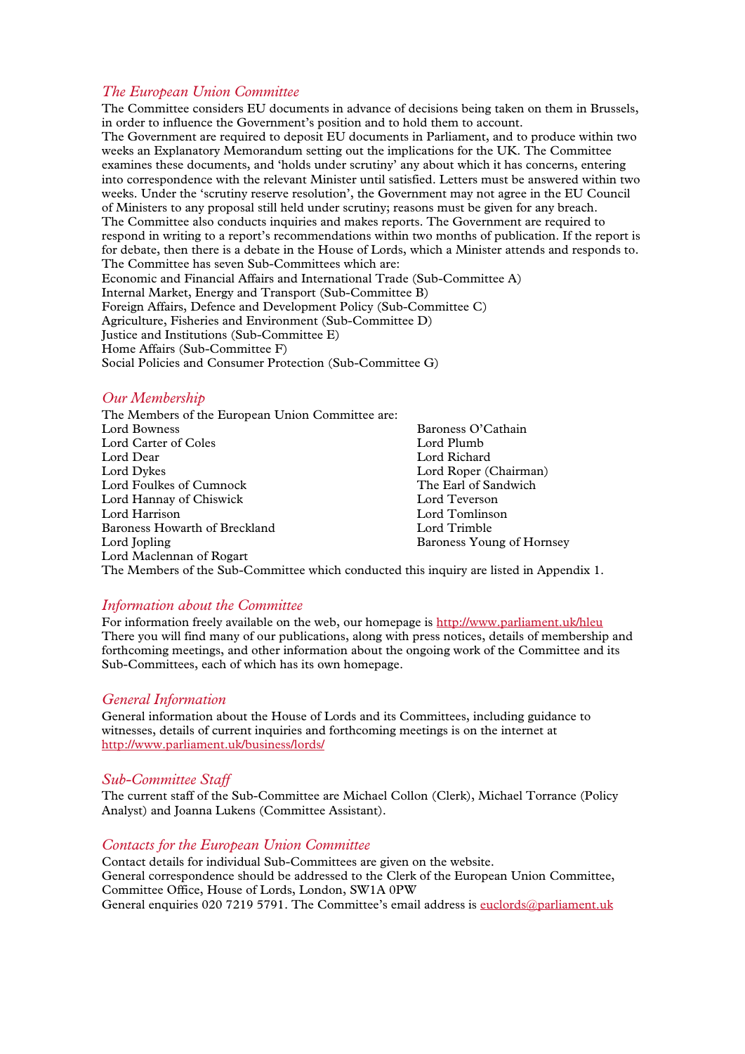## *The European Union Committee*

The Committee considers EU documents in advance of decisions being taken on them in Brussels, in order to influence the Government's position and to hold them to account.

The Government are required to deposit EU documents in Parliament, and to produce within two weeks an Explanatory Memorandum setting out the implications for the UK. The Committee examines these documents, and 'holds under scrutiny' any about which it has concerns, entering into correspondence with the relevant Minister until satisfied. Letters must be answered within two weeks. Under the 'scrutiny reserve resolution', the Government may not agree in the EU Council of Ministers to any proposal still held under scrutiny; reasons must be given for any breach.

The Committee also conducts inquiries and makes reports. The Government are required to respond in writing to a report's recommendations within two months of publication. If the report is for debate, then there is a debate in the House of Lords, which a Minister attends and responds to.

The Committee has seven Sub-Committees which are:

Economic and Financial Affairs and International Trade (Sub-Committee A)
Internal Market, Energy and Transport (Sub-Committee B)
Foreign Affairs, Defence and Development Policy (Sub-Committee C)
Agriculture, Fisheries and Environment (Sub-Committee D)
Justice and Institutions (Sub-Committee E)
Home Affairs (Sub-Committee F)
Social Policies and Consumer Protection (Sub-Committee G)

## *Our Membership*

The Members of the European Union Committee are:

Lord Bowness
Lord Carter of Coles
Lord Dear
Lord Dykes
Lord Foulkes of Cumnock
Lord Hannay of Chiswick
Lord Harrison
Baroness Howarth of Breckland
Lord Jopling
Lord Maclennan of Rogart
Baroness O'Cathain
Lord Plumb
Lord Richard
Lord Roper (Chairman)
The Earl of Sandwich
Lord Teverson
Lord Tomlinson
Lord Trimble
Baroness Young of Hornsey

The Members of the Sub-Committee which conducted this inquiry are listed in Appendix 1.

## *Information about the Committee*

For information freely available on the web, our homepage is http://www.parliament.uk/hleu
There you will find many of our publications, along with press notices, details of membership and forthcoming meetings, and other information about the ongoing work of the Committee and its Sub-Committees, each of which has its own homepage.

## *General Information*

General information about the House of Lords and its Committees, including guidance to witnesses, details of current inquiries and forthcoming meetings is on the internet at http://www.parliament.uk/business/lords/

## *Sub-Committee Staff*

The current staff of the Sub-Committee are Michael Collon (Clerk), Michael Torrance (Policy Analyst) and Joanna Lukens (Committee Assistant).

## *Contacts for the European Union Committee*

Contact details for individual Sub-Committees are given on the website.
General correspondence should be addressed to the Clerk of the European Union Committee, Committee Office, House of Lords, London, SW1A 0PW
General enquiries 020 7219 5791. The Committee's email address is euclords@parliament.uk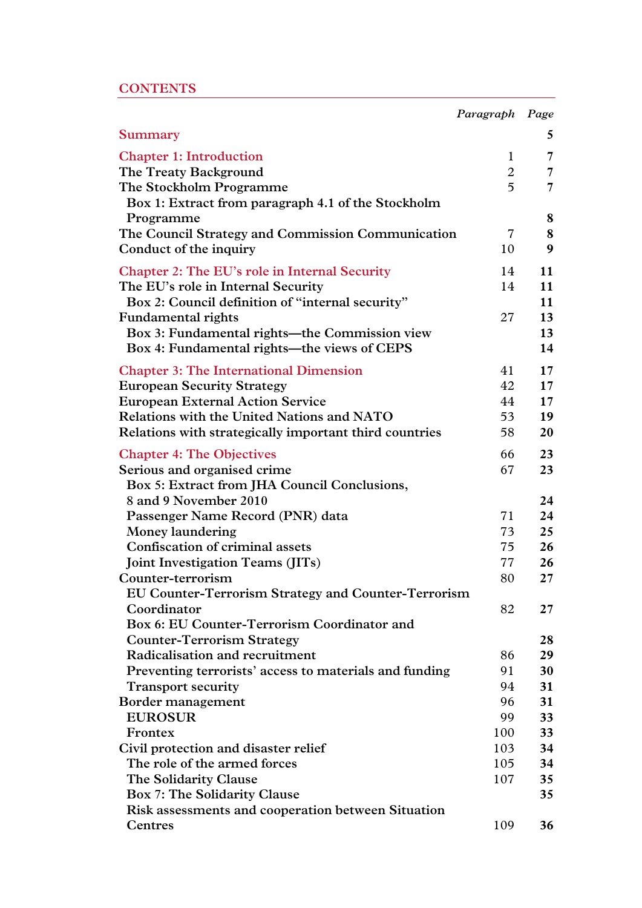# CONTENTS

| | Paragraph | Page |
|---|---|---|
| **Summary** | | **5** |
| **Chapter 1: Introduction** | 1 | **7** |
| The Treaty Background | 2 | **7** |
| The Stockholm Programme | 5 | **7** |
| Box 1: Extract from paragraph 4.1 of the Stockholm Programme | | **8** |
| The Council Strategy and Commission Communication | 7 | **8** |
| Conduct of the inquiry | 10 | **9** |
| **Chapter 2: The EU's role in Internal Security** | 14 | **11** |
| The EU's role in Internal Security | 14 | **11** |
| Box 2: Council definition of "internal security" | | **11** |
| Fundamental rights | 27 | **13** |
| Box 3: Fundamental rights—the Commission view | | **13** |
| Box 4: Fundamental rights—the views of CEPS | | **14** |
| **Chapter 3: The International Dimension** | 41 | **17** |
| European Security Strategy | 42 | **17** |
| European External Action Service | 44 | **17** |
| Relations with the United Nations and NATO | 53 | **19** |
| Relations with strategically important third countries | 58 | **20** |
| **Chapter 4: The Objectives** | 66 | **23** |
| Serious and organised crime | 67 | **23** |
| Box 5: Extract from JHA Council Conclusions, 8 and 9 November 2010 | | **24** |
| Passenger Name Record (PNR) data | 71 | **24** |
| Money laundering | 73 | **25** |
| Confiscation of criminal assets | 75 | **26** |
| Joint Investigation Teams (JITs) | 77 | **26** |
| Counter-terrorism | 80 | **27** |
| EU Counter-Terrorism Strategy and Counter-Terrorism Coordinator | 82 | **27** |
| Box 6: EU Counter-Terrorism Coordinator and Counter-Terrorism Strategy | | **28** |
| Radicalisation and recruitment | 86 | **29** |
| Preventing terrorists' access to materials and funding | 91 | **30** |
| Transport security | 94 | **31** |
| Border management | 96 | **31** |
| EUROSUR | 99 | **33** |
| Frontex | 100 | **33** |
| Civil protection and disaster relief | 103 | **34** |
| The role of the armed forces | 105 | **34** |
| The Solidarity Clause | 107 | **35** |
| Box 7: The Solidarity Clause | | **35** |
| Risk assessments and cooperation between Situation Centres | 109 | **36** |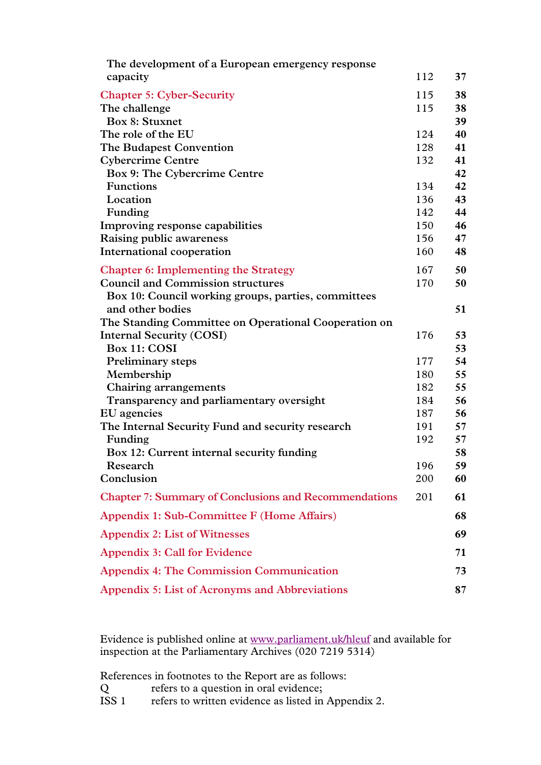| | Paragraph | Page |
|---|---|---|
| The development of a European emergency response capacity | 112 | **37** |
| **Chapter 5: Cyber-Security** | 115 | **38** |
| The challenge | 115 | **38** |
| Box 8: Stuxnet | | **39** |
| The role of the EU | 124 | **40** |
| The Budapest Convention | 128 | **41** |
| Cybercrime Centre | 132 | **41** |
| Box 9: The Cybercrime Centre | | **42** |
| Functions | 134 | **42** |
| Location | 136 | **43** |
| Funding | 142 | **44** |
| Improving response capabilities | 150 | **46** |
| Raising public awareness | 156 | **47** |
| International cooperation | 160 | **48** |
| **Chapter 6: Implementing the Strategy** | 167 | **50** |
| Council and Commission structures | 170 | **50** |
| Box 10: Council working groups, parties, committees and other bodies | | **51** |
| The Standing Committee on Operational Cooperation on Internal Security (COSI) | 176 | **53** |
| Box 11: COSI | | **53** |
| Preliminary steps | 177 | **54** |
| Membership | 180 | **55** |
| Chairing arrangements | 182 | **55** |
| Transparency and parliamentary oversight | 184 | **56** |
| EU agencies | 187 | **56** |
| The Internal Security Fund and security research | 191 | **57** |
| Funding | 192 | **57** |
| Box 12: Current internal security funding | | **58** |
| Research | 196 | **59** |
| Conclusion | 200 | **60** |
| **Chapter 7: Summary of Conclusions and Recommendations** | 201 | **61** |
| **Appendix 1: Sub-Committee F (Home Affairs)** | | **68** |
| **Appendix 2: List of Witnesses** | | **69** |
| **Appendix 3: Call for Evidence** | | **71** |
| **Appendix 4: The Commission Communication** | | **73** |
| **Appendix 5: List of Acronyms and Abbreviations** | | **87** |

Evidence is published online at www.parliament.uk/hleuf and available for inspection at the Parliamentary Archives (020 7219 5314)

References in footnotes to the Report are as follows:

Q refers to a question in oral evidence;

ISS 1 refers to written evidence as listed in Appendix 2.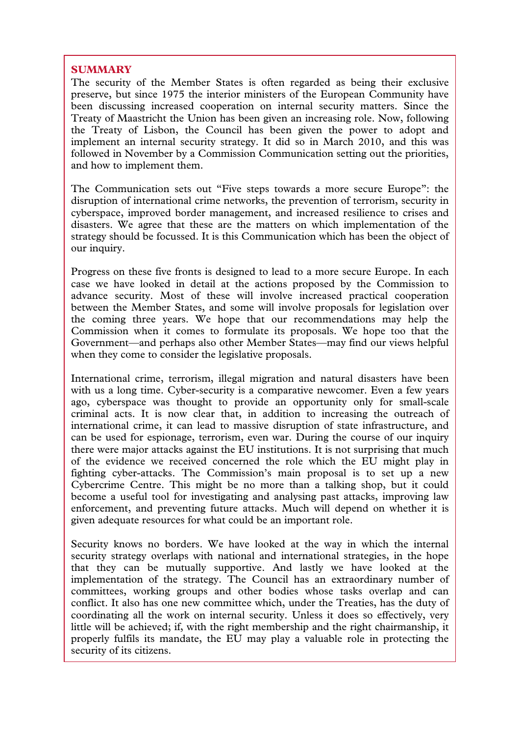## SUMMARY

The security of the Member States is often regarded as being their exclusive preserve, but since 1975 the interior ministers of the European Community have been discussing increased cooperation on internal security matters. Since the Treaty of Maastricht the Union has been given an increasing role. Now, following the Treaty of Lisbon, the Council has been given the power to adopt and implement an internal security strategy. It did so in March 2010, and this was followed in November by a Commission Communication setting out the priorities, and how to implement them.

The Communication sets out "Five steps towards a more secure Europe": the disruption of international crime networks, the prevention of terrorism, security in cyberspace, improved border management, and increased resilience to crises and disasters. We agree that these are the matters on which implementation of the strategy should be focussed. It is this Communication which has been the object of our inquiry.

Progress on these five fronts is designed to lead to a more secure Europe. In each case we have looked in detail at the actions proposed by the Commission to advance security. Most of these will involve increased practical cooperation between the Member States, and some will involve proposals for legislation over the coming three years. We hope that our recommendations may help the Commission when it comes to formulate its proposals. We hope too that the Government—and perhaps also other Member States—may find our views helpful when they come to consider the legislative proposals.

International crime, terrorism, illegal migration and natural disasters have been with us a long time. Cyber-security is a comparative newcomer. Even a few years ago, cyberspace was thought to provide an opportunity only for small-scale criminal acts. It is now clear that, in addition to increasing the outreach of international crime, it can lead to massive disruption of state infrastructure, and can be used for espionage, terrorism, even war. During the course of our inquiry there were major attacks against the EU institutions. It is not surprising that much of the evidence we received concerned the role which the EU might play in fighting cyber-attacks. The Commission's main proposal is to set up a new Cybercrime Centre. This might be no more than a talking shop, but it could become a useful tool for investigating and analysing past attacks, improving law enforcement, and preventing future attacks. Much will depend on whether it is given adequate resources for what could be an important role.

Security knows no borders. We have looked at the way in which the internal security strategy overlaps with national and international strategies, in the hope that they can be mutually supportive. And lastly we have looked at the implementation of the strategy. The Council has an extraordinary number of committees, working groups and other bodies whose tasks overlap and can conflict. It also has one new committee which, under the Treaties, has the duty of coordinating all the work on internal security. Unless it does so effectively, very little will be achieved; if, with the right membership and the right chairmanship, it properly fulfils its mandate, the EU may play a valuable role in protecting the security of its citizens.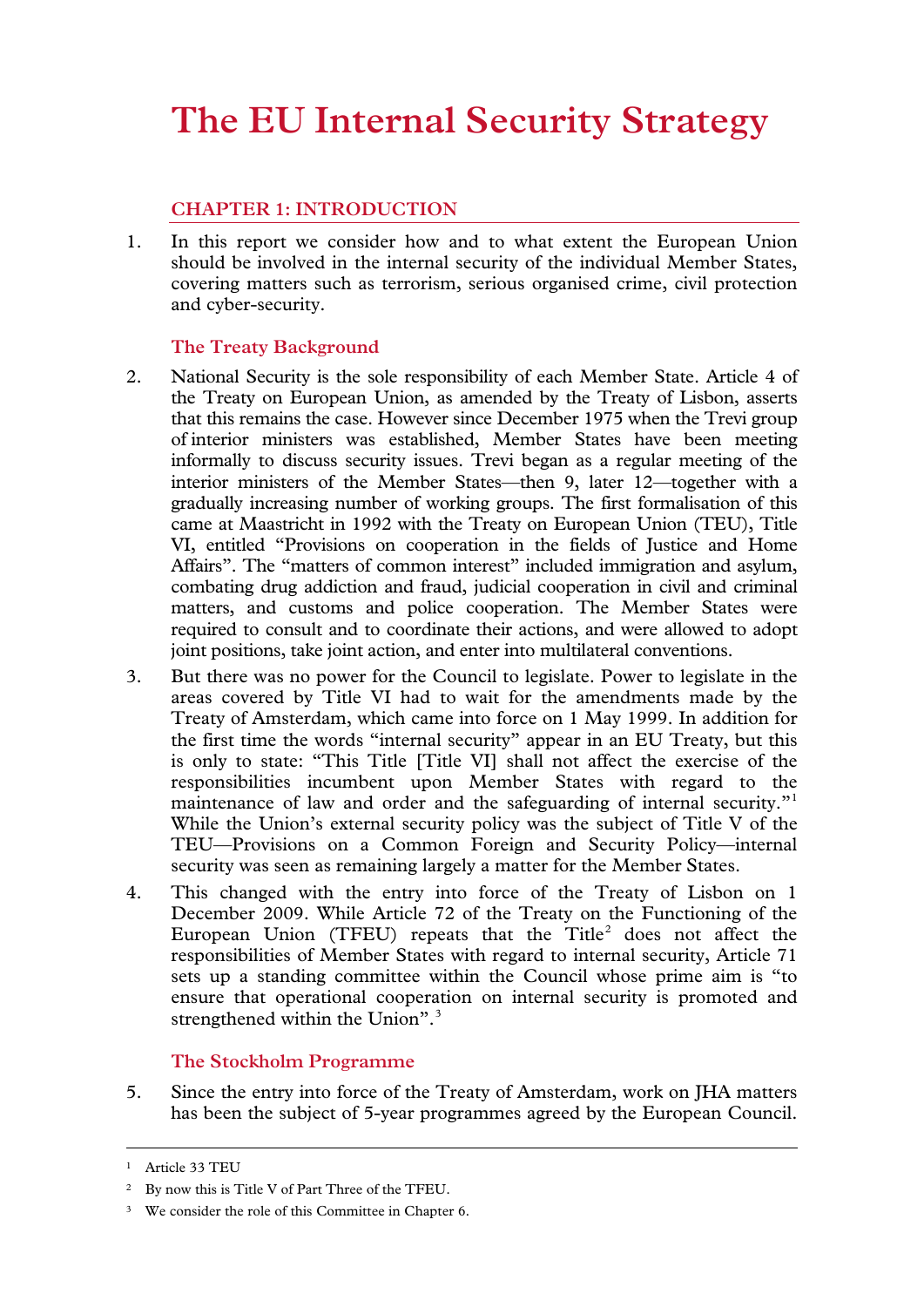# The EU Internal Security Strategy

## CHAPTER 1: INTRODUCTION

1. In this report we consider how and to what extent the European Union should be involved in the internal security of the individual Member States, covering matters such as terrorism, serious organised crime, civil protection and cyber-security.

### The Treaty Background

2. National Security is the sole responsibility of each Member State. Article 4 of the Treaty on European Union, as amended by the Treaty of Lisbon, asserts that this remains the case. However since December 1975 when the Trevi group of interior ministers was established, Member States have been meeting informally to discuss security issues. Trevi began as a regular meeting of the interior ministers of the Member States—then 9, later 12—together with a gradually increasing number of working groups. The first formalisation of this came at Maastricht in 1992 with the Treaty on European Union (TEU), Title VI, entitled "Provisions on cooperation in the fields of Justice and Home Affairs". The "matters of common interest" included immigration and asylum, combating drug addiction and fraud, judicial cooperation in civil and criminal matters, and customs and police cooperation. The Member States were required to consult and to coordinate their actions, and were allowed to adopt joint positions, take joint action, and enter into multilateral conventions.

3. But there was no power for the Council to legislate. Power to legislate in the areas covered by Title VI had to wait for the amendments made by the Treaty of Amsterdam, which came into force on 1 May 1999. In addition for the first time the words "internal security" appear in an EU Treaty, but this is only to state: "This Title [Title VI] shall not affect the exercise of the responsibilities incumbent upon Member States with regard to the maintenance of law and order and the safeguarding of internal security."[1] While the Union's external security policy was the subject of Title V of the TEU—Provisions on a Common Foreign and Security Policy—internal security was seen as remaining largely a matter for the Member States.

4. This changed with the entry into force of the Treaty of Lisbon on 1 December 2009. While Article 72 of the Treaty on the Functioning of the European Union (TFEU) repeats that the Title[2] does not affect the responsibilities of Member States with regard to internal security, Article 71 sets up a standing committee within the Council whose prime aim is "to ensure that operational cooperation on internal security is promoted and strengthened within the Union".[3]

### The Stockholm Programme

5. Since the entry into force of the Treaty of Amsterdam, work on JHA matters has been the subject of 5-year programmes agreed by the European Council.

---

[1] Article 33 TEU

[2] By now this is Title V of Part Three of the TFEU.

[3] We consider the role of this Committee in Chapter 6.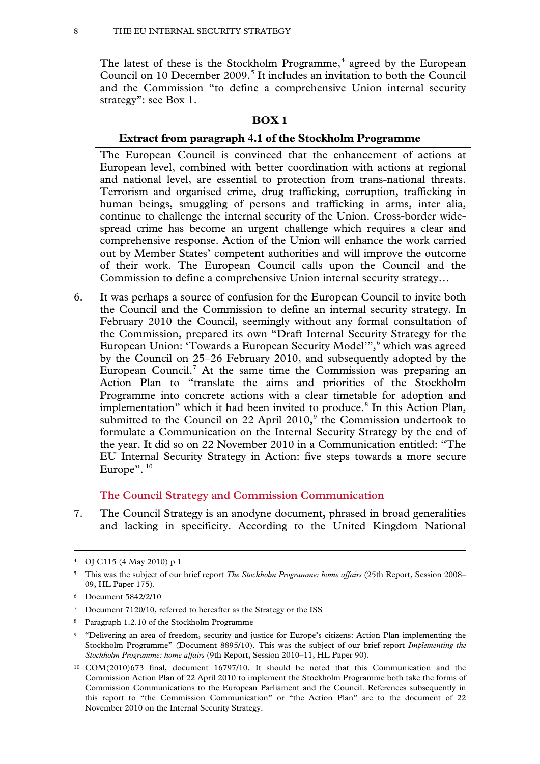The latest of these is the Stockholm Programme,[4] agreed by the European Council on 10 December 2009.[5] It includes an invitation to both the Council and the Commission "to define a comprehensive Union internal security strategy": see Box 1.

**BOX 1**

**Extract from paragraph 4.1 of the Stockholm Programme**

> The European Council is convinced that the enhancement of actions at European level, combined with better coordination with actions at regional and national level, are essential to protection from trans-national threats. Terrorism and organised crime, drug trafficking, corruption, trafficking in human beings, smuggling of persons and trafficking in arms, inter alia, continue to challenge the internal security of the Union. Cross-border wide-spread crime has become an urgent challenge which requires a clear and comprehensive response. Action of the Union will enhance the work carried out by Member States' competent authorities and will improve the outcome of their work. The European Council calls upon the Council and the Commission to define a comprehensive Union internal security strategy…

6. It was perhaps a source of confusion for the European Council to invite both the Council and the Commission to define an internal security strategy. In February 2010 the Council, seemingly without any formal consultation of the Commission, prepared its own "Draft Internal Security Strategy for the European Union: 'Towards a European Security Model'",[6] which was agreed by the Council on 25–26 February 2010, and subsequently adopted by the European Council.[7] At the same time the Commission was preparing an Action Plan to "translate the aims and priorities of the Stockholm Programme into concrete actions with a clear timetable for adoption and implementation" which it had been invited to produce.[8] In this Action Plan, submitted to the Council on 22 April 2010,[9] the Commission undertook to formulate a Communication on the Internal Security Strategy by the end of the year. It did so on 22 November 2010 in a Communication entitled: "The EU Internal Security Strategy in Action: five steps towards a more secure Europe".[10]

### The Council Strategy and Commission Communication

7. The Council Strategy is an anodyne document, phrased in broad generalities and lacking in specificity. According to the United Kingdom National

---

[4] OJ C115 (4 May 2010) p 1

[5] This was the subject of our brief report *The Stockholm Programme: home affairs* (25th Report, Session 2008–09, HL Paper 175).

[6] Document 5842/2/10

[7] Document 7120/10, referred to hereafter as the Strategy or the ISS

[8] Paragraph 1.2.10 of the Stockholm Programme

[9] "Delivering an area of freedom, security and justice for Europe's citizens: Action Plan implementing the Stockholm Programme" (Document 8895/10). This was the subject of our brief report *Implementing the Stockholm Programme: home affairs* (9th Report, Session 2010–11, HL Paper 90).

[10] COM(2010)673 final, document 16797/10. It should be noted that this Communication and the Commission Action Plan of 22 April 2010 to implement the Stockholm Programme both take the forms of Commission Communications to the European Parliament and the Council. References subsequently in this report to "the Commission Communication" or "the Action Plan" are to the document of 22 November 2010 on the Internal Security Strategy.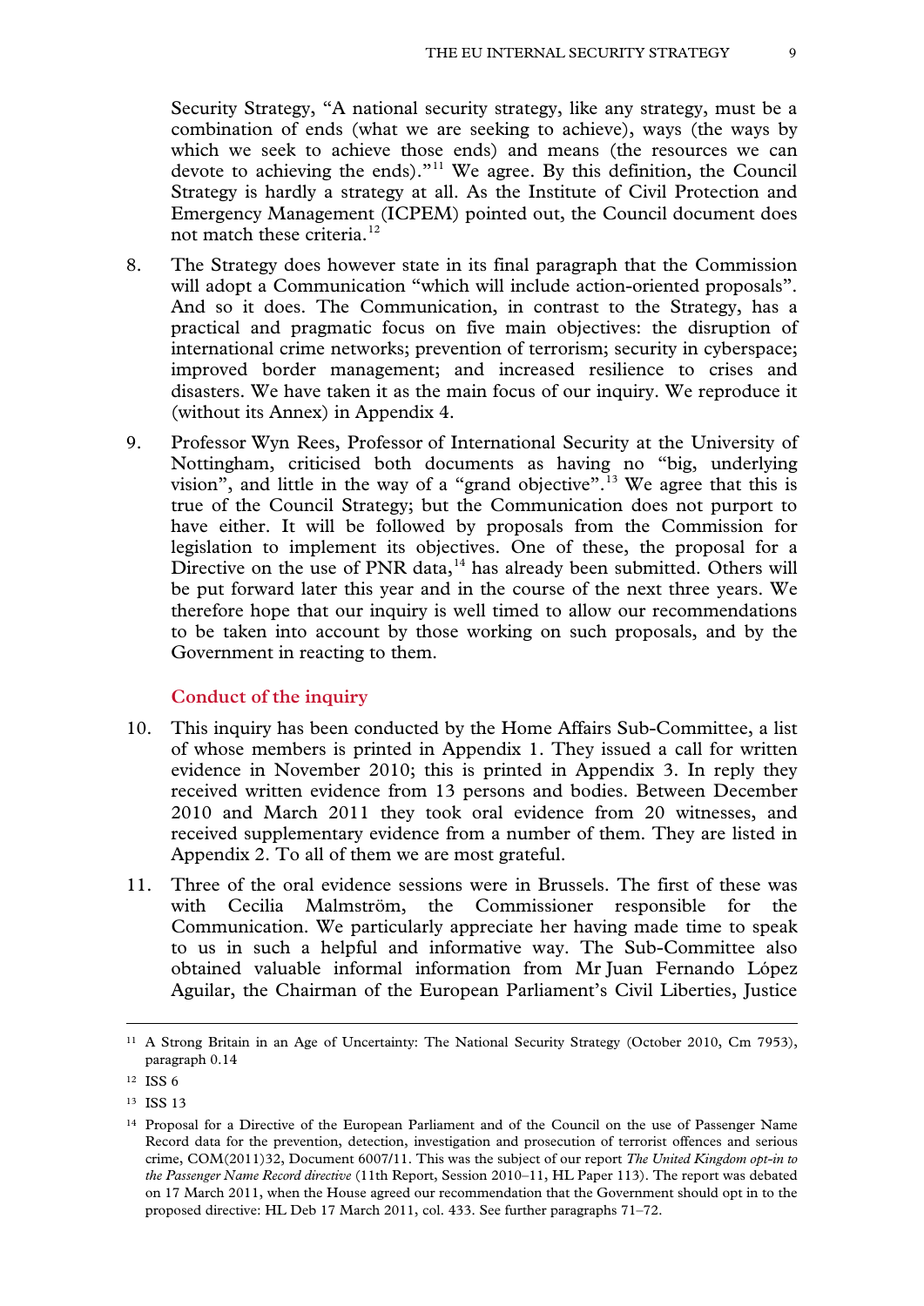Security Strategy, "A national security strategy, like any strategy, must be a combination of ends (what we are seeking to achieve), ways (the ways by which we seek to achieve those ends) and means (the resources we can devote to achieving the ends)."[11] We agree. By this definition, the Council Strategy is hardly a strategy at all. As the Institute of Civil Protection and Emergency Management (ICPEM) pointed out, the Council document does not match these criteria.[12]

8. The Strategy does however state in its final paragraph that the Commission will adopt a Communication "which will include action-oriented proposals". And so it does. The Communication, in contrast to the Strategy, has a practical and pragmatic focus on five main objectives: the disruption of international crime networks; prevention of terrorism; security in cyberspace; improved border management; and increased resilience to crises and disasters. We have taken it as the main focus of our inquiry. We reproduce it (without its Annex) in Appendix 4.

9. Professor Wyn Rees, Professor of International Security at the University of Nottingham, criticised both documents as having no "big, underlying vision", and little in the way of a "grand objective".[13] We agree that this is true of the Council Strategy; but the Communication does not purport to have either. It will be followed by proposals from the Commission for legislation to implement its objectives. One of these, the proposal for a Directive on the use of PNR data,[14] has already been submitted. Others will be put forward later this year and in the course of the next three years. We therefore hope that our inquiry is well timed to allow our recommendations to be taken into account by those working on such proposals, and by the Government in reacting to them.

### Conduct of the inquiry

10. This inquiry has been conducted by the Home Affairs Sub-Committee, a list of whose members is printed in Appendix 1. They issued a call for written evidence in November 2010; this is printed in Appendix 3. In reply they received written evidence from 13 persons and bodies. Between December 2010 and March 2011 they took oral evidence from 20 witnesses, and received supplementary evidence from a number of them. They are listed in Appendix 2. To all of them we are most grateful.

11. Three of the oral evidence sessions were in Brussels. The first of these was with Cecilia Malmström, the Commissioner responsible for the Communication. We particularly appreciate her having made time to speak to us in such a helpful and informative way. The Sub-Committee also obtained valuable informal information from Mr Juan Fernando López Aguilar, the Chairman of the European Parliament's Civil Liberties, Justice

---

[11] A Strong Britain in an Age of Uncertainty: The National Security Strategy (October 2010, Cm 7953), paragraph 0.14

[12] ISS 6

[13] ISS 13

[14] Proposal for a Directive of the European Parliament and of the Council on the use of Passenger Name Record data for the prevention, detection, investigation and prosecution of terrorist offences and serious crime, COM(2011)32, Document 6007/11. This was the subject of our report *The United Kingdom opt-in to the Passenger Name Record directive* (11th Report, Session 2010–11, HL Paper 113). The report was debated on 17 March 2011, when the House agreed our recommendation that the Government should opt in to the proposed directive: HL Deb 17 March 2011, col. 433. See further paragraphs 71–72.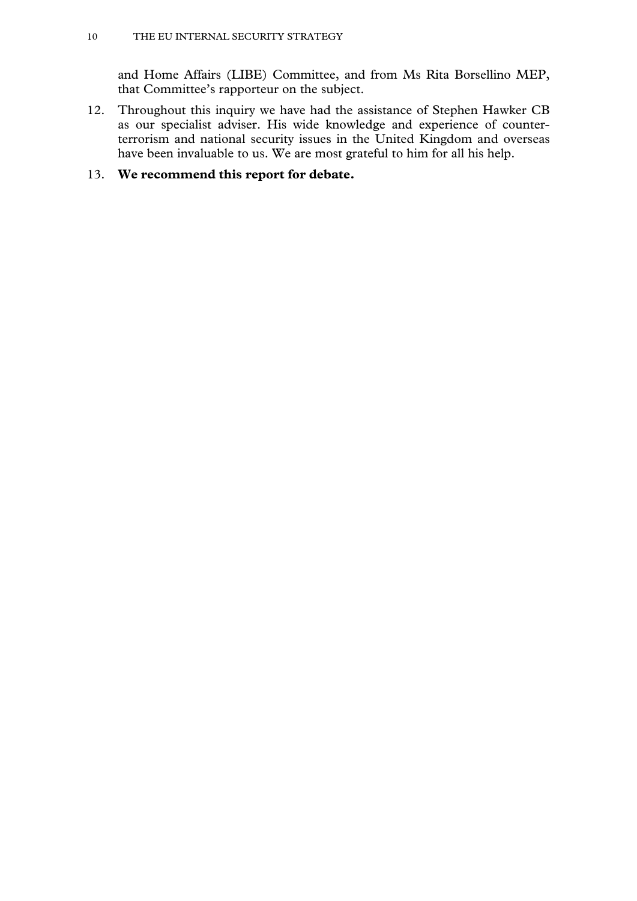and Home Affairs (LIBE) Committee, and from Ms Rita Borsellino MEP, that Committee's rapporteur on the subject.

12. Throughout this inquiry we have had the assistance of Stephen Hawker CB as our specialist adviser. His wide knowledge and experience of counter-terrorism and national security issues in the United Kingdom and overseas have been invaluable to us. We are most grateful to him for all his help.

13. **We recommend this report for debate.**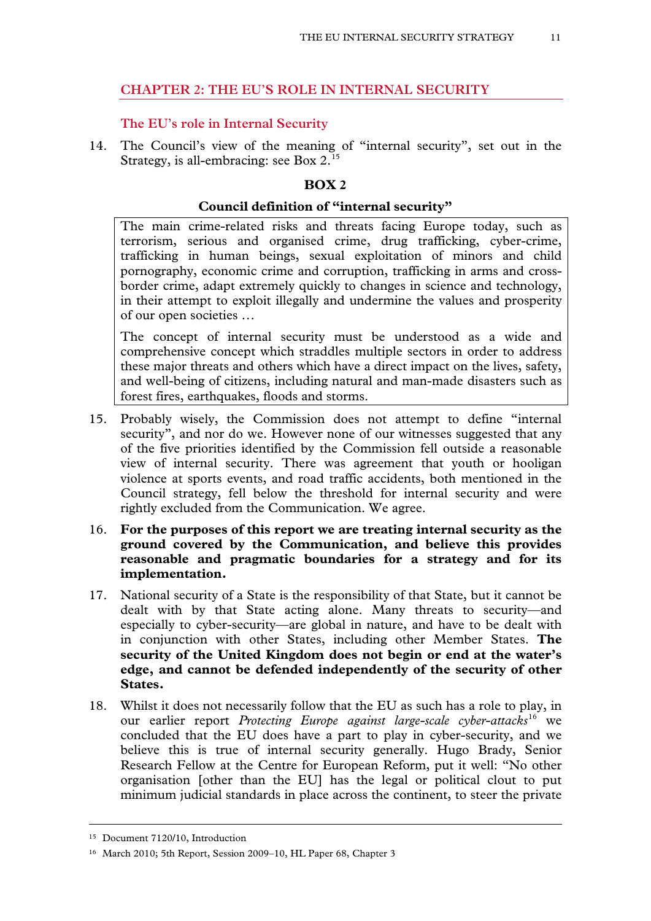## CHAPTER 2: THE EU'S ROLE IN INTERNAL SECURITY

### The EU's role in Internal Security

14. The Council's view of the meaning of "internal security", set out in the Strategy, is all-embracing: see Box 2.[15]

**BOX 2**

**Council definition of "internal security"**

> The main crime-related risks and threats facing Europe today, such as terrorism, serious and organised crime, drug trafficking, cyber-crime, trafficking in human beings, sexual exploitation of minors and child pornography, economic crime and corruption, trafficking in arms and cross-border crime, adapt extremely quickly to changes in science and technology, in their attempt to exploit illegally and undermine the values and prosperity of our open societies …
>
> The concept of internal security must be understood as a wide and comprehensive concept which straddles multiple sectors in order to address these major threats and others which have a direct impact on the lives, safety, and well-being of citizens, including natural and man-made disasters such as forest fires, earthquakes, floods and storms.

15. Probably wisely, the Commission does not attempt to define "internal security", and nor do we. However none of our witnesses suggested that any of the five priorities identified by the Commission fell outside a reasonable view of internal security. There was agreement that youth or hooligan violence at sports events, and road traffic accidents, both mentioned in the Council strategy, fell below the threshold for internal security and were rightly excluded from the Communication. We agree.

16. **For the purposes of this report we are treating internal security as the ground covered by the Communication, and believe this provides reasonable and pragmatic boundaries for a strategy and for its implementation.**

17. National security of a State is the responsibility of that State, but it cannot be dealt with by that State acting alone. Many threats to security—and especially to cyber-security—are global in nature, and have to be dealt with in conjunction with other States, including other Member States. **The security of the United Kingdom does not begin or end at the water's edge, and cannot be defended independently of the security of other States.**

18. Whilst it does not necessarily follow that the EU as such has a role to play, in our earlier report *Protecting Europe against large-scale cyber-attacks*[16] we concluded that the EU does have a part to play in cyber-security, and we believe this is true of internal security generally. Hugo Brady, Senior Research Fellow at the Centre for European Reform, put it well: "No other organisation [other than the EU] has the legal or political clout to put minimum judicial standards in place across the continent, to steer the private

---

[15] Document 7120/10, Introduction

[16] March 2010; 5th Report, Session 2009–10, HL Paper 68, Chapter 3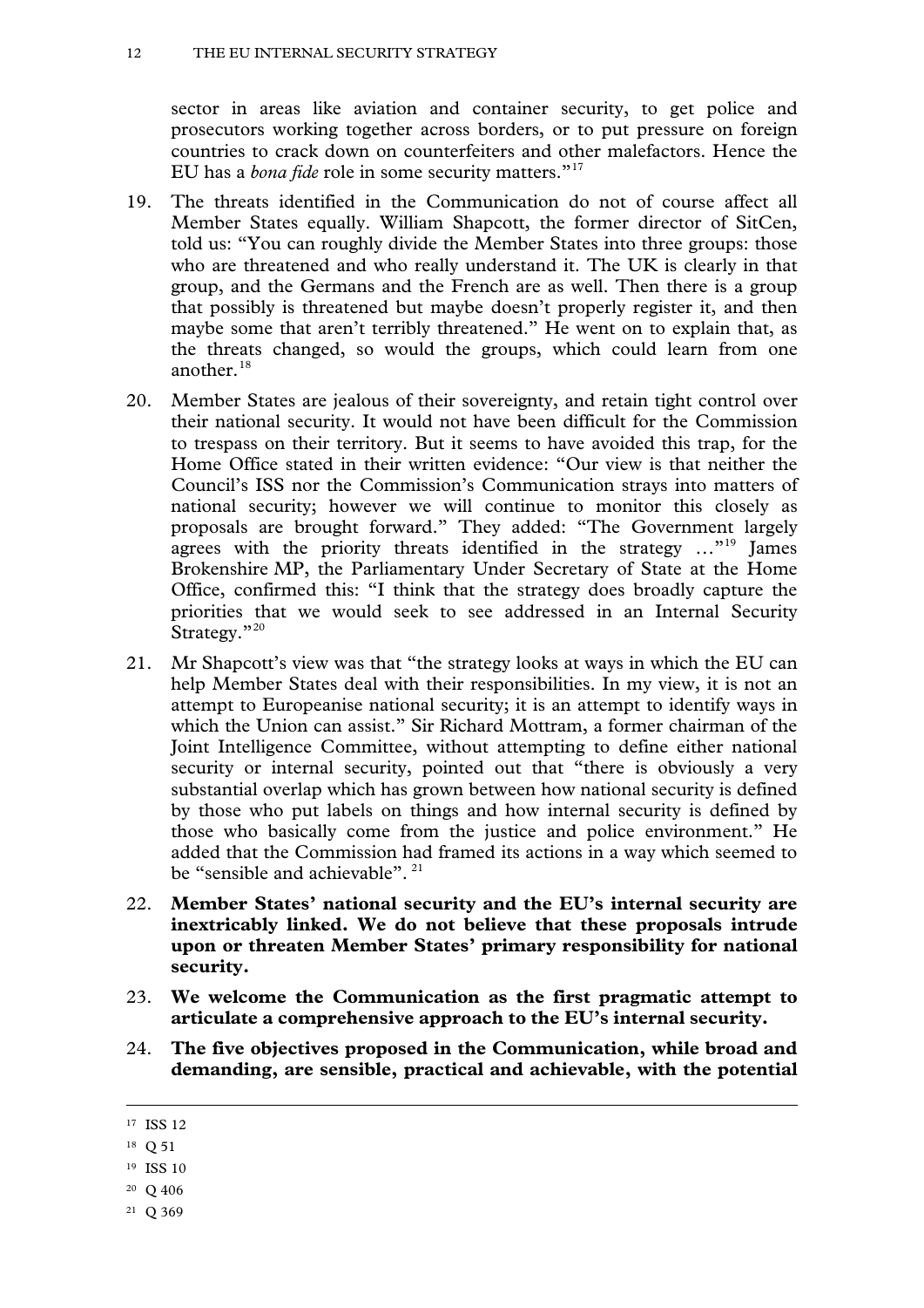sector in areas like aviation and container security, to get police and prosecutors working together across borders, or to put pressure on foreign countries to crack down on counterfeiters and other malefactors. Hence the EU has a *bona fide* role in some security matters."[17]

19. The threats identified in the Communication do not of course affect all Member States equally. William Shapcott, the former director of SitCen, told us: "You can roughly divide the Member States into three groups: those who are threatened and who really understand it. The UK is clearly in that group, and the Germans and the French are as well. Then there is a group that possibly is threatened but maybe doesn't properly register it, and then maybe some that aren't terribly threatened." He went on to explain that, as the threats changed, so would the groups, which could learn from one another.[18]

20. Member States are jealous of their sovereignty, and retain tight control over their national security. It would not have been difficult for the Commission to trespass on their territory. But it seems to have avoided this trap, for the Home Office stated in their written evidence: "Our view is that neither the Council's ISS nor the Commission's Communication strays into matters of national security; however we will continue to monitor this closely as proposals are brought forward." They added: "The Government largely agrees with the priority threats identified in the strategy …"[19] James Brokenshire MP, the Parliamentary Under Secretary of State at the Home Office, confirmed this: "I think that the strategy does broadly capture the priorities that we would seek to see addressed in an Internal Security Strategy."[20]

21. Mr Shapcott's view was that "the strategy looks at ways in which the EU can help Member States deal with their responsibilities. In my view, it is not an attempt to Europeanise national security; it is an attempt to identify ways in which the Union can assist." Sir Richard Mottram, a former chairman of the Joint Intelligence Committee, without attempting to define either national security or internal security, pointed out that "there is obviously a very substantial overlap which has grown between how national security is defined by those who put labels on things and how internal security is defined by those who basically come from the justice and police environment." He added that the Commission had framed its actions in a way which seemed to be "sensible and achievable".[21]

22. **Member States' national security and the EU's internal security are inextricably linked. We do not believe that these proposals intrude upon or threaten Member States' primary responsibility for national security.**

23. **We welcome the Communication as the first pragmatic attempt to articulate a comprehensive approach to the EU's internal security.**

24. **The five objectives proposed in the Communication, while broad and demanding, are sensible, practical and achievable, with the potential**

---

[17] ISS 12

[18] Q 51

[19] ISS 10

[20] Q 406

[21] Q 369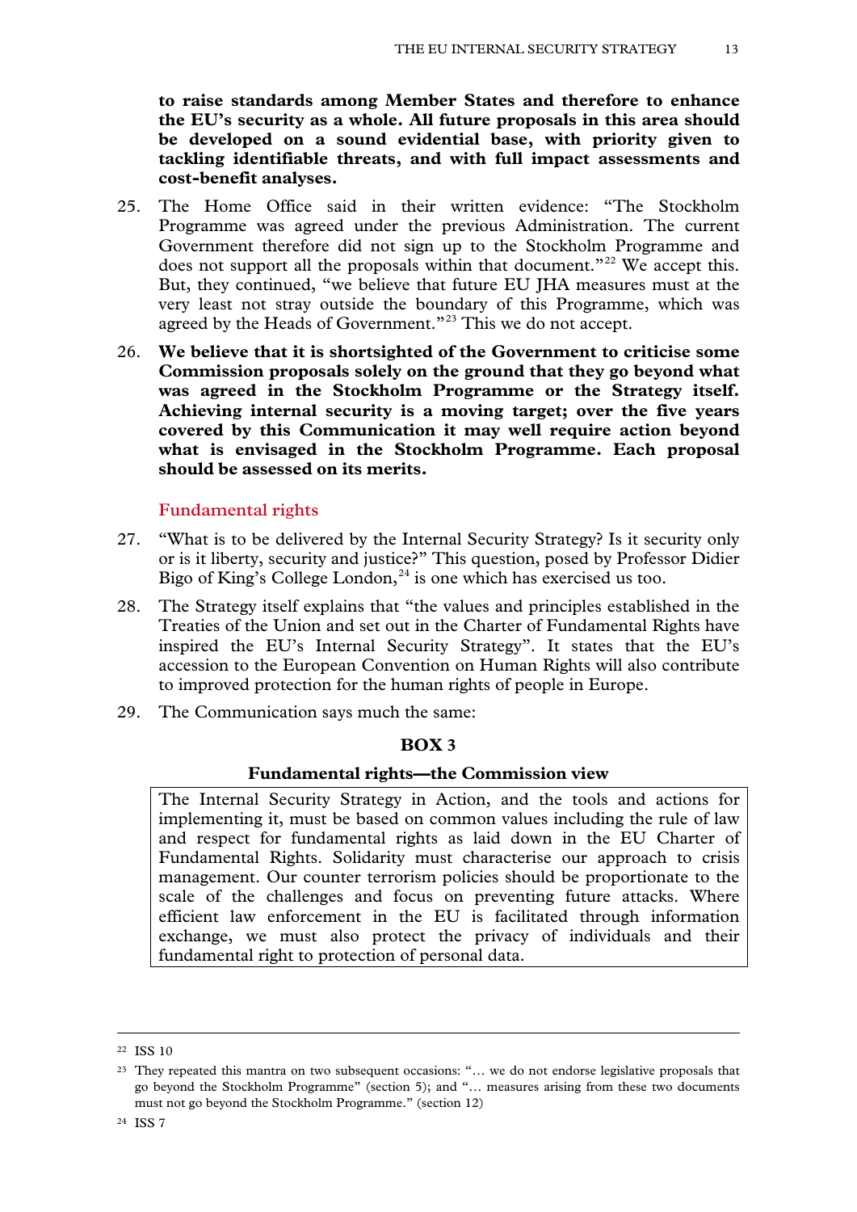**to raise standards among Member States and therefore to enhance the EU's security as a whole. All future proposals in this area should be developed on a sound evidential base, with priority given to tackling identifiable threats, and with full impact assessments and cost-benefit analyses.**

25. The Home Office said in their written evidence: "The Stockholm Programme was agreed under the previous Administration. The current Government therefore did not sign up to the Stockholm Programme and does not support all the proposals within that document."[22] We accept this. But, they continued, "we believe that future EU JHA measures must at the very least not stray outside the boundary of this Programme, which was agreed by the Heads of Government."[23] This we do not accept.

26. **We believe that it is shortsighted of the Government to criticise some Commission proposals solely on the ground that they go beyond what was agreed in the Stockholm Programme or the Strategy itself. Achieving internal security is a moving target; over the five years covered by this Communication it may well require action beyond what is envisaged in the Stockholm Programme. Each proposal should be assessed on its merits.**

### Fundamental rights

27. "What is to be delivered by the Internal Security Strategy? Is it security only or is it liberty, security and justice?" This question, posed by Professor Didier Bigo of King's College London,[24] is one which has exercised us too.

28. The Strategy itself explains that "the values and principles established in the Treaties of the Union and set out in the Charter of Fundamental Rights have inspired the EU's Internal Security Strategy". It states that the EU's accession to the European Convention on Human Rights will also contribute to improved protection for the human rights of people in Europe.

29. The Communication says much the same:

**BOX 3**

**Fundamental rights—the Commission view**

> The Internal Security Strategy in Action, and the tools and actions for implementing it, must be based on common values including the rule of law and respect for fundamental rights as laid down in the EU Charter of Fundamental Rights. Solidarity must characterise our approach to crisis management. Our counter terrorism policies should be proportionate to the scale of the challenges and focus on preventing future attacks. Where efficient law enforcement in the EU is facilitated through information exchange, we must also protect the privacy of individuals and their fundamental right to protection of personal data.

---

[22] ISS 10

[23] They repeated this mantra on two subsequent occasions: "… we do not endorse legislative proposals that go beyond the Stockholm Programme" (section 5); and "… measures arising from these two documents must not go beyond the Stockholm Programme." (section 12)

[24] ISS 7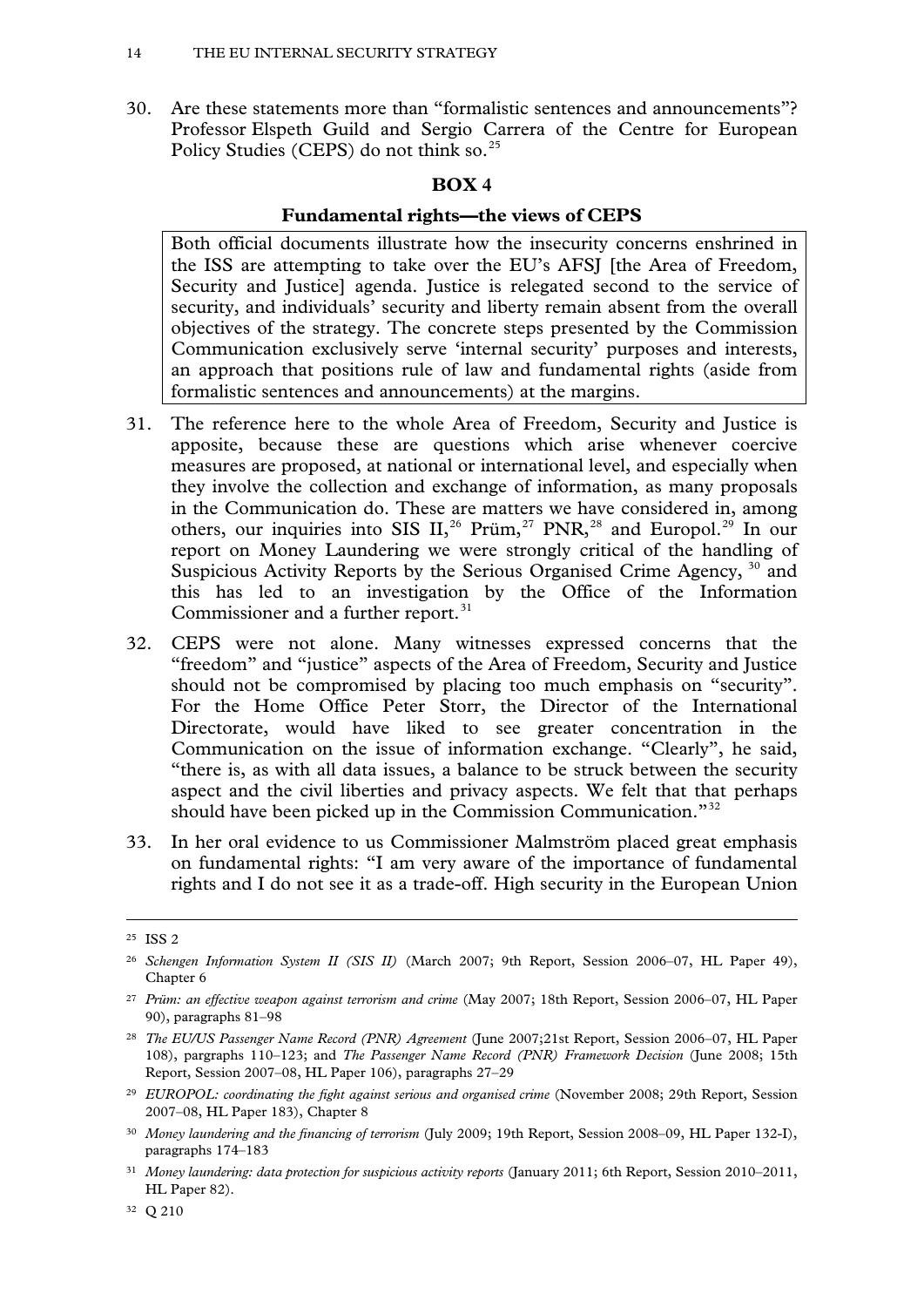30. Are these statements more than "formalistic sentences and announcements"? Professor Elspeth Guild and Sergio Carrera of the Centre for European Policy Studies (CEPS) do not think so.[25]

**BOX 4**

**Fundamental rights—the views of CEPS**

> Both official documents illustrate how the insecurity concerns enshrined in the ISS are attempting to take over the EU's AFSJ [the Area of Freedom, Security and Justice] agenda. Justice is relegated second to the service of security, and individuals' security and liberty remain absent from the overall objectives of the strategy. The concrete steps presented by the Commission Communication exclusively serve 'internal security' purposes and interests, an approach that positions rule of law and fundamental rights (aside from formalistic sentences and announcements) at the margins.

31. The reference here to the whole Area of Freedom, Security and Justice is apposite, because these are questions which arise whenever coercive measures are proposed, at national or international level, and especially when they involve the collection and exchange of information, as many proposals in the Communication do. These are matters we have considered in, among others, our inquiries into SIS II,[26] Prüm,[27] PNR,[28] and Europol.[29] In our report on Money Laundering we were strongly critical of the handling of Suspicious Activity Reports by the Serious Organised Crime Agency,[30] and this has led to an investigation by the Office of the Information Commissioner and a further report.[31]

32. CEPS were not alone. Many witnesses expressed concerns that the "freedom" and "justice" aspects of the Area of Freedom, Security and Justice should not be compromised by placing too much emphasis on "security". For the Home Office Peter Storr, the Director of the International Directorate, would have liked to see greater concentration in the Communication on the issue of information exchange. "Clearly", he said, "there is, as with all data issues, a balance to be struck between the security aspect and the civil liberties and privacy aspects. We felt that that perhaps should have been picked up in the Commission Communication."[32]

33. In her oral evidence to us Commissioner Malmström placed great emphasis on fundamental rights: "I am very aware of the importance of fundamental rights and I do not see it as a trade-off. High security in the European Union

---

[25] ISS 2

[26] *Schengen Information System II (SIS II)* (March 2007; 9th Report, Session 2006–07, HL Paper 49), Chapter 6

[27] *Prüm: an effective weapon against terrorism and crime* (May 2007; 18th Report, Session 2006–07, HL Paper 90), paragraphs 81–98

[28] *The EU/US Passenger Name Record (PNR) Agreement* (June 2007;21st Report, Session 2006–07, HL Paper 108), pargraphs 110–123; and *The Passenger Name Record (PNR) Framework Decision* (June 2008; 15th Report, Session 2007–08, HL Paper 106), paragraphs 27–29

[29] *EUROPOL: coordinating the fight against serious and organised crime* (November 2008; 29th Report, Session 2007–08, HL Paper 183), Chapter 8

[30] *Money laundering and the financing of terrorism* (July 2009; 19th Report, Session 2008–09, HL Paper 132-I), paragraphs 174–183

[31] *Money laundering: data protection for suspicious activity reports* (January 2011; 6th Report, Session 2010–2011, HL Paper 82).

[32] Q 210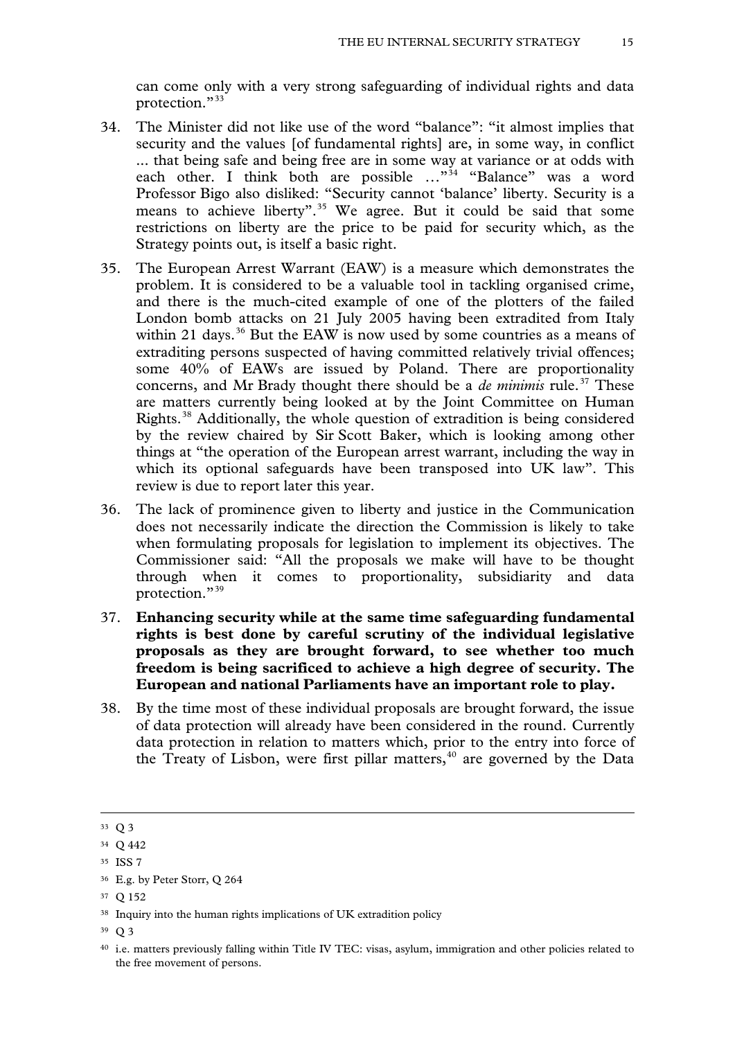can come only with a very strong safeguarding of individual rights and data protection."[33]

34. The Minister did not like use of the word "balance": "it almost implies that security and the values [of fundamental rights] are, in some way, in conflict ... that being safe and being free are in some way at variance or at odds with each other. I think both are possible ..."[34] "Balance" was a word Professor Bigo also disliked: "Security cannot 'balance' liberty. Security is a means to achieve liberty".[35] We agree. But it could be said that some restrictions on liberty are the price to be paid for security which, as the Strategy points out, is itself a basic right.

35. The European Arrest Warrant (EAW) is a measure which demonstrates the problem. It is considered to be a valuable tool in tackling organised crime, and there is the much-cited example of one of the plotters of the failed London bomb attacks on 21 July 2005 having been extradited from Italy within 21 days.[36] But the EAW is now used by some countries as a means of extraditing persons suspected of having committed relatively trivial offences; some 40% of EAWs are issued by Poland. There are proportionality concerns, and Mr Brady thought there should be a *de minimis* rule.[37] These are matters currently being looked at by the Joint Committee on Human Rights.[38] Additionally, the whole question of extradition is being considered by the review chaired by Sir Scott Baker, which is looking among other things at "the operation of the European arrest warrant, including the way in which its optional safeguards have been transposed into UK law". This review is due to report later this year.

36. The lack of prominence given to liberty and justice in the Communication does not necessarily indicate the direction the Commission is likely to take when formulating proposals for legislation to implement its objectives. The Commissioner said: "All the proposals we make will have to be thought through when it comes to proportionality, subsidiarity and data protection."[39]

37. **Enhancing security while at the same time safeguarding fundamental rights is best done by careful scrutiny of the individual legislative proposals as they are brought forward, to see whether too much freedom is being sacrificed to achieve a high degree of security. The European and national Parliaments have an important role to play.**

38. By the time most of these individual proposals are brought forward, the issue of data protection will already have been considered in the round. Currently data protection in relation to matters which, prior to the entry into force of the Treaty of Lisbon, were first pillar matters,[40] are governed by the Data

---

[33] Q 3

[34] Q 442

[35] ISS 7

[36] E.g. by Peter Storr, Q 264

[37] Q 152

[38] Inquiry into the human rights implications of UK extradition policy

[39] Q 3

[40] i.e. matters previously falling within Title IV TEC: visas, asylum, immigration and other policies related to the free movement of persons.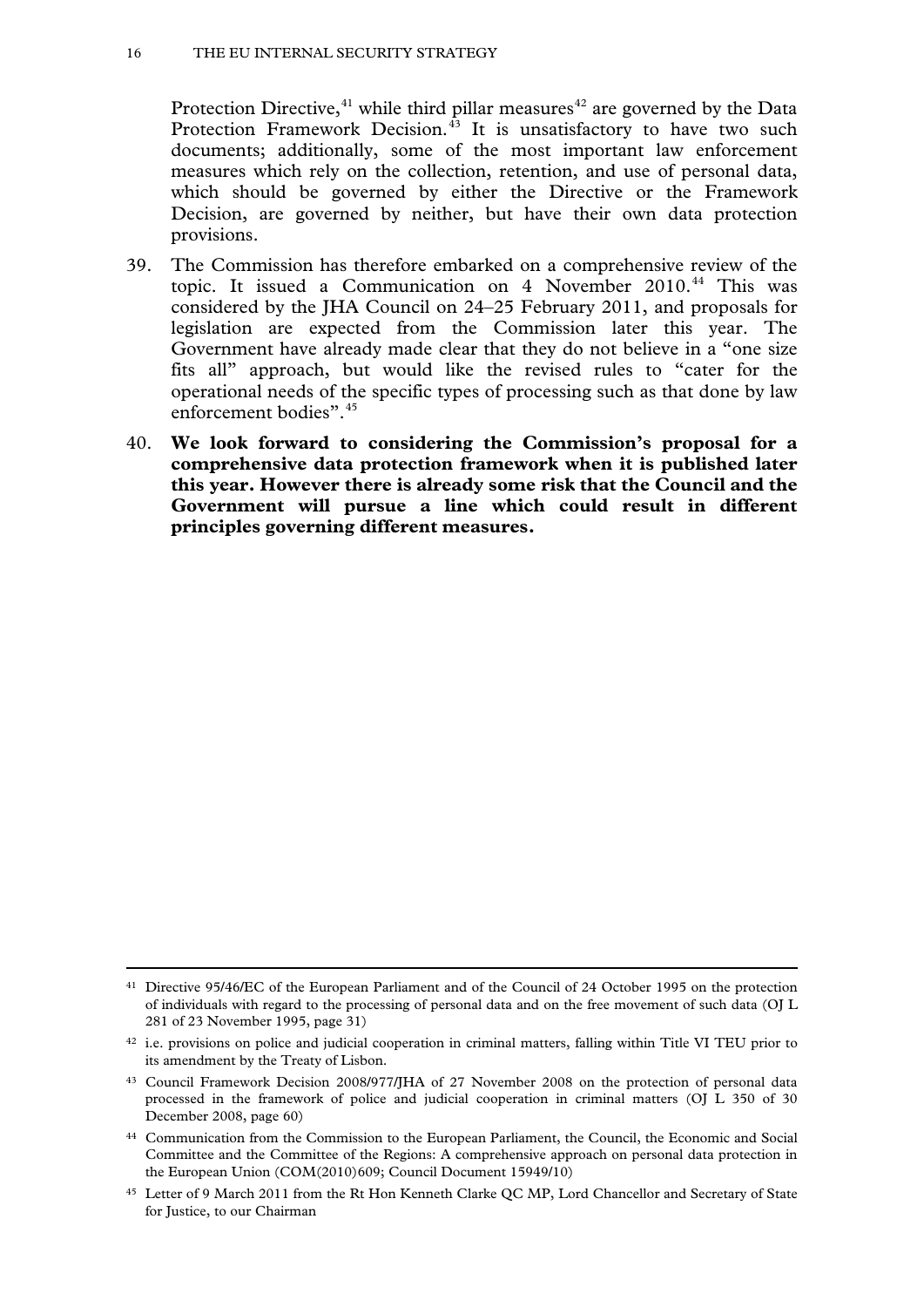Protection Directive,[41] while third pillar measures[42] are governed by the Data Protection Framework Decision.[43] It is unsatisfactory to have two such documents; additionally, some of the most important law enforcement measures which rely on the collection, retention, and use of personal data, which should be governed by either the Directive or the Framework Decision, are governed by neither, but have their own data protection provisions.

39. The Commission has therefore embarked on a comprehensive review of the topic. It issued a Communication on 4 November 2010.[44] This was considered by the JHA Council on 24–25 February 2011, and proposals for legislation are expected from the Commission later this year. The Government have already made clear that they do not believe in a "one size fits all" approach, but would like the revised rules to "cater for the operational needs of the specific types of processing such as that done by law enforcement bodies".[45]

40. **We look forward to considering the Commission's proposal for a comprehensive data protection framework when it is published later this year. However there is already some risk that the Council and the Government will pursue a line which could result in different principles governing different measures.**

---

[41] Directive 95/46/EC of the European Parliament and of the Council of 24 October 1995 on the protection of individuals with regard to the processing of personal data and on the free movement of such data (OJ L 281 of 23 November 1995, page 31)

[42] i.e. provisions on police and judicial cooperation in criminal matters, falling within Title VI TEU prior to its amendment by the Treaty of Lisbon.

[43] Council Framework Decision 2008/977/JHA of 27 November 2008 on the protection of personal data processed in the framework of police and judicial cooperation in criminal matters (OJ L 350 of 30 December 2008, page 60)

[44] Communication from the Commission to the European Parliament, the Council, the Economic and Social Committee and the Committee of the Regions: A comprehensive approach on personal data protection in the European Union (COM(2010)609; Council Document 15949/10)

[45] Letter of 9 March 2011 from the Rt Hon Kenneth Clarke QC MP, Lord Chancellor and Secretary of State for Justice, to our Chairman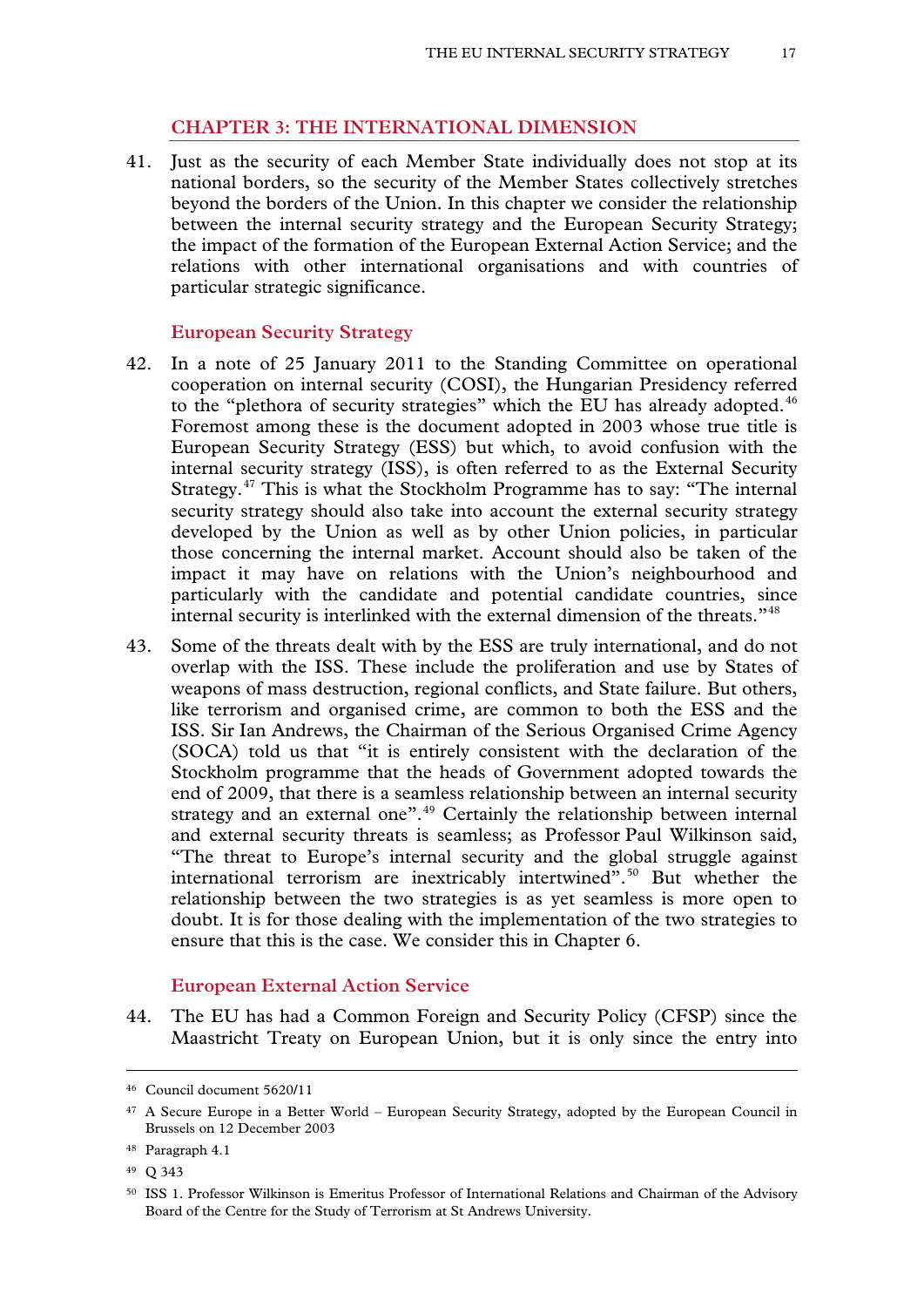## CHAPTER 3: THE INTERNATIONAL DIMENSION

41. Just as the security of each Member State individually does not stop at its national borders, so the security of the Member States collectively stretches beyond the borders of the Union. In this chapter we consider the relationship between the internal security strategy and the European Security Strategy; the impact of the formation of the European External Action Service; and the relations with other international organisations and with countries of particular strategic significance.

### European Security Strategy

42. In a note of 25 January 2011 to the Standing Committee on operational cooperation on internal security (COSI), the Hungarian Presidency referred to the "plethora of security strategies" which the EU has already adopted.[46] Foremost among these is the document adopted in 2003 whose true title is European Security Strategy (ESS) but which, to avoid confusion with the internal security strategy (ISS), is often referred to as the External Security Strategy.[47] This is what the Stockholm Programme has to say: "The internal security strategy should also take into account the external security strategy developed by the Union as well as by other Union policies, in particular those concerning the internal market. Account should also be taken of the impact it may have on relations with the Union's neighbourhood and particularly with the candidate and potential candidate countries, since internal security is interlinked with the external dimension of the threats."[48]

43. Some of the threats dealt with by the ESS are truly international, and do not overlap with the ISS. These include the proliferation and use by States of weapons of mass destruction, regional conflicts, and State failure. But others, like terrorism and organised crime, are common to both the ESS and the ISS. Sir Ian Andrews, the Chairman of the Serious Organised Crime Agency (SOCA) told us that "it is entirely consistent with the declaration of the Stockholm programme that the heads of Government adopted towards the end of 2009, that there is a seamless relationship between an internal security strategy and an external one".[49] Certainly the relationship between internal and external security threats is seamless; as Professor Paul Wilkinson said, "The threat to Europe's internal security and the global struggle against international terrorism are inextricably intertwined".[50] But whether the relationship between the two strategies is as yet seamless is more open to doubt. It is for those dealing with the implementation of the two strategies to ensure that this is the case. We consider this in Chapter 6.

### European External Action Service

44. The EU has had a Common Foreign and Security Policy (CFSP) since the Maastricht Treaty on European Union, but it is only since the entry into

---

[46] Council document 5620/11

[47] A Secure Europe in a Better World – European Security Strategy, adopted by the European Council in Brussels on 12 December 2003

[48] Paragraph 4.1

[49] Q 343

[50] ISS 1. Professor Wilkinson is Emeritus Professor of International Relations and Chairman of the Advisory Board of the Centre for the Study of Terrorism at St Andrews University.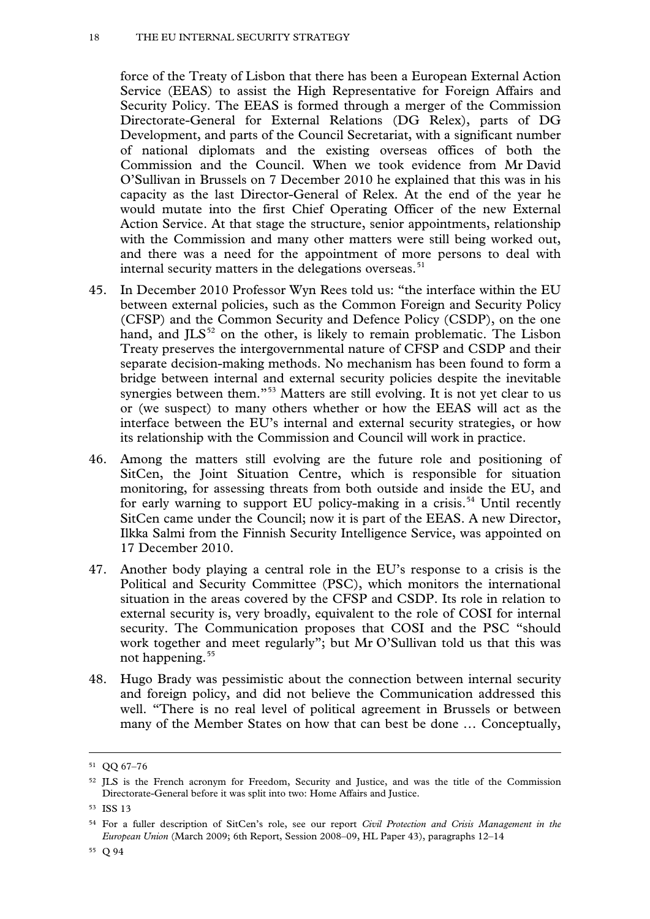force of the Treaty of Lisbon that there has been a European External Action Service (EEAS) to assist the High Representative for Foreign Affairs and Security Policy. The EEAS is formed through a merger of the Commission Directorate-General for External Relations (DG Relex), parts of DG Development, and parts of the Council Secretariat, with a significant number of national diplomats and the existing overseas offices of both the Commission and the Council. When we took evidence from Mr David O'Sullivan in Brussels on 7 December 2010 he explained that this was in his capacity as the last Director-General of Relex. At the end of the year he would mutate into the first Chief Operating Officer of the new External Action Service. At that stage the structure, senior appointments, relationship with the Commission and many other matters were still being worked out, and there was a need for the appointment of more persons to deal with internal security matters in the delegations overseas.[51]

45. In December 2010 Professor Wyn Rees told us: "the interface within the EU between external policies, such as the Common Foreign and Security Policy (CFSP) and the Common Security and Defence Policy (CSDP), on the one hand, and JLS[52] on the other, is likely to remain problematic. The Lisbon Treaty preserves the intergovernmental nature of CFSP and CSDP and their separate decision-making methods. No mechanism has been found to form a bridge between internal and external security policies despite the inevitable synergies between them."[53] Matters are still evolving. It is not yet clear to us or (we suspect) to many others whether or how the EEAS will act as the interface between the EU's internal and external security strategies, or how its relationship with the Commission and Council will work in practice.

46. Among the matters still evolving are the future role and positioning of SitCen, the Joint Situation Centre, which is responsible for situation monitoring, for assessing threats from both outside and inside the EU, and for early warning to support EU policy-making in a crisis.[54] Until recently SitCen came under the Council; now it is part of the EEAS. A new Director, Ilkka Salmi from the Finnish Security Intelligence Service, was appointed on 17 December 2010.

47. Another body playing a central role in the EU's response to a crisis is the Political and Security Committee (PSC), which monitors the international situation in the areas covered by the CFSP and CSDP. Its role in relation to external security is, very broadly, equivalent to the role of COSI for internal security. The Communication proposes that COSI and the PSC "should work together and meet regularly"; but Mr O'Sullivan told us that this was not happening.[55]

48. Hugo Brady was pessimistic about the connection between internal security and foreign policy, and did not believe the Communication addressed this well. "There is no real level of political agreement in Brussels or between many of the Member States on how that can best be done … Conceptually,

---

[51] QQ 67–76

[52] JLS is the French acronym for Freedom, Security and Justice, and was the title of the Commission Directorate-General before it was split into two: Home Affairs and Justice.

[53] ISS 13

[54] For a fuller description of SitCen's role, see our report *Civil Protection and Crisis Management in the European Union* (March 2009; 6th Report, Session 2008–09, HL Paper 43), paragraphs 12–14

[55] Q 94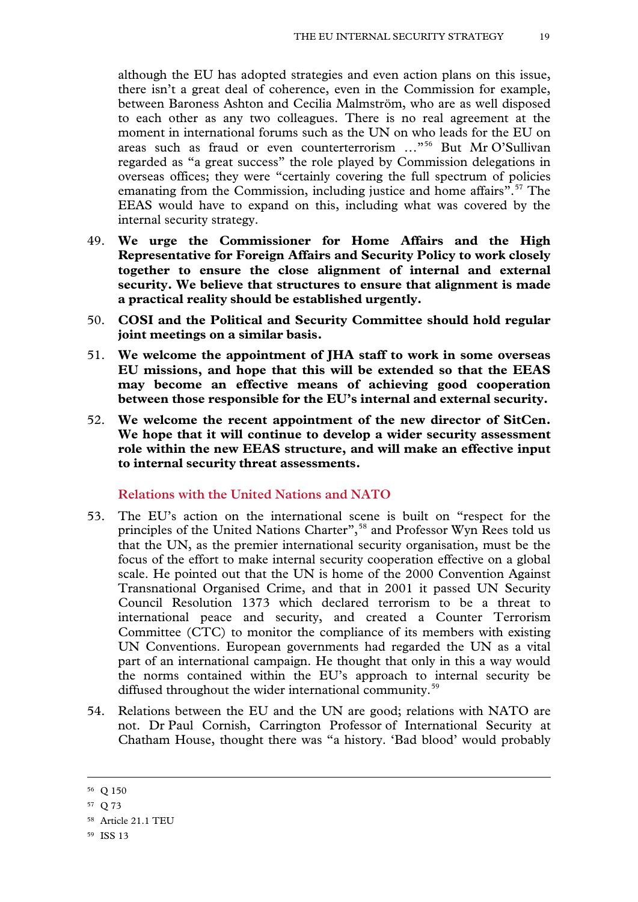although the EU has adopted strategies and even action plans on this issue, there isn't a great deal of coherence, even in the Commission for example, between Baroness Ashton and Cecilia Malmström, who are as well disposed to each other as any two colleagues. There is no real agreement at the moment in international forums such as the UN on who leads for the EU on areas such as fraud or even counterterrorism …"[56] But Mr O'Sullivan regarded as "a great success" the role played by Commission delegations in overseas offices; they were "certainly covering the full spectrum of policies emanating from the Commission, including justice and home affairs".[57] The EEAS would have to expand on this, including what was covered by the internal security strategy.

49. **We urge the Commissioner for Home Affairs and the High Representative for Foreign Affairs and Security Policy to work closely together to ensure the close alignment of internal and external security. We believe that structures to ensure that alignment is made a practical reality should be established urgently.**

50. **COSI and the Political and Security Committee should hold regular joint meetings on a similar basis.**

51. **We welcome the appointment of JHA staff to work in some overseas EU missions, and hope that this will be extended so that the EEAS may become an effective means of achieving good cooperation between those responsible for the EU's internal and external security.**

52. **We welcome the recent appointment of the new director of SitCen. We hope that it will continue to develop a wider security assessment role within the new EEAS structure, and will make an effective input to internal security threat assessments.**

### Relations with the United Nations and NATO

53. The EU's action on the international scene is built on "respect for the principles of the United Nations Charter",[58] and Professor Wyn Rees told us that the UN, as the premier international security organisation, must be the focus of the effort to make internal security cooperation effective on a global scale. He pointed out that the UN is home of the 2000 Convention Against Transnational Organised Crime, and that in 2001 it passed UN Security Council Resolution 1373 which declared terrorism to be a threat to international peace and security, and created a Counter Terrorism Committee (CTC) to monitor the compliance of its members with existing UN Conventions. European governments had regarded the UN as a vital part of an international campaign. He thought that only in this a way would the norms contained within the EU's approach to internal security be diffused throughout the wider international community.[59]

54. Relations between the EU and the UN are good; relations with NATO are not. Dr Paul Cornish, Carrington Professor of International Security at Chatham House, thought there was "a history. 'Bad blood' would probably

---

[56] Q 150

[57] Q 73

[58] Article 21.1 TEU

[59] ISS 13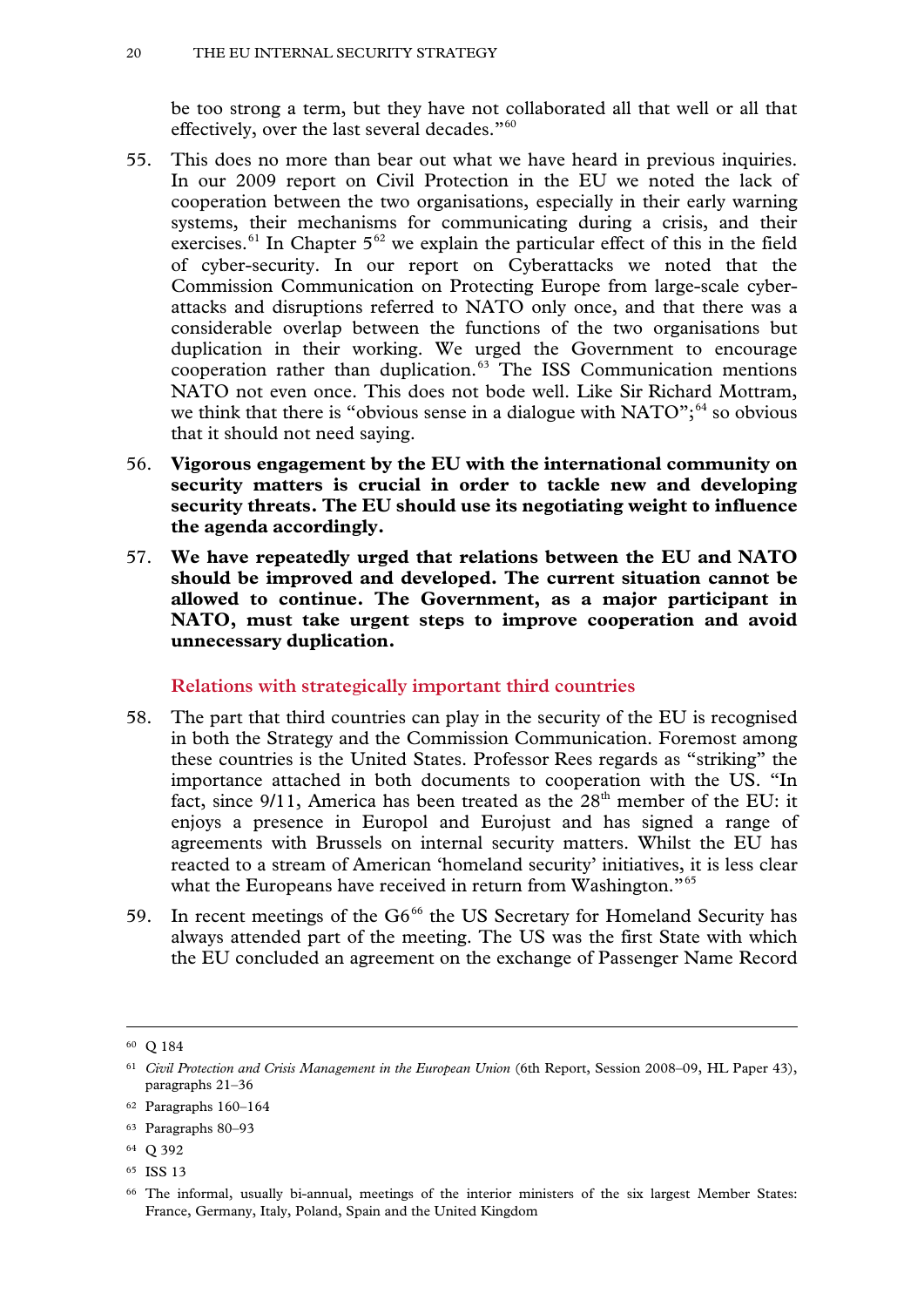be too strong a term, but they have not collaborated all that well or all that effectively, over the last several decades."[60]

55. This does no more than bear out what we have heard in previous inquiries. In our 2009 report on Civil Protection in the EU we noted the lack of cooperation between the two organisations, especially in their early warning systems, their mechanisms for communicating during a crisis, and their exercises.[61] In Chapter 5[62] we explain the particular effect of this in the field of cyber-security. In our report on Cyberattacks we noted that the Commission Communication on Protecting Europe from large-scale cyber-attacks and disruptions referred to NATO only once, and that there was a considerable overlap between the functions of the two organisations but duplication in their working. We urged the Government to encourage cooperation rather than duplication.[63] The ISS Communication mentions NATO not even once. This does not bode well. Like Sir Richard Mottram, we think that there is "obvious sense in a dialogue with NATO";[64] so obvious that it should not need saying.

56. **Vigorous engagement by the EU with the international community on security matters is crucial in order to tackle new and developing security threats. The EU should use its negotiating weight to influence the agenda accordingly.**

57. **We have repeatedly urged that relations between the EU and NATO should be improved and developed. The current situation cannot be allowed to continue. The Government, as a major participant in NATO, must take urgent steps to improve cooperation and avoid unnecessary duplication.**

### Relations with strategically important third countries

58. The part that third countries can play in the security of the EU is recognised in both the Strategy and the Commission Communication. Foremost among these countries is the United States. Professor Rees regards as "striking" the importance attached in both documents to cooperation with the US. "In fact, since 9/11, America has been treated as the 28th member of the EU: it enjoys a presence in Europol and Eurojust and has signed a range of agreements with Brussels on internal security matters. Whilst the EU has reacted to a stream of American 'homeland security' initiatives, it is less clear what the Europeans have received in return from Washington."[65]

59. In recent meetings of the G6[66] the US Secretary for Homeland Security has always attended part of the meeting. The US was the first State with which the EU concluded an agreement on the exchange of Passenger Name Record

---

[60] Q 184

[61] *Civil Protection and Crisis Management in the European Union* (6th Report, Session 2008–09, HL Paper 43), paragraphs 21–36

[62] Paragraphs 160–164

[63] Paragraphs 80–93

[64] Q 392

[65] ISS 13

[66] The informal, usually bi-annual, meetings of the interior ministers of the six largest Member States: France, Germany, Italy, Poland, Spain and the United Kingdom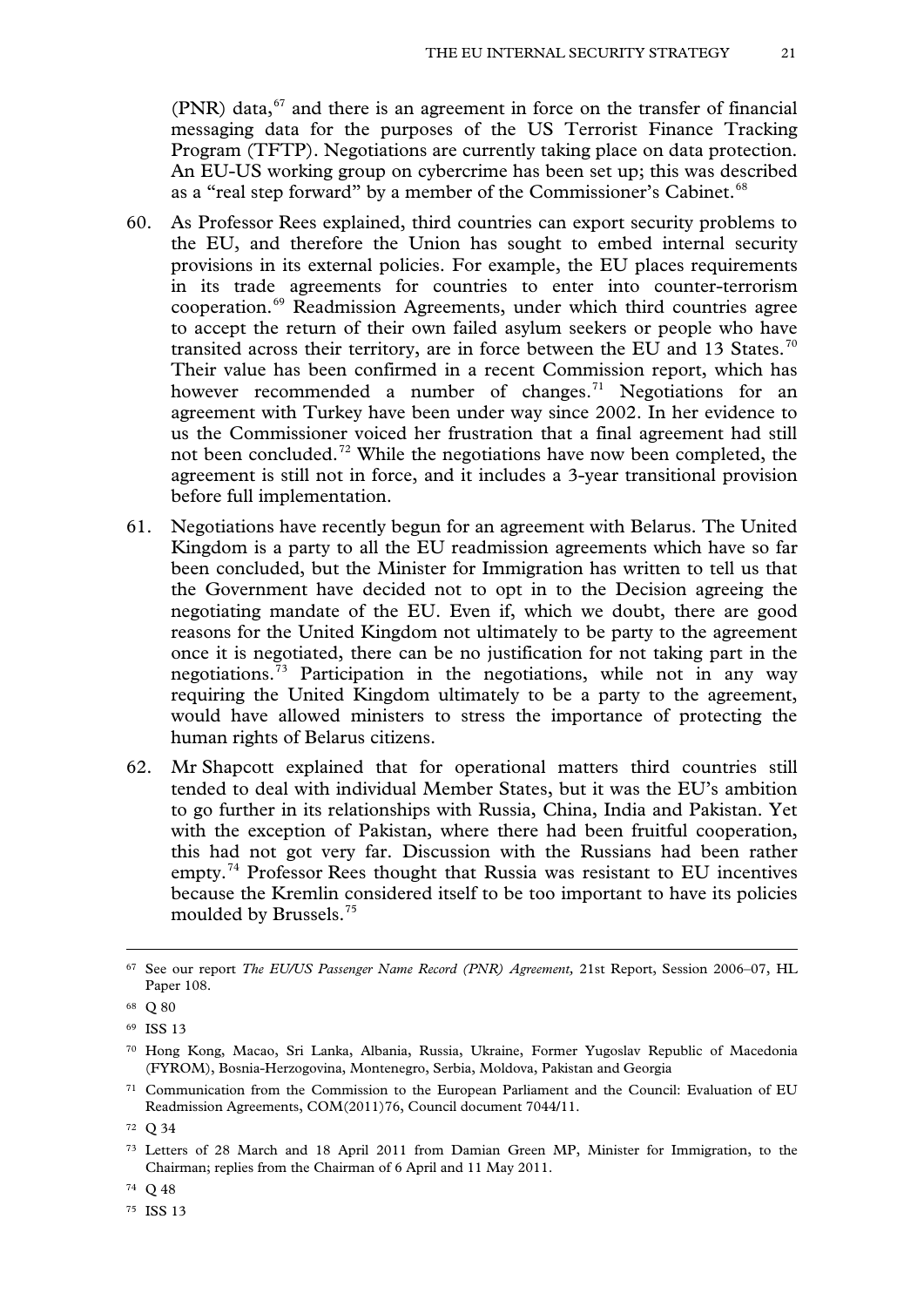(PNR) data,[67] and there is an agreement in force on the transfer of financial messaging data for the purposes of the US Terrorist Finance Tracking Program (TFTP). Negotiations are currently taking place on data protection. An EU-US working group on cybercrime has been set up; this was described as a "real step forward" by a member of the Commissioner's Cabinet.[68]

60. As Professor Rees explained, third countries can export security problems to the EU, and therefore the Union has sought to embed internal security provisions in its external policies. For example, the EU places requirements in its trade agreements for countries to enter into counter-terrorism cooperation.[69] Readmission Agreements, under which third countries agree to accept the return of their own failed asylum seekers or people who have transited across their territory, are in force between the EU and 13 States.[70] Their value has been confirmed in a recent Commission report, which has however recommended a number of changes.[71] Negotiations for an agreement with Turkey have been under way since 2002. In her evidence to us the Commissioner voiced her frustration that a final agreement had still not been concluded.[72] While the negotiations have now been completed, the agreement is still not in force, and it includes a 3-year transitional provision before full implementation.

61. Negotiations have recently begun for an agreement with Belarus. The United Kingdom is a party to all the EU readmission agreements which have so far been concluded, but the Minister for Immigration has written to tell us that the Government have decided not to opt in to the Decision agreeing the negotiating mandate of the EU. Even if, which we doubt, there are good reasons for the United Kingdom not ultimately to be party to the agreement once it is negotiated, there can be no justification for not taking part in the negotiations.[73] Participation in the negotiations, while not in any way requiring the United Kingdom ultimately to be a party to the agreement, would have allowed ministers to stress the importance of protecting the human rights of Belarus citizens.

62. Mr Shapcott explained that for operational matters third countries still tended to deal with individual Member States, but it was the EU's ambition to go further in its relationships with Russia, China, India and Pakistan. Yet with the exception of Pakistan, where there had been fruitful cooperation, this had not got very far. Discussion with the Russians had been rather empty.[74] Professor Rees thought that Russia was resistant to EU incentives because the Kremlin considered itself to be too important to have its policies moulded by Brussels.[75]

---

[67] See our report *The EU/US Passenger Name Record (PNR) Agreement,* 21st Report, Session 2006–07, HL Paper 108.

[68] Q 80

[69] ISS 13

[70] Hong Kong, Macao, Sri Lanka, Albania, Russia, Ukraine, Former Yugoslav Republic of Macedonia (FYROM), Bosnia-Herzogovina, Montenegro, Serbia, Moldova, Pakistan and Georgia

[71] Communication from the Commission to the European Parliament and the Council: Evaluation of EU Readmission Agreements, COM(2011)76, Council document 7044/11.

[72] Q 34

[73] Letters of 28 March and 18 April 2011 from Damian Green MP, Minister for Immigration, to the Chairman; replies from the Chairman of 6 April and 11 May 2011.

[74] Q 48

[75] ISS 13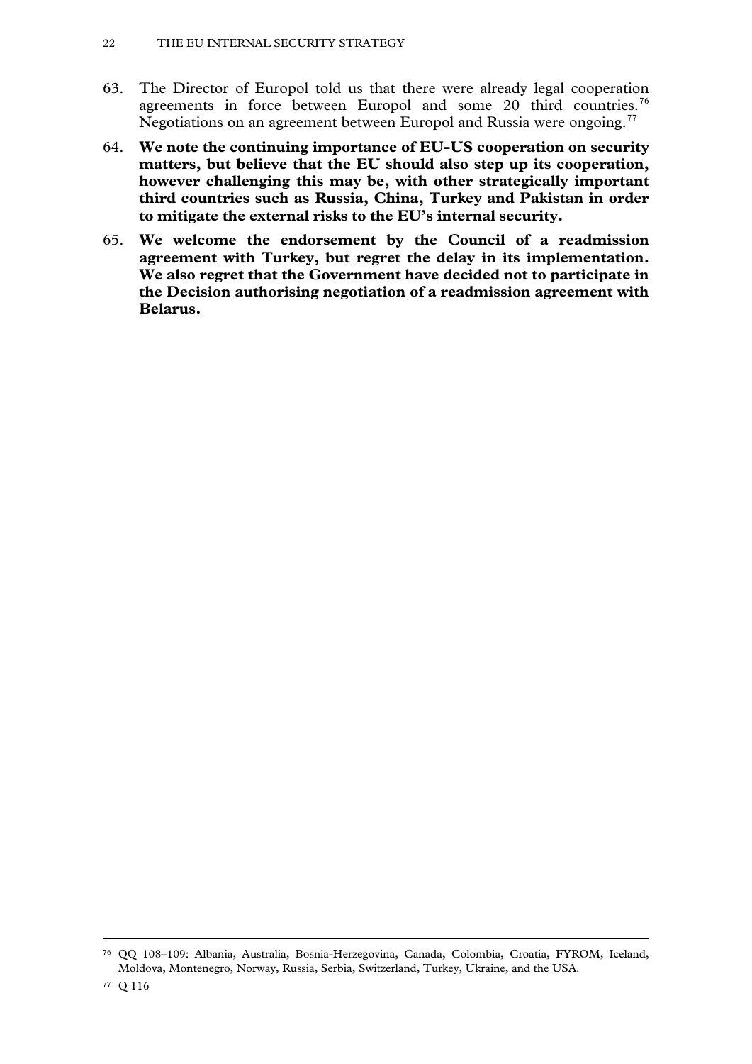63. The Director of Europol told us that there were already legal cooperation agreements in force between Europol and some 20 third countries.[76] Negotiations on an agreement between Europol and Russia were ongoing.[77]

64. **We note the continuing importance of EU-US cooperation on security matters, but believe that the EU should also step up its cooperation, however challenging this may be, with other strategically important third countries such as Russia, China, Turkey and Pakistan in order to mitigate the external risks to the EU's internal security.**

65. **We welcome the endorsement by the Council of a readmission agreement with Turkey, but regret the delay in its implementation. We also regret that the Government have decided not to participate in the Decision authorising negotiation of a readmission agreement with Belarus.**

---

[76] QQ 108–109: Albania, Australia, Bosnia-Herzegovina, Canada, Colombia, Croatia, FYROM, Iceland, Moldova, Montenegro, Norway, Russia, Serbia, Switzerland, Turkey, Ukraine, and the USA.

[77] Q 116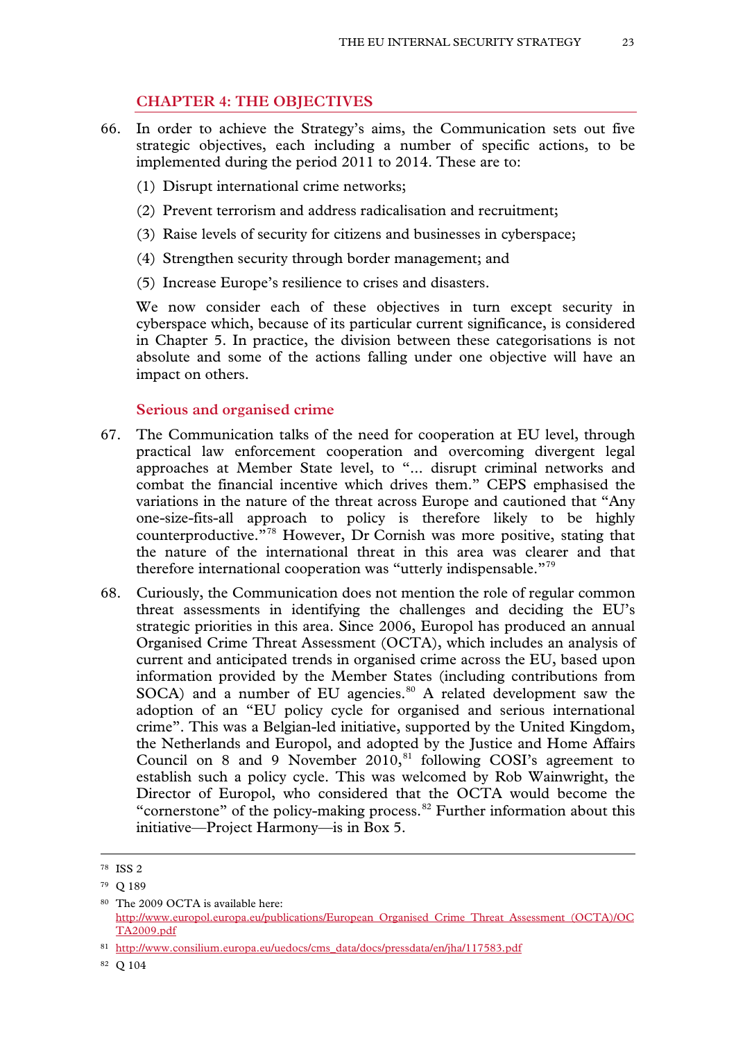## CHAPTER 4: THE OBJECTIVES

66. In order to achieve the Strategy's aims, the Communication sets out five strategic objectives, each including a number of specific actions, to be implemented during the period 2011 to 2014. These are to:

    (1) Disrupt international crime networks;

    (2) Prevent terrorism and address radicalisation and recruitment;

    (3) Raise levels of security for citizens and businesses in cyberspace;

    (4) Strengthen security through border management; and

    (5) Increase Europe's resilience to crises and disasters.

    We now consider each of these objectives in turn except security in cyberspace which, because of its particular current significance, is considered in Chapter 5. In practice, the division between these categorisations is not absolute and some of the actions falling under one objective will have an impact on others.

### Serious and organised crime

67. The Communication talks of the need for cooperation at EU level, through practical law enforcement cooperation and overcoming divergent legal approaches at Member State level, to "... disrupt criminal networks and combat the financial incentive which drives them." CEPS emphasised the variations in the nature of the threat across Europe and cautioned that "Any one-size-fits-all approach to policy is therefore likely to be highly counterproductive."[78] However, Dr Cornish was more positive, stating that the nature of the international threat in this area was clearer and that therefore international cooperation was "utterly indispensable."[79]

68. Curiously, the Communication does not mention the role of regular common threat assessments in identifying the challenges and deciding the EU's strategic priorities in this area. Since 2006, Europol has produced an annual Organised Crime Threat Assessment (OCTA), which includes an analysis of current and anticipated trends in organised crime across the EU, based upon information provided by the Member States (including contributions from SOCA) and a number of EU agencies.[80] A related development saw the adoption of an "EU policy cycle for organised and serious international crime". This was a Belgian-led initiative, supported by the United Kingdom, the Netherlands and Europol, and adopted by the Justice and Home Affairs Council on 8 and 9 November 2010,[81] following COSI's agreement to establish such a policy cycle. This was welcomed by Rob Wainwright, the Director of Europol, who considered that the OCTA would become the "cornerstone" of the policy-making process.[82] Further information about this initiative—Project Harmony—is in Box 5.

---

[78] ISS 2

[79] Q 189

[80] The 2009 OCTA is available here: http://www.europol.europa.eu/publications/European_Organised_Crime_Threat_Assessment_(OCTA)/OCTA2009.pdf

[81] http://www.consilium.europa.eu/uedocs/cms_data/docs/pressdata/en/jha/117583.pdf

[82] Q 104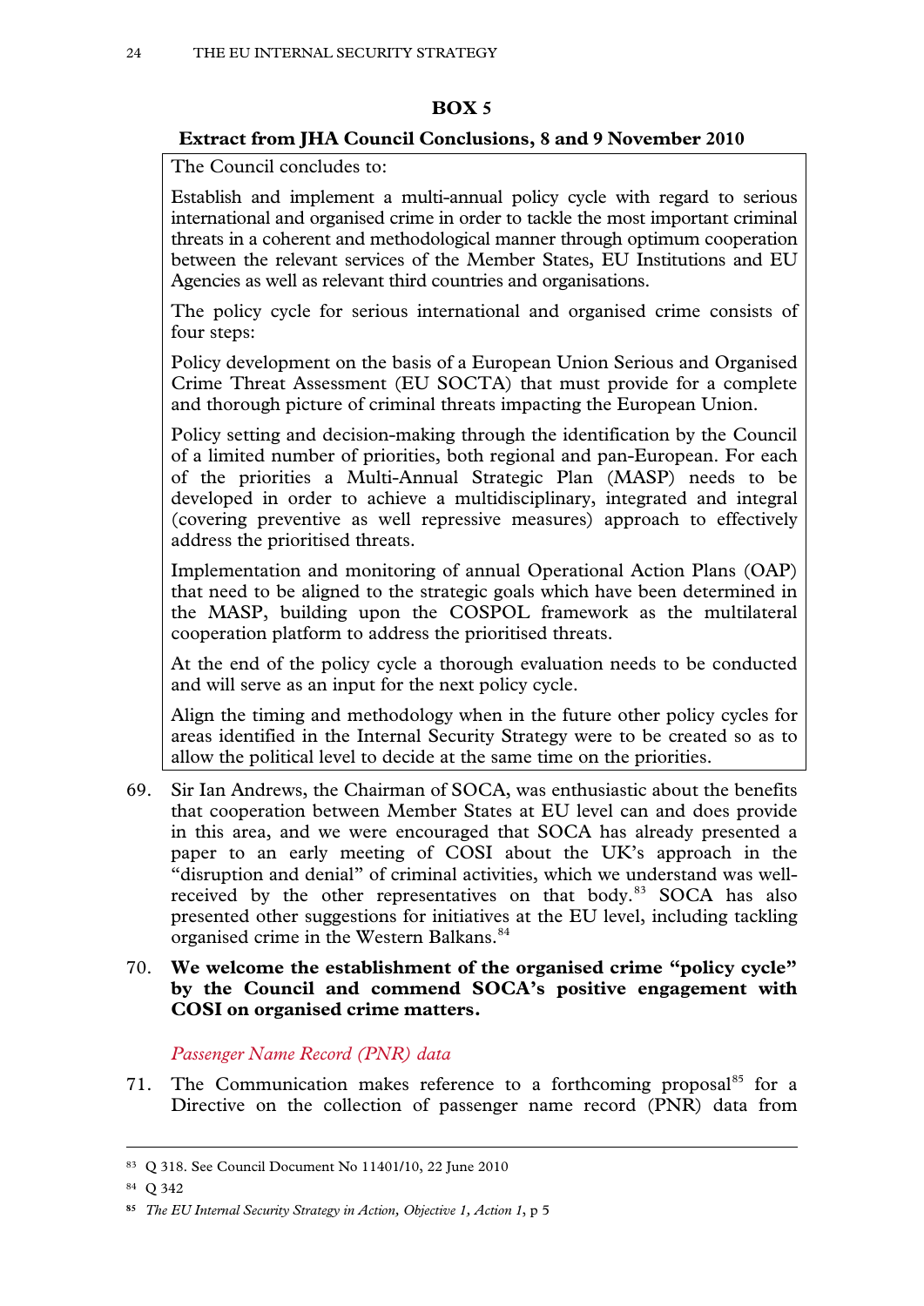**BOX 5**

**Extract from JHA Council Conclusions, 8 and 9 November 2010**

The Council concludes to:

Establish and implement a multi-annual policy cycle with regard to serious international and organised crime in order to tackle the most important criminal threats in a coherent and methodological manner through optimum cooperation between the relevant services of the Member States, EU Institutions and EU Agencies as well as relevant third countries and organisations.

The policy cycle for serious international and organised crime consists of four steps:

Policy development on the basis of a European Union Serious and Organised Crime Threat Assessment (EU SOCTA) that must provide for a complete and thorough picture of criminal threats impacting the European Union.

Policy setting and decision-making through the identification by the Council of a limited number of priorities, both regional and pan-European. For each of the priorities a Multi-Annual Strategic Plan (MASP) needs to be developed in order to achieve a multidisciplinary, integrated and integral (covering preventive as well repressive measures) approach to effectively address the prioritised threats.

Implementation and monitoring of annual Operational Action Plans (OAP) that need to be aligned to the strategic goals which have been determined in the MASP, building upon the COSPOL framework as the multilateral cooperation platform to address the prioritised threats.

At the end of the policy cycle a thorough evaluation needs to be conducted and will serve as an input for the next policy cycle.

Align the timing and methodology when in the future other policy cycles for areas identified in the Internal Security Strategy were to be created so as to allow the political level to decide at the same time on the priorities.

69. Sir Ian Andrews, the Chairman of SOCA, was enthusiastic about the benefits that cooperation between Member States at EU level can and does provide in this area, and we were encouraged that SOCA has already presented a paper to an early meeting of COSI about the UK's approach in the "disruption and denial" of criminal activities, which we understand was well-received by the other representatives on that body.[83] SOCA has also presented other suggestions for initiatives at the EU level, including tackling organised crime in the Western Balkans.[84]

70. **We welcome the establishment of the organised crime "policy cycle" by the Council and commend SOCA's positive engagement with COSI on organised crime matters.**

*Passenger Name Record (PNR) data*

71. The Communication makes reference to a forthcoming proposal[85] for a Directive on the collection of passenger name record (PNR) data from

---

[83] Q 318. See Council Document No 11401/10, 22 June 2010

[84] Q 342

[85] *The EU Internal Security Strategy in Action, Objective 1, Action 1*, p 5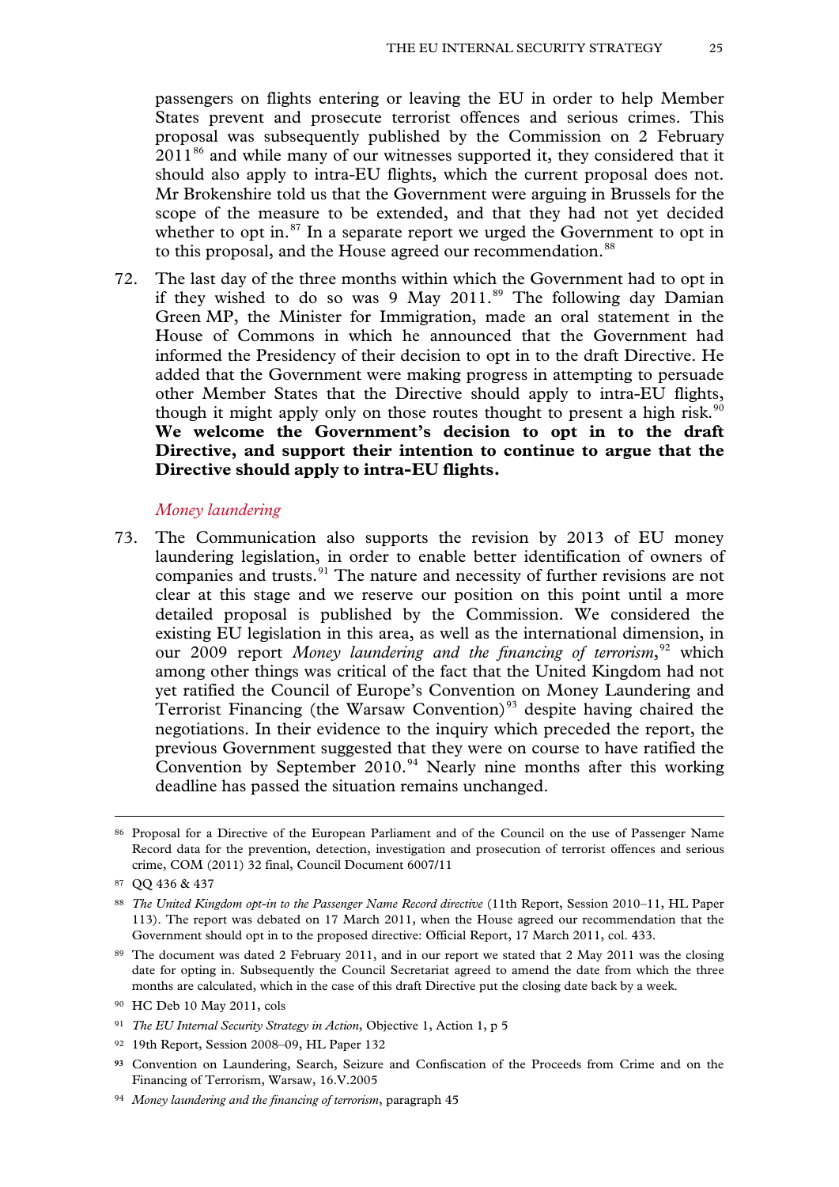passengers on flights entering or leaving the EU in order to help Member States prevent and prosecute terrorist offences and serious crimes. This proposal was subsequently published by the Commission on 2 February 2011[86] and while many of our witnesses supported it, they considered that it should also apply to intra-EU flights, which the current proposal does not. Mr Brokenshire told us that the Government were arguing in Brussels for the scope of the measure to be extended, and that they had not yet decided whether to opt in.[87] In a separate report we urged the Government to opt in to this proposal, and the House agreed our recommendation.[88]

72. The last day of the three months within which the Government had to opt in if they wished to do so was 9 May 2011.[89] The following day Damian Green MP, the Minister for Immigration, made an oral statement in the House of Commons in which he announced that the Government had informed the Presidency of their decision to opt in to the draft Directive. He added that the Government were making progress in attempting to persuade other Member States that the Directive should apply to intra-EU flights, though it might apply only on those routes thought to present a high risk.[90] **We welcome the Government's decision to opt in to the draft Directive, and support their intention to continue to argue that the Directive should apply to intra-EU flights.**

### *Money laundering*

73. The Communication also supports the revision by 2013 of EU money laundering legislation, in order to enable better identification of owners of companies and trusts.[91] The nature and necessity of further revisions are not clear at this stage and we reserve our position on this point until a more detailed proposal is published by the Commission. We considered the existing EU legislation in this area, as well as the international dimension, in our 2009 report *Money laundering and the financing of terrorism*,[92] which among other things was critical of the fact that the United Kingdom had not yet ratified the Council of Europe's Convention on Money Laundering and Terrorist Financing (the Warsaw Convention)[93] despite having chaired the negotiations. In their evidence to the inquiry which preceded the report, the previous Government suggested that they were on course to have ratified the Convention by September 2010.[94] Nearly nine months after this working deadline has passed the situation remains unchanged.

---

[86] Proposal for a Directive of the European Parliament and of the Council on the use of Passenger Name Record data for the prevention, detection, investigation and prosecution of terrorist offences and serious crime, COM (2011) 32 final, Council Document 6007/11

[87] QQ 436 & 437

[88] *The United Kingdom opt-in to the Passenger Name Record directive* (11th Report, Session 2010–11, HL Paper 113). The report was debated on 17 March 2011, when the House agreed our recommendation that the Government should opt in to the proposed directive: Official Report, 17 March 2011, col. 433.

[89] The document was dated 2 February 2011, and in our report we stated that 2 May 2011 was the closing date for opting in. Subsequently the Council Secretariat agreed to amend the date from which the three months are calculated, which in the case of this draft Directive put the closing date back by a week.

[90] HC Deb 10 May 2011, cols

[91] *The EU Internal Security Strategy in Action*, Objective 1, Action 1, p 5

[92] 19th Report, Session 2008–09, HL Paper 132

[93] Convention on Laundering, Search, Seizure and Confiscation of the Proceeds from Crime and on the Financing of Terrorism, Warsaw, 16.V.2005

[94] *Money laundering and the financing of terrorism*, paragraph 45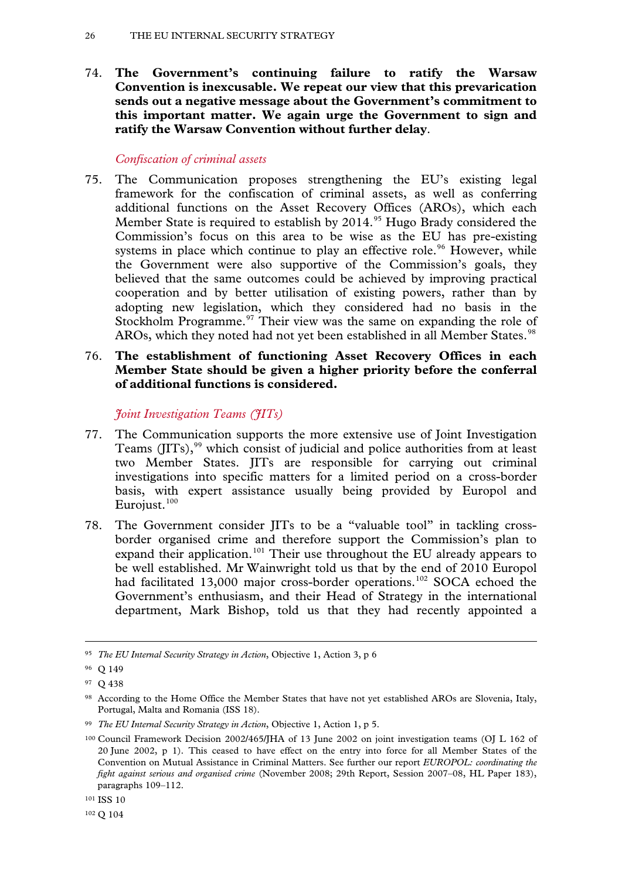74. **The Government's continuing failure to ratify the Warsaw Convention is inexcusable. We repeat our view that this prevarication sends out a negative message about the Government's commitment to this important matter. We again urge the Government to sign and ratify the Warsaw Convention without further delay**.

### *Confiscation of criminal assets*

75. The Communication proposes strengthening the EU's existing legal framework for the confiscation of criminal assets, as well as conferring additional functions on the Asset Recovery Offices (AROs), which each Member State is required to establish by 2014.[95] Hugo Brady considered the Commission's focus on this area to be wise as the EU has pre-existing systems in place which continue to play an effective role.[96] However, while the Government were also supportive of the Commission's goals, they believed that the same outcomes could be achieved by improving practical cooperation and by better utilisation of existing powers, rather than by adopting new legislation, which they considered had no basis in the Stockholm Programme.[97] Their view was the same on expanding the role of AROs, which they noted had not yet been established in all Member States.[98]

76. **The establishment of functioning Asset Recovery Offices in each Member State should be given a higher priority before the conferral of additional functions is considered.**

### *Joint Investigation Teams (JITs)*

77. The Communication supports the more extensive use of Joint Investigation Teams (JITs),[99] which consist of judicial and police authorities from at least two Member States. JITs are responsible for carrying out criminal investigations into specific matters for a limited period on a cross-border basis, with expert assistance usually being provided by Europol and Eurojust.[100]

78. The Government consider JITs to be a "valuable tool" in tackling cross-border organised crime and therefore support the Commission's plan to expand their application.[101] Their use throughout the EU already appears to be well established. Mr Wainwright told us that by the end of 2010 Europol had facilitated 13,000 major cross-border operations.[102] SOCA echoed the Government's enthusiasm, and their Head of Strategy in the international department, Mark Bishop, told us that they had recently appointed a

---

[95] *The EU Internal Security Strategy in Action*, Objective 1, Action 3, p 6

[96] Q 149

[97] Q 438

[98] According to the Home Office the Member States that have not yet established AROs are Slovenia, Italy, Portugal, Malta and Romania (ISS 18).

[99] *The EU Internal Security Strategy in Action*, Objective 1, Action 1, p 5.

[100] Council Framework Decision 2002/465/JHA of 13 June 2002 on joint investigation teams (OJ L 162 of 20 June 2002, p 1). This ceased to have effect on the entry into force for all Member States of the Convention on Mutual Assistance in Criminal Matters. See further our report *EUROPOL: coordinating the fight against serious and organised crime* (November 2008; 29th Report, Session 2007–08, HL Paper 183), paragraphs 109–112.

[101] ISS 10

[102] Q 104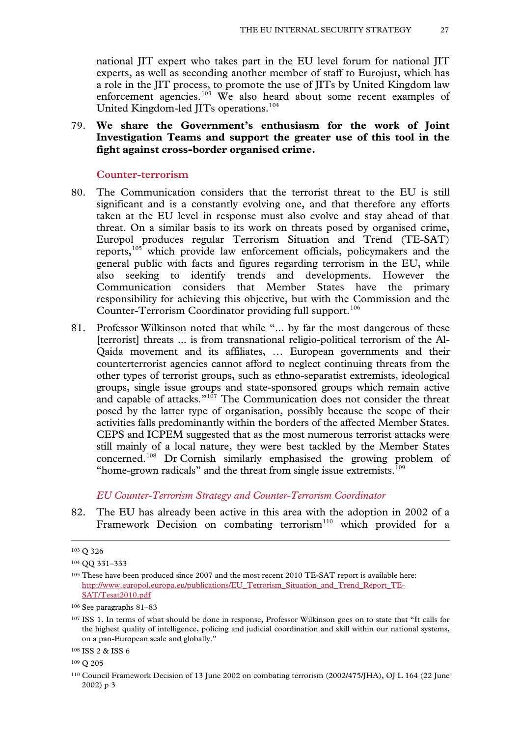national JIT expert who takes part in the EU level forum for national JIT experts, as well as seconding another member of staff to Eurojust, which has a role in the JIT process, to promote the use of JITs by United Kingdom law enforcement agencies.[103] We also heard about some recent examples of United Kingdom-led JITs operations.[104]

79. **We share the Government's enthusiasm for the work of Joint Investigation Teams and support the greater use of this tool in the fight against cross-border organised crime.**

### Counter-terrorism

80. The Communication considers that the terrorist threat to the EU is still significant and is a constantly evolving one, and that therefore any efforts taken at the EU level in response must also evolve and stay ahead of that threat. On a similar basis to its work on threats posed by organised crime, Europol produces regular Terrorism Situation and Trend (TE-SAT) reports,[105] which provide law enforcement officials, policymakers and the general public with facts and figures regarding terrorism in the EU, while also seeking to identify trends and developments. However the Communication considers that Member States have the primary responsibility for achieving this objective, but with the Commission and the Counter-Terrorism Coordinator providing full support.[106]

81. Professor Wilkinson noted that while "... by far the most dangerous of these [terrorist] threats ... is from transnational religio-political terrorism of the Al-Qaida movement and its affiliates, … European governments and their counterterrorist agencies cannot afford to neglect continuing threats from the other types of terrorist groups, such as ethno-separatist extremists, ideological groups, single issue groups and state-sponsored groups which remain active and capable of attacks."[107] The Communication does not consider the threat posed by the latter type of organisation, possibly because the scope of their activities falls predominantly within the borders of the affected Member States. CEPS and ICPEM suggested that as the most numerous terrorist attacks were still mainly of a local nature, they were best tackled by the Member States concerned.[108] Dr Cornish similarly emphasised the growing problem of "home-grown radicals" and the threat from single issue extremists.[109]

#### *EU Counter-Terrorism Strategy and Counter-Terrorism Coordinator*

82. The EU has already been active in this area with the adoption in 2002 of a Framework Decision on combating terrorism[110] which provided for a

---

[103] Q 326

[104] QQ 331–333

[105] These have been produced since 2007 and the most recent 2010 TE-SAT report is available here: http://www.europol.europa.eu/publications/EU_Terrorism_Situation_and_Trend_Report_TE-SAT/Tesat2010.pdf

[106] See paragraphs 81–83

[107] ISS 1. In terms of what should be done in response, Professor Wilkinson goes on to state that "It calls for the highest quality of intelligence, policing and judicial coordination and skill within our national systems, on a pan-European scale and globally."

[108] ISS 2 & ISS 6

[109] Q 205

[110] Council Framework Decision of 13 June 2002 on combating terrorism (2002/475/JHA), OJ L 164 (22 June 2002) p 3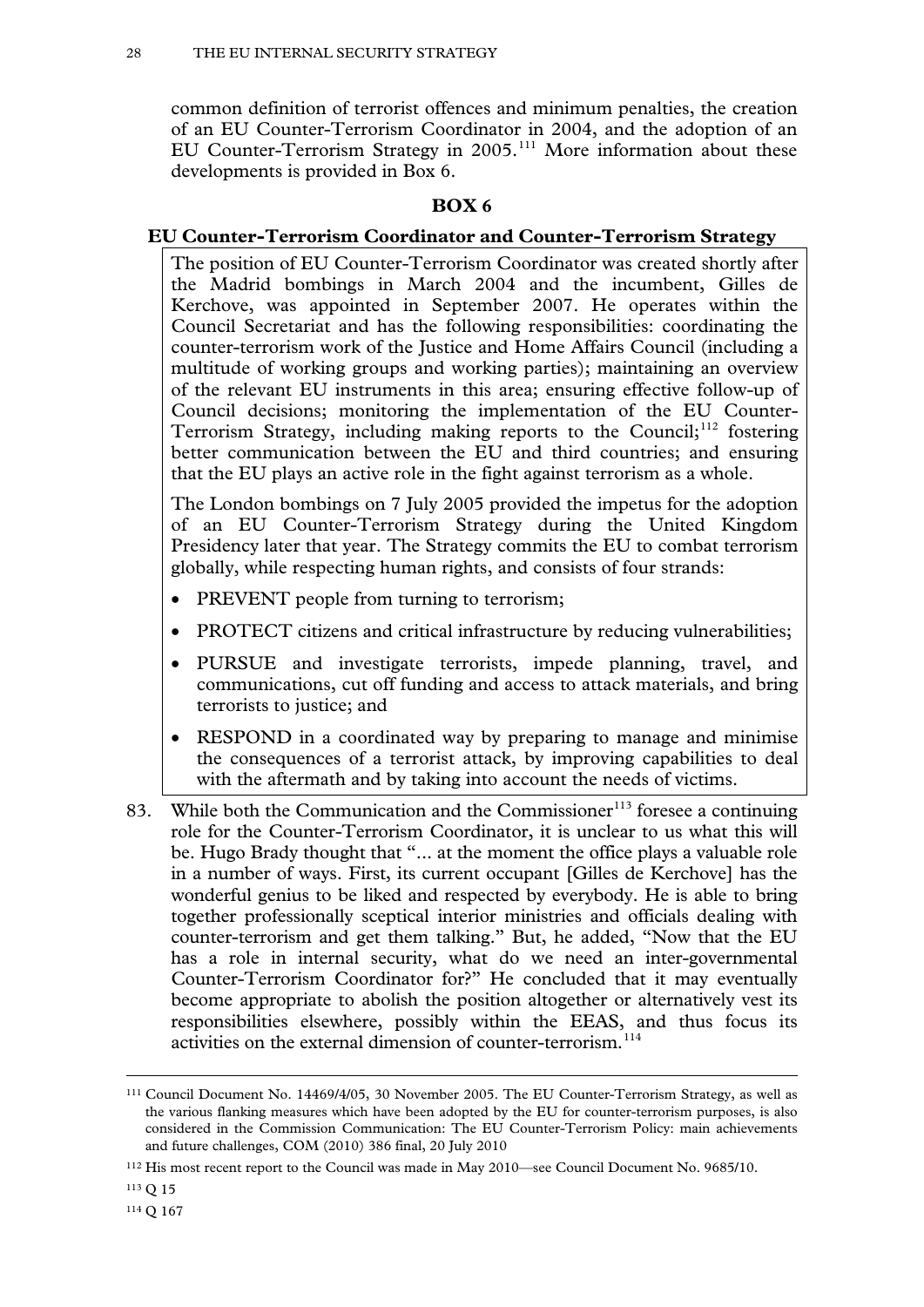common definition of terrorist offences and minimum penalties, the creation of an EU Counter-Terrorism Coordinator in 2004, and the adoption of an EU Counter-Terrorism Strategy in 2005.[111] More information about these developments is provided in Box 6.

**BOX 6**

**EU Counter-Terrorism Coordinator and Counter-Terrorism Strategy**

The position of EU Counter-Terrorism Coordinator was created shortly after the Madrid bombings in March 2004 and the incumbent, Gilles de Kerchove, was appointed in September 2007. He operates within the Council Secretariat and has the following responsibilities: coordinating the counter-terrorism work of the Justice and Home Affairs Council (including a multitude of working groups and working parties); maintaining an overview of the relevant EU instruments in this area; ensuring effective follow-up of Council decisions; monitoring the implementation of the EU Counter-Terrorism Strategy, including making reports to the Council;[112] fostering better communication between the EU and third countries; and ensuring that the EU plays an active role in the fight against terrorism as a whole.

The London bombings on 7 July 2005 provided the impetus for the adoption of an EU Counter-Terrorism Strategy during the United Kingdom Presidency later that year. The Strategy commits the EU to combat terrorism globally, while respecting human rights, and consists of four strands:

- PREVENT people from turning to terrorism;
- PROTECT citizens and critical infrastructure by reducing vulnerabilities;
- PURSUE and investigate terrorists, impede planning, travel, and communications, cut off funding and access to attack materials, and bring terrorists to justice; and
- RESPOND in a coordinated way by preparing to manage and minimise the consequences of a terrorist attack, by improving capabilities to deal with the aftermath and by taking into account the needs of victims.

83. While both the Communication and the Commissioner[113] foresee a continuing role for the Counter-Terrorism Coordinator, it is unclear to us what this will be. Hugo Brady thought that "... at the moment the office plays a valuable role in a number of ways. First, its current occupant [Gilles de Kerchove] has the wonderful genius to be liked and respected by everybody. He is able to bring together professionally sceptical interior ministries and officials dealing with counter-terrorism and get them talking." But, he added, "Now that the EU has a role in internal security, what do we need an inter-governmental Counter-Terrorism Coordinator for?" He concluded that it may eventually become appropriate to abolish the position altogether or alternatively vest its responsibilities elsewhere, possibly within the EEAS, and thus focus its activities on the external dimension of counter-terrorism.[114]

---

[111] Council Document No. 14469/4/05, 30 November 2005. The EU Counter-Terrorism Strategy, as well as the various flanking measures which have been adopted by the EU for counter-terrorism purposes, is also considered in the Commission Communication: The EU Counter-Terrorism Policy: main achievements and future challenges, COM (2010) 386 final, 20 July 2010

[112] His most recent report to the Council was made in May 2010—see Council Document No. 9685/10.

[113] Q 15

[114] Q 167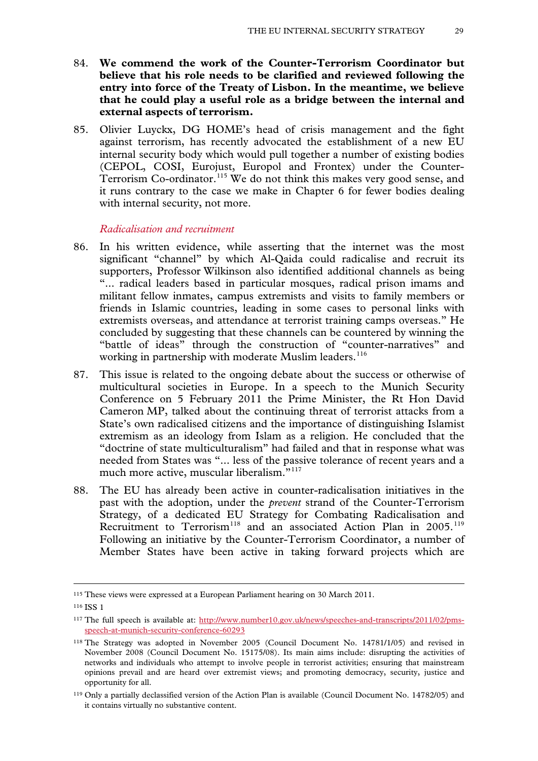84. **We commend the work of the Counter-Terrorism Coordinator but believe that his role needs to be clarified and reviewed following the entry into force of the Treaty of Lisbon. In the meantime, we believe that he could play a useful role as a bridge between the internal and external aspects of terrorism.**

85. Olivier Luyckx, DG HOME's head of crisis management and the fight against terrorism, has recently advocated the establishment of a new EU internal security body which would pull together a number of existing bodies (CEPOL, COSI, Eurojust, Europol and Frontex) under the Counter-Terrorism Co-ordinator.[115] We do not think this makes very good sense, and it runs contrary to the case we make in Chapter 6 for fewer bodies dealing with internal security, not more.

*Radicalisation and recruitment*

86. In his written evidence, while asserting that the internet was the most significant "channel" by which Al-Qaida could radicalise and recruit its supporters, Professor Wilkinson also identified additional channels as being "... radical leaders based in particular mosques, radical prison imams and militant fellow inmates, campus extremists and visits to family members or friends in Islamic countries, leading in some cases to personal links with extremists overseas, and attendance at terrorist training camps overseas." He concluded by suggesting that these channels can be countered by winning the "battle of ideas" through the construction of "counter-narratives" and working in partnership with moderate Muslim leaders.[116]

87. This issue is related to the ongoing debate about the success or otherwise of multicultural societies in Europe. In a speech to the Munich Security Conference on 5 February 2011 the Prime Minister, the Rt Hon David Cameron MP, talked about the continuing threat of terrorist attacks from a State's own radicalised citizens and the importance of distinguishing Islamist extremism as an ideology from Islam as a religion. He concluded that the "doctrine of state multiculturalism" had failed and that in response what was needed from States was "... less of the passive tolerance of recent years and a much more active, muscular liberalism."[117]

88. The EU has already been active in counter-radicalisation initiatives in the past with the adoption, under the *prevent* strand of the Counter-Terrorism Strategy, of a dedicated EU Strategy for Combating Radicalisation and Recruitment to Terrorism[118] and an associated Action Plan in 2005.[119] Following an initiative by the Counter-Terrorism Coordinator, a number of Member States have been active in taking forward projects which are

---

[115] These views were expressed at a European Parliament hearing on 30 March 2011.

[116] ISS 1

[117] The full speech is available at: http://www.number10.gov.uk/news/speeches-and-transcripts/2011/02/pms-speech-at-munich-security-conference-60293

[118] The Strategy was adopted in November 2005 (Council Document No. 14781/1/05) and revised in November 2008 (Council Document No. 15175/08). Its main aims include: disrupting the activities of networks and individuals who attempt to involve people in terrorist activities; ensuring that mainstream opinions prevail and are heard over extremist views; and promoting democracy, security, justice and opportunity for all.

[119] Only a partially declassified version of the Action Plan is available (Council Document No. 14782/05) and it contains virtually no substantive content.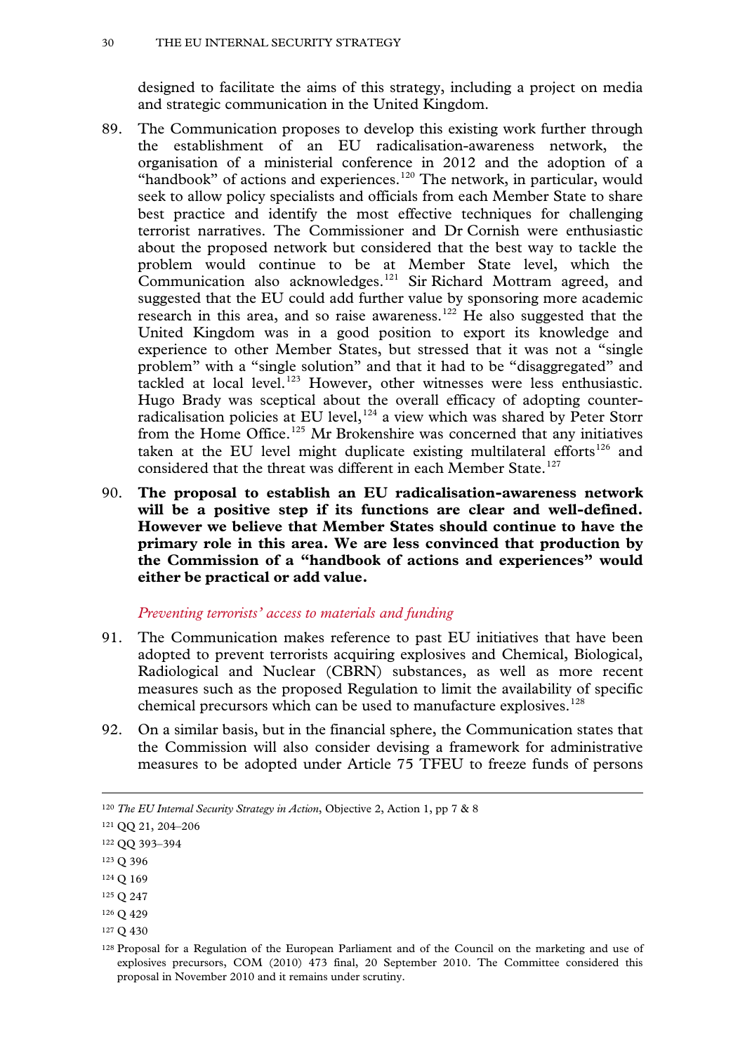designed to facilitate the aims of this strategy, including a project on media and strategic communication in the United Kingdom.

89. The Communication proposes to develop this existing work further through the establishment of an EU radicalisation-awareness network, the organisation of a ministerial conference in 2012 and the adoption of a "handbook" of actions and experiences.[120] The network, in particular, would seek to allow policy specialists and officials from each Member State to share best practice and identify the most effective techniques for challenging terrorist narratives. The Commissioner and Dr Cornish were enthusiastic about the proposed network but considered that the best way to tackle the problem would continue to be at Member State level, which the Communication also acknowledges.[121] Sir Richard Mottram agreed, and suggested that the EU could add further value by sponsoring more academic research in this area, and so raise awareness.[122] He also suggested that the United Kingdom was in a good position to export its knowledge and experience to other Member States, but stressed that it was not a "single problem" with a "single solution" and that it had to be "disaggregated" and tackled at local level.[123] However, other witnesses were less enthusiastic. Hugo Brady was sceptical about the overall efficacy of adopting counter-radicalisation policies at EU level,[124] a view which was shared by Peter Storr from the Home Office.[125] Mr Brokenshire was concerned that any initiatives taken at the EU level might duplicate existing multilateral efforts[126] and considered that the threat was different in each Member State.[127]

90. **The proposal to establish an EU radicalisation-awareness network will be a positive step if its functions are clear and well-defined. However we believe that Member States should continue to have the primary role in this area. We are less convinced that production by the Commission of a "handbook of actions and experiences" would either be practical or add value.**

*Preventing terrorists' access to materials and funding*

91. The Communication makes reference to past EU initiatives that have been adopted to prevent terrorists acquiring explosives and Chemical, Biological, Radiological and Nuclear (CBRN) substances, as well as more recent measures such as the proposed Regulation to limit the availability of specific chemical precursors which can be used to manufacture explosives.[128]

92. On a similar basis, but in the financial sphere, the Communication states that the Commission will also consider devising a framework for administrative measures to be adopted under Article 75 TFEU to freeze funds of persons

---

[120] *The EU Internal Security Strategy in Action*, Objective 2, Action 1, pp 7 & 8

[121] QQ 21, 204–206

[122] QQ 393–394

[123] Q 396

[124] Q 169

[125] Q 247

[126] Q 429

[127] Q 430

[128] Proposal for a Regulation of the European Parliament and of the Council on the marketing and use of explosives precursors, COM (2010) 473 final, 20 September 2010. The Committee considered this proposal in November 2010 and it remains under scrutiny.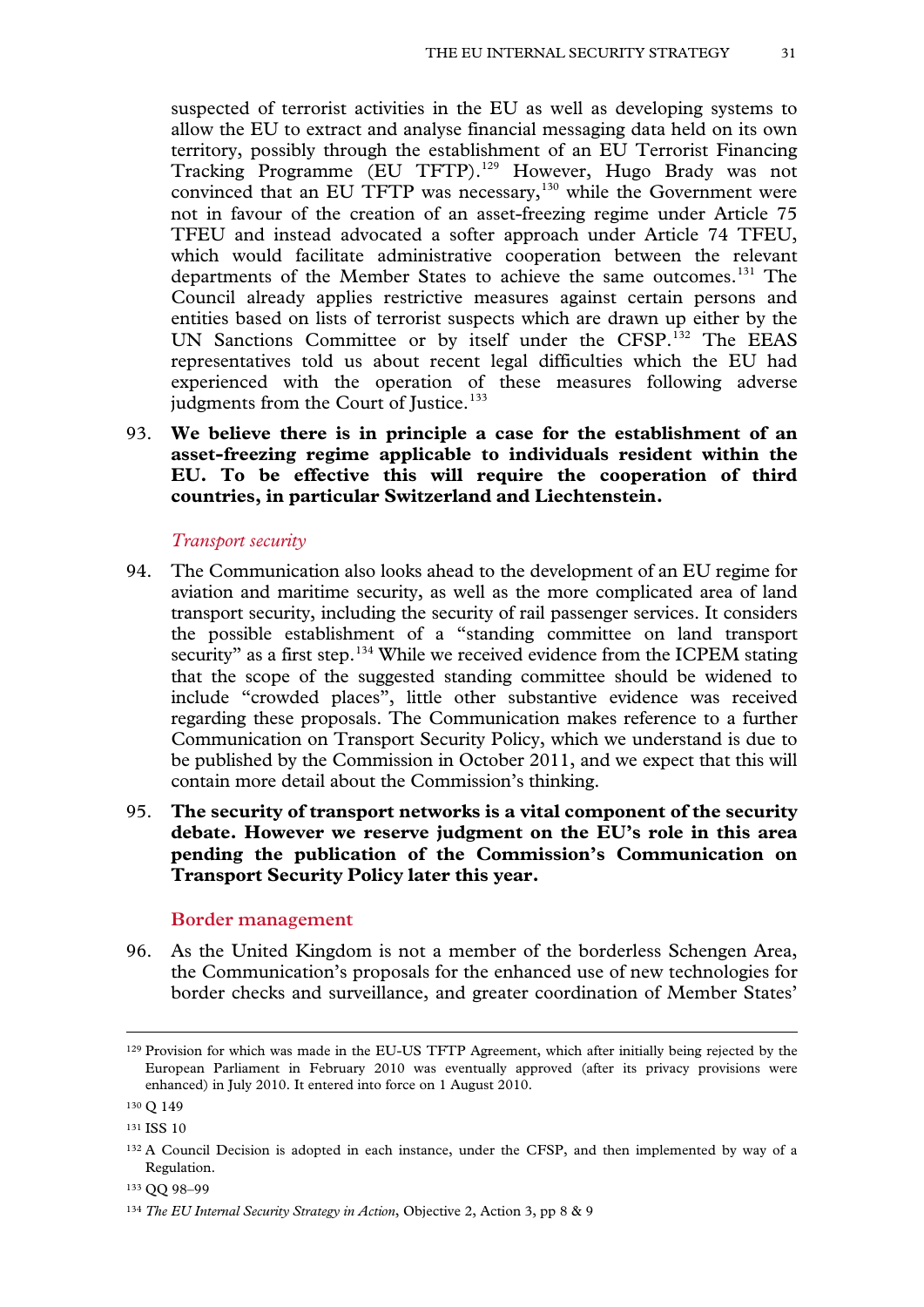suspected of terrorist activities in the EU as well as developing systems to allow the EU to extract and analyse financial messaging data held on its own territory, possibly through the establishment of an EU Terrorist Financing Tracking Programme (EU TFTP).[129] However, Hugo Brady was not convinced that an EU TFTP was necessary,[130] while the Government were not in favour of the creation of an asset-freezing regime under Article 75 TFEU and instead advocated a softer approach under Article 74 TFEU, which would facilitate administrative cooperation between the relevant departments of the Member States to achieve the same outcomes.[131] The Council already applies restrictive measures against certain persons and entities based on lists of terrorist suspects which are drawn up either by the UN Sanctions Committee or by itself under the CFSP.[132] The EEAS representatives told us about recent legal difficulties which the EU had experienced with the operation of these measures following adverse judgments from the Court of Justice.[133]

93. **We believe there is in principle a case for the establishment of an asset-freezing regime applicable to individuals resident within the EU. To be effective this will require the cooperation of third countries, in particular Switzerland and Liechtenstein.**

### *Transport security*

94. The Communication also looks ahead to the development of an EU regime for aviation and maritime security, as well as the more complicated area of land transport security, including the security of rail passenger services. It considers the possible establishment of a "standing committee on land transport security" as a first step.[134] While we received evidence from the ICPEM stating that the scope of the suggested standing committee should be widened to include "crowded places", little other substantive evidence was received regarding these proposals. The Communication makes reference to a further Communication on Transport Security Policy, which we understand is due to be published by the Commission in October 2011, and we expect that this will contain more detail about the Commission's thinking.

95. **The security of transport networks is a vital component of the security debate. However we reserve judgment on the EU's role in this area pending the publication of the Commission's Communication on Transport Security Policy later this year.**

## Border management

96. As the United Kingdom is not a member of the borderless Schengen Area, the Communication's proposals for the enhanced use of new technologies for border checks and surveillance, and greater coordination of Member States'

---

[129] Provision for which was made in the EU-US TFTP Agreement, which after initially being rejected by the European Parliament in February 2010 was eventually approved (after its privacy provisions were enhanced) in July 2010. It entered into force on 1 August 2010.

[130] Q 149

[131] ISS 10

[132] A Council Decision is adopted in each instance, under the CFSP, and then implemented by way of a Regulation.

[133] QQ 98–99

[134] *The EU Internal Security Strategy in Action*, Objective 2, Action 3, pp 8 & 9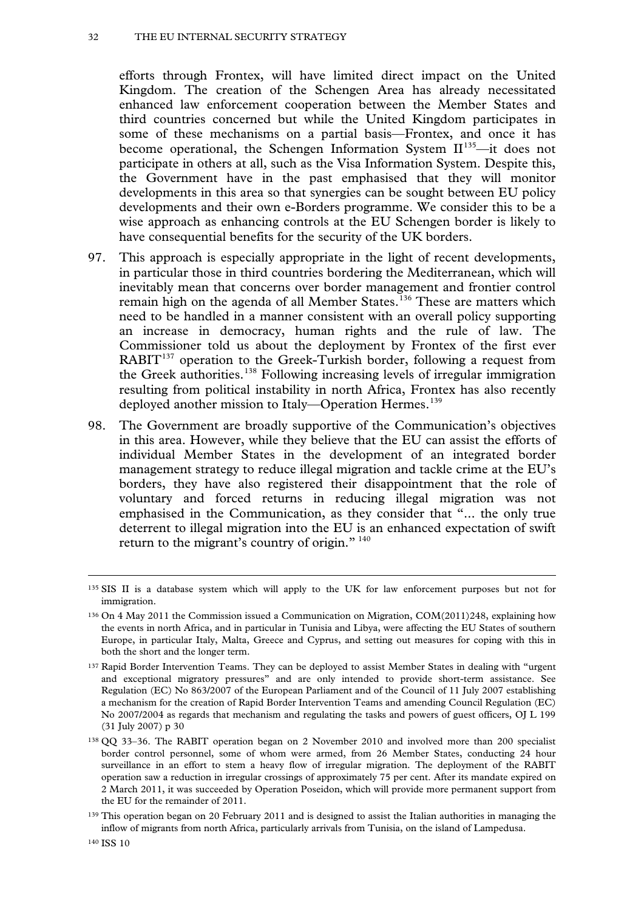efforts through Frontex, will have limited direct impact on the United Kingdom. The creation of the Schengen Area has already necessitated enhanced law enforcement cooperation between the Member States and third countries concerned but while the United Kingdom participates in some of these mechanisms on a partial basis—Frontex, and once it has become operational, the Schengen Information System II[135]—it does not participate in others at all, such as the Visa Information System. Despite this, the Government have in the past emphasised that they will monitor developments in this area so that synergies can be sought between EU policy developments and their own e-Borders programme. We consider this to be a wise approach as enhancing controls at the EU Schengen border is likely to have consequential benefits for the security of the UK borders.

97. This approach is especially appropriate in the light of recent developments, in particular those in third countries bordering the Mediterranean, which will inevitably mean that concerns over border management and frontier control remain high on the agenda of all Member States.[136] These are matters which need to be handled in a manner consistent with an overall policy supporting an increase in democracy, human rights and the rule of law. The Commissioner told us about the deployment by Frontex of the first ever RABIT[137] operation to the Greek-Turkish border, following a request from the Greek authorities.[138] Following increasing levels of irregular immigration resulting from political instability in north Africa, Frontex has also recently deployed another mission to Italy—Operation Hermes.[139]

98. The Government are broadly supportive of the Communication's objectives in this area. However, while they believe that the EU can assist the efforts of individual Member States in the development of an integrated border management strategy to reduce illegal migration and tackle crime at the EU's borders, they have also registered their disappointment that the role of voluntary and forced returns in reducing illegal migration was not emphasised in the Communication, as they consider that "... the only true deterrent to illegal migration into the EU is an enhanced expectation of swift return to the migrant's country of origin." [140]

---

[135] SIS II is a database system which will apply to the UK for law enforcement purposes but not for immigration.

[136] On 4 May 2011 the Commission issued a Communication on Migration, COM(2011)248, explaining how the events in north Africa, and in particular in Tunisia and Libya, were affecting the EU States of southern Europe, in particular Italy, Malta, Greece and Cyprus, and setting out measures for coping with this in both the short and the longer term.

[137] Rapid Border Intervention Teams. They can be deployed to assist Member States in dealing with "urgent and exceptional migratory pressures" and are only intended to provide short-term assistance. See Regulation (EC) No 863/2007 of the European Parliament and of the Council of 11 July 2007 establishing a mechanism for the creation of Rapid Border Intervention Teams and amending Council Regulation (EC) No 2007/2004 as regards that mechanism and regulating the tasks and powers of guest officers, OJ L 199 (31 July 2007) p 30

[138] QQ 33–36. The RABIT operation began on 2 November 2010 and involved more than 200 specialist border control personnel, some of whom were armed, from 26 Member States, conducting 24 hour surveillance in an effort to stem a heavy flow of irregular migration. The deployment of the RABIT operation saw a reduction in irregular crossings of approximately 75 per cent. After its mandate expired on 2 March 2011, it was succeeded by Operation Poseidon, which will provide more permanent support from the EU for the remainder of 2011.

[139] This operation began on 20 February 2011 and is designed to assist the Italian authorities in managing the inflow of migrants from north Africa, particularly arrivals from Tunisia, on the island of Lampedusa.

[140] ISS 10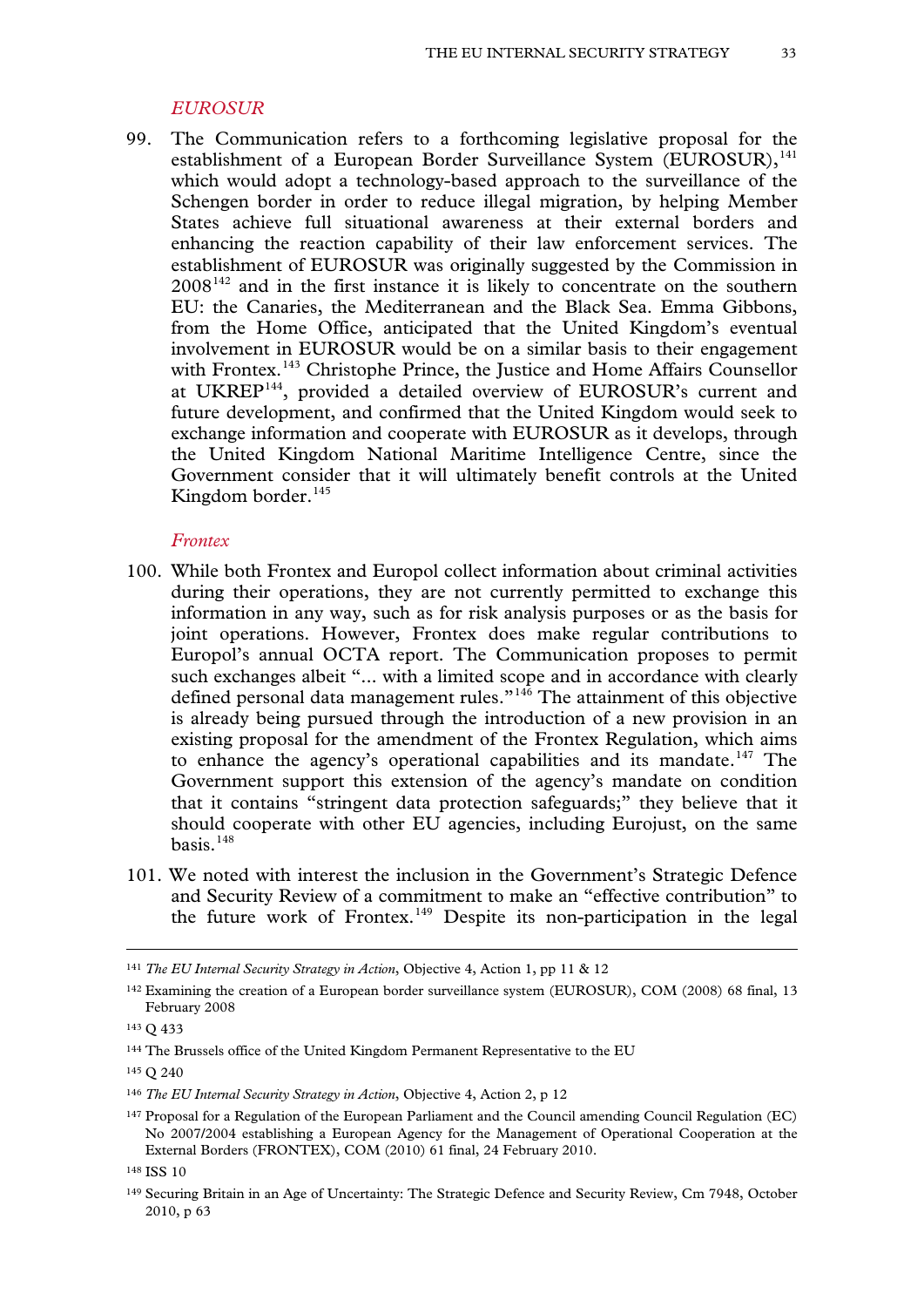### *EUROSUR*

99. The Communication refers to a forthcoming legislative proposal for the establishment of a European Border Surveillance System (EUROSUR),[141] which would adopt a technology-based approach to the surveillance of the Schengen border in order to reduce illegal migration, by helping Member States achieve full situational awareness at their external borders and enhancing the reaction capability of their law enforcement services. The establishment of EUROSUR was originally suggested by the Commission in 2008[142] and in the first instance it is likely to concentrate on the southern EU: the Canaries, the Mediterranean and the Black Sea. Emma Gibbons, from the Home Office, anticipated that the United Kingdom's eventual involvement in EUROSUR would be on a similar basis to their engagement with Frontex.[143] Christophe Prince, the Justice and Home Affairs Counsellor at UKREP[144], provided a detailed overview of EUROSUR's current and future development, and confirmed that the United Kingdom would seek to exchange information and cooperate with EUROSUR as it develops, through the United Kingdom National Maritime Intelligence Centre, since the Government consider that it will ultimately benefit controls at the United Kingdom border.[145]

### *Frontex*

100. While both Frontex and Europol collect information about criminal activities during their operations, they are not currently permitted to exchange this information in any way, such as for risk analysis purposes or as the basis for joint operations. However, Frontex does make regular contributions to Europol's annual OCTA report. The Communication proposes to permit such exchanges albeit "... with a limited scope and in accordance with clearly defined personal data management rules."[146] The attainment of this objective is already being pursued through the introduction of a new provision in an existing proposal for the amendment of the Frontex Regulation, which aims to enhance the agency's operational capabilities and its mandate.[147] The Government support this extension of the agency's mandate on condition that it contains "stringent data protection safeguards;" they believe that it should cooperate with other EU agencies, including Eurojust, on the same basis.[148]

101. We noted with interest the inclusion in the Government's Strategic Defence and Security Review of a commitment to make an "effective contribution" to the future work of Frontex.[149] Despite its non-participation in the legal

---

[141] *The EU Internal Security Strategy in Action*, Objective 4, Action 1, pp 11 & 12

[142] Examining the creation of a European border surveillance system (EUROSUR), COM (2008) 68 final, 13 February 2008

[143] Q 433

[144] The Brussels office of the United Kingdom Permanent Representative to the EU

[145] Q 240

[146] *The EU Internal Security Strategy in Action*, Objective 4, Action 2, p 12

[147] Proposal for a Regulation of the European Parliament and the Council amending Council Regulation (EC) No 2007/2004 establishing a European Agency for the Management of Operational Cooperation at the External Borders (FRONTEX), COM (2010) 61 final, 24 February 2010.

[148] ISS 10

[149] Securing Britain in an Age of Uncertainty: The Strategic Defence and Security Review, Cm 7948, October 2010, p 63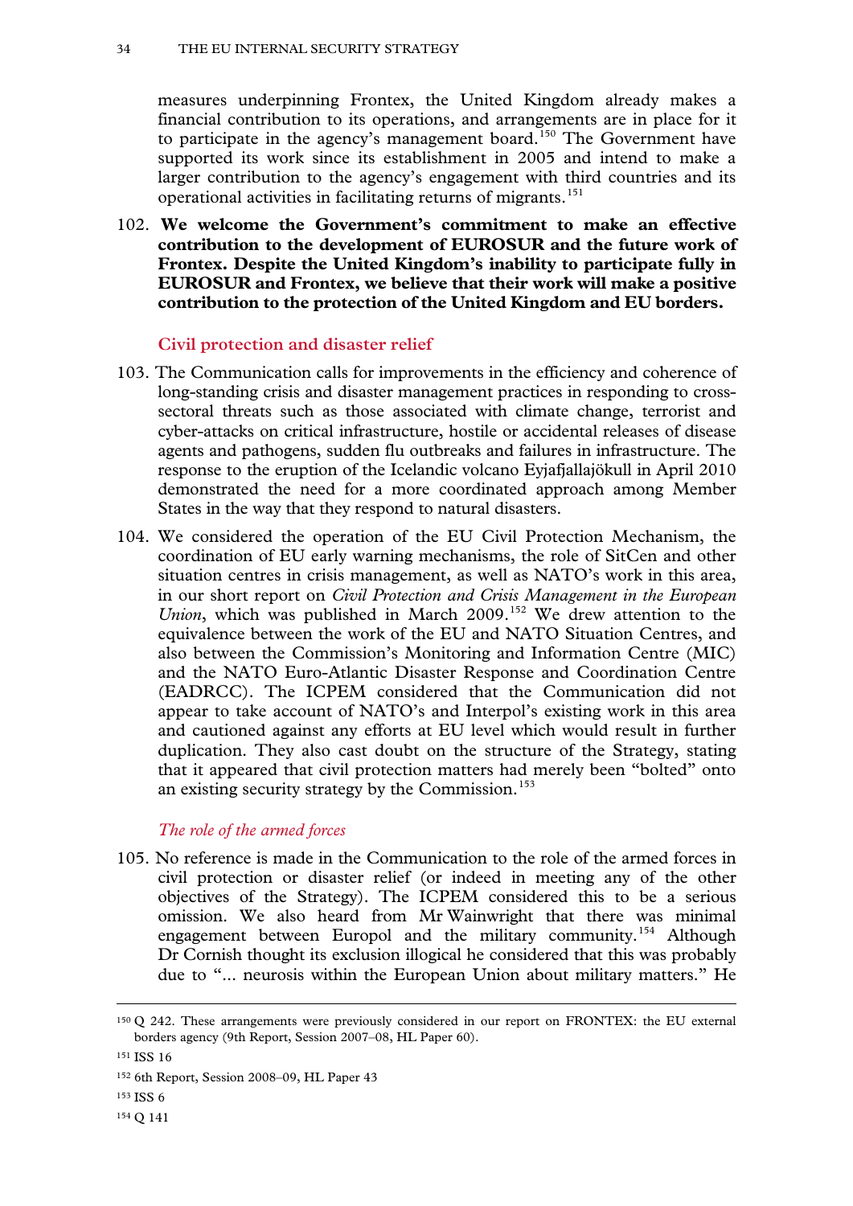measures underpinning Frontex, the United Kingdom already makes a financial contribution to its operations, and arrangements are in place for it to participate in the agency's management board.[150] The Government have supported its work since its establishment in 2005 and intend to make a larger contribution to the agency's engagement with third countries and its operational activities in facilitating returns of migrants.[151]

102. **We welcome the Government's commitment to make an effective contribution to the development of EUROSUR and the future work of Frontex. Despite the United Kingdom's inability to participate fully in EUROSUR and Frontex, we believe that their work will make a positive contribution to the protection of the United Kingdom and EU borders.**

### Civil protection and disaster relief

103. The Communication calls for improvements in the efficiency and coherence of long-standing crisis and disaster management practices in responding to cross-sectoral threats such as those associated with climate change, terrorist and cyber-attacks on critical infrastructure, hostile or accidental releases of disease agents and pathogens, sudden flu outbreaks and failures in infrastructure. The response to the eruption of the Icelandic volcano Eyjafjallajökull in April 2010 demonstrated the need for a more coordinated approach among Member States in the way that they respond to natural disasters.

104. We considered the operation of the EU Civil Protection Mechanism, the coordination of EU early warning mechanisms, the role of SitCen and other situation centres in crisis management, as well as NATO's work in this area, in our short report on *Civil Protection and Crisis Management in the European Union*, which was published in March 2009.[152] We drew attention to the equivalence between the work of the EU and NATO Situation Centres, and also between the Commission's Monitoring and Information Centre (MIC) and the NATO Euro-Atlantic Disaster Response and Coordination Centre (EADRCC). The ICPEM considered that the Communication did not appear to take account of NATO's and Interpol's existing work in this area and cautioned against any efforts at EU level which would result in further duplication. They also cast doubt on the structure of the Strategy, stating that it appeared that civil protection matters had merely been "bolted" onto an existing security strategy by the Commission.[153]

#### *The role of the armed forces*

105. No reference is made in the Communication to the role of the armed forces in civil protection or disaster relief (or indeed in meeting any of the other objectives of the Strategy). The ICPEM considered this to be a serious omission. We also heard from Mr Wainwright that there was minimal engagement between Europol and the military community.[154] Although Dr Cornish thought its exclusion illogical he considered that this was probably due to "... neurosis within the European Union about military matters." He

---

[150] Q 242. These arrangements were previously considered in our report on FRONTEX: the EU external borders agency (9th Report, Session 2007–08, HL Paper 60).

[151] ISS 16

[152] 6th Report, Session 2008–09, HL Paper 43

[153] ISS 6

[154] Q 141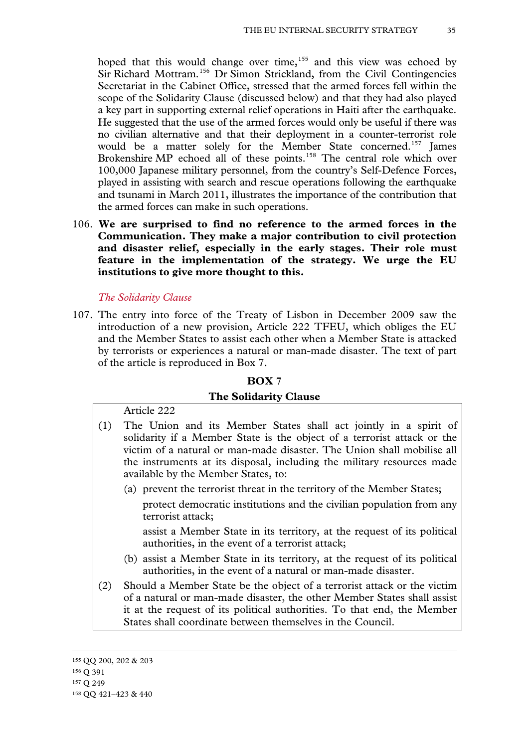hoped that this would change over time,[155] and this view was echoed by Sir Richard Mottram.[156] Dr Simon Strickland, from the Civil Contingencies Secretariat in the Cabinet Office, stressed that the armed forces fell within the scope of the Solidarity Clause (discussed below) and that they had also played a key part in supporting external relief operations in Haiti after the earthquake. He suggested that the use of the armed forces would only be useful if there was no civilian alternative and that their deployment in a counter-terrorist role would be a matter solely for the Member State concerned.[157] James Brokenshire MP echoed all of these points.[158] The central role which over 100,000 Japanese military personnel, from the country's Self-Defence Forces, played in assisting with search and rescue operations following the earthquake and tsunami in March 2011, illustrates the importance of the contribution that the armed forces can make in such operations.

106. **We are surprised to find no reference to the armed forces in the Communication. They make a major contribution to civil protection and disaster relief, especially in the early stages. Their role must feature in the implementation of the strategy. We urge the EU institutions to give more thought to this.**

*The Solidarity Clause*

107. The entry into force of the Treaty of Lisbon in December 2009 saw the introduction of a new provision, Article 222 TFEU, which obliges the EU and the Member States to assist each other when a Member State is attacked by terrorists or experiences a natural or man-made disaster. The text of part of the article is reproduced in Box 7.

**BOX 7**

**The Solidarity Clause**

Article 222

(1) The Union and its Member States shall act jointly in a spirit of solidarity if a Member State is the object of a terrorist attack or the victim of a natural or man-made disaster. The Union shall mobilise all the instruments at its disposal, including the military resources made available by the Member States, to:

 (a) prevent the terrorist threat in the territory of the Member States;

 protect democratic institutions and the civilian population from any terrorist attack;

 assist a Member State in its territory, at the request of its political authorities, in the event of a terrorist attack;

 (b) assist a Member State in its territory, at the request of its political authorities, in the event of a natural or man-made disaster.

(2) Should a Member State be the object of a terrorist attack or the victim of a natural or man-made disaster, the other Member States shall assist it at the request of its political authorities. To that end, the Member States shall coordinate between themselves in the Council.

---

[155] QQ 200, 202 & 203

[156] Q 391

[157] Q 249

[158] QQ 421–423 & 440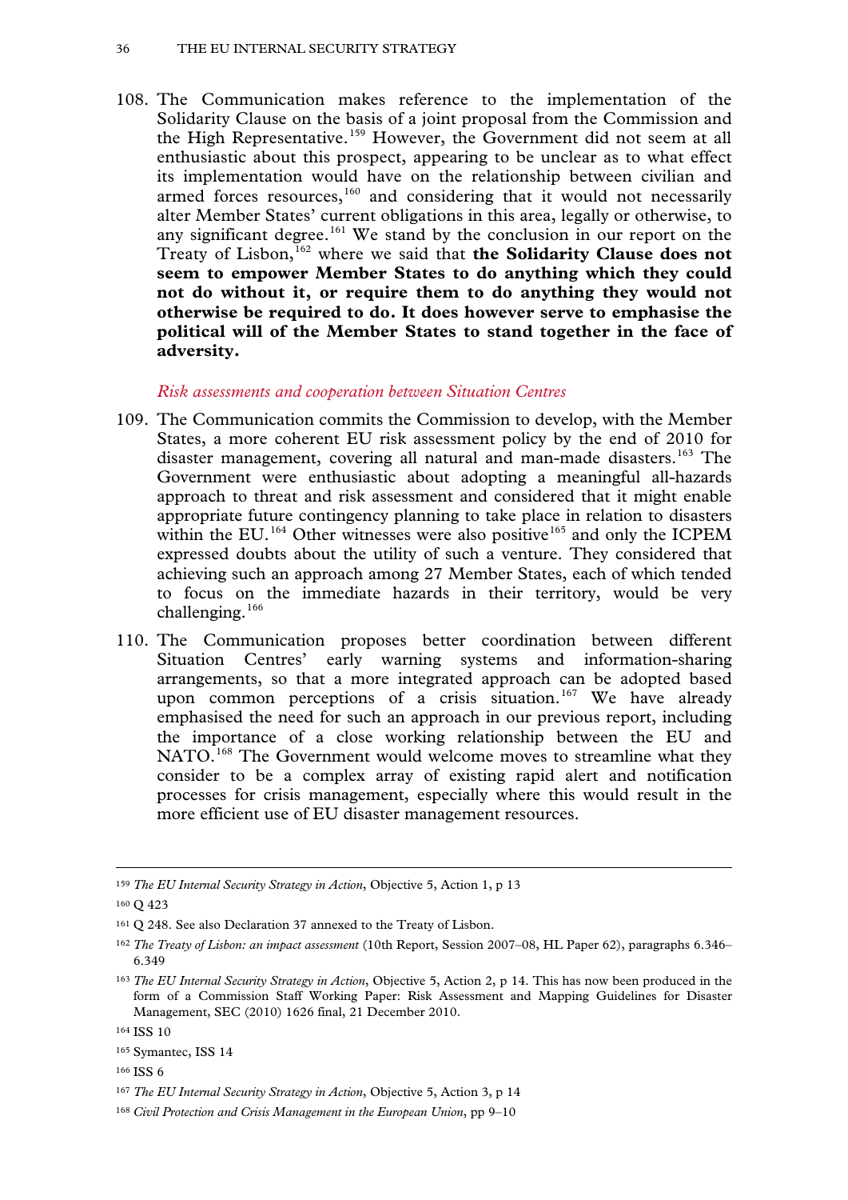108. The Communication makes reference to the implementation of the Solidarity Clause on the basis of a joint proposal from the Commission and the High Representative.[159] However, the Government did not seem at all enthusiastic about this prospect, appearing to be unclear as to what effect its implementation would have on the relationship between civilian and armed forces resources,[160] and considering that it would not necessarily alter Member States' current obligations in this area, legally or otherwise, to any significant degree.[161] We stand by the conclusion in our report on the Treaty of Lisbon,[162] where we said that **the Solidarity Clause does not seem to empower Member States to do anything which they could not do without it, or require them to do anything they would not otherwise be required to do. It does however serve to emphasise the political will of the Member States to stand together in the face of adversity.**

*Risk assessments and cooperation between Situation Centres*

109. The Communication commits the Commission to develop, with the Member States, a more coherent EU risk assessment policy by the end of 2010 for disaster management, covering all natural and man-made disasters.[163] The Government were enthusiastic about adopting a meaningful all-hazards approach to threat and risk assessment and considered that it might enable appropriate future contingency planning to take place in relation to disasters within the EU.[164] Other witnesses were also positive[165] and only the ICPEM expressed doubts about the utility of such a venture. They considered that achieving such an approach among 27 Member States, each of which tended to focus on the immediate hazards in their territory, would be very challenging.[166]

110. The Communication proposes better coordination between different Situation Centres' early warning systems and information-sharing arrangements, so that a more integrated approach can be adopted based upon common perceptions of a crisis situation.[167] We have already emphasised the need for such an approach in our previous report, including the importance of a close working relationship between the EU and NATO.[168] The Government would welcome moves to streamline what they consider to be a complex array of existing rapid alert and notification processes for crisis management, especially where this would result in the more efficient use of EU disaster management resources.

---

[159] *The EU Internal Security Strategy in Action*, Objective 5, Action 1, p 13

[160] Q 423

[161] Q 248. See also Declaration 37 annexed to the Treaty of Lisbon.

[162] *The Treaty of Lisbon: an impact assessment* (10th Report, Session 2007–08, HL Paper 62), paragraphs 6.346–6.349

[163] *The EU Internal Security Strategy in Action*, Objective 5, Action 2, p 14. This has now been produced in the form of a Commission Staff Working Paper: Risk Assessment and Mapping Guidelines for Disaster Management, SEC (2010) 1626 final, 21 December 2010.

[164] ISS 10

[165] Symantec, ISS 14

[166] ISS 6

[167] *The EU Internal Security Strategy in Action*, Objective 5, Action 3, p 14

[168] *Civil Protection and Crisis Management in the European Union*, pp 9–10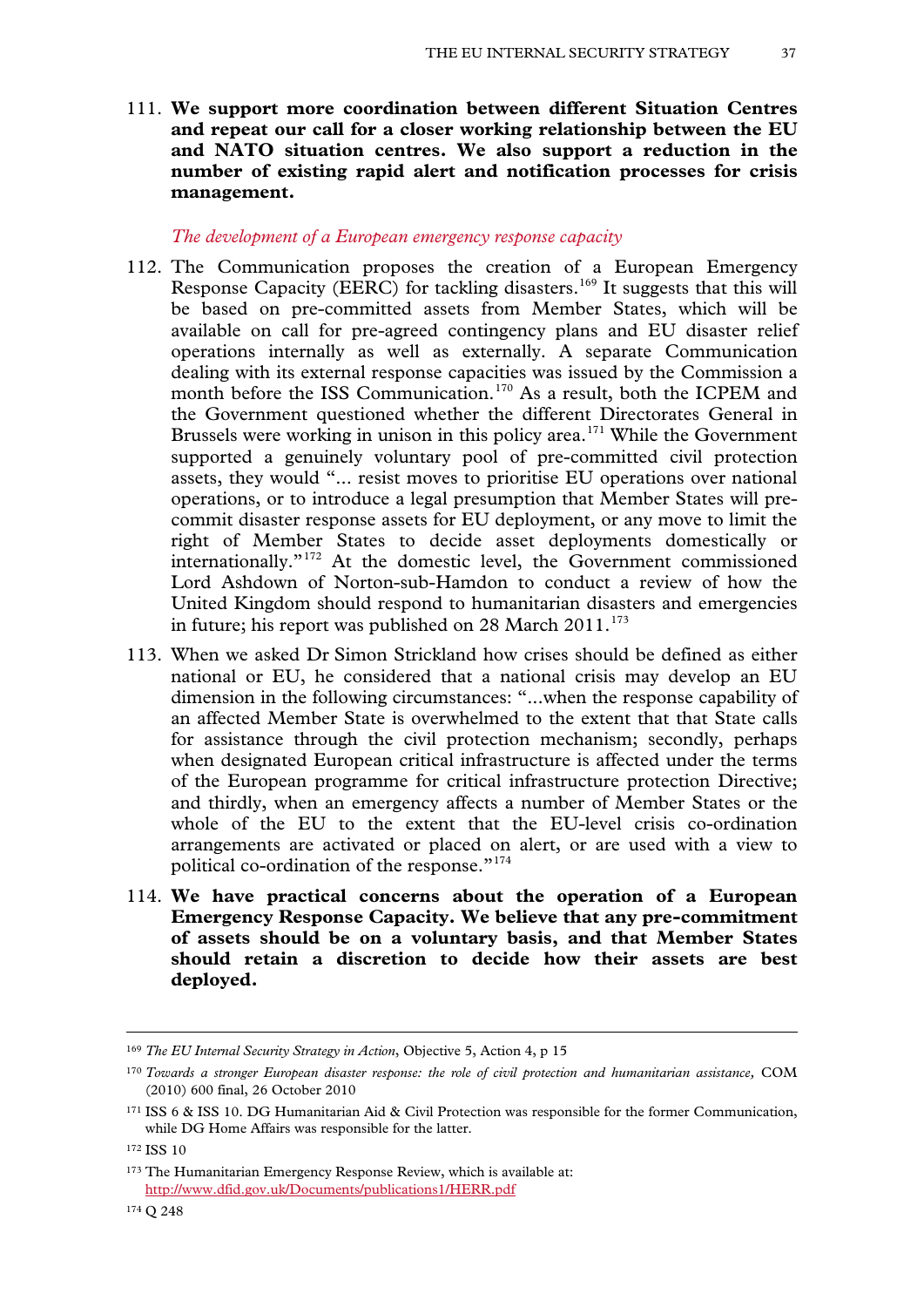111. **We support more coordination between different Situation Centres and repeat our call for a closer working relationship between the EU and NATO situation centres. We also support a reduction in the number of existing rapid alert and notification processes for crisis management.**

*The development of a European emergency response capacity*

112. The Communication proposes the creation of a European Emergency Response Capacity (EERC) for tackling disasters.[169] It suggests that this will be based on pre-committed assets from Member States, which will be available on call for pre-agreed contingency plans and EU disaster relief operations internally as well as externally. A separate Communication dealing with its external response capacities was issued by the Commission a month before the ISS Communication.[170] As a result, both the ICPEM and the Government questioned whether the different Directorates General in Brussels were working in unison in this policy area.[171] While the Government supported a genuinely voluntary pool of pre-committed civil protection assets, they would "... resist moves to prioritise EU operations over national operations, or to introduce a legal presumption that Member States will pre-commit disaster response assets for EU deployment, or any move to limit the right of Member States to decide asset deployments domestically or internationally."[172] At the domestic level, the Government commissioned Lord Ashdown of Norton-sub-Hamdon to conduct a review of how the United Kingdom should respond to humanitarian disasters and emergencies in future; his report was published on 28 March 2011.[173]

113. When we asked Dr Simon Strickland how crises should be defined as either national or EU, he considered that a national crisis may develop an EU dimension in the following circumstances: "...when the response capability of an affected Member State is overwhelmed to the extent that that State calls for assistance through the civil protection mechanism; secondly, perhaps when designated European critical infrastructure is affected under the terms of the European programme for critical infrastructure protection Directive; and thirdly, when an emergency affects a number of Member States or the whole of the EU to the extent that the EU-level crisis co-ordination arrangements are activated or placed on alert, or are used with a view to political co-ordination of the response."[174]

114. **We have practical concerns about the operation of a European Emergency Response Capacity. We believe that any pre-commitment of assets should be on a voluntary basis, and that Member States should retain a discretion to decide how their assets are best deployed.**

---

[169] *The EU Internal Security Strategy in Action*, Objective 5, Action 4, p 15

[170] *Towards a stronger European disaster response: the role of civil protection and humanitarian assistance,* COM (2010) 600 final, 26 October 2010

[171] ISS 6 & ISS 10. DG Humanitarian Aid & Civil Protection was responsible for the former Communication, while DG Home Affairs was responsible for the latter.

[172] ISS 10

[173] The Humanitarian Emergency Response Review, which is available at: http://www.dfid.gov.uk/Documents/publications1/HERR.pdf

[174] Q 248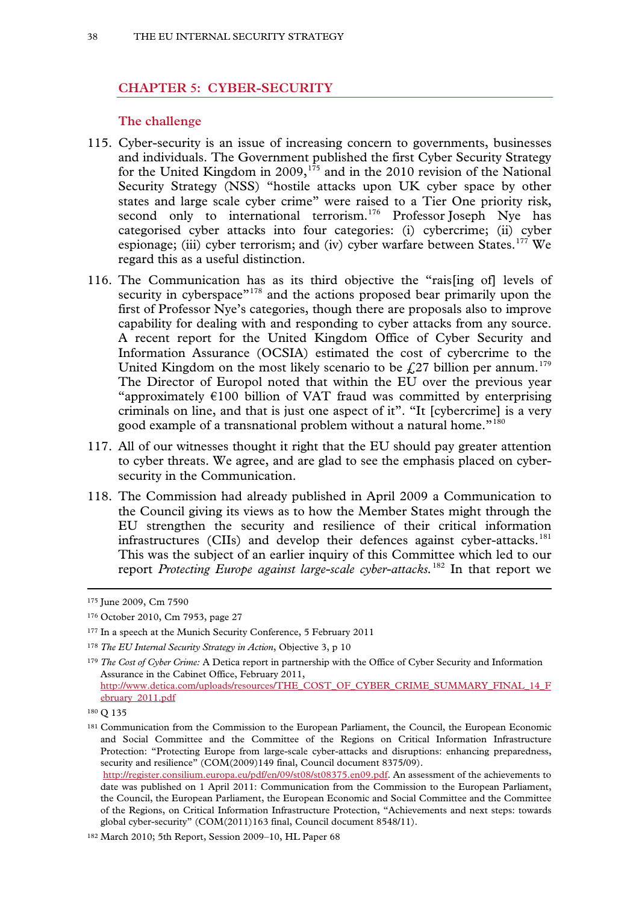## CHAPTER 5: CYBER-SECURITY

### The challenge

115. Cyber-security is an issue of increasing concern to governments, businesses and individuals. The Government published the first Cyber Security Strategy for the United Kingdom in 2009,[175] and in the 2010 revision of the National Security Strategy (NSS) "hostile attacks upon UK cyber space by other states and large scale cyber crime" were raised to a Tier One priority risk, second only to international terrorism.[176] Professor Joseph Nye has categorised cyber attacks into four categories: (i) cybercrime; (ii) cyber espionage; (iii) cyber terrorism; and (iv) cyber warfare between States.[177] We regard this as a useful distinction.

116. The Communication has as its third objective the "rais[ing of] levels of security in cyberspace"[178] and the actions proposed bear primarily upon the first of Professor Nye's categories, though there are proposals also to improve capability for dealing with and responding to cyber attacks from any source. A recent report for the United Kingdom Office of Cyber Security and Information Assurance (OCSIA) estimated the cost of cybercrime to the United Kingdom on the most likely scenario to be £27 billion per annum.[179] The Director of Europol noted that within the EU over the previous year "approximately €100 billion of VAT fraud was committed by enterprising criminals on line, and that is just one aspect of it". "It [cybercrime] is a very good example of a transnational problem without a natural home."[180]

117. All of our witnesses thought it right that the EU should pay greater attention to cyber threats. We agree, and are glad to see the emphasis placed on cyber-security in the Communication.

118. The Commission had already published in April 2009 a Communication to the Council giving its views as to how the Member States might through the EU strengthen the security and resilience of their critical information infrastructures (CIIs) and develop their defences against cyber-attacks.[181] This was the subject of an earlier inquiry of this Committee which led to our report *Protecting Europe against large-scale cyber-attacks.*[182] In that report we

---

[175] June 2009, Cm 7590

[176] October 2010, Cm 7953, page 27

[177] In a speech at the Munich Security Conference, 5 February 2011

[178] *The EU Internal Security Strategy in Action*, Objective 3, p 10

[179] *The Cost of Cyber Crime:* A Detica report in partnership with the Office of Cyber Security and Information Assurance in the Cabinet Office, February 2011, http://www.detica.com/uploads/resources/THE_COST_OF_CYBER_CRIME_SUMMARY_FINAL_14_February_2011.pdf

[180] Q 135

[181] Communication from the Commission to the European Parliament, the Council, the European Economic and Social Committee and the Committee of the Regions on Critical Information Infrastructure Protection: "Protecting Europe from large-scale cyber-attacks and disruptions: enhancing preparedness, security and resilience" (COM(2009)149 final, Council document 8375/09). http://register.consilium.europa.eu/pdf/en/09/st08/st08375.en09.pdf. An assessment of the achievements to date was published on 1 April 2011: Communication from the Commission to the European Parliament, the Council, the European Economic and Social Committee and the Committee of the Regions, on Critical Information Infrastructure Protection, "Achievements and next steps: towards global cyber-security" (COM(2011)163 final, Council document 8548/11).

[182] March 2010; 5th Report, Session 2009–10, HL Paper 68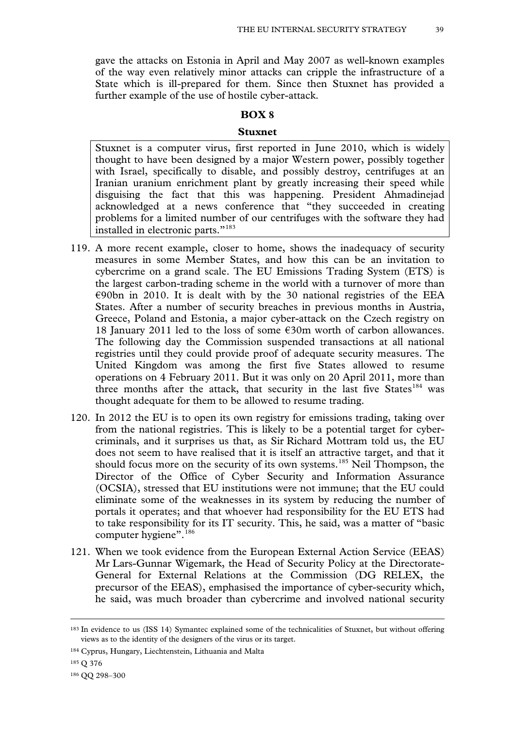gave the attacks on Estonia in April and May 2007 as well-known examples of the way even relatively minor attacks can cripple the infrastructure of a State which is ill-prepared for them. Since then Stuxnet has provided a further example of the use of hostile cyber-attack.

**BOX 8**

**Stuxnet**

Stuxnet is a computer virus, first reported in June 2010, which is widely thought to have been designed by a major Western power, possibly together with Israel, specifically to disable, and possibly destroy, centrifuges at an Iranian uranium enrichment plant by greatly increasing their speed while disguising the fact that this was happening. President Ahmadinejad acknowledged at a news conference that "they succeeded in creating problems for a limited number of our centrifuges with the software they had installed in electronic parts."[183]

119. A more recent example, closer to home, shows the inadequacy of security measures in some Member States, and how this can be an invitation to cybercrime on a grand scale. The EU Emissions Trading System (ETS) is the largest carbon-trading scheme in the world with a turnover of more than €90bn in 2010. It is dealt with by the 30 national registries of the EEA States. After a number of security breaches in previous months in Austria, Greece, Poland and Estonia, a major cyber-attack on the Czech registry on 18 January 2011 led to the loss of some €30m worth of carbon allowances. The following day the Commission suspended transactions at all national registries until they could provide proof of adequate security measures. The United Kingdom was among the first five States allowed to resume operations on 4 February 2011. But it was only on 20 April 2011, more than three months after the attack, that security in the last five States[184] was thought adequate for them to be allowed to resume trading.

120. In 2012 the EU is to open its own registry for emissions trading, taking over from the national registries. This is likely to be a potential target for cyber-criminals, and it surprises us that, as Sir Richard Mottram told us, the EU does not seem to have realised that it is itself an attractive target, and that it should focus more on the security of its own systems.[185] Neil Thompson, the Director of the Office of Cyber Security and Information Assurance (OCSIA), stressed that EU institutions were not immune; that the EU could eliminate some of the weaknesses in its system by reducing the number of portals it operates; and that whoever had responsibility for the EU ETS had to take responsibility for its IT security. This, he said, was a matter of "basic computer hygiene".[186]

121. When we took evidence from the European External Action Service (EEAS) Mr Lars-Gunnar Wigemark, the Head of Security Policy at the Directorate-General for External Relations at the Commission (DG RELEX, the precursor of the EEAS), emphasised the importance of cyber-security which, he said, was much broader than cybercrime and involved national security

---

[183] In evidence to us (ISS 14) Symantec explained some of the technicalities of Stuxnet, but without offering views as to the identity of the designers of the virus or its target.

[184] Cyprus, Hungary, Liechtenstein, Lithuania and Malta

[185] Q 376

[186] QQ 298–300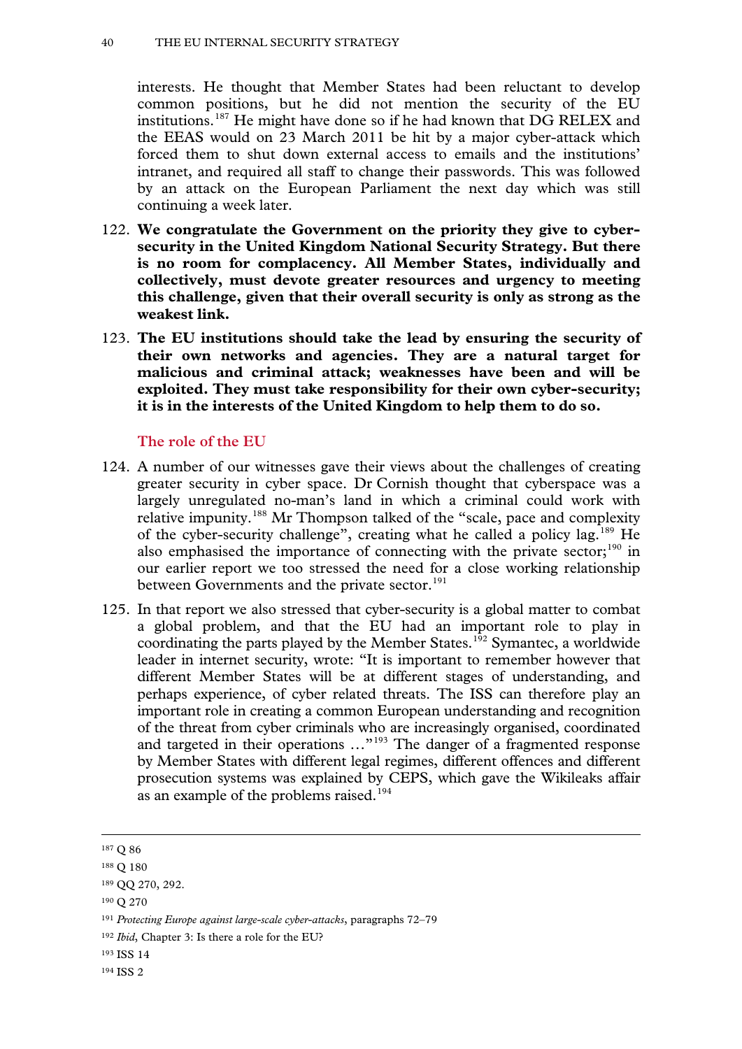interests. He thought that Member States had been reluctant to develop common positions, but he did not mention the security of the EU institutions.[187] He might have done so if he had known that DG RELEX and the EEAS would on 23 March 2011 be hit by a major cyber-attack which forced them to shut down external access to emails and the institutions' intranet, and required all staff to change their passwords. This was followed by an attack on the European Parliament the next day which was still continuing a week later.

122. **We congratulate the Government on the priority they give to cyber-security in the United Kingdom National Security Strategy. But there is no room for complacency. All Member States, individually and collectively, must devote greater resources and urgency to meeting this challenge, given that their overall security is only as strong as the weakest link.**

123. **The EU institutions should take the lead by ensuring the security of their own networks and agencies. They are a natural target for malicious and criminal attack; weaknesses have been and will be exploited. They must take responsibility for their own cyber-security; it is in the interests of the United Kingdom to help them to do so.**

### The role of the EU

124. A number of our witnesses gave their views about the challenges of creating greater security in cyber space. Dr Cornish thought that cyberspace was a largely unregulated no-man's land in which a criminal could work with relative impunity.[188] Mr Thompson talked of the "scale, pace and complexity of the cyber-security challenge", creating what he called a policy lag.[189] He also emphasised the importance of connecting with the private sector;[190] in our earlier report we too stressed the need for a close working relationship between Governments and the private sector.[191]

125. In that report we also stressed that cyber-security is a global matter to combat a global problem, and that the EU had an important role to play in coordinating the parts played by the Member States.[192] Symantec, a worldwide leader in internet security, wrote: "It is important to remember however that different Member States will be at different stages of understanding, and perhaps experience, of cyber related threats. The ISS can therefore play an important role in creating a common European understanding and recognition of the threat from cyber criminals who are increasingly organised, coordinated and targeted in their operations …"[193] The danger of a fragmented response by Member States with different legal regimes, different offences and different prosecution systems was explained by CEPS, which gave the Wikileaks affair as an example of the problems raised.[194]

---

[187] Q 86

[188] Q 180

[189] QQ 270, 292.

[190] Q 270

[191] *Protecting Europe against large-scale cyber-attacks*, paragraphs 72–79

[192] *Ibid*, Chapter 3: Is there a role for the EU?

[193] ISS 14

[194] ISS 2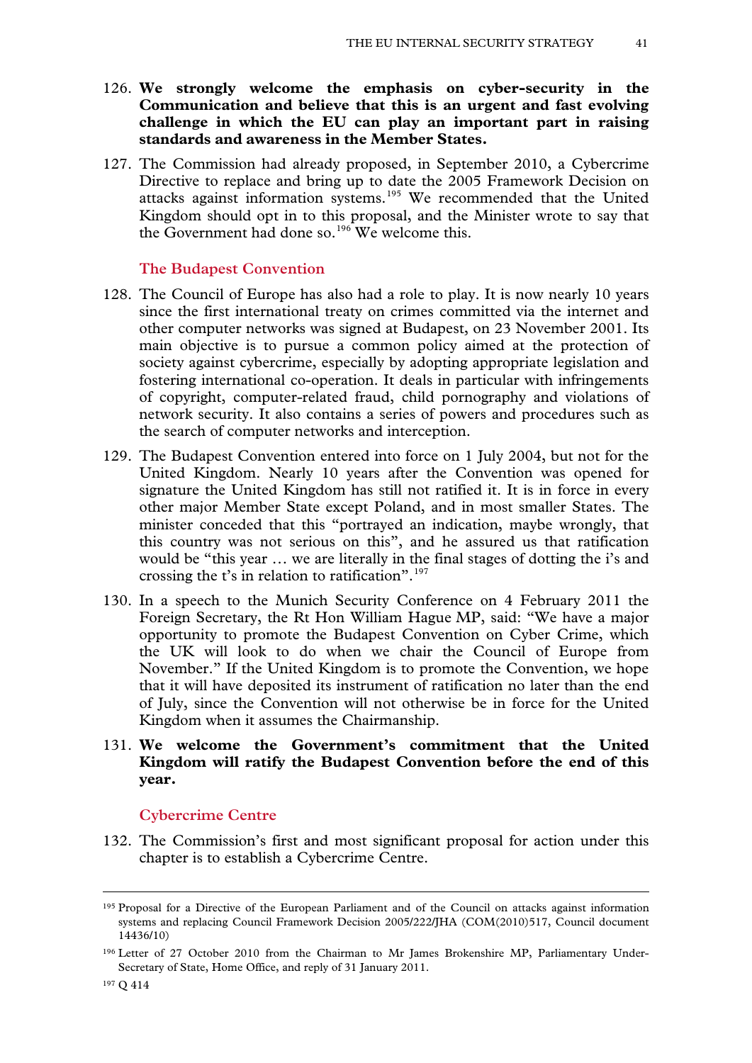126. **We strongly welcome the emphasis on cyber-security in the Communication and believe that this is an urgent and fast evolving challenge in which the EU can play an important part in raising standards and awareness in the Member States.**

127. The Commission had already proposed, in September 2010, a Cybercrime Directive to replace and bring up to date the 2005 Framework Decision on attacks against information systems.[195] We recommended that the United Kingdom should opt in to this proposal, and the Minister wrote to say that the Government had done so.[196] We welcome this.

### The Budapest Convention

128. The Council of Europe has also had a role to play. It is now nearly 10 years since the first international treaty on crimes committed via the internet and other computer networks was signed at Budapest, on 23 November 2001. Its main objective is to pursue a common policy aimed at the protection of society against cybercrime, especially by adopting appropriate legislation and fostering international co-operation. It deals in particular with infringements of copyright, computer-related fraud, child pornography and violations of network security. It also contains a series of powers and procedures such as the search of computer networks and interception.

129. The Budapest Convention entered into force on 1 July 2004, but not for the United Kingdom. Nearly 10 years after the Convention was opened for signature the United Kingdom has still not ratified it. It is in force in every other major Member State except Poland, and in most smaller States. The minister conceded that this "portrayed an indication, maybe wrongly, that this country was not serious on this", and he assured us that ratification would be "this year … we are literally in the final stages of dotting the i's and crossing the t's in relation to ratification".[197]

130. In a speech to the Munich Security Conference on 4 February 2011 the Foreign Secretary, the Rt Hon William Hague MP, said: "We have a major opportunity to promote the Budapest Convention on Cyber Crime, which the UK will look to do when we chair the Council of Europe from November." If the United Kingdom is to promote the Convention, we hope that it will have deposited its instrument of ratification no later than the end of July, since the Convention will not otherwise be in force for the United Kingdom when it assumes the Chairmanship.

131. **We welcome the Government's commitment that the United Kingdom will ratify the Budapest Convention before the end of this year.**

### Cybercrime Centre

132. The Commission's first and most significant proposal for action under this chapter is to establish a Cybercrime Centre.

---

[195] Proposal for a Directive of the European Parliament and of the Council on attacks against information systems and replacing Council Framework Decision 2005/222/JHA (COM(2010)517, Council document 14436/10)

[196] Letter of 27 October 2010 from the Chairman to Mr James Brokenshire MP, Parliamentary Under-Secretary of State, Home Office, and reply of 31 January 2011.

[197] Q 414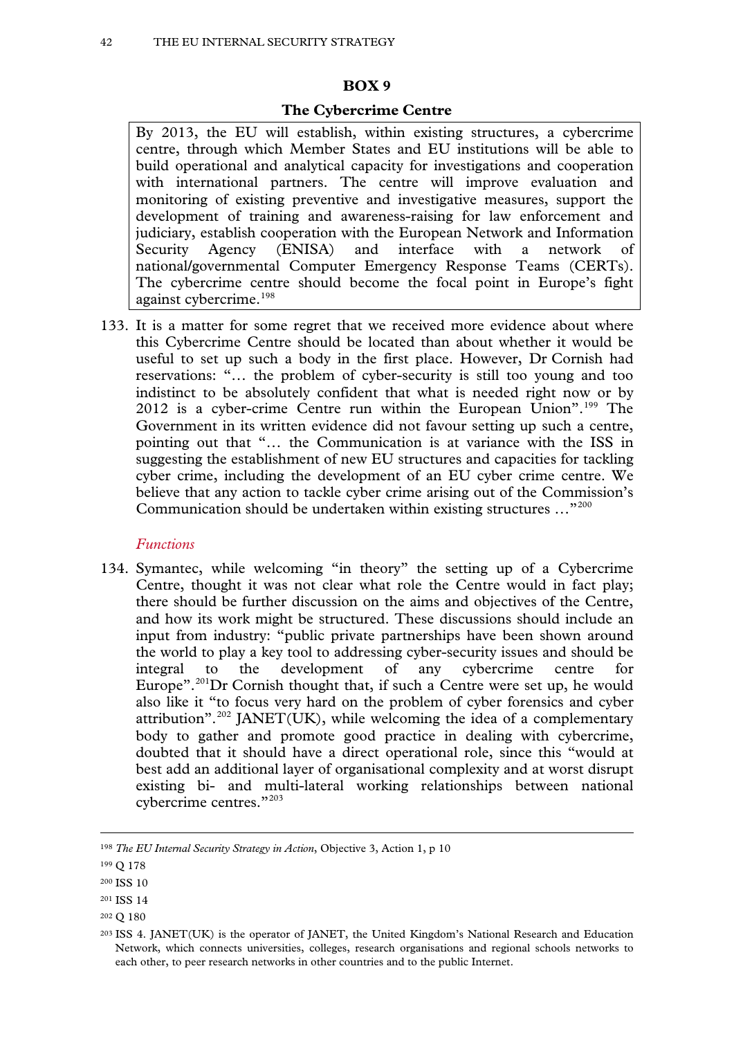**BOX 9**

**The Cybercrime Centre**

> By 2013, the EU will establish, within existing structures, a cybercrime centre, through which Member States and EU institutions will be able to build operational and analytical capacity for investigations and cooperation with international partners. The centre will improve evaluation and monitoring of existing preventive and investigative measures, support the development of training and awareness-raising for law enforcement and judiciary, establish cooperation with the European Network and Information Security Agency (ENISA) and interface with a network of national/governmental Computer Emergency Response Teams (CERTs). The cybercrime centre should become the focal point in Europe's fight against cybercrime.[198]

133. It is a matter for some regret that we received more evidence about where this Cybercrime Centre should be located than about whether it would be useful to set up such a body in the first place. However, Dr Cornish had reservations: "… the problem of cyber-security is still too young and too indistinct to be absolutely confident that what is needed right now or by 2012 is a cyber-crime Centre run within the European Union".[199] The Government in its written evidence did not favour setting up such a centre, pointing out that "… the Communication is at variance with the ISS in suggesting the establishment of new EU structures and capacities for tackling cyber crime, including the development of an EU cyber crime centre. We believe that any action to tackle cyber crime arising out of the Commission's Communication should be undertaken within existing structures …"[200]

*Functions*

134. Symantec, while welcoming "in theory" the setting up of a Cybercrime Centre, thought it was not clear what role the Centre would in fact play; there should be further discussion on the aims and objectives of the Centre, and how its work might be structured. These discussions should include an input from industry: "public private partnerships have been shown around the world to play a key tool to addressing cyber-security issues and should be integral to the development of any cybercrime centre for Europe".[201] Dr Cornish thought that, if such a Centre were set up, he would also like it "to focus very hard on the problem of cyber forensics and cyber attribution".[202] JANET(UK), while welcoming the idea of a complementary body to gather and promote good practice in dealing with cybercrime, doubted that it should have a direct operational role, since this "would at best add an additional layer of organisational complexity and at worst disrupt existing bi- and multi-lateral working relationships between national cybercrime centres."[203]

---

[198] *The EU Internal Security Strategy in Action*, Objective 3, Action 1, p 10

[199] Q 178

[200] ISS 10

[201] ISS 14

[202] Q 180

[203] ISS 4. JANET(UK) is the operator of JANET, the United Kingdom's National Research and Education Network, which connects universities, colleges, research organisations and regional schools networks to each other, to peer research networks in other countries and to the public Internet.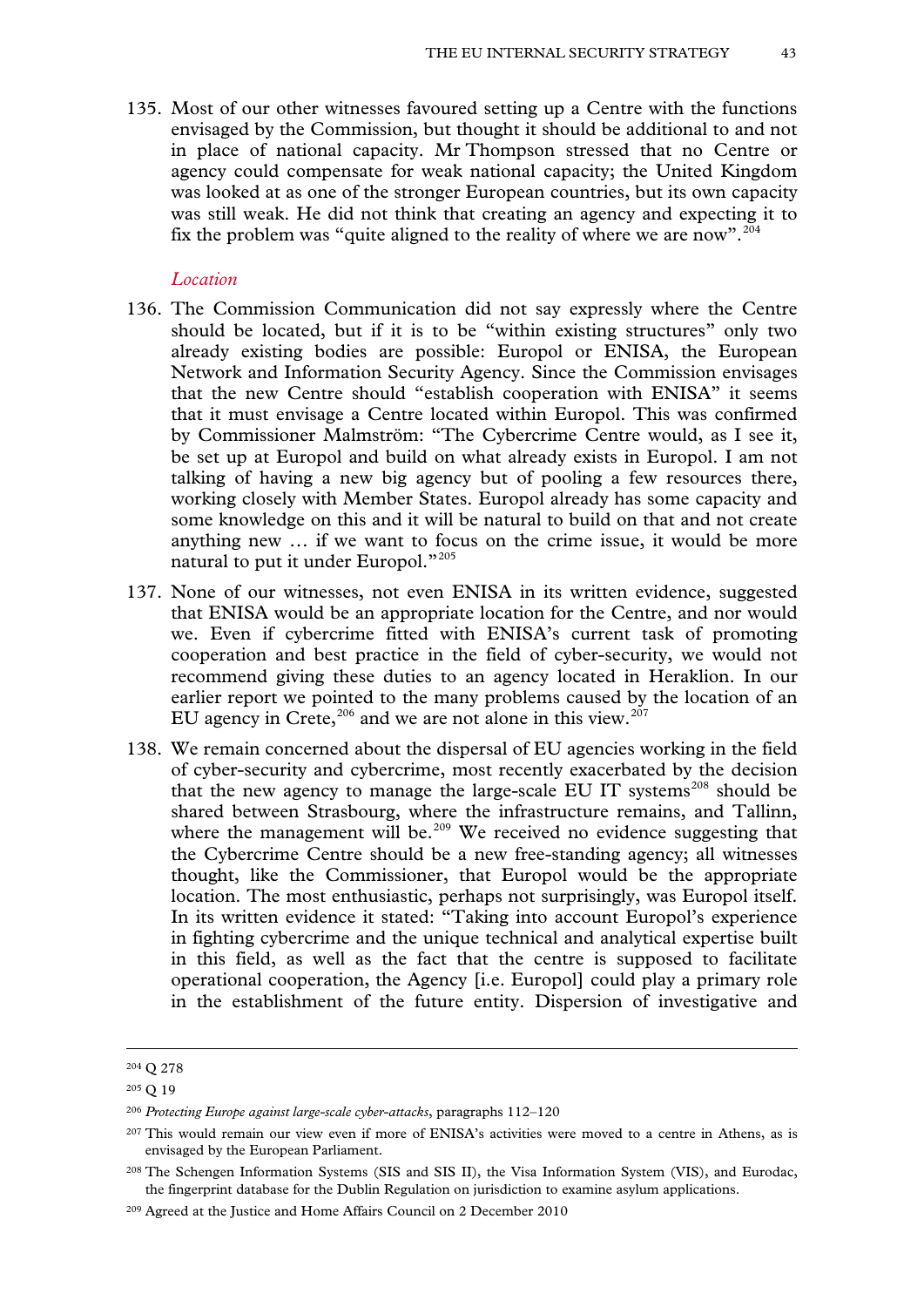135. Most of our other witnesses favoured setting up a Centre with the functions envisaged by the Commission, but thought it should be additional to and not in place of national capacity. Mr Thompson stressed that no Centre or agency could compensate for weak national capacity; the United Kingdom was looked at as one of the stronger European countries, but its own capacity was still weak. He did not think that creating an agency and expecting it to fix the problem was "quite aligned to the reality of where we are now".[204]

*Location*

136. The Commission Communication did not say expressly where the Centre should be located, but if it is to be "within existing structures" only two already existing bodies are possible: Europol or ENISA, the European Network and Information Security Agency. Since the Commission envisages that the new Centre should "establish cooperation with ENISA" it seems that it must envisage a Centre located within Europol. This was confirmed by Commissioner Malmström: "The Cybercrime Centre would, as I see it, be set up at Europol and build on what already exists in Europol. I am not talking of having a new big agency but of pooling a few resources there, working closely with Member States. Europol already has some capacity and some knowledge on this and it will be natural to build on that and not create anything new … if we want to focus on the crime issue, it would be more natural to put it under Europol."[205]

137. None of our witnesses, not even ENISA in its written evidence, suggested that ENISA would be an appropriate location for the Centre, and nor would we. Even if cybercrime fitted with ENISA's current task of promoting cooperation and best practice in the field of cyber-security, we would not recommend giving these duties to an agency located in Heraklion. In our earlier report we pointed to the many problems caused by the location of an EU agency in Crete,[206] and we are not alone in this view.[207]

138. We remain concerned about the dispersal of EU agencies working in the field of cyber-security and cybercrime, most recently exacerbated by the decision that the new agency to manage the large-scale EU IT systems[208] should be shared between Strasbourg, where the infrastructure remains, and Tallinn, where the management will be.[209] We received no evidence suggesting that the Cybercrime Centre should be a new free-standing agency; all witnesses thought, like the Commissioner, that Europol would be the appropriate location. The most enthusiastic, perhaps not surprisingly, was Europol itself. In its written evidence it stated: "Taking into account Europol's experience in fighting cybercrime and the unique technical and analytical expertise built in this field, as well as the fact that the centre is supposed to facilitate operational cooperation, the Agency [i.e. Europol] could play a primary role in the establishment of the future entity. Dispersion of investigative and

---

[204] Q 278

[205] Q 19

[206] *Protecting Europe against large-scale cyber-attacks*, paragraphs 112–120

[207] This would remain our view even if more of ENISA's activities were moved to a centre in Athens, as is envisaged by the European Parliament.

[208] The Schengen Information Systems (SIS and SIS II), the Visa Information System (VIS), and Eurodac, the fingerprint database for the Dublin Regulation on jurisdiction to examine asylum applications.

[209] Agreed at the Justice and Home Affairs Council on 2 December 2010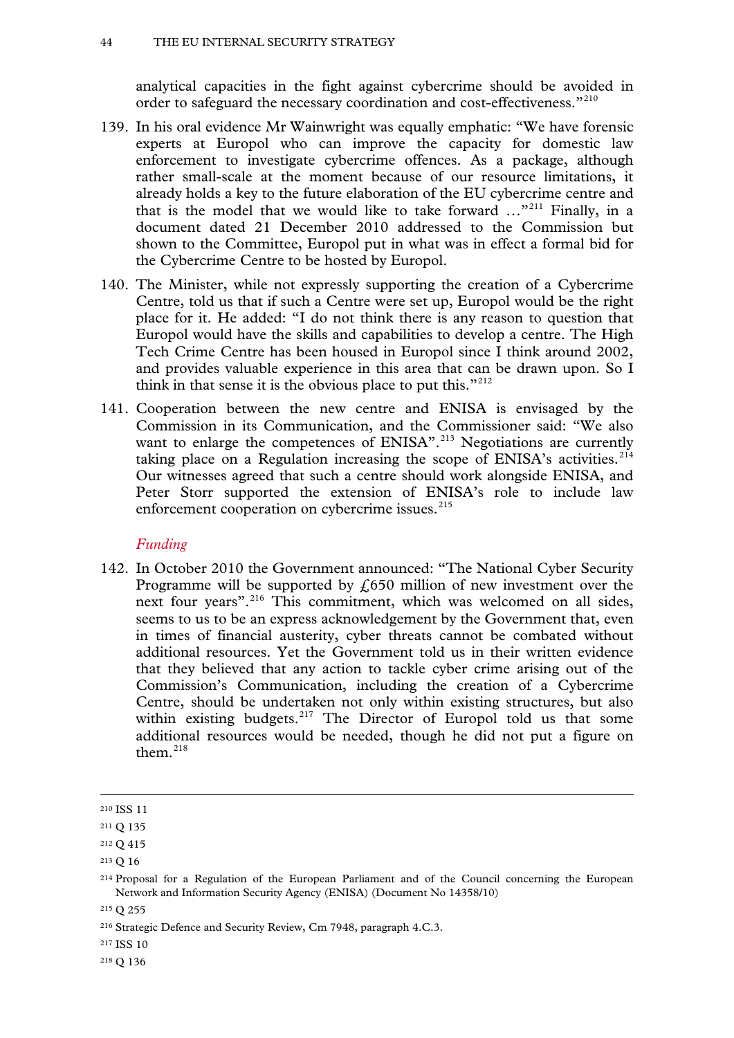analytical capacities in the fight against cybercrime should be avoided in order to safeguard the necessary coordination and cost-effectiveness."[210]

139. In his oral evidence Mr Wainwright was equally emphatic: "We have forensic experts at Europol who can improve the capacity for domestic law enforcement to investigate cybercrime offences. As a package, although rather small-scale at the moment because of our resource limitations, it already holds a key to the future elaboration of the EU cybercrime centre and that is the model that we would like to take forward …"[211] Finally, in a document dated 21 December 2010 addressed to the Commission but shown to the Committee, Europol put in what was in effect a formal bid for the Cybercrime Centre to be hosted by Europol.

140. The Minister, while not expressly supporting the creation of a Cybercrime Centre, told us that if such a Centre were set up, Europol would be the right place for it. He added: "I do not think there is any reason to question that Europol would have the skills and capabilities to develop a centre. The High Tech Crime Centre has been housed in Europol since I think around 2002, and provides valuable experience in this area that can be drawn upon. So I think in that sense it is the obvious place to put this."[212]

141. Cooperation between the new centre and ENISA is envisaged by the Commission in its Communication, and the Commissioner said: "We also want to enlarge the competences of ENISA".[213] Negotiations are currently taking place on a Regulation increasing the scope of ENISA's activities.[214] Our witnesses agreed that such a centre should work alongside ENISA, and Peter Storr supported the extension of ENISA's role to include law enforcement cooperation on cybercrime issues.[215]

### *Funding*

142. In October 2010 the Government announced: "The National Cyber Security Programme will be supported by £650 million of new investment over the next four years".[216] This commitment, which was welcomed on all sides, seems to us to be an express acknowledgement by the Government that, even in times of financial austerity, cyber threats cannot be combated without additional resources. Yet the Government told us in their written evidence that they believed that any action to tackle cyber crime arising out of the Commission's Communication, including the creation of a Cybercrime Centre, should be undertaken not only within existing structures, but also within existing budgets.[217] The Director of Europol told us that some additional resources would be needed, though he did not put a figure on them.[218]

---

[210] ISS 11

[211] Q 135

[212] Q 415

[213] Q 16

[214] Proposal for a Regulation of the European Parliament and of the Council concerning the European Network and Information Security Agency (ENISA) (Document No 14358/10)

[215] Q 255

[216] Strategic Defence and Security Review, Cm 7948, paragraph 4.C.3.

[217] ISS 10

[218] Q 136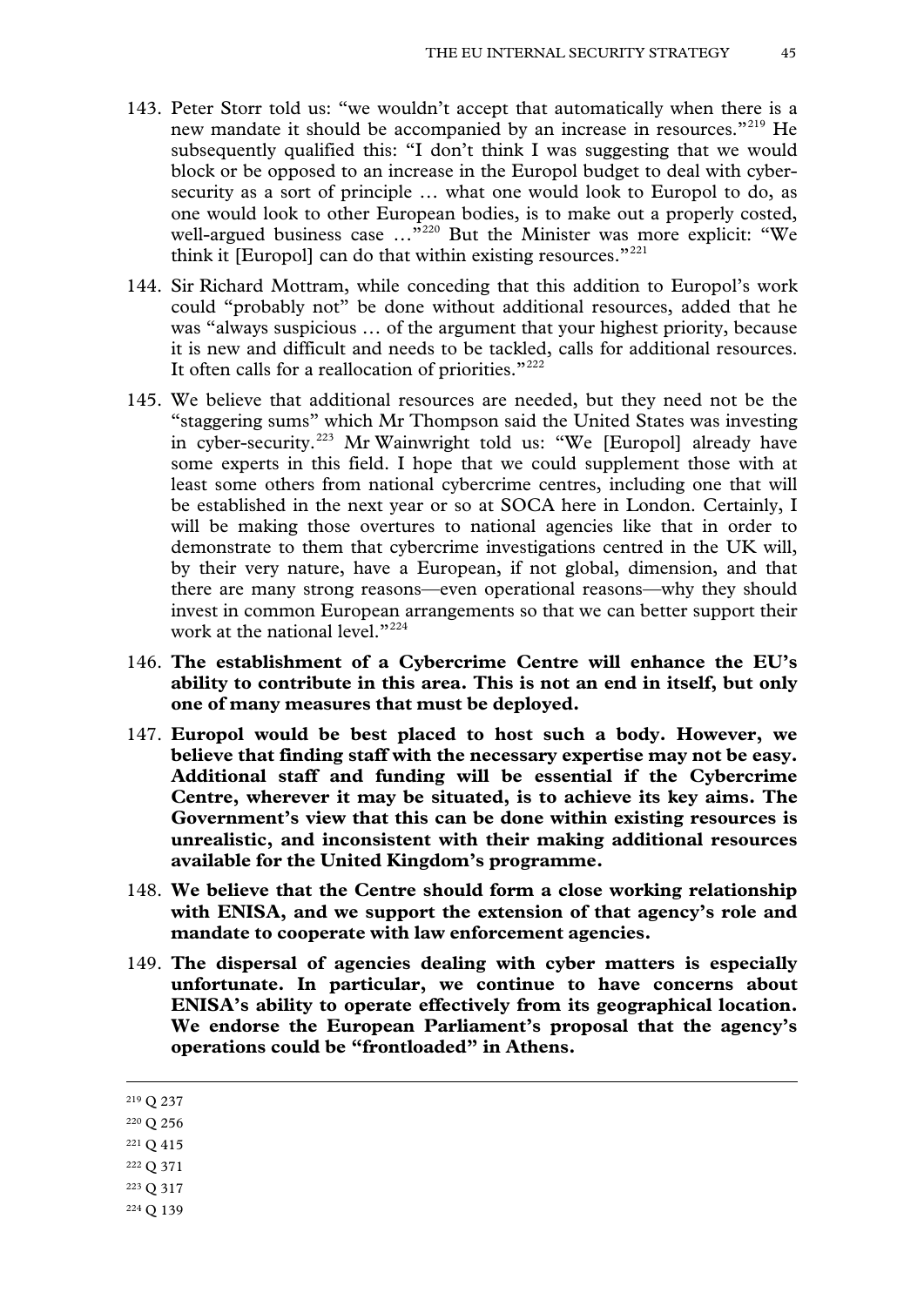143. Peter Storr told us: "we wouldn't accept that automatically when there is a new mandate it should be accompanied by an increase in resources."[219] He subsequently qualified this: "I don't think I was suggesting that we would block or be opposed to an increase in the Europol budget to deal with cyber-security as a sort of principle … what one would look to Europol to do, as one would look to other European bodies, is to make out a properly costed, well-argued business case …"[220] But the Minister was more explicit: "We think it [Europol] can do that within existing resources."[221]

144. Sir Richard Mottram, while conceding that this addition to Europol's work could "probably not" be done without additional resources, added that he was "always suspicious … of the argument that your highest priority, because it is new and difficult and needs to be tackled, calls for additional resources. It often calls for a reallocation of priorities."[222]

145. We believe that additional resources are needed, but they need not be the "staggering sums" which Mr Thompson said the United States was investing in cyber-security.[223] Mr Wainwright told us: "We [Europol] already have some experts in this field. I hope that we could supplement those with at least some others from national cybercrime centres, including one that will be established in the next year or so at SOCA here in London. Certainly, I will be making those overtures to national agencies like that in order to demonstrate to them that cybercrime investigations centred in the UK will, by their very nature, have a European, if not global, dimension, and that there are many strong reasons—even operational reasons—why they should invest in common European arrangements so that we can better support their work at the national level."[224]

146. **The establishment of a Cybercrime Centre will enhance the EU's ability to contribute in this area. This is not an end in itself, but only one of many measures that must be deployed.**

147. **Europol would be best placed to host such a body. However, we believe that finding staff with the necessary expertise may not be easy. Additional staff and funding will be essential if the Cybercrime Centre, wherever it may be situated, is to achieve its key aims. The Government's view that this can be done within existing resources is unrealistic, and inconsistent with their making additional resources available for the United Kingdom's programme.**

148. **We believe that the Centre should form a close working relationship with ENISA, and we support the extension of that agency's role and mandate to cooperate with law enforcement agencies.**

149. **The dispersal of agencies dealing with cyber matters is especially unfortunate. In particular, we continue to have concerns about ENISA's ability to operate effectively from its geographical location. We endorse the European Parliament's proposal that the agency's operations could be "frontloaded" in Athens.**

---

[219] Q 237

[220] Q 256

[221] Q 415

[222] Q 371

[223] Q 317

[224] Q 139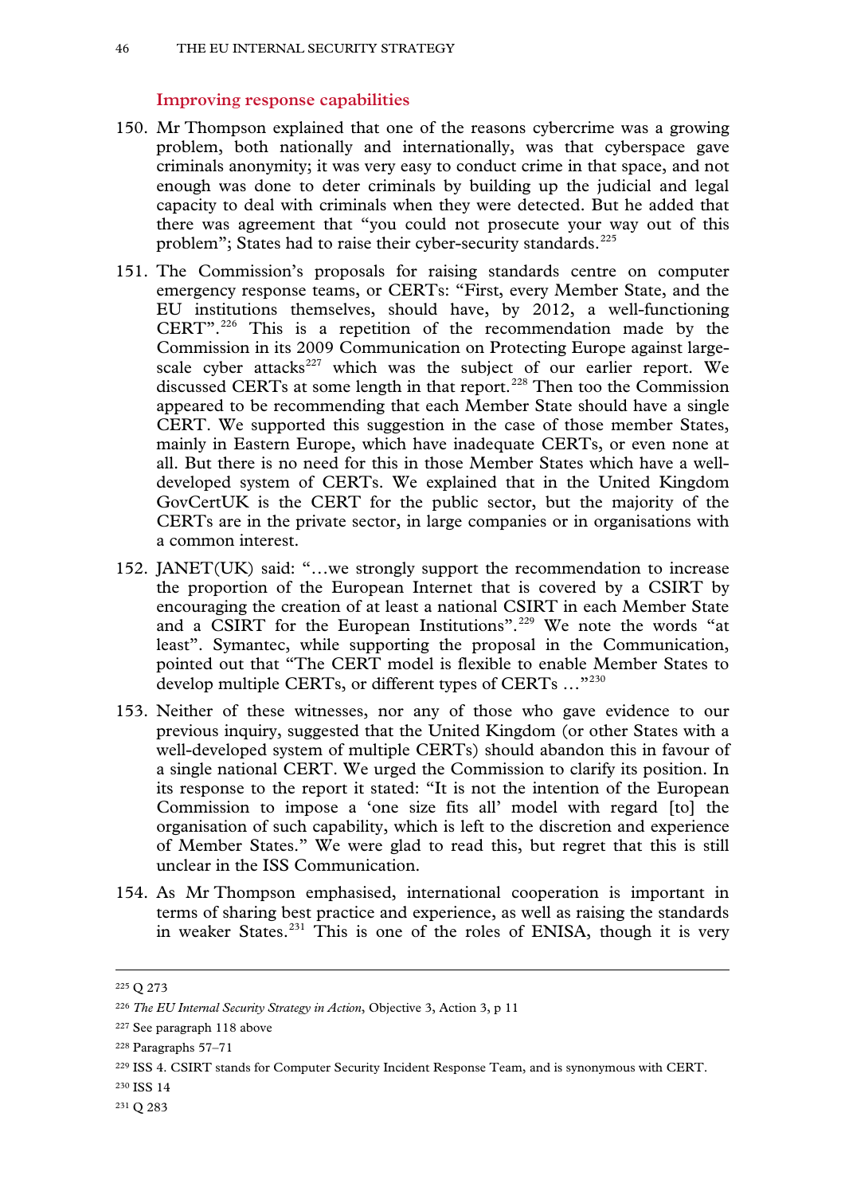### Improving response capabilities

150. Mr Thompson explained that one of the reasons cybercrime was a growing problem, both nationally and internationally, was that cyberspace gave criminals anonymity; it was very easy to conduct crime in that space, and not enough was done to deter criminals by building up the judicial and legal capacity to deal with criminals when they were detected. But he added that there was agreement that "you could not prosecute your way out of this problem"; States had to raise their cyber-security standards.[225]

151. The Commission's proposals for raising standards centre on computer emergency response teams, or CERTs: "First, every Member State, and the EU institutions themselves, should have, by 2012, a well-functioning CERT".[226] This is a repetition of the recommendation made by the Commission in its 2009 Communication on Protecting Europe against large-scale cyber attacks[227] which was the subject of our earlier report. We discussed CERTs at some length in that report.[228] Then too the Commission appeared to be recommending that each Member State should have a single CERT. We supported this suggestion in the case of those member States, mainly in Eastern Europe, which have inadequate CERTs, or even none at all. But there is no need for this in those Member States which have a well-developed system of CERTs. We explained that in the United Kingdom GovCertUK is the CERT for the public sector, but the majority of the CERTs are in the private sector, in large companies or in organisations with a common interest.

152. JANET(UK) said: "…we strongly support the recommendation to increase the proportion of the European Internet that is covered by a CSIRT by encouraging the creation of at least a national CSIRT in each Member State and a CSIRT for the European Institutions".[229] We note the words "at least". Symantec, while supporting the proposal in the Communication, pointed out that "The CERT model is flexible to enable Member States to develop multiple CERTs, or different types of CERTs …"[230]

153. Neither of these witnesses, nor any of those who gave evidence to our previous inquiry, suggested that the United Kingdom (or other States with a well-developed system of multiple CERTs) should abandon this in favour of a single national CERT. We urged the Commission to clarify its position. In its response to the report it stated: "It is not the intention of the European Commission to impose a 'one size fits all' model with regard [to] the organisation of such capability, which is left to the discretion and experience of Member States." We were glad to read this, but regret that this is still unclear in the ISS Communication.

154. As Mr Thompson emphasised, international cooperation is important in terms of sharing best practice and experience, as well as raising the standards in weaker States.[231] This is one of the roles of ENISA, though it is very

---

[225] Q 273

[226] *The EU Internal Security Strategy in Action*, Objective 3, Action 3, p 11

[227] See paragraph 118 above

[228] Paragraphs 57–71

[229] ISS 4. CSIRT stands for Computer Security Incident Response Team, and is synonymous with CERT.

[230] ISS 14

[231] Q 283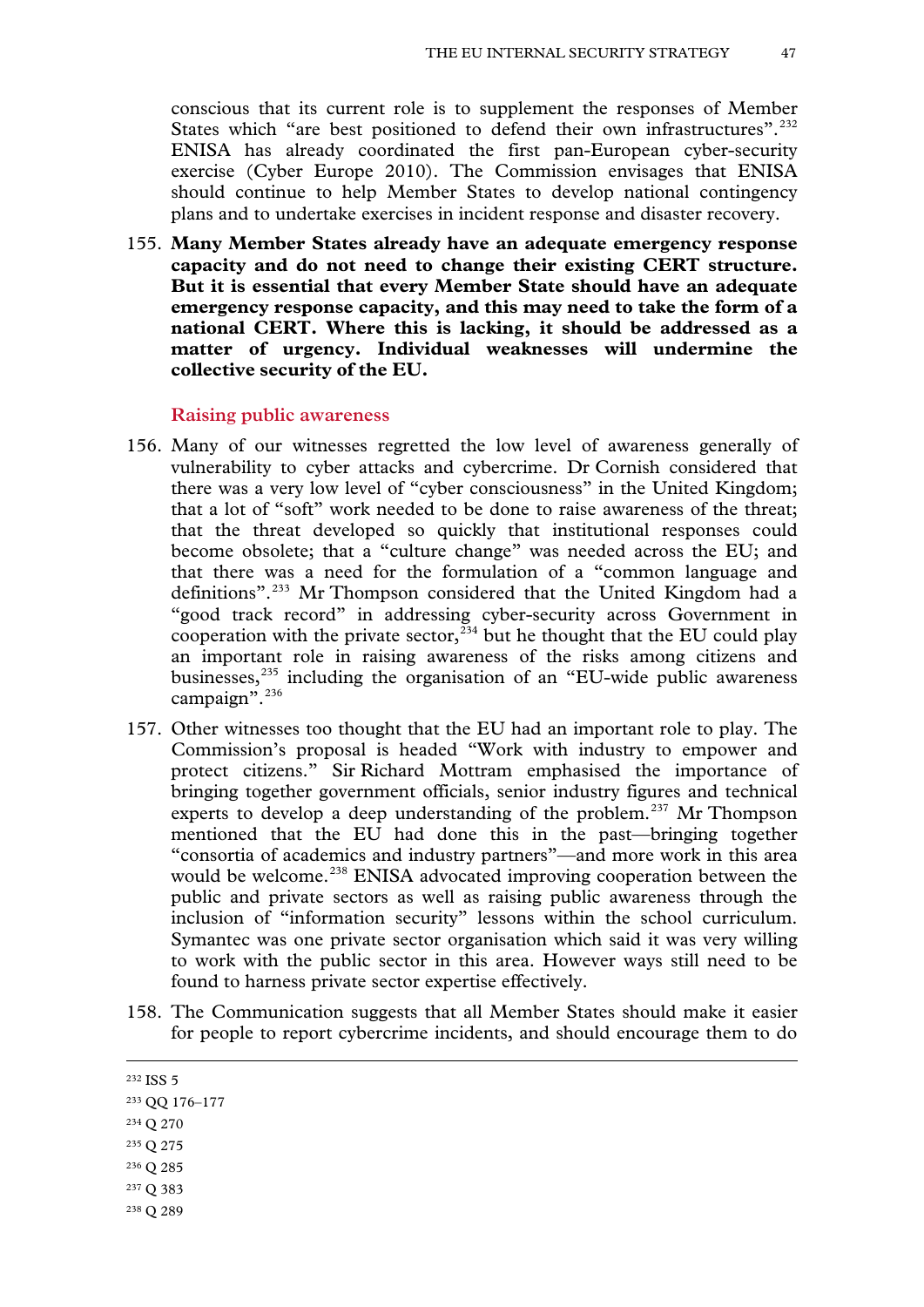conscious that its current role is to supplement the responses of Member States which "are best positioned to defend their own infrastructures".[232] ENISA has already coordinated the first pan-European cyber-security exercise (Cyber Europe 2010). The Commission envisages that ENISA should continue to help Member States to develop national contingency plans and to undertake exercises in incident response and disaster recovery.

155. **Many Member States already have an adequate emergency response capacity and do not need to change their existing CERT structure. But it is essential that every Member State should have an adequate emergency response capacity, and this may need to take the form of a national CERT. Where this is lacking, it should be addressed as a matter of urgency. Individual weaknesses will undermine the collective security of the EU.**

### Raising public awareness

156. Many of our witnesses regretted the low level of awareness generally of vulnerability to cyber attacks and cybercrime. Dr Cornish considered that there was a very low level of "cyber consciousness" in the United Kingdom; that a lot of "soft" work needed to be done to raise awareness of the threat; that the threat developed so quickly that institutional responses could become obsolete; that a "culture change" was needed across the EU; and that there was a need for the formulation of a "common language and definitions".[233] Mr Thompson considered that the United Kingdom had a "good track record" in addressing cyber-security across Government in cooperation with the private sector,[234] but he thought that the EU could play an important role in raising awareness of the risks among citizens and businesses,[235] including the organisation of an "EU-wide public awareness campaign".[236]

157. Other witnesses too thought that the EU had an important role to play. The Commission's proposal is headed "Work with industry to empower and protect citizens." Sir Richard Mottram emphasised the importance of bringing together government officials, senior industry figures and technical experts to develop a deep understanding of the problem.[237] Mr Thompson mentioned that the EU had done this in the past—bringing together "consortia of academics and industry partners"—and more work in this area would be welcome.[238] ENISA advocated improving cooperation between the public and private sectors as well as raising public awareness through the inclusion of "information security" lessons within the school curriculum. Symantec was one private sector organisation which said it was very willing to work with the public sector in this area. However ways still need to be found to harness private sector expertise effectively.

158. The Communication suggests that all Member States should make it easier for people to report cybercrime incidents, and should encourage them to do

---

[232] ISS 5

[233] QQ 176–177

[234] Q 270

[235] Q 275

[236] Q 285

[237] Q 383

[238] Q 289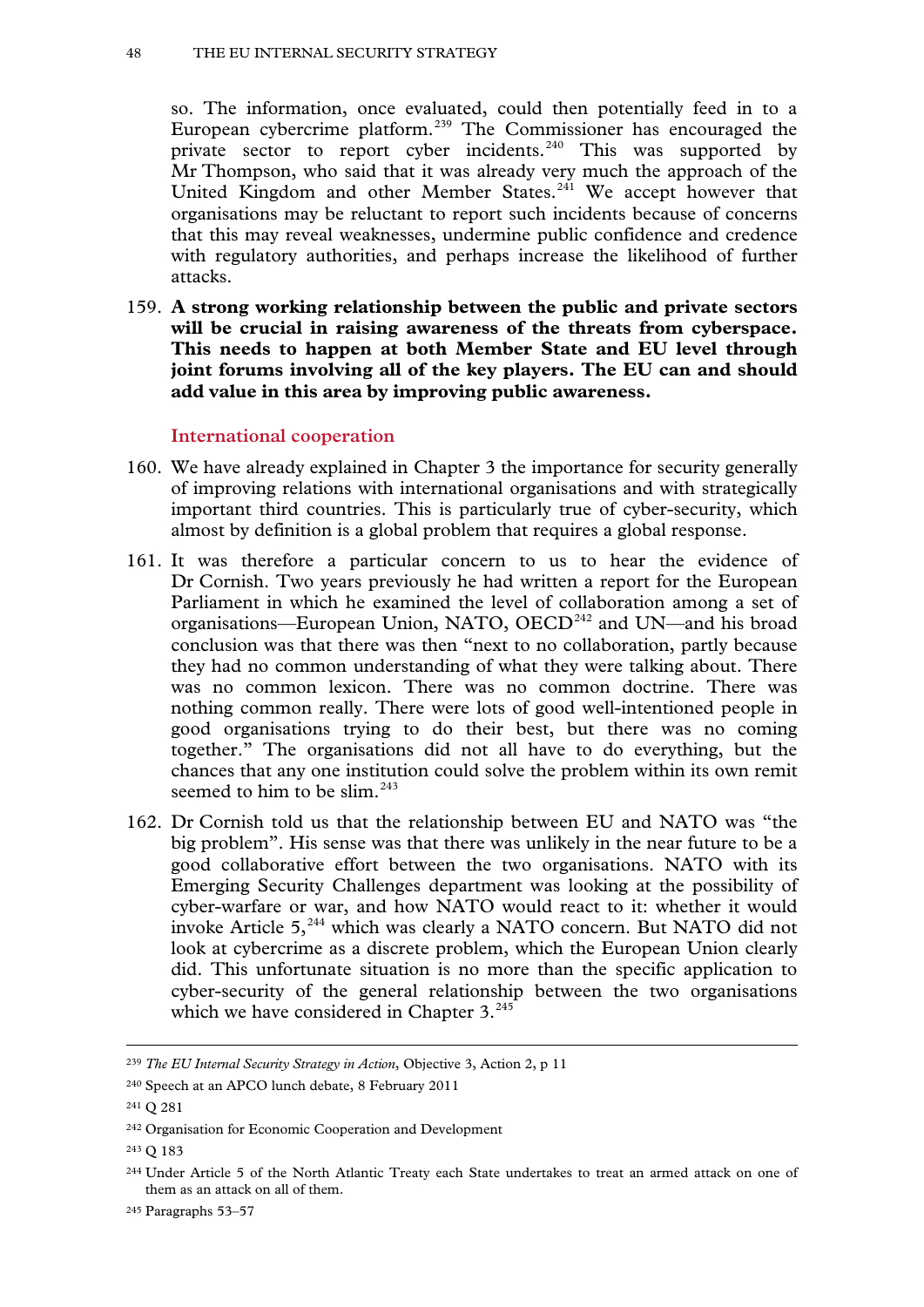so. The information, once evaluated, could then potentially feed in to a European cybercrime platform.[239] The Commissioner has encouraged the private sector to report cyber incidents.[240] This was supported by Mr Thompson, who said that it was already very much the approach of the United Kingdom and other Member States.[241] We accept however that organisations may be reluctant to report such incidents because of concerns that this may reveal weaknesses, undermine public confidence and credence with regulatory authorities, and perhaps increase the likelihood of further attacks.

159. **A strong working relationship between the public and private sectors will be crucial in raising awareness of the threats from cyberspace. This needs to happen at both Member State and EU level through joint forums involving all of the key players. The EU can and should add value in this area by improving public awareness.**

### International cooperation

160. We have already explained in Chapter 3 the importance for security generally of improving relations with international organisations and with strategically important third countries. This is particularly true of cyber-security, which almost by definition is a global problem that requires a global response.

161. It was therefore a particular concern to us to hear the evidence of Dr Cornish. Two years previously he had written a report for the European Parliament in which he examined the level of collaboration among a set of organisations—European Union, NATO, OECD[242] and UN—and his broad conclusion was that there was then "next to no collaboration, partly because they had no common understanding of what they were talking about. There was no common lexicon. There was no common doctrine. There was nothing common really. There were lots of good well-intentioned people in good organisations trying to do their best, but there was no coming together." The organisations did not all have to do everything, but the chances that any one institution could solve the problem within its own remit seemed to him to be slim.[243]

162. Dr Cornish told us that the relationship between EU and NATO was "the big problem". His sense was that there was unlikely in the near future to be a good collaborative effort between the two organisations. NATO with its Emerging Security Challenges department was looking at the possibility of cyber-warfare or war, and how NATO would react to it: whether it would invoke Article 5,[244] which was clearly a NATO concern. But NATO did not look at cybercrime as a discrete problem, which the European Union clearly did. This unfortunate situation is no more than the specific application to cyber-security of the general relationship between the two organisations which we have considered in Chapter 3.[245]

---

[239] *The EU Internal Security Strategy in Action*, Objective 3, Action 2, p 11

[240] Speech at an APCO lunch debate, 8 February 2011

[241] Q 281

[242] Organisation for Economic Cooperation and Development

[243] Q 183

[244] Under Article 5 of the North Atlantic Treaty each State undertakes to treat an armed attack on one of them as an attack on all of them.

[245] Paragraphs 53–57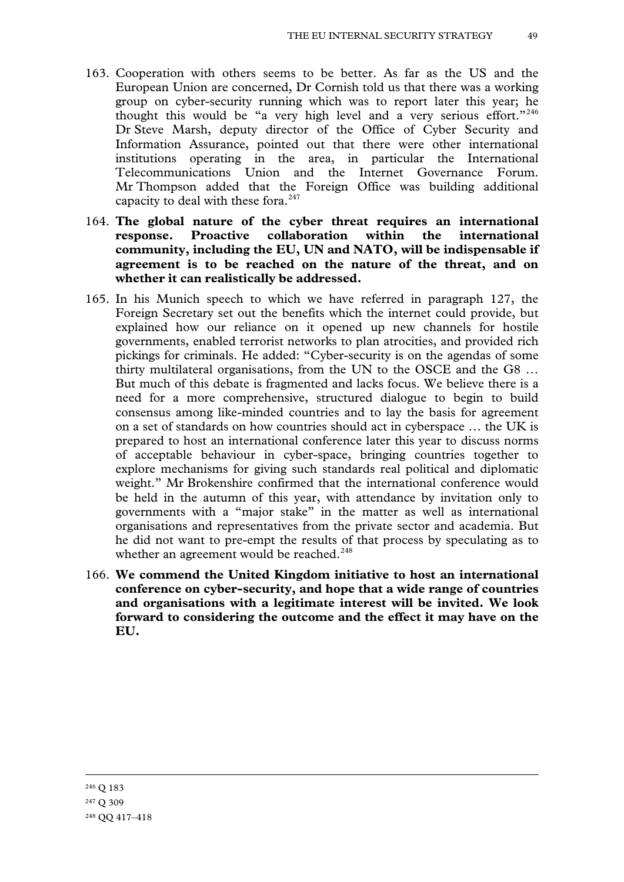163. Cooperation with others seems to be better. As far as the US and the European Union are concerned, Dr Cornish told us that there was a working group on cyber-security running which was to report later this year; he thought this would be "a very high level and a very serious effort."[246] Dr Steve Marsh, deputy director of the Office of Cyber Security and Information Assurance, pointed out that there were other international institutions operating in the area, in particular the International Telecommunications Union and the Internet Governance Forum. Mr Thompson added that the Foreign Office was building additional capacity to deal with these fora.[247]

164. **The global nature of the cyber threat requires an international response. Proactive collaboration within the international community, including the EU, UN and NATO, will be indispensable if agreement is to be reached on the nature of the threat, and on whether it can realistically be addressed.**

165. In his Munich speech to which we have referred in paragraph 127, the Foreign Secretary set out the benefits which the internet could provide, but explained how our reliance on it opened up new channels for hostile governments, enabled terrorist networks to plan atrocities, and provided rich pickings for criminals. He added: "Cyber-security is on the agendas of some thirty multilateral organisations, from the UN to the OSCE and the G8 … But much of this debate is fragmented and lacks focus. We believe there is a need for a more comprehensive, structured dialogue to begin to build consensus among like-minded countries and to lay the basis for agreement on a set of standards on how countries should act in cyberspace … the UK is prepared to host an international conference later this year to discuss norms of acceptable behaviour in cyber-space, bringing countries together to explore mechanisms for giving such standards real political and diplomatic weight." Mr Brokenshire confirmed that the international conference would be held in the autumn of this year, with attendance by invitation only to governments with a "major stake" in the matter as well as international organisations and representatives from the private sector and academia. But he did not want to pre-empt the results of that process by speculating as to whether an agreement would be reached.[248]

166. **We commend the United Kingdom initiative to host an international conference on cyber-security, and hope that a wide range of countries and organisations with a legitimate interest will be invited. We look forward to considering the outcome and the effect it may have on the EU.**

---

[246] Q 183

[247] Q 309

[248] QQ 417–418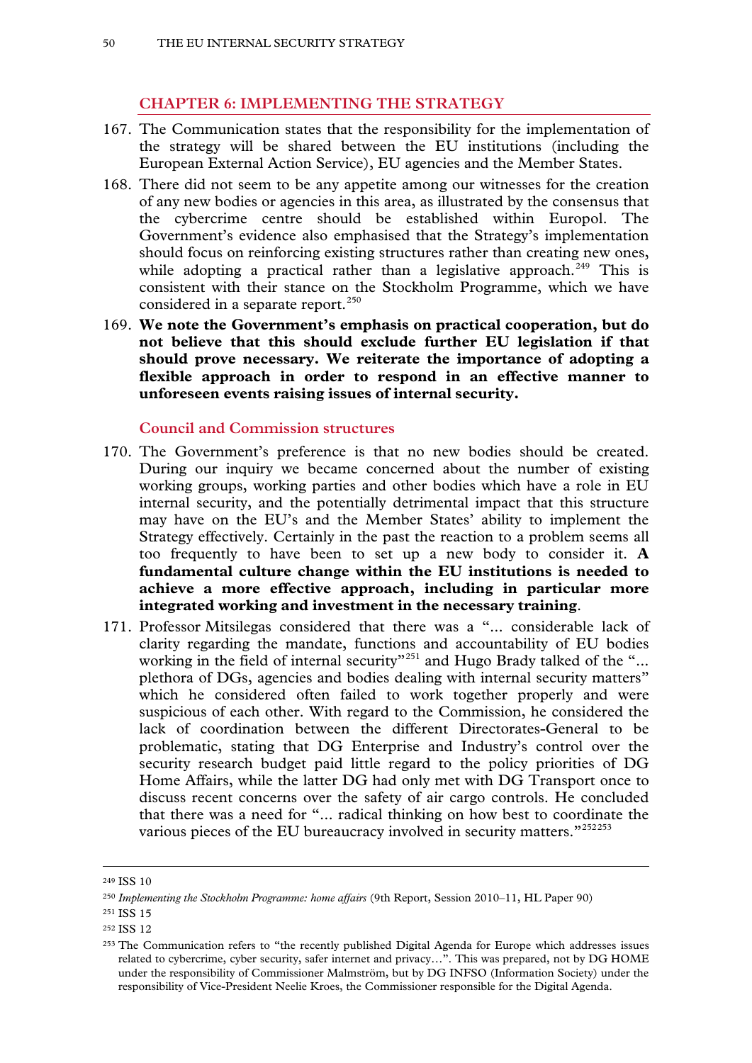## CHAPTER 6: IMPLEMENTING THE STRATEGY

167. The Communication states that the responsibility for the implementation of the strategy will be shared between the EU institutions (including the European External Action Service), EU agencies and the Member States.

168. There did not seem to be any appetite among our witnesses for the creation of any new bodies or agencies in this area, as illustrated by the consensus that the cybercrime centre should be established within Europol. The Government's evidence also emphasised that the Strategy's implementation should focus on reinforcing existing structures rather than creating new ones, while adopting a practical rather than a legislative approach.[249] This is consistent with their stance on the Stockholm Programme, which we have considered in a separate report.[250]

169. **We note the Government's emphasis on practical cooperation, but do not believe that this should exclude further EU legislation if that should prove necessary. We reiterate the importance of adopting a flexible approach in order to respond in an effective manner to unforeseen events raising issues of internal security.**

### Council and Commission structures

170. The Government's preference is that no new bodies should be created. During our inquiry we became concerned about the number of existing working groups, working parties and other bodies which have a role in EU internal security, and the potentially detrimental impact that this structure may have on the EU's and the Member States' ability to implement the Strategy effectively. Certainly in the past the reaction to a problem seems all too frequently to have been to set up a new body to consider it. **A fundamental culture change within the EU institutions is needed to achieve a more effective approach, including in particular more integrated working and investment in the necessary training**.

171. Professor Mitsilegas considered that there was a "... considerable lack of clarity regarding the mandate, functions and accountability of EU bodies working in the field of internal security"[251] and Hugo Brady talked of the "... plethora of DGs, agencies and bodies dealing with internal security matters" which he considered often failed to work together properly and were suspicious of each other. With regard to the Commission, he considered the lack of coordination between the different Directorates-General to be problematic, stating that DG Enterprise and Industry's control over the security research budget paid little regard to the policy priorities of DG Home Affairs, while the latter DG had only met with DG Transport once to discuss recent concerns over the safety of air cargo controls. He concluded that there was a need for "... radical thinking on how best to coordinate the various pieces of the EU bureaucracy involved in security matters."[252][253]

---

[249] ISS 10

[250] *Implementing the Stockholm Programme: home affairs* (9th Report, Session 2010–11, HL Paper 90)

[251] ISS 15

[252] ISS 12

[253] The Communication refers to "the recently published Digital Agenda for Europe which addresses issues related to cybercrime, cyber security, safer internet and privacy…". This was prepared, not by DG HOME under the responsibility of Commissioner Malmström, but by DG INFSO (Information Society) under the responsibility of Vice-President Neelie Kroes, the Commissioner responsible for the Digital Agenda.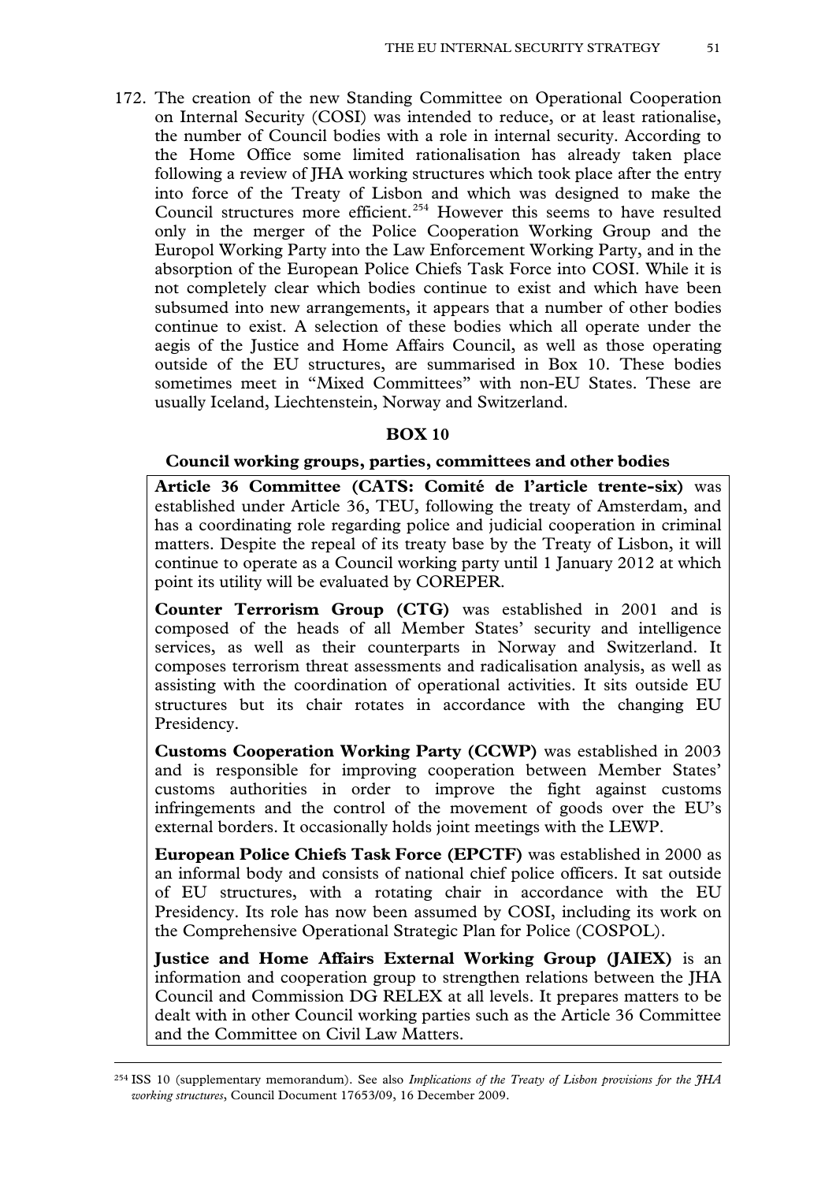172. The creation of the new Standing Committee on Operational Cooperation on Internal Security (COSI) was intended to reduce, or at least rationalise, the number of Council bodies with a role in internal security. According to the Home Office some limited rationalisation has already taken place following a review of JHA working structures which took place after the entry into force of the Treaty of Lisbon and which was designed to make the Council structures more efficient.[254] However this seems to have resulted only in the merger of the Police Cooperation Working Group and the Europol Working Party into the Law Enforcement Working Party, and in the absorption of the European Police Chiefs Task Force into COSI. While it is not completely clear which bodies continue to exist and which have been subsumed into new arrangements, it appears that a number of other bodies continue to exist. A selection of these bodies which all operate under the aegis of the Justice and Home Affairs Council, as well as those operating outside of the EU structures, are summarised in Box 10. These bodies sometimes meet in "Mixed Committees" with non-EU States. These are usually Iceland, Liechtenstein, Norway and Switzerland.

**BOX 10**

**Council working groups, parties, committees and other bodies**

**Article 36 Committee (CATS: Comité de l'article trente-six)** was established under Article 36, TEU, following the treaty of Amsterdam, and has a coordinating role regarding police and judicial cooperation in criminal matters. Despite the repeal of its treaty base by the Treaty of Lisbon, it will continue to operate as a Council working party until 1 January 2012 at which point its utility will be evaluated by COREPER.

**Counter Terrorism Group (CTG)** was established in 2001 and is composed of the heads of all Member States' security and intelligence services, as well as their counterparts in Norway and Switzerland. It composes terrorism threat assessments and radicalisation analysis, as well as assisting with the coordination of operational activities. It sits outside EU structures but its chair rotates in accordance with the changing EU Presidency.

**Customs Cooperation Working Party (CCWP)** was established in 2003 and is responsible for improving cooperation between Member States' customs authorities in order to improve the fight against customs infringements and the control of the movement of goods over the EU's external borders. It occasionally holds joint meetings with the LEWP.

**European Police Chiefs Task Force (EPCTF)** was established in 2000 as an informal body and consists of national chief police officers. It sat outside of EU structures, with a rotating chair in accordance with the EU Presidency. Its role has now been assumed by COSI, including its work on the Comprehensive Operational Strategic Plan for Police (COSPOL).

**Justice and Home Affairs External Working Group (JAIEX)** is an information and cooperation group to strengthen relations between the JHA Council and Commission DG RELEX at all levels. It prepares matters to be dealt with in other Council working parties such as the Article 36 Committee and the Committee on Civil Law Matters.

[254] ISS 10 (supplementary memorandum). See also *Implications of the Treaty of Lisbon provisions for the JHA working structures*, Council Document 17653/09, 16 December 2009.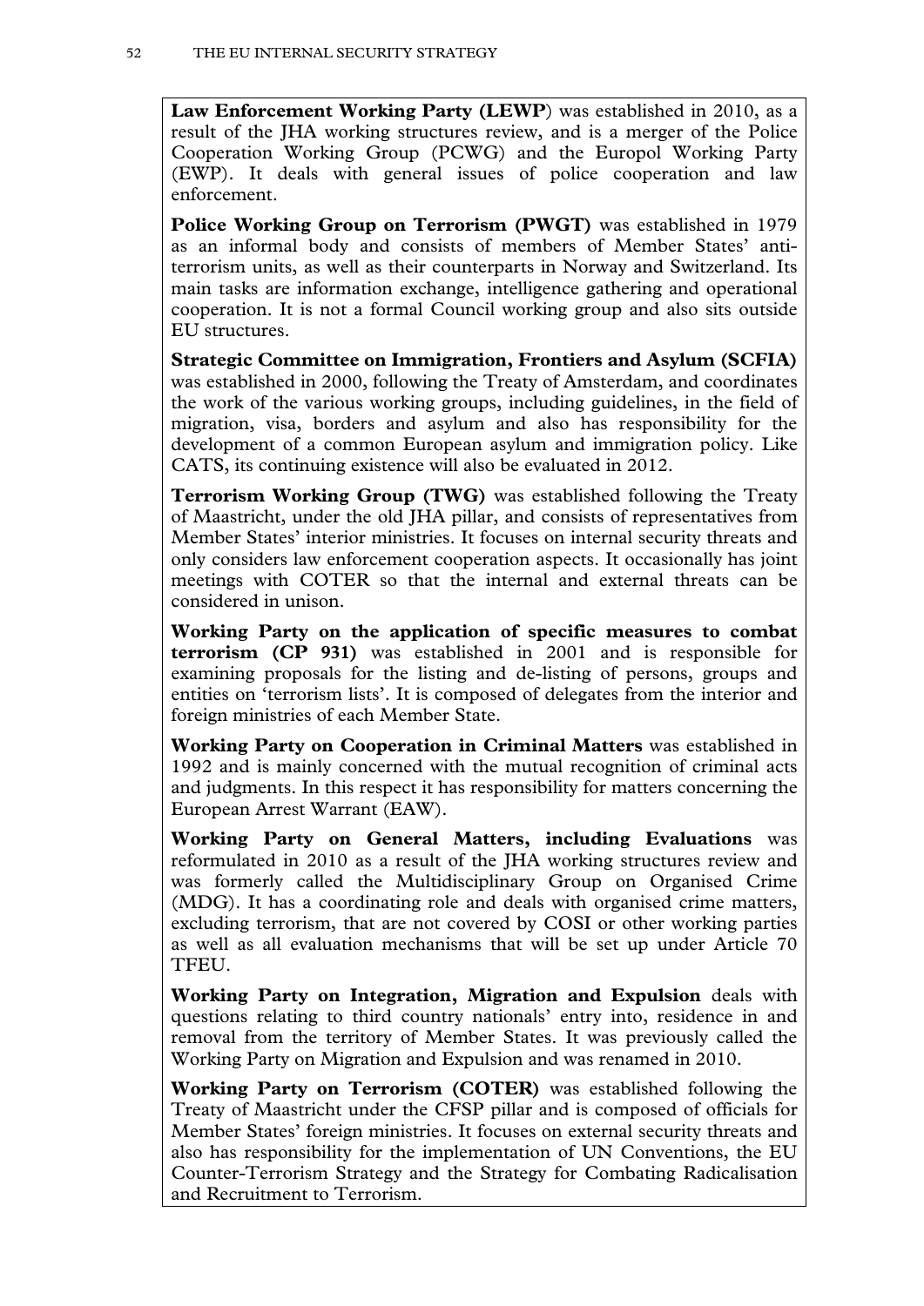**Law Enforcement Working Party (LEWP**) was established in 2010, as a result of the JHA working structures review, and is a merger of the Police Cooperation Working Group (PCWG) and the Europol Working Party (EWP). It deals with general issues of police cooperation and law enforcement.

**Police Working Group on Terrorism (PWGT)** was established in 1979 as an informal body and consists of members of Member States' anti-terrorism units, as well as their counterparts in Norway and Switzerland. Its main tasks are information exchange, intelligence gathering and operational cooperation. It is not a formal Council working group and also sits outside EU structures.

**Strategic Committee on Immigration, Frontiers and Asylum (SCFIA)** was established in 2000, following the Treaty of Amsterdam, and coordinates the work of the various working groups, including guidelines, in the field of migration, visa, borders and asylum and also has responsibility for the development of a common European asylum and immigration policy. Like CATS, its continuing existence will also be evaluated in 2012.

**Terrorism Working Group (TWG)** was established following the Treaty of Maastricht, under the old JHA pillar, and consists of representatives from Member States' interior ministries. It focuses on internal security threats and only considers law enforcement cooperation aspects. It occasionally has joint meetings with COTER so that the internal and external threats can be considered in unison.

**Working Party on the application of specific measures to combat terrorism (CP 931)** was established in 2001 and is responsible for examining proposals for the listing and de-listing of persons, groups and entities on 'terrorism lists'. It is composed of delegates from the interior and foreign ministries of each Member State.

**Working Party on Cooperation in Criminal Matters** was established in 1992 and is mainly concerned with the mutual recognition of criminal acts and judgments. In this respect it has responsibility for matters concerning the European Arrest Warrant (EAW).

**Working Party on General Matters, including Evaluations** was reformulated in 2010 as a result of the JHA working structures review and was formerly called the Multidisciplinary Group on Organised Crime (MDG). It has a coordinating role and deals with organised crime matters, excluding terrorism, that are not covered by COSI or other working parties as well as all evaluation mechanisms that will be set up under Article 70 TFEU.

**Working Party on Integration, Migration and Expulsion** deals with questions relating to third country nationals' entry into, residence in and removal from the territory of Member States. It was previously called the Working Party on Migration and Expulsion and was renamed in 2010.

**Working Party on Terrorism (COTER)** was established following the Treaty of Maastricht under the CFSP pillar and is composed of officials for Member States' foreign ministries. It focuses on external security threats and also has responsibility for the implementation of UN Conventions, the EU Counter-Terrorism Strategy and the Strategy for Combating Radicalisation and Recruitment to Terrorism.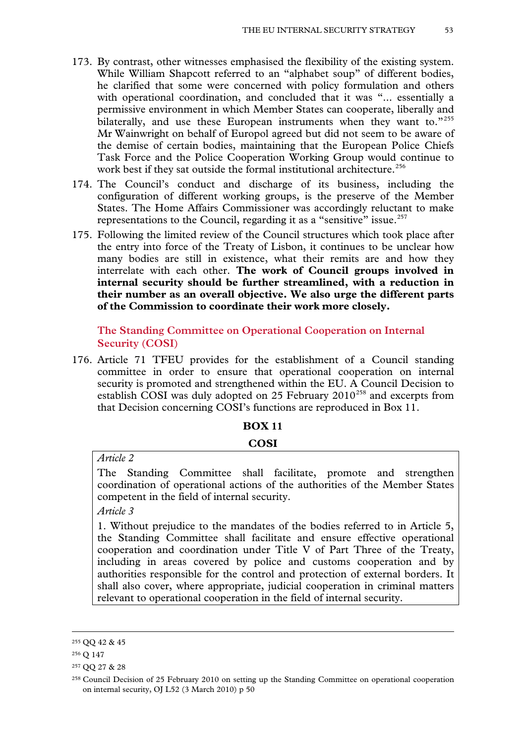173. By contrast, other witnesses emphasised the flexibility of the existing system. While William Shapcott referred to an "alphabet soup" of different bodies, he clarified that some were concerned with policy formulation and others with operational coordination, and concluded that it was "... essentially a permissive environment in which Member States can cooperate, liberally and bilaterally, and use these European instruments when they want to."[255] Mr Wainwright on behalf of Europol agreed but did not seem to be aware of the demise of certain bodies, maintaining that the European Police Chiefs Task Force and the Police Cooperation Working Group would continue to work best if they sat outside the formal institutional architecture.[256]

174. The Council's conduct and discharge of its business, including the configuration of different working groups, is the preserve of the Member States. The Home Affairs Commissioner was accordingly reluctant to make representations to the Council, regarding it as a "sensitive" issue.[257]

175. Following the limited review of the Council structures which took place after the entry into force of the Treaty of Lisbon, it continues to be unclear how many bodies are still in existence, what their remits are and how they interrelate with each other. **The work of Council groups involved in internal security should be further streamlined, with a reduction in their number as an overall objective. We also urge the different parts of the Commission to coordinate their work more closely.**

### The Standing Committee on Operational Cooperation on Internal Security (COSI)

176. Article 71 TFEU provides for the establishment of a Council standing committee in order to ensure that operational cooperation on internal security is promoted and strengthened within the EU. A Council Decision to establish COSI was duly adopted on 25 February 2010[258] and excerpts from that Decision concerning COSI's functions are reproduced in Box 11.

**BOX 11**

**COSI**

*Article 2*

The Standing Committee shall facilitate, promote and strengthen coordination of operational actions of the authorities of the Member States competent in the field of internal security.

*Article 3*

1. Without prejudice to the mandates of the bodies referred to in Article 5, the Standing Committee shall facilitate and ensure effective operational cooperation and coordination under Title V of Part Three of the Treaty, including in areas covered by police and customs cooperation and by authorities responsible for the control and protection of external borders. It shall also cover, where appropriate, judicial cooperation in criminal matters relevant to operational cooperation in the field of internal security.

---

[255] QQ 42 & 45

[256] Q 147

[257] QQ 27 & 28

[258] Council Decision of 25 February 2010 on setting up the Standing Committee on operational cooperation on internal security, OJ L52 (3 March 2010) p 50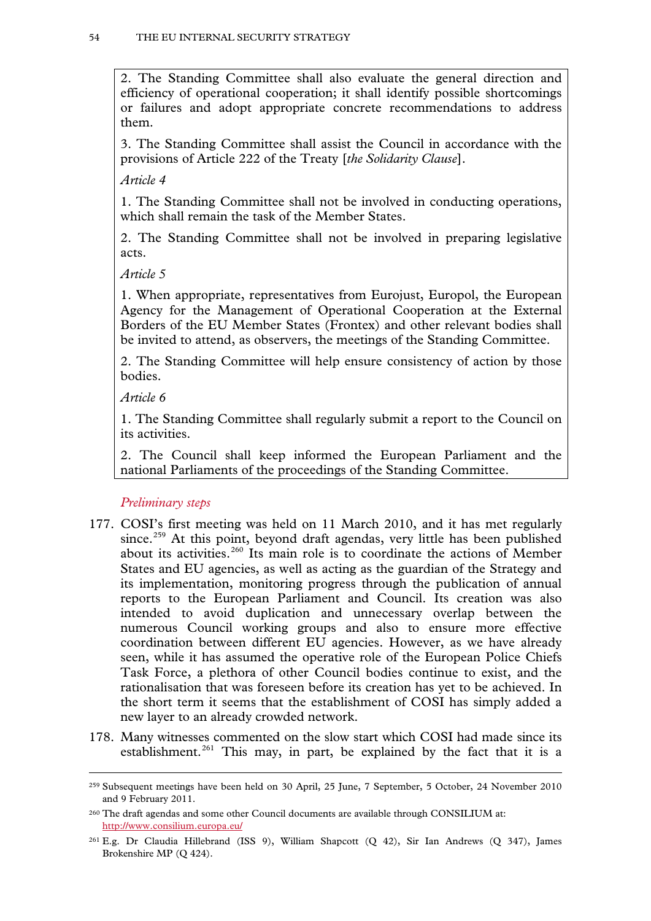> 2. The Standing Committee shall also evaluate the general direction and efficiency of operational cooperation; it shall identify possible shortcomings or failures and adopt appropriate concrete recommendations to address them.
>
> 3. The Standing Committee shall assist the Council in accordance with the provisions of Article 222 of the Treaty [*the Solidarity Clause*].
>
> *Article 4*
>
> 1. The Standing Committee shall not be involved in conducting operations, which shall remain the task of the Member States.
>
> 2. The Standing Committee shall not be involved in preparing legislative acts.
>
> *Article 5*
>
> 1. When appropriate, representatives from Eurojust, Europol, the European Agency for the Management of Operational Cooperation at the External Borders of the EU Member States (Frontex) and other relevant bodies shall be invited to attend, as observers, the meetings of the Standing Committee.
>
> 2. The Standing Committee will help ensure consistency of action by those bodies.
>
> *Article 6*
>
> 1. The Standing Committee shall regularly submit a report to the Council on its activities.
>
> 2. The Council shall keep informed the European Parliament and the national Parliaments of the proceedings of the Standing Committee.

*Preliminary steps*

177. COSI's first meeting was held on 11 March 2010, and it has met regularly since.[259] At this point, beyond draft agendas, very little has been published about its activities.[260] Its main role is to coordinate the actions of Member States and EU agencies, as well as acting as the guardian of the Strategy and its implementation, monitoring progress through the publication of annual reports to the European Parliament and Council. Its creation was also intended to avoid duplication and unnecessary overlap between the numerous Council working groups and also to ensure more effective coordination between different EU agencies. However, as we have already seen, while it has assumed the operative role of the European Police Chiefs Task Force, a plethora of other Council bodies continue to exist, and the rationalisation that was foreseen before its creation has yet to be achieved. In the short term it seems that the establishment of COSI has simply added a new layer to an already crowded network.

178. Many witnesses commented on the slow start which COSI had made since its establishment.[261] This may, in part, be explained by the fact that it is a

---

[259] Subsequent meetings have been held on 30 April, 25 June, 7 September, 5 October, 24 November 2010 and 9 February 2011.

[260] The draft agendas and some other Council documents are available through CONSILIUM at: http://www.consilium.europa.eu/

[261] E.g. Dr Claudia Hillebrand (ISS 9), William Shapcott (Q 42), Sir Ian Andrews (Q 347), James Brokenshire MP (Q 424).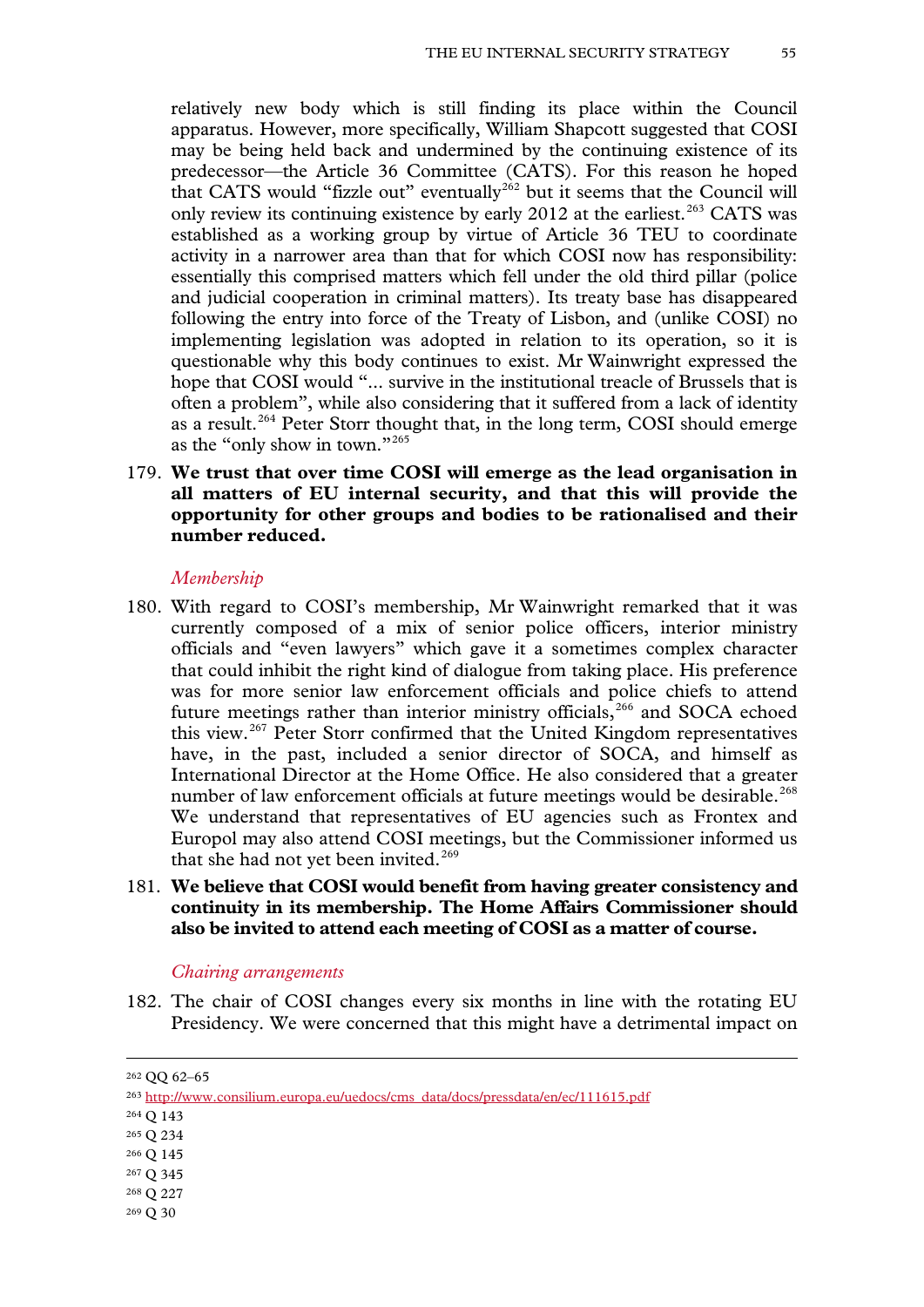relatively new body which is still finding its place within the Council apparatus. However, more specifically, William Shapcott suggested that COSI may be being held back and undermined by the continuing existence of its predecessor—the Article 36 Committee (CATS). For this reason he hoped that CATS would "fizzle out" eventually[262] but it seems that the Council will only review its continuing existence by early 2012 at the earliest.[263] CATS was established as a working group by virtue of Article 36 TEU to coordinate activity in a narrower area than that for which COSI now has responsibility: essentially this comprised matters which fell under the old third pillar (police and judicial cooperation in criminal matters). Its treaty base has disappeared following the entry into force of the Treaty of Lisbon, and (unlike COSI) no implementing legislation was adopted in relation to its operation, so it is questionable why this body continues to exist. Mr Wainwright expressed the hope that COSI would "... survive in the institutional treacle of Brussels that is often a problem", while also considering that it suffered from a lack of identity as a result.[264] Peter Storr thought that, in the long term, COSI should emerge as the "only show in town."[265]

179. **We trust that over time COSI will emerge as the lead organisation in all matters of EU internal security, and that this will provide the opportunity for other groups and bodies to be rationalised and their number reduced.**

*Membership*

180. With regard to COSI's membership, Mr Wainwright remarked that it was currently composed of a mix of senior police officers, interior ministry officials and "even lawyers" which gave it a sometimes complex character that could inhibit the right kind of dialogue from taking place. His preference was for more senior law enforcement officials and police chiefs to attend future meetings rather than interior ministry officials,[266] and SOCA echoed this view.[267] Peter Storr confirmed that the United Kingdom representatives have, in the past, included a senior director of SOCA, and himself as International Director at the Home Office. He also considered that a greater number of law enforcement officials at future meetings would be desirable.[268] We understand that representatives of EU agencies such as Frontex and Europol may also attend COSI meetings, but the Commissioner informed us that she had not yet been invited.[269]

181. **We believe that COSI would benefit from having greater consistency and continuity in its membership. The Home Affairs Commissioner should also be invited to attend each meeting of COSI as a matter of course.**

*Chairing arrangements*

182. The chair of COSI changes every six months in line with the rotating EU Presidency. We were concerned that this might have a detrimental impact on

---

[262] QQ 62–65

[263] http://www.consilium.europa.eu/uedocs/cms_data/docs/pressdata/en/ec/111615.pdf

[264] Q 143

[265] Q 234

[266] Q 145

[267] Q 345

[268] Q 227

[269] Q 30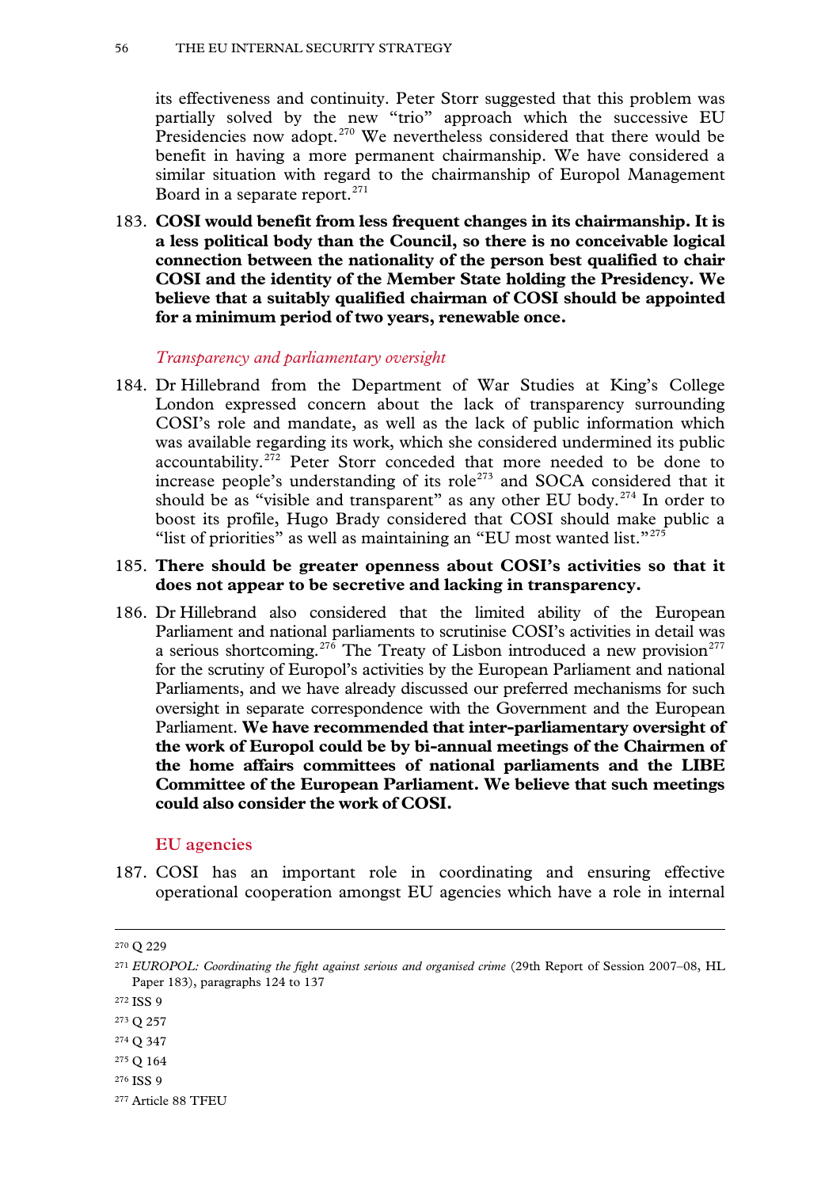its effectiveness and continuity. Peter Storr suggested that this problem was partially solved by the new "trio" approach which the successive EU Presidencies now adopt.[270] We nevertheless considered that there would be benefit in having a more permanent chairmanship. We have considered a similar situation with regard to the chairmanship of Europol Management Board in a separate report.[271]

183. **COSI would benefit from less frequent changes in its chairmanship. It is a less political body than the Council, so there is no conceivable logical connection between the nationality of the person best qualified to chair COSI and the identity of the Member State holding the Presidency. We believe that a suitably qualified chairman of COSI should be appointed for a minimum period of two years, renewable once.**

*Transparency and parliamentary oversight*

184. Dr Hillebrand from the Department of War Studies at King's College London expressed concern about the lack of transparency surrounding COSI's role and mandate, as well as the lack of public information which was available regarding its work, which she considered undermined its public accountability.[272] Peter Storr conceded that more needed to be done to increase people's understanding of its role[273] and SOCA considered that it should be as "visible and transparent" as any other EU body.[274] In order to boost its profile, Hugo Brady considered that COSI should make public a "list of priorities" as well as maintaining an "EU most wanted list."[275]

185. **There should be greater openness about COSI's activities so that it does not appear to be secretive and lacking in transparency.**

186. Dr Hillebrand also considered that the limited ability of the European Parliament and national parliaments to scrutinise COSI's activities in detail was a serious shortcoming.[276] The Treaty of Lisbon introduced a new provision[277] for the scrutiny of Europol's activities by the European Parliament and national Parliaments, and we have already discussed our preferred mechanisms for such oversight in separate correspondence with the Government and the European Parliament. **We have recommended that inter-parliamentary oversight of the work of Europol could be by bi-annual meetings of the Chairmen of the home affairs committees of national parliaments and the LIBE Committee of the European Parliament. We believe that such meetings could also consider the work of COSI.**

## EU agencies

187. COSI has an important role in coordinating and ensuring effective operational cooperation amongst EU agencies which have a role in internal

---

[270] Q 229

[271] *EUROPOL: Coordinating the fight against serious and organised crime* (29th Report of Session 2007–08, HL Paper 183), paragraphs 124 to 137

[272] ISS 9

[273] Q 257

[274] Q 347

[275] Q 164

[276] ISS 9

[277] Article 88 TFEU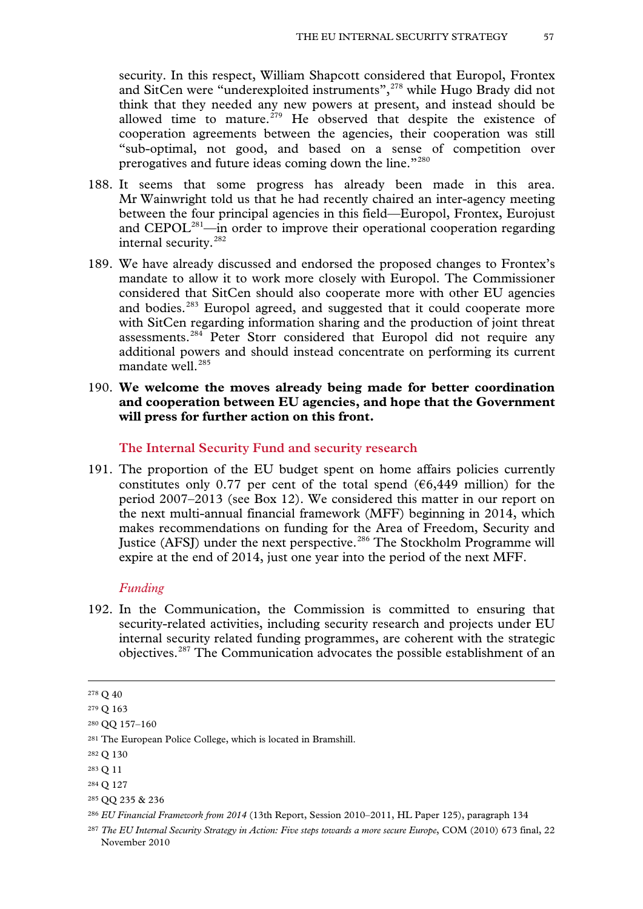security. In this respect, William Shapcott considered that Europol, Frontex and SitCen were "underexploited instruments",[278] while Hugo Brady did not think that they needed any new powers at present, and instead should be allowed time to mature.[279] He observed that despite the existence of cooperation agreements between the agencies, their cooperation was still "sub-optimal, not good, and based on a sense of competition over prerogatives and future ideas coming down the line."[280]

188. It seems that some progress has already been made in this area. Mr Wainwright told us that he had recently chaired an inter-agency meeting between the four principal agencies in this field—Europol, Frontex, Eurojust and CEPOL[281]—in order to improve their operational cooperation regarding internal security.[282]

189. We have already discussed and endorsed the proposed changes to Frontex's mandate to allow it to work more closely with Europol. The Commissioner considered that SitCen should also cooperate more with other EU agencies and bodies.[283] Europol agreed, and suggested that it could cooperate more with SitCen regarding information sharing and the production of joint threat assessments.[284] Peter Storr considered that Europol did not require any additional powers and should instead concentrate on performing its current mandate well.[285]

190. **We welcome the moves already being made for better coordination and cooperation between EU agencies, and hope that the Government will press for further action on this front.**

## The Internal Security Fund and security research

191. The proportion of the EU budget spent on home affairs policies currently constitutes only 0.77 per cent of the total spend (€6,449 million) for the period 2007–2013 (see Box 12). We considered this matter in our report on the next multi-annual financial framework (MFF) beginning in 2014, which makes recommendations on funding for the Area of Freedom, Security and Justice (AFSJ) under the next perspective.[286] The Stockholm Programme will expire at the end of 2014, just one year into the period of the next MFF.

### *Funding*

192. In the Communication, the Commission is committed to ensuring that security-related activities, including security research and projects under EU internal security related funding programmes, are coherent with the strategic objectives.[287] The Communication advocates the possible establishment of an

---

[278] Q 40

[279] Q 163

[280] QQ 157–160

[281] The European Police College, which is located in Bramshill.

[282] Q 130

[283] Q 11

[284] Q 127

[285] QQ 235 & 236

[286] *EU Financial Framework from 2014* (13th Report, Session 2010–2011, HL Paper 125), paragraph 134

[287] *The EU Internal Security Strategy in Action: Five steps towards a more secure Europe*, COM (2010) 673 final, 22 November 2010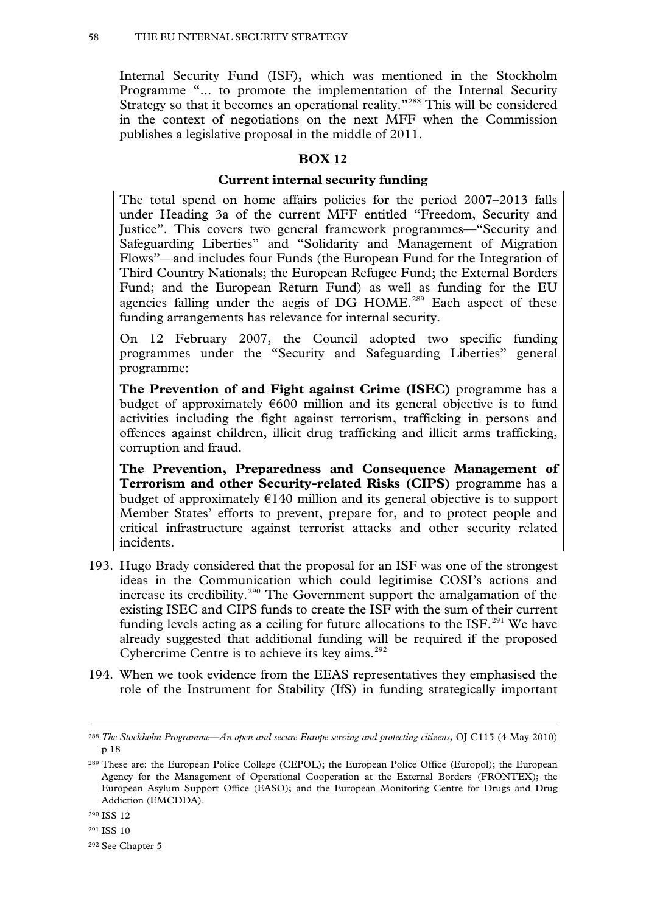Internal Security Fund (ISF), which was mentioned in the Stockholm Programme "... to promote the implementation of the Internal Security Strategy so that it becomes an operational reality."[288] This will be considered in the context of negotiations on the next MFF when the Commission publishes a legislative proposal in the middle of 2011.

**BOX 12**

**Current internal security funding**

The total spend on home affairs policies for the period 2007–2013 falls under Heading 3a of the current MFF entitled "Freedom, Security and Justice". This covers two general framework programmes—"Security and Safeguarding Liberties" and "Solidarity and Management of Migration Flows"—and includes four Funds (the European Fund for the Integration of Third Country Nationals; the European Refugee Fund; the External Borders Fund; and the European Return Fund) as well as funding for the EU agencies falling under the aegis of DG HOME.[289] Each aspect of these funding arrangements has relevance for internal security.

On 12 February 2007, the Council adopted two specific funding programmes under the "Security and Safeguarding Liberties" general programme:

**The Prevention of and Fight against Crime (ISEC)** programme has a budget of approximately €600 million and its general objective is to fund activities including the fight against terrorism, trafficking in persons and offences against children, illicit drug trafficking and illicit arms trafficking, corruption and fraud.

**The Prevention, Preparedness and Consequence Management of Terrorism and other Security-related Risks (CIPS)** programme has a budget of approximately €140 million and its general objective is to support Member States' efforts to prevent, prepare for, and to protect people and critical infrastructure against terrorist attacks and other security related incidents.

193. Hugo Brady considered that the proposal for an ISF was one of the strongest ideas in the Communication which could legitimise COSI's actions and increase its credibility.[290] The Government support the amalgamation of the existing ISEC and CIPS funds to create the ISF with the sum of their current funding levels acting as a ceiling for future allocations to the ISF.[291] We have already suggested that additional funding will be required if the proposed Cybercrime Centre is to achieve its key aims.[292]

194. When we took evidence from the EEAS representatives they emphasised the role of the Instrument for Stability (IfS) in funding strategically important

---

[288] *The Stockholm Programme—An open and secure Europe serving and protecting citizens*, OJ C115 (4 May 2010) p 18

[289] These are: the European Police College (CEPOL); the European Police Office (Europol); the European Agency for the Management of Operational Cooperation at the External Borders (FRONTEX); the European Asylum Support Office (EASO); and the European Monitoring Centre for Drugs and Drug Addiction (EMCDDA).

[290] ISS 12

[291] ISS 10

[292] See Chapter 5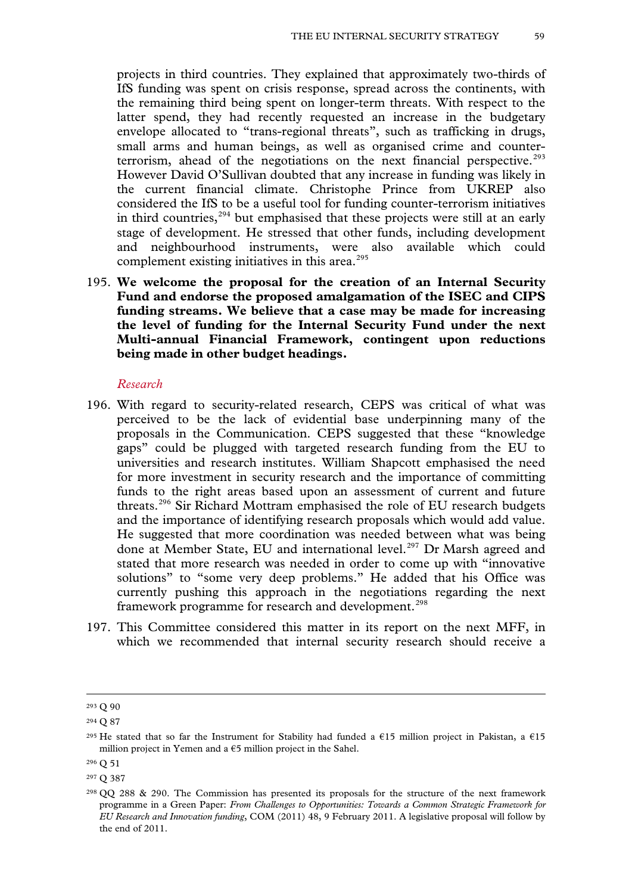projects in third countries. They explained that approximately two-thirds of IfS funding was spent on crisis response, spread across the continents, with the remaining third being spent on longer-term threats. With respect to the latter spend, they had recently requested an increase in the budgetary envelope allocated to "trans-regional threats", such as trafficking in drugs, small arms and human beings, as well as organised crime and counter-terrorism, ahead of the negotiations on the next financial perspective.[293] However David O'Sullivan doubted that any increase in funding was likely in the current financial climate. Christophe Prince from UKREP also considered the IfS to be a useful tool for funding counter-terrorism initiatives in third countries,[294] but emphasised that these projects were still at an early stage of development. He stressed that other funds, including development and neighbourhood instruments, were also available which could complement existing initiatives in this area.[295]

195. **We welcome the proposal for the creation of an Internal Security Fund and endorse the proposed amalgamation of the ISEC and CIPS funding streams. We believe that a case may be made for increasing the level of funding for the Internal Security Fund under the next Multi-annual Financial Framework, contingent upon reductions being made in other budget headings.**

*Research*

196. With regard to security-related research, CEPS was critical of what was perceived to be the lack of evidential base underpinning many of the proposals in the Communication. CEPS suggested that these "knowledge gaps" could be plugged with targeted research funding from the EU to universities and research institutes. William Shapcott emphasised the need for more investment in security research and the importance of committing funds to the right areas based upon an assessment of current and future threats.[296] Sir Richard Mottram emphasised the role of EU research budgets and the importance of identifying research proposals which would add value. He suggested that more coordination was needed between what was being done at Member State, EU and international level.[297] Dr Marsh agreed and stated that more research was needed in order to come up with "innovative solutions" to "some very deep problems." He added that his Office was currently pushing this approach in the negotiations regarding the next framework programme for research and development.[298]

197. This Committee considered this matter in its report on the next MFF, in which we recommended that internal security research should receive a

---

[293] Q 90

[294] Q 87

[295] He stated that so far the Instrument for Stability had funded a €15 million project in Pakistan, a €15 million project in Yemen and a €5 million project in the Sahel.

[296] Q 51

[297] Q 387

[298] QQ 288 & 290. The Commission has presented its proposals for the structure of the next framework programme in a Green Paper: *From Challenges to Opportunities: Towards a Common Strategic Framework for EU Research and Innovation funding*, COM (2011) 48, 9 February 2011. A legislative proposal will follow by the end of 2011.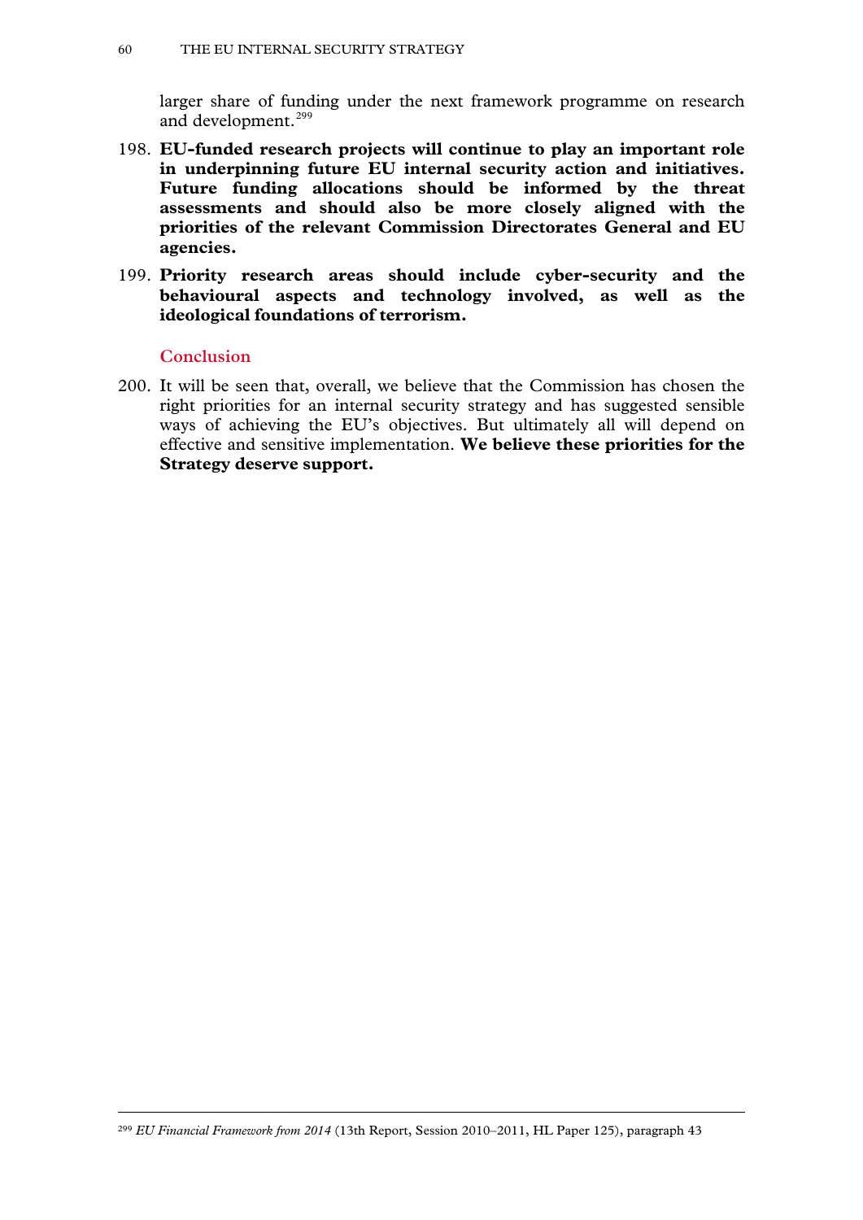larger share of funding under the next framework programme on research and development.[299]

198. **EU-funded research projects will continue to play an important role in underpinning future EU internal security action and initiatives. Future funding allocations should be informed by the threat assessments and should also be more closely aligned with the priorities of the relevant Commission Directorates General and EU agencies.**

199. **Priority research areas should include cyber-security and the behavioural aspects and technology involved, as well as the ideological foundations of terrorism.**

### Conclusion

200. It will be seen that, overall, we believe that the Commission has chosen the right priorities for an internal security strategy and has suggested sensible ways of achieving the EU's objectives. But ultimately all will depend on effective and sensitive implementation. **We believe these priorities for the Strategy deserve support.**

---

[299] *EU Financial Framework from 2014* (13th Report, Session 2010–2011, HL Paper 125), paragraph 43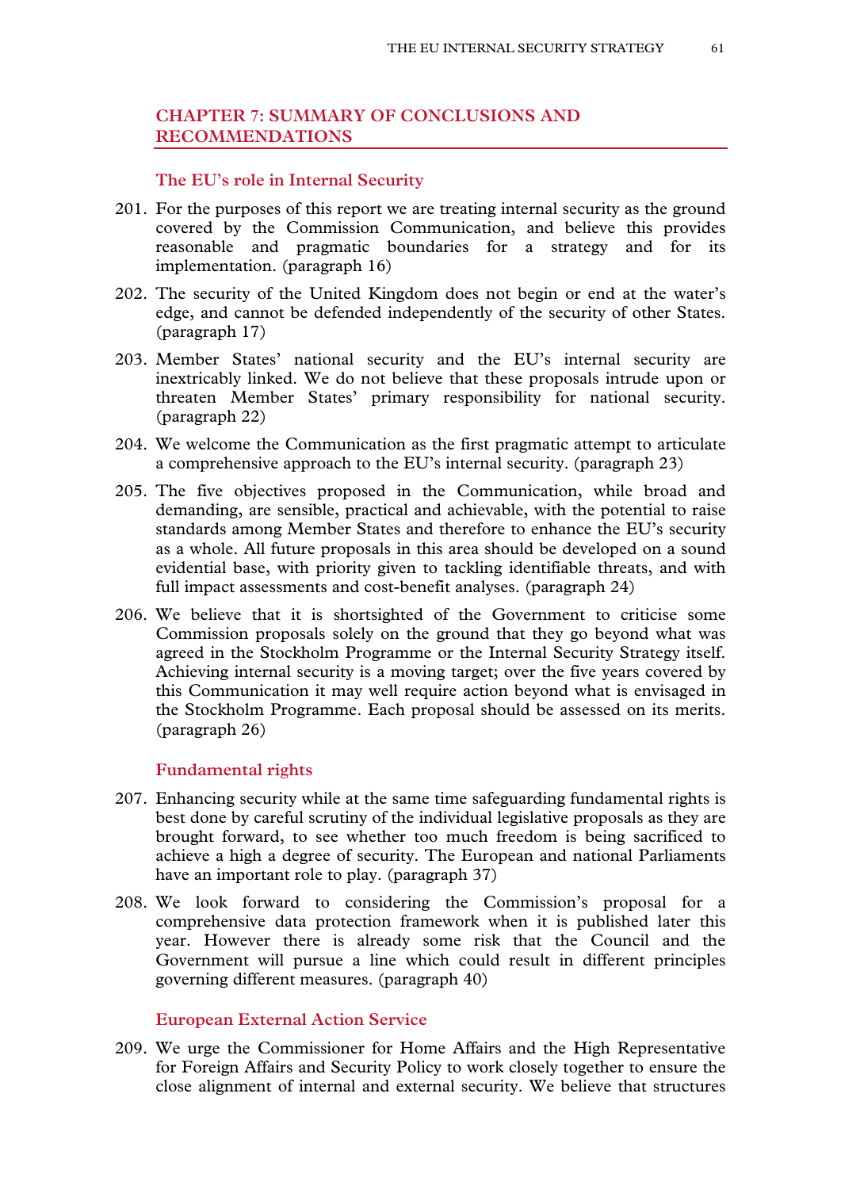## CHAPTER 7: SUMMARY OF CONCLUSIONS AND RECOMMENDATIONS

### The EU's role in Internal Security

201. For the purposes of this report we are treating internal security as the ground covered by the Commission Communication, and believe this provides reasonable and pragmatic boundaries for a strategy and for its implementation. (paragraph 16)

202. The security of the United Kingdom does not begin or end at the water's edge, and cannot be defended independently of the security of other States. (paragraph 17)

203. Member States' national security and the EU's internal security are inextricably linked. We do not believe that these proposals intrude upon or threaten Member States' primary responsibility for national security. (paragraph 22)

204. We welcome the Communication as the first pragmatic attempt to articulate a comprehensive approach to the EU's internal security. (paragraph 23)

205. The five objectives proposed in the Communication, while broad and demanding, are sensible, practical and achievable, with the potential to raise standards among Member States and therefore to enhance the EU's security as a whole. All future proposals in this area should be developed on a sound evidential base, with priority given to tackling identifiable threats, and with full impact assessments and cost-benefit analyses. (paragraph 24)

206. We believe that it is shortsighted of the Government to criticise some Commission proposals solely on the ground that they go beyond what was agreed in the Stockholm Programme or the Internal Security Strategy itself. Achieving internal security is a moving target; over the five years covered by this Communication it may well require action beyond what is envisaged in the Stockholm Programme. Each proposal should be assessed on its merits. (paragraph 26)

### Fundamental rights

207. Enhancing security while at the same time safeguarding fundamental rights is best done by careful scrutiny of the individual legislative proposals as they are brought forward, to see whether too much freedom is being sacrificed to achieve a high a degree of security. The European and national Parliaments have an important role to play. (paragraph 37)

208. We look forward to considering the Commission's proposal for a comprehensive data protection framework when it is published later this year. However there is already some risk that the Council and the Government will pursue a line which could result in different principles governing different measures. (paragraph 40)

### European External Action Service

209. We urge the Commissioner for Home Affairs and the High Representative for Foreign Affairs and Security Policy to work closely together to ensure the close alignment of internal and external security. We believe that structures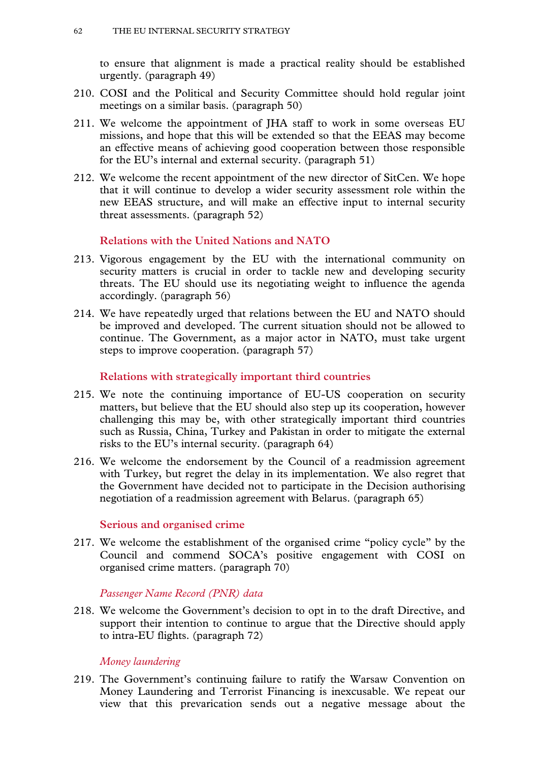to ensure that alignment is made a practical reality should be established urgently. (paragraph 49)

210. COSI and the Political and Security Committee should hold regular joint meetings on a similar basis. (paragraph 50)

211. We welcome the appointment of JHA staff to work in some overseas EU missions, and hope that this will be extended so that the EEAS may become an effective means of achieving good cooperation between those responsible for the EU's internal and external security. (paragraph 51)

212. We welcome the recent appointment of the new director of SitCen. We hope that it will continue to develop a wider security assessment role within the new EEAS structure, and will make an effective input to internal security threat assessments. (paragraph 52)

### Relations with the United Nations and NATO

213. Vigorous engagement by the EU with the international community on security matters is crucial in order to tackle new and developing security threats. The EU should use its negotiating weight to influence the agenda accordingly. (paragraph 56)

214. We have repeatedly urged that relations between the EU and NATO should be improved and developed. The current situation should not be allowed to continue. The Government, as a major actor in NATO, must take urgent steps to improve cooperation. (paragraph 57)

### Relations with strategically important third countries

215. We note the continuing importance of EU-US cooperation on security matters, but believe that the EU should also step up its cooperation, however challenging this may be, with other strategically important third countries such as Russia, China, Turkey and Pakistan in order to mitigate the external risks to the EU's internal security. (paragraph 64)

216. We welcome the endorsement by the Council of a readmission agreement with Turkey, but regret the delay in its implementation. We also regret that the Government have decided not to participate in the Decision authorising negotiation of a readmission agreement with Belarus. (paragraph 65)

### Serious and organised crime

217. We welcome the establishment of the organised crime "policy cycle" by the Council and commend SOCA's positive engagement with COSI on organised crime matters. (paragraph 70)

#### *Passenger Name Record (PNR) data*

218. We welcome the Government's decision to opt in to the draft Directive, and support their intention to continue to argue that the Directive should apply to intra-EU flights. (paragraph 72)

#### *Money laundering*

219. The Government's continuing failure to ratify the Warsaw Convention on Money Laundering and Terrorist Financing is inexcusable. We repeat our view that this prevarication sends out a negative message about the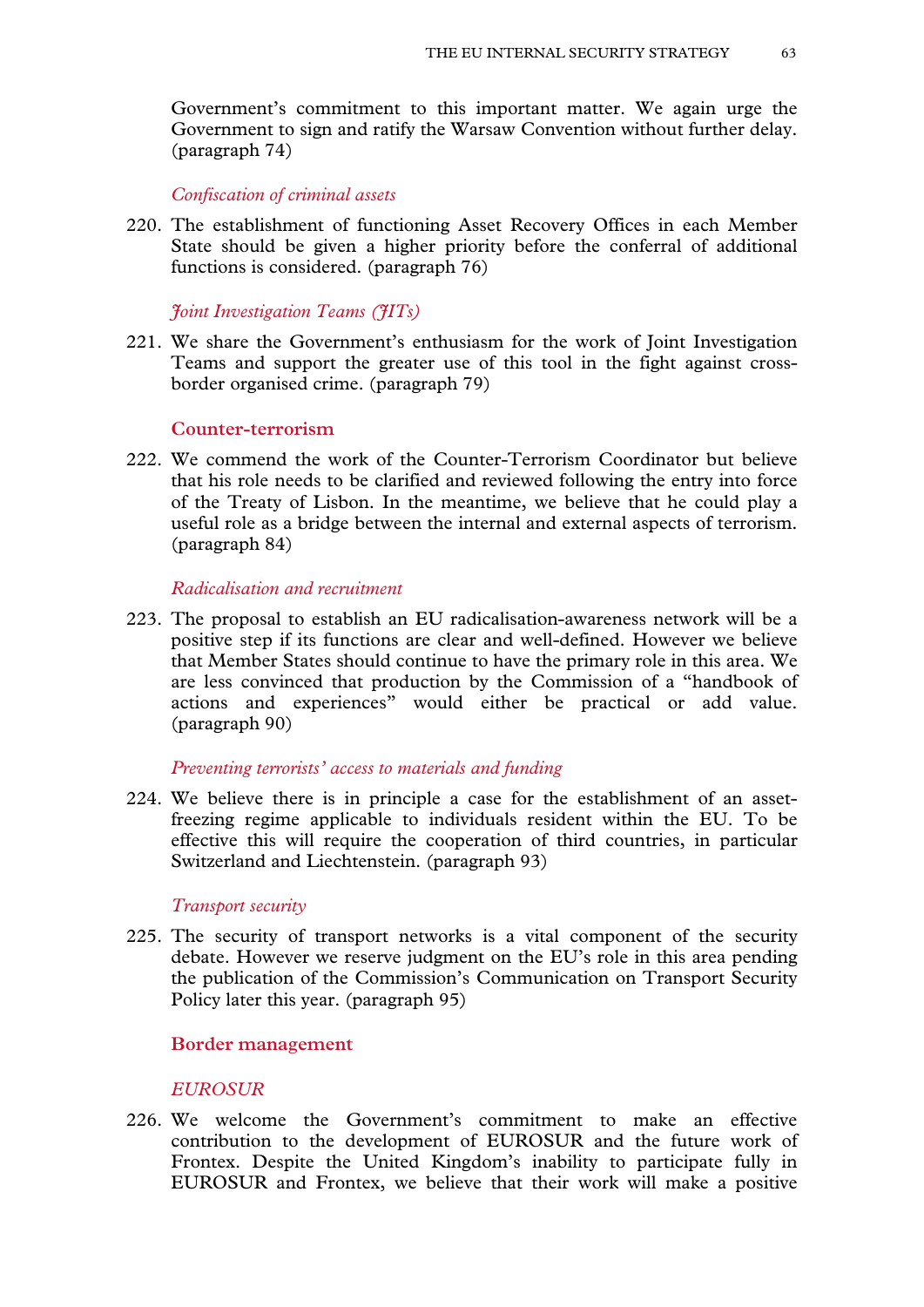Government's commitment to this important matter. We again urge the Government to sign and ratify the Warsaw Convention without further delay. (paragraph 74)

### *Confiscation of criminal assets*

220. The establishment of functioning Asset Recovery Offices in each Member State should be given a higher priority before the conferral of additional functions is considered. (paragraph 76)

### *Joint Investigation Teams (JITs)*

221. We share the Government's enthusiasm for the work of Joint Investigation Teams and support the greater use of this tool in the fight against cross-border organised crime. (paragraph 79)

## Counter-terrorism

222. We commend the work of the Counter-Terrorism Coordinator but believe that his role needs to be clarified and reviewed following the entry into force of the Treaty of Lisbon. In the meantime, we believe that he could play a useful role as a bridge between the internal and external aspects of terrorism. (paragraph 84)

### *Radicalisation and recruitment*

223. The proposal to establish an EU radicalisation-awareness network will be a positive step if its functions are clear and well-defined. However we believe that Member States should continue to have the primary role in this area. We are less convinced that production by the Commission of a "handbook of actions and experiences" would either be practical or add value. (paragraph 90)

### *Preventing terrorists' access to materials and funding*

224. We believe there is in principle a case for the establishment of an asset-freezing regime applicable to individuals resident within the EU. To be effective this will require the cooperation of third countries, in particular Switzerland and Liechtenstein. (paragraph 93)

### *Transport security*

225. The security of transport networks is a vital component of the security debate. However we reserve judgment on the EU's role in this area pending the publication of the Commission's Communication on Transport Security Policy later this year. (paragraph 95)

## Border management

### *EUROSUR*

226. We welcome the Government's commitment to make an effective contribution to the development of EUROSUR and the future work of Frontex. Despite the United Kingdom's inability to participate fully in EUROSUR and Frontex, we believe that their work will make a positive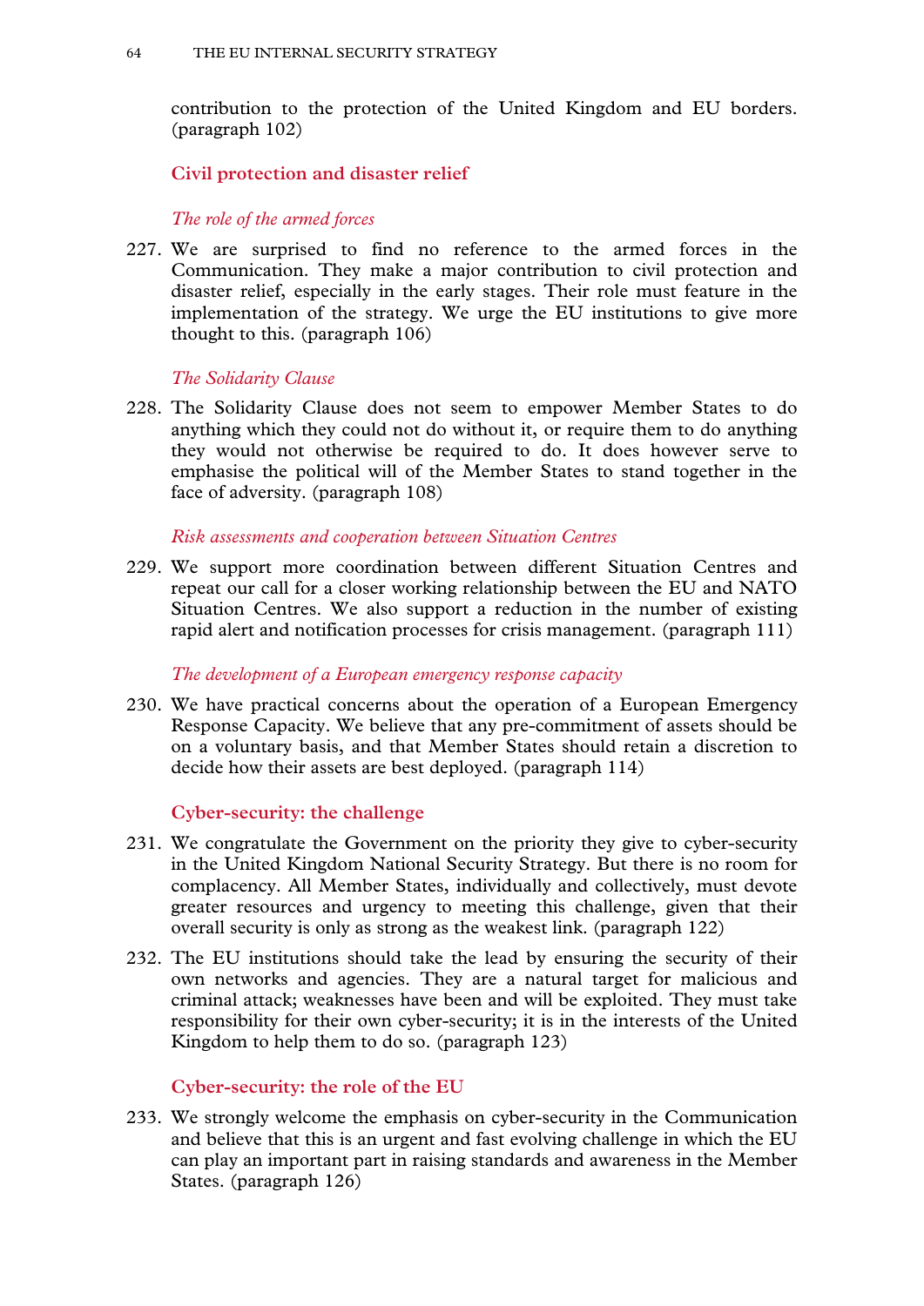contribution to the protection of the United Kingdom and EU borders. (paragraph 102)

## Civil protection and disaster relief

### *The role of the armed forces*

227. We are surprised to find no reference to the armed forces in the Communication. They make a major contribution to civil protection and disaster relief, especially in the early stages. Their role must feature in the implementation of the strategy. We urge the EU institutions to give more thought to this. (paragraph 106)

### *The Solidarity Clause*

228. The Solidarity Clause does not seem to empower Member States to do anything which they could not do without it, or require them to do anything they would not otherwise be required to do. It does however serve to emphasise the political will of the Member States to stand together in the face of adversity. (paragraph 108)

### *Risk assessments and cooperation between Situation Centres*

229. We support more coordination between different Situation Centres and repeat our call for a closer working relationship between the EU and NATO Situation Centres. We also support a reduction in the number of existing rapid alert and notification processes for crisis management. (paragraph 111)

### *The development of a European emergency response capacity*

230. We have practical concerns about the operation of a European Emergency Response Capacity. We believe that any pre-commitment of assets should be on a voluntary basis, and that Member States should retain a discretion to decide how their assets are best deployed. (paragraph 114)

## Cyber-security: the challenge

231. We congratulate the Government on the priority they give to cyber-security in the United Kingdom National Security Strategy. But there is no room for complacency. All Member States, individually and collectively, must devote greater resources and urgency to meeting this challenge, given that their overall security is only as strong as the weakest link. (paragraph 122)

232. The EU institutions should take the lead by ensuring the security of their own networks and agencies. They are a natural target for malicious and criminal attack; weaknesses have been and will be exploited. They must take responsibility for their own cyber-security; it is in the interests of the United Kingdom to help them to do so. (paragraph 123)

## Cyber-security: the role of the EU

233. We strongly welcome the emphasis on cyber-security in the Communication and believe that this is an urgent and fast evolving challenge in which the EU can play an important part in raising standards and awareness in the Member States. (paragraph 126)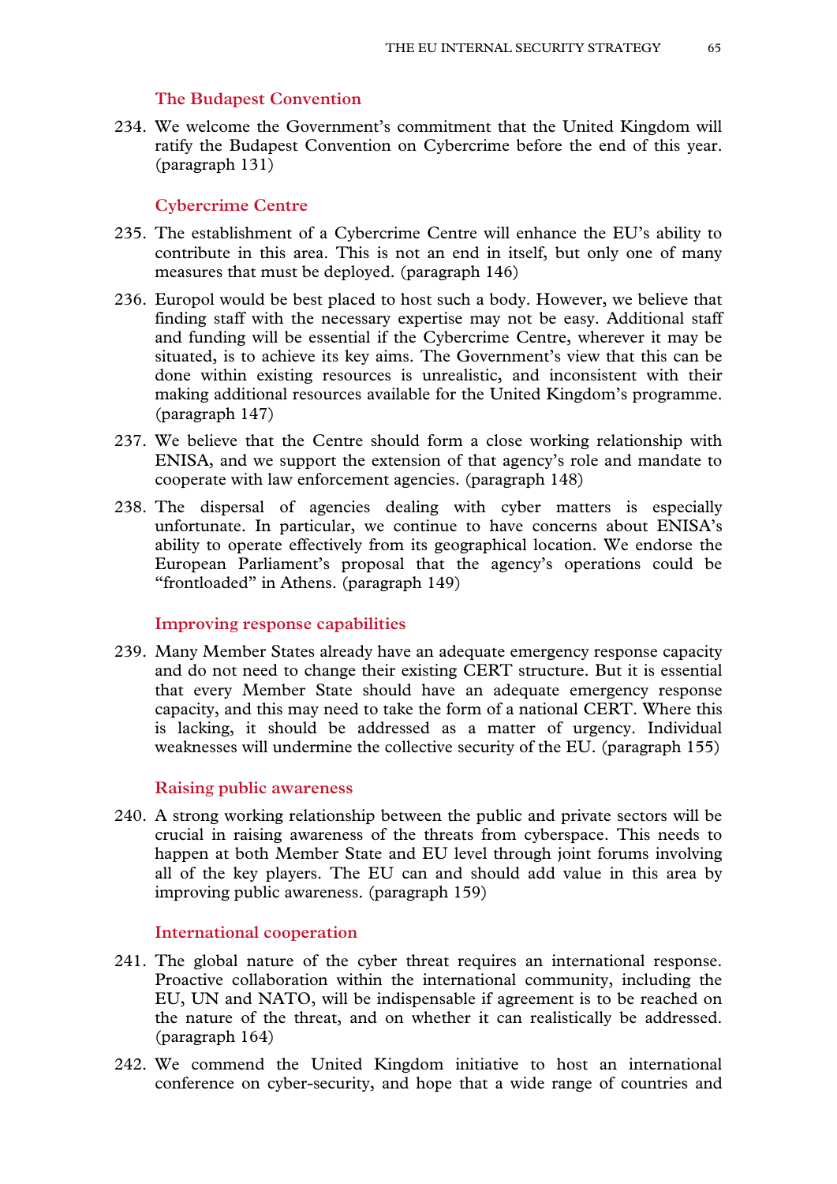### The Budapest Convention

234. We welcome the Government's commitment that the United Kingdom will ratify the Budapest Convention on Cybercrime before the end of this year. (paragraph 131)

### Cybercrime Centre

235. The establishment of a Cybercrime Centre will enhance the EU's ability to contribute in this area. This is not an end in itself, but only one of many measures that must be deployed. (paragraph 146)

236. Europol would be best placed to host such a body. However, we believe that finding staff with the necessary expertise may not be easy. Additional staff and funding will be essential if the Cybercrime Centre, wherever it may be situated, is to achieve its key aims. The Government's view that this can be done within existing resources is unrealistic, and inconsistent with their making additional resources available for the United Kingdom's programme. (paragraph 147)

237. We believe that the Centre should form a close working relationship with ENISA, and we support the extension of that agency's role and mandate to cooperate with law enforcement agencies. (paragraph 148)

238. The dispersal of agencies dealing with cyber matters is especially unfortunate. In particular, we continue to have concerns about ENISA's ability to operate effectively from its geographical location. We endorse the European Parliament's proposal that the agency's operations could be "frontloaded" in Athens. (paragraph 149)

### Improving response capabilities

239. Many Member States already have an adequate emergency response capacity and do not need to change their existing CERT structure. But it is essential that every Member State should have an adequate emergency response capacity, and this may need to take the form of a national CERT. Where this is lacking, it should be addressed as a matter of urgency. Individual weaknesses will undermine the collective security of the EU. (paragraph 155)

### Raising public awareness

240. A strong working relationship between the public and private sectors will be crucial in raising awareness of the threats from cyberspace. This needs to happen at both Member State and EU level through joint forums involving all of the key players. The EU can and should add value in this area by improving public awareness. (paragraph 159)

### International cooperation

241. The global nature of the cyber threat requires an international response. Proactive collaboration within the international community, including the EU, UN and NATO, will be indispensable if agreement is to be reached on the nature of the threat, and on whether it can realistically be addressed. (paragraph 164)

242. We commend the United Kingdom initiative to host an international conference on cyber-security, and hope that a wide range of countries and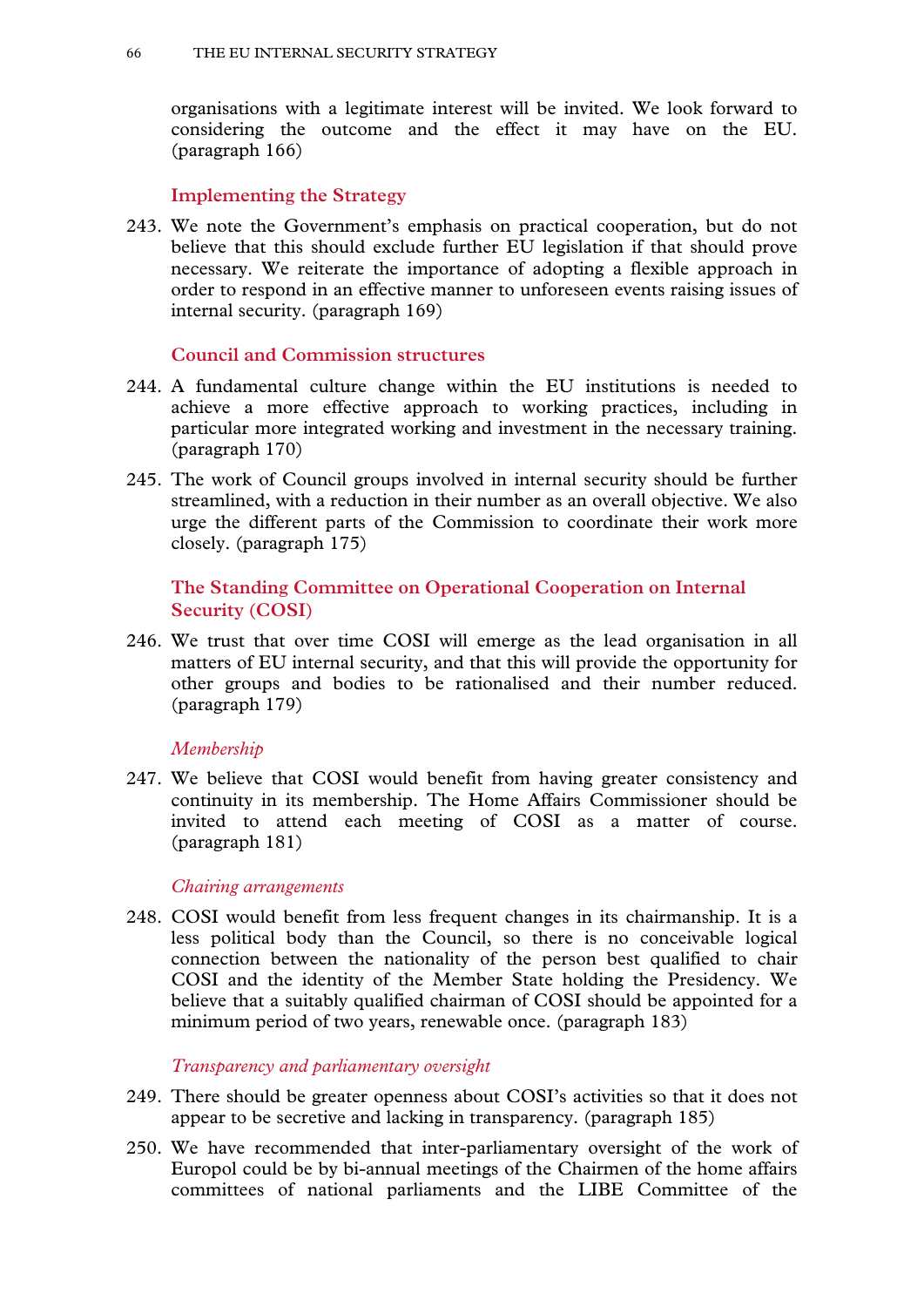organisations with a legitimate interest will be invited. We look forward to considering the outcome and the effect it may have on the EU. (paragraph 166)

### Implementing the Strategy

243. We note the Government's emphasis on practical cooperation, but do not believe that this should exclude further EU legislation if that should prove necessary. We reiterate the importance of adopting a flexible approach in order to respond in an effective manner to unforeseen events raising issues of internal security. (paragraph 169)

### Council and Commission structures

244. A fundamental culture change within the EU institutions is needed to achieve a more effective approach to working practices, including in particular more integrated working and investment in the necessary training. (paragraph 170)

245. The work of Council groups involved in internal security should be further streamlined, with a reduction in their number as an overall objective. We also urge the different parts of the Commission to coordinate their work more closely. (paragraph 175)

### The Standing Committee on Operational Cooperation on Internal Security (COSI)

246. We trust that over time COSI will emerge as the lead organisation in all matters of EU internal security, and that this will provide the opportunity for other groups and bodies to be rationalised and their number reduced. (paragraph 179)

#### *Membership*

247. We believe that COSI would benefit from having greater consistency and continuity in its membership. The Home Affairs Commissioner should be invited to attend each meeting of COSI as a matter of course. (paragraph 181)

#### *Chairing arrangements*

248. COSI would benefit from less frequent changes in its chairmanship. It is a less political body than the Council, so there is no conceivable logical connection between the nationality of the person best qualified to chair COSI and the identity of the Member State holding the Presidency. We believe that a suitably qualified chairman of COSI should be appointed for a minimum period of two years, renewable once. (paragraph 183)

#### *Transparency and parliamentary oversight*

249. There should be greater openness about COSI's activities so that it does not appear to be secretive and lacking in transparency. (paragraph 185)

250. We have recommended that inter-parliamentary oversight of the work of Europol could be by bi-annual meetings of the Chairmen of the home affairs committees of national parliaments and the LIBE Committee of the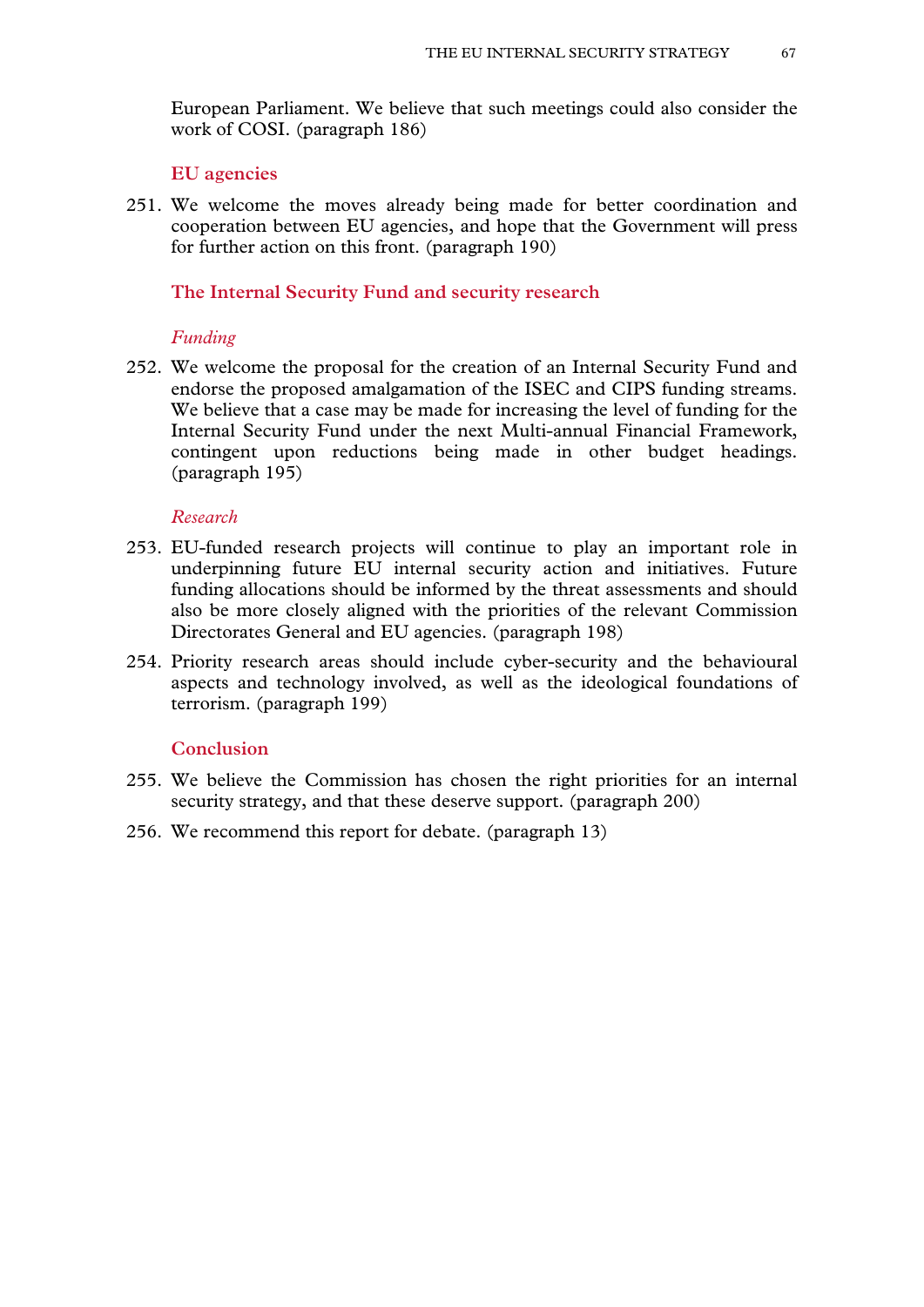European Parliament. We believe that such meetings could also consider the work of COSI. (paragraph 186)

### EU agencies

251. We welcome the moves already being made for better coordination and cooperation between EU agencies, and hope that the Government will press for further action on this front. (paragraph 190)

### The Internal Security Fund and security research

#### *Funding*

252. We welcome the proposal for the creation of an Internal Security Fund and endorse the proposed amalgamation of the ISEC and CIPS funding streams. We believe that a case may be made for increasing the level of funding for the Internal Security Fund under the next Multi-annual Financial Framework, contingent upon reductions being made in other budget headings. (paragraph 195)

#### *Research*

253. EU-funded research projects will continue to play an important role in underpinning future EU internal security action and initiatives. Future funding allocations should be informed by the threat assessments and should also be more closely aligned with the priorities of the relevant Commission Directorates General and EU agencies. (paragraph 198)

254. Priority research areas should include cyber-security and the behavioural aspects and technology involved, as well as the ideological foundations of terrorism. (paragraph 199)

### Conclusion

255. We believe the Commission has chosen the right priorities for an internal security strategy, and that these deserve support. (paragraph 200)

256. We recommend this report for debate. (paragraph 13)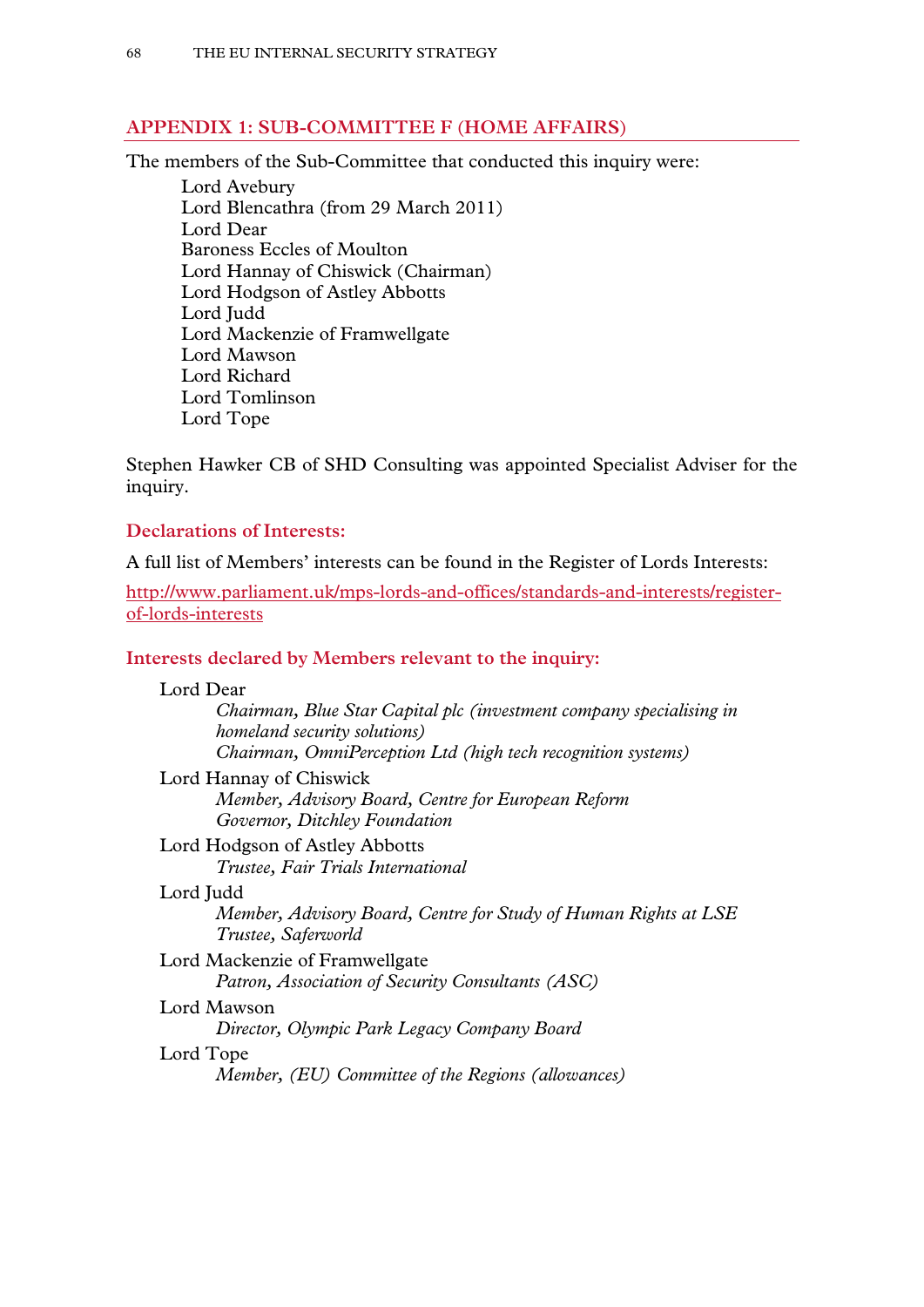## APPENDIX 1: SUB-COMMITTEE F (HOME AFFAIRS)

The members of the Sub-Committee that conducted this inquiry were:

Lord Avebury
Lord Blencathra (from 29 March 2011)
Lord Dear
Baroness Eccles of Moulton
Lord Hannay of Chiswick (Chairman)
Lord Hodgson of Astley Abbotts
Lord Judd
Lord Mackenzie of Framwellgate
Lord Mawson
Lord Richard
Lord Tomlinson
Lord Tope

Stephen Hawker CB of SHD Consulting was appointed Specialist Adviser for the inquiry.

### Declarations of Interests:

A full list of Members' interests can be found in the Register of Lords Interests:

http://www.parliament.uk/mps-lords-and-offices/standards-and-interests/register-of-lords-interests

### Interests declared by Members relevant to the inquiry:

Lord Dear
*Chairman, Blue Star Capital plc (investment company specialising in homeland security solutions)*
*Chairman, OmniPerception Ltd (high tech recognition systems)*

Lord Hannay of Chiswick
*Member, Advisory Board, Centre for European Reform*
*Governor, Ditchley Foundation*

Lord Hodgson of Astley Abbotts
*Trustee, Fair Trials International*

Lord Judd
*Member, Advisory Board, Centre for Study of Human Rights at LSE*
*Trustee, Saferworld*

Lord Mackenzie of Framwellgate
*Patron, Association of Security Consultants (ASC)*

Lord Mawson
*Director, Olympic Park Legacy Company Board*

Lord Tope
*Member, (EU) Committee of the Regions (allowances)*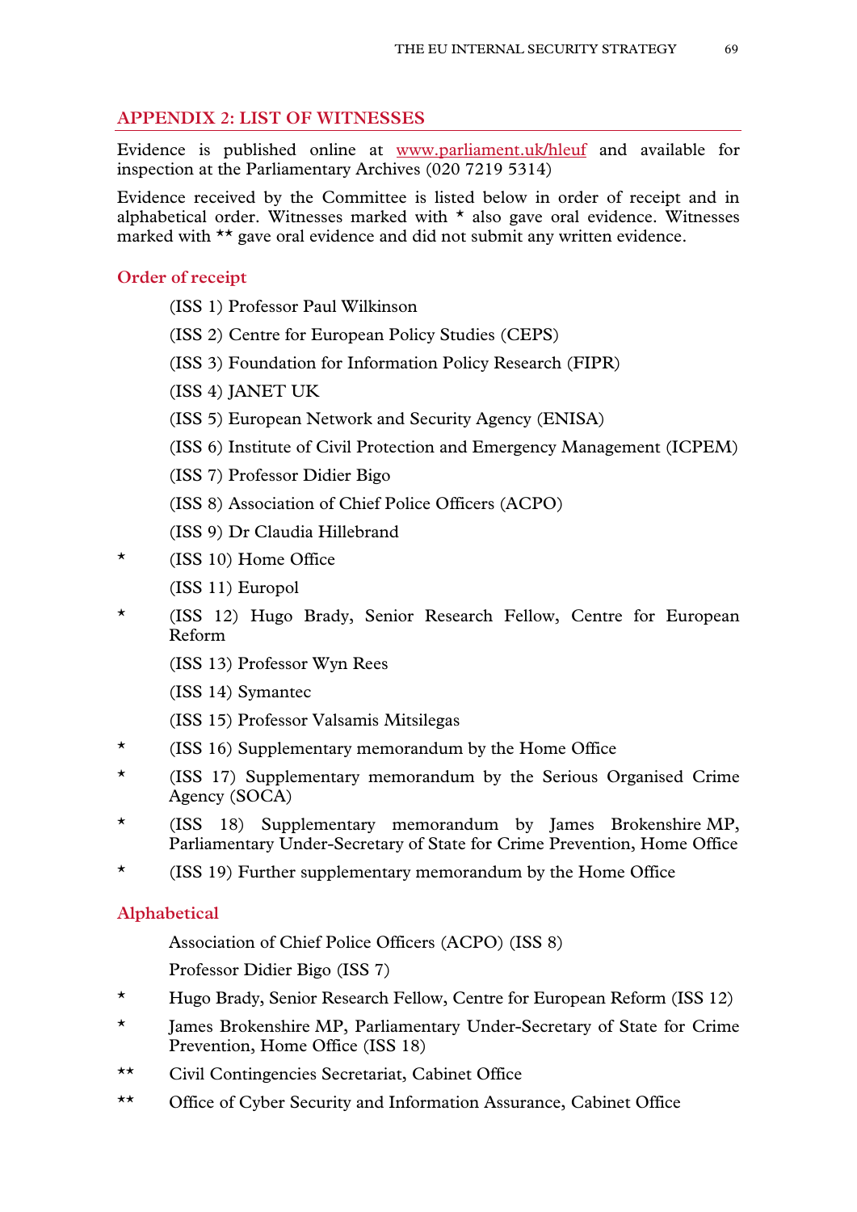## APPENDIX 2: LIST OF WITNESSES

Evidence is published online at [www.parliament.uk/hleuf](http://www.parliament.uk/hleuf) and available for inspection at the Parliamentary Archives (020 7219 5314)

Evidence received by the Committee is listed below in order of receipt and in alphabetical order. Witnesses marked with * also gave oral evidence. Witnesses marked with ** gave oral evidence and did not submit any written evidence.

### Order of receipt

- (ISS 1) Professor Paul Wilkinson
- (ISS 2) Centre for European Policy Studies (CEPS)
- (ISS 3) Foundation for Information Policy Research (FIPR)
- (ISS 4) JANET UK
- (ISS 5) European Network and Security Agency (ENISA)
- (ISS 6) Institute of Civil Protection and Emergency Management (ICPEM)
- (ISS 7) Professor Didier Bigo
- (ISS 8) Association of Chief Police Officers (ACPO)
- (ISS 9) Dr Claudia Hillebrand
- \* (ISS 10) Home Office
- (ISS 11) Europol
- \* (ISS 12) Hugo Brady, Senior Research Fellow, Centre for European Reform
- (ISS 13) Professor Wyn Rees
- (ISS 14) Symantec
- (ISS 15) Professor Valsamis Mitsilegas
- \* (ISS 16) Supplementary memorandum by the Home Office
- \* (ISS 17) Supplementary memorandum by the Serious Organised Crime Agency (SOCA)
- \* (ISS 18) Supplementary memorandum by James Brokenshire MP, Parliamentary Under-Secretary of State for Crime Prevention, Home Office
- \* (ISS 19) Further supplementary memorandum by the Home Office

### Alphabetical

- Association of Chief Police Officers (ACPO) (ISS 8)
- Professor Didier Bigo (ISS 7)
- \* Hugo Brady, Senior Research Fellow, Centre for European Reform (ISS 12)
- \* James Brokenshire MP, Parliamentary Under-Secretary of State for Crime Prevention, Home Office (ISS 18)
- \*\* Civil Contingencies Secretariat, Cabinet Office
- \*\* Office of Cyber Security and Information Assurance, Cabinet Office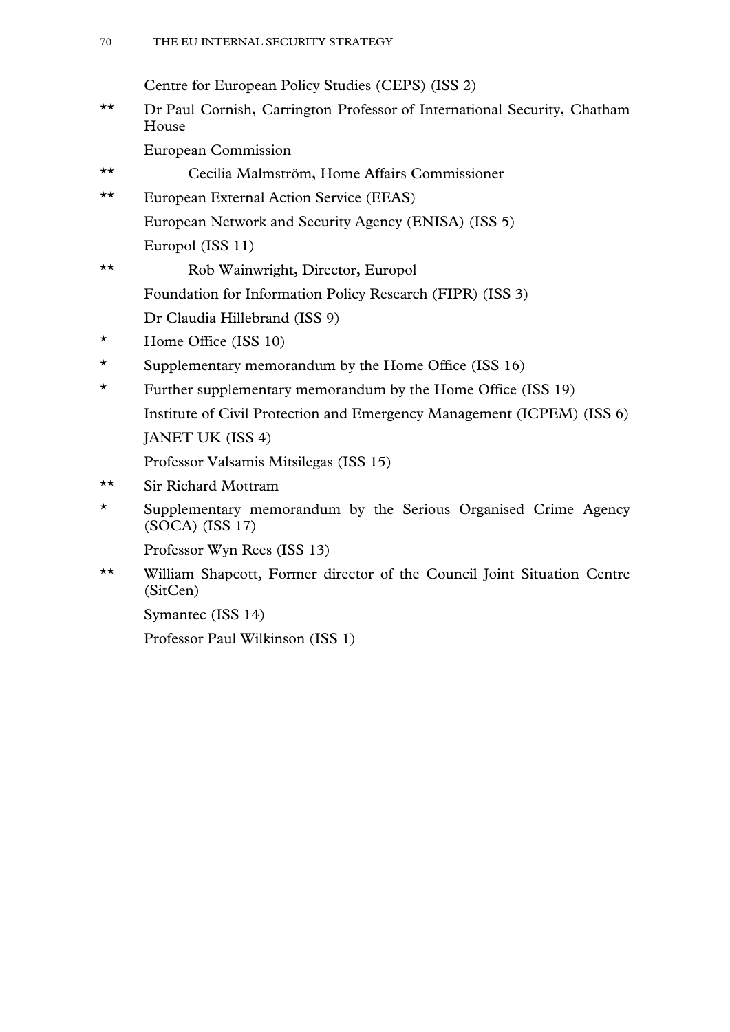Centre for European Policy Studies (CEPS) (ISS 2)

** Dr Paul Cornish, Carrington Professor of International Security, Chatham House

European Commission

** Cecilia Malmström, Home Affairs Commissioner

** European External Action Service (EEAS)

European Network and Security Agency (ENISA) (ISS 5)

Europol (ISS 11)

** Rob Wainwright, Director, Europol

Foundation for Information Policy Research (FIPR) (ISS 3)

Dr Claudia Hillebrand (ISS 9)

* Home Office (ISS 10)

* Supplementary memorandum by the Home Office (ISS 16)

* Further supplementary memorandum by the Home Office (ISS 19)

Institute of Civil Protection and Emergency Management (ICPEM) (ISS 6)

JANET UK (ISS 4)

Professor Valsamis Mitsilegas (ISS 15)

** Sir Richard Mottram

* Supplementary memorandum by the Serious Organised Crime Agency (SOCA) (ISS 17)

Professor Wyn Rees (ISS 13)

** William Shapcott, Former director of the Council Joint Situation Centre (SitCen)

Symantec (ISS 14)

Professor Paul Wilkinson (ISS 1)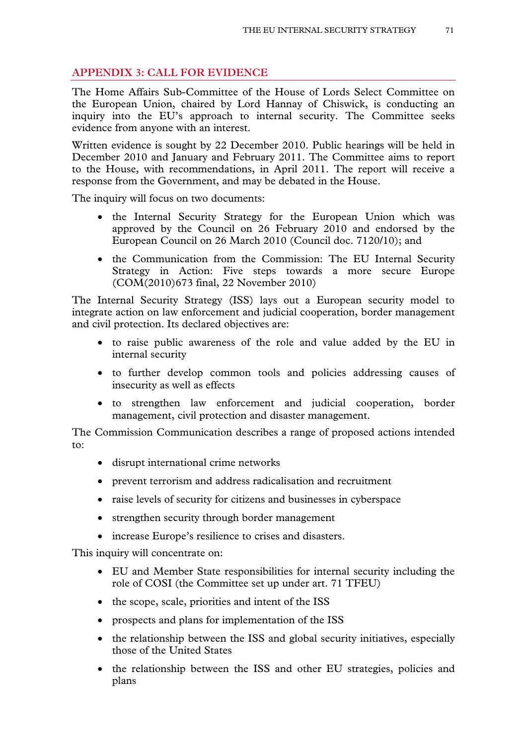## APPENDIX 3: CALL FOR EVIDENCE

The Home Affairs Sub-Committee of the House of Lords Select Committee on the European Union, chaired by Lord Hannay of Chiswick, is conducting an inquiry into the EU's approach to internal security. The Committee seeks evidence from anyone with an interest.

Written evidence is sought by 22 December 2010. Public hearings will be held in December 2010 and January and February 2011. The Committee aims to report to the House, with recommendations, in April 2011. The report will receive a response from the Government, and may be debated in the House.

The inquiry will focus on two documents:

- the Internal Security Strategy for the European Union which was approved by the Council on 26 February 2010 and endorsed by the European Council on 26 March 2010 (Council doc. 7120/10); and
- the Communication from the Commission: The EU Internal Security Strategy in Action: Five steps towards a more secure Europe (COM(2010)673 final, 22 November 2010)

The Internal Security Strategy (ISS) lays out a European security model to integrate action on law enforcement and judicial cooperation, border management and civil protection. Its declared objectives are:

- to raise public awareness of the role and value added by the EU in internal security
- to further develop common tools and policies addressing causes of insecurity as well as effects
- to strengthen law enforcement and judicial cooperation, border management, civil protection and disaster management.

The Commission Communication describes a range of proposed actions intended to:

- disrupt international crime networks
- prevent terrorism and address radicalisation and recruitment
- raise levels of security for citizens and businesses in cyberspace
- strengthen security through border management
- increase Europe's resilience to crises and disasters.

This inquiry will concentrate on:

- EU and Member State responsibilities for internal security including the role of COSI (the Committee set up under art. 71 TFEU)
- the scope, scale, priorities and intent of the ISS
- prospects and plans for implementation of the ISS
- the relationship between the ISS and global security initiatives, especially those of the United States
- the relationship between the ISS and other EU strategies, policies and plans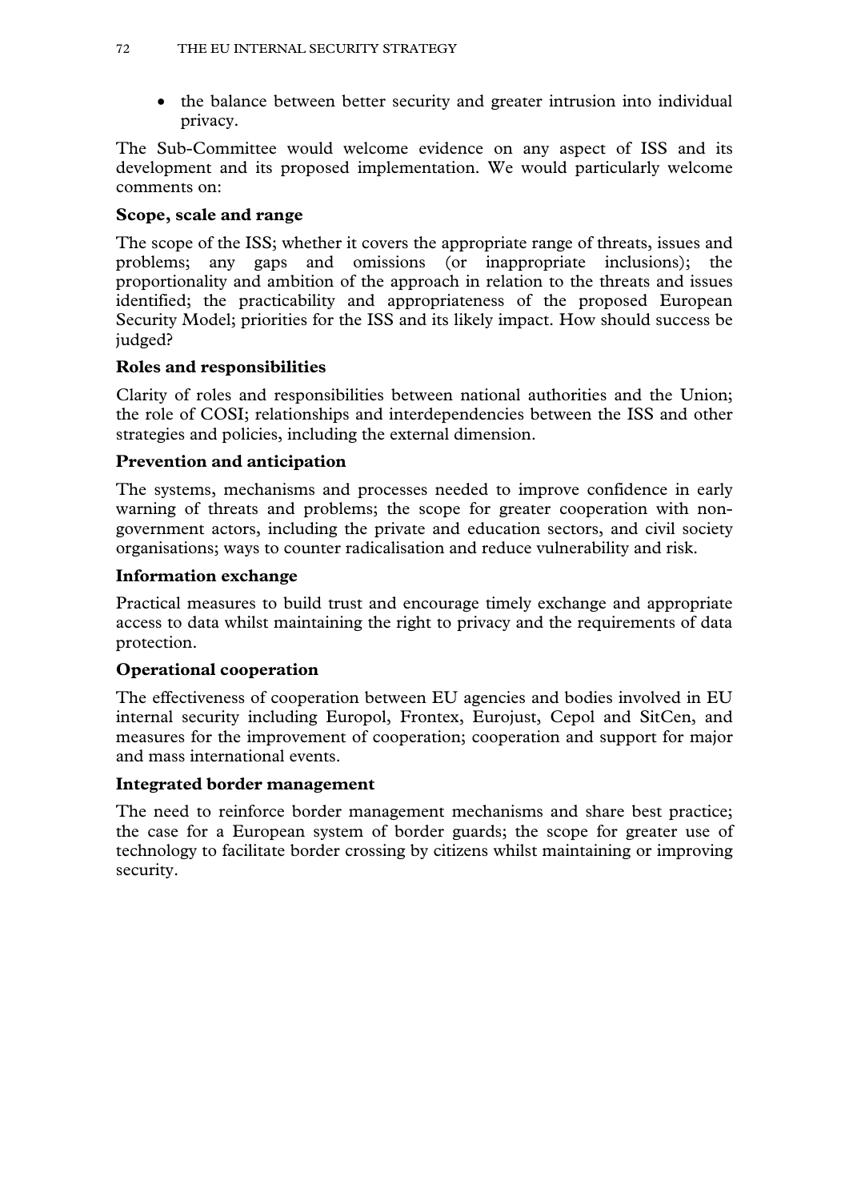- the balance between better security and greater intrusion into individual privacy.

The Sub-Committee would welcome evidence on any aspect of ISS and its development and its proposed implementation. We would particularly welcome comments on:

**Scope, scale and range**

The scope of the ISS; whether it covers the appropriate range of threats, issues and problems; any gaps and omissions (or inappropriate inclusions); the proportionality and ambition of the approach in relation to the threats and issues identified; the practicability and appropriateness of the proposed European Security Model; priorities for the ISS and its likely impact. How should success be judged?

**Roles and responsibilities**

Clarity of roles and responsibilities between national authorities and the Union; the role of COSI; relationships and interdependencies between the ISS and other strategies and policies, including the external dimension.

**Prevention and anticipation**

The systems, mechanisms and processes needed to improve confidence in early warning of threats and problems; the scope for greater cooperation with non-government actors, including the private and education sectors, and civil society organisations; ways to counter radicalisation and reduce vulnerability and risk.

**Information exchange**

Practical measures to build trust and encourage timely exchange and appropriate access to data whilst maintaining the right to privacy and the requirements of data protection.

**Operational cooperation**

The effectiveness of cooperation between EU agencies and bodies involved in EU internal security including Europol, Frontex, Eurojust, Cepol and SitCen, and measures for the improvement of cooperation; cooperation and support for major and mass international events.

**Integrated border management**

The need to reinforce border management mechanisms and share best practice; the case for a European system of border guards; the scope for greater use of technology to facilitate border crossing by citizens whilst maintaining or improving security.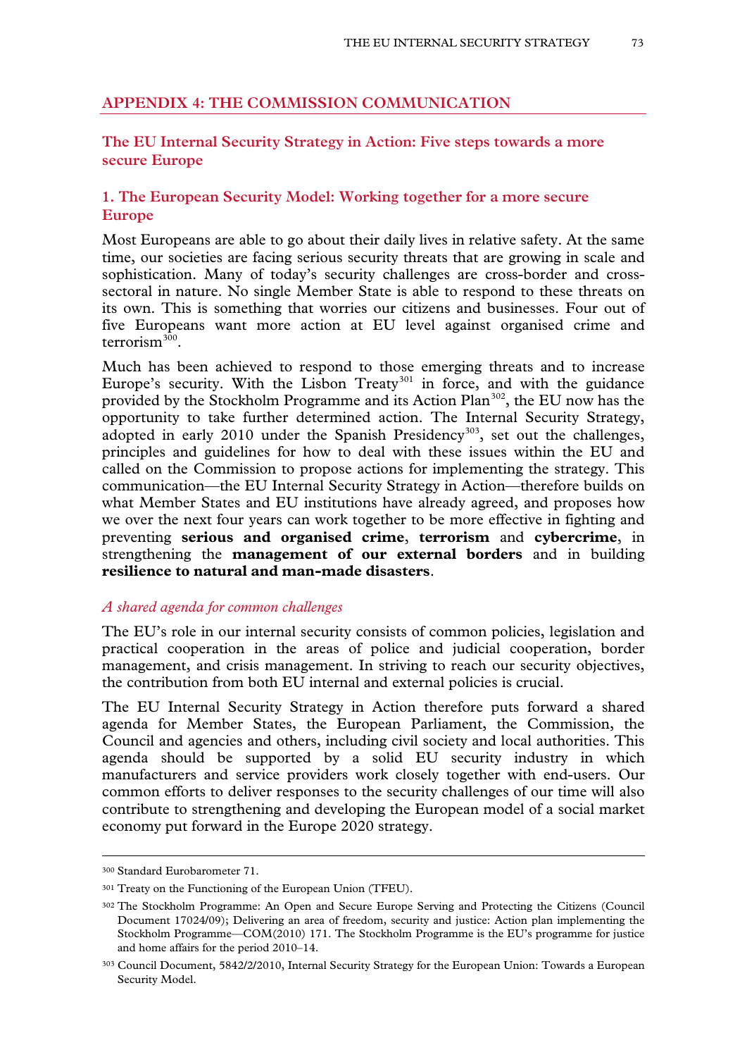## APPENDIX 4: THE COMMISSION COMMUNICATION

### The EU Internal Security Strategy in Action: Five steps towards a more secure Europe

### 1. The European Security Model: Working together for a more secure Europe

Most Europeans are able to go about their daily lives in relative safety. At the same time, our societies are facing serious security threats that are growing in scale and sophistication. Many of today's security challenges are cross-border and cross-sectoral in nature. No single Member State is able to respond to these threats on its own. This is something that worries our citizens and businesses. Four out of five Europeans want more action at EU level against organised crime and terrorism[300].

Much has been achieved to respond to those emerging threats and to increase Europe's security. With the Lisbon Treaty[301] in force, and with the guidance provided by the Stockholm Programme and its Action Plan[302], the EU now has the opportunity to take further determined action. The Internal Security Strategy, adopted in early 2010 under the Spanish Presidency[303], set out the challenges, principles and guidelines for how to deal with these issues within the EU and called on the Commission to propose actions for implementing the strategy. This communication—the EU Internal Security Strategy in Action—therefore builds on what Member States and EU institutions have already agreed, and proposes how we over the next four years can work together to be more effective in fighting and preventing **serious and organised crime**, **terrorism** and **cybercrime**, in strengthening the **management of our external borders** and in building **resilience to natural and man-made disasters**.

#### *A shared agenda for common challenges*

The EU's role in our internal security consists of common policies, legislation and practical cooperation in the areas of police and judicial cooperation, border management, and crisis management. In striving to reach our security objectives, the contribution from both EU internal and external policies is crucial.

The EU Internal Security Strategy in Action therefore puts forward a shared agenda for Member States, the European Parliament, the Commission, the Council and agencies and others, including civil society and local authorities. This agenda should be supported by a solid EU security industry in which manufacturers and service providers work closely together with end-users. Our common efforts to deliver responses to the security challenges of our time will also contribute to strengthening and developing the European model of a social market economy put forward in the Europe 2020 strategy.

---

300 Standard Eurobarometer 71.

301 Treaty on the Functioning of the European Union (TFEU).

302 The Stockholm Programme: An Open and Secure Europe Serving and Protecting the Citizens (Council Document 17024/09); Delivering an area of freedom, security and justice: Action plan implementing the Stockholm Programme—COM(2010) 171. The Stockholm Programme is the EU's programme for justice and home affairs for the period 2010–14.

303 Council Document, 5842/2/2010, Internal Security Strategy for the European Union: Towards a European Security Model.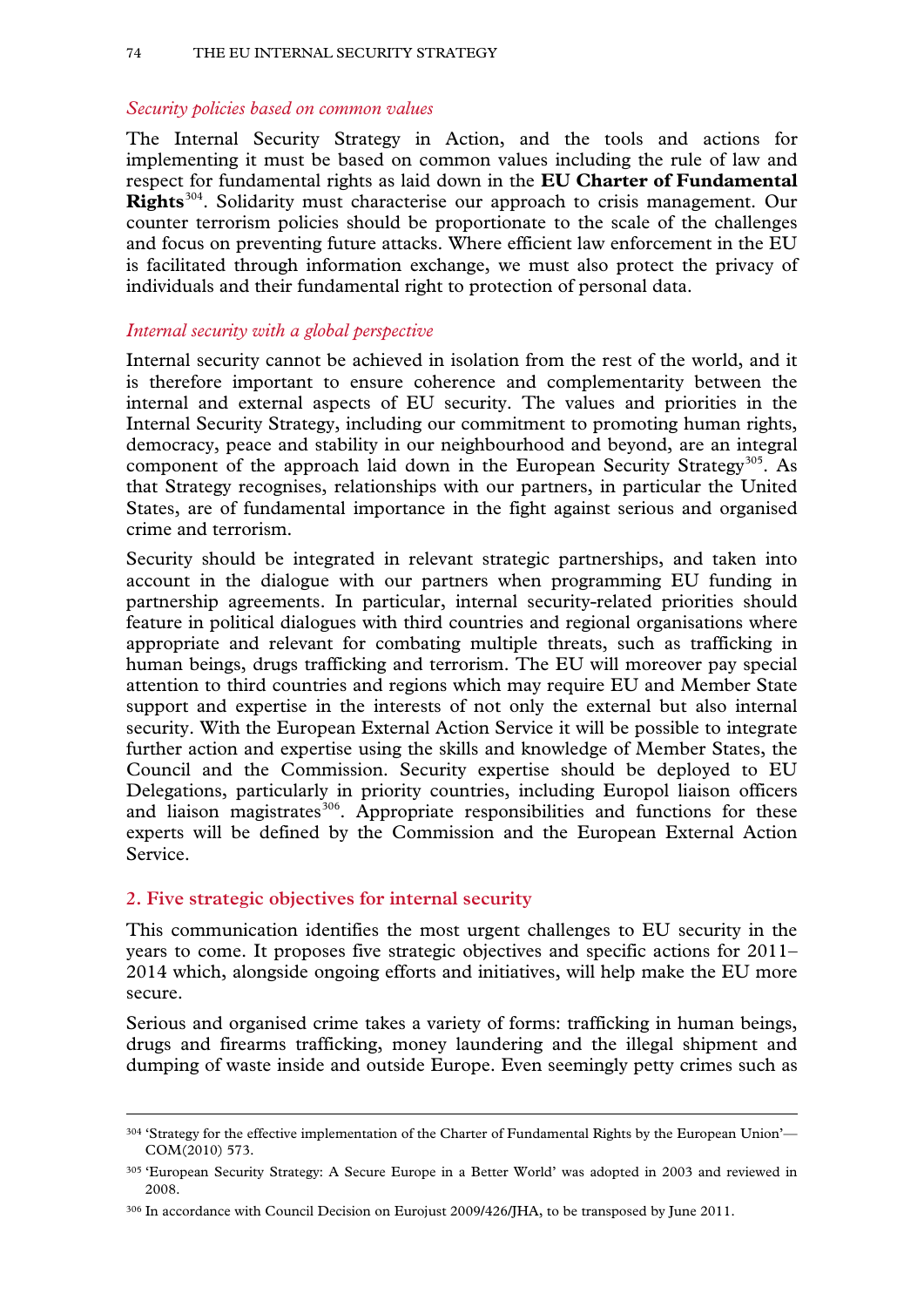*Security policies based on common values*

The Internal Security Strategy in Action, and the tools and actions for implementing it must be based on common values including the rule of law and respect for fundamental rights as laid down in the **EU Charter of Fundamental Rights**[304]. Solidarity must characterise our approach to crisis management. Our counter terrorism policies should be proportionate to the scale of the challenges and focus on preventing future attacks. Where efficient law enforcement in the EU is facilitated through information exchange, we must also protect the privacy of individuals and their fundamental right to protection of personal data.

*Internal security with a global perspective*

Internal security cannot be achieved in isolation from the rest of the world, and it is therefore important to ensure coherence and complementarity between the internal and external aspects of EU security. The values and priorities in the Internal Security Strategy, including our commitment to promoting human rights, democracy, peace and stability in our neighbourhood and beyond, are an integral component of the approach laid down in the European Security Strategy[305]. As that Strategy recognises, relationships with our partners, in particular the United States, are of fundamental importance in the fight against serious and organised crime and terrorism.

Security should be integrated in relevant strategic partnerships, and taken into account in the dialogue with our partners when programming EU funding in partnership agreements. In particular, internal security-related priorities should feature in political dialogues with third countries and regional organisations where appropriate and relevant for combating multiple threats, such as trafficking in human beings, drugs trafficking and terrorism. The EU will moreover pay special attention to third countries and regions which may require EU and Member State support and expertise in the interests of not only the external but also internal security. With the European External Action Service it will be possible to integrate further action and expertise using the skills and knowledge of Member States, the Council and the Commission. Security expertise should be deployed to EU Delegations, particularly in priority countries, including Europol liaison officers and liaison magistrates[306]. Appropriate responsibilities and functions for these experts will be defined by the Commission and the European External Action Service.

## 2. Five strategic objectives for internal security

This communication identifies the most urgent challenges to EU security in the years to come. It proposes five strategic objectives and specific actions for 2011–2014 which, alongside ongoing efforts and initiatives, will help make the EU more secure.

Serious and organised crime takes a variety of forms: trafficking in human beings, drugs and firearms trafficking, money laundering and the illegal shipment and dumping of waste inside and outside Europe. Even seemingly petty crimes such as

---

[304] 'Strategy for the effective implementation of the Charter of Fundamental Rights by the European Union'—COM(2010) 573.

[305] 'European Security Strategy: A Secure Europe in a Better World' was adopted in 2003 and reviewed in 2008.

[306] In accordance with Council Decision on Eurojust 2009/426/JHA, to be transposed by June 2011.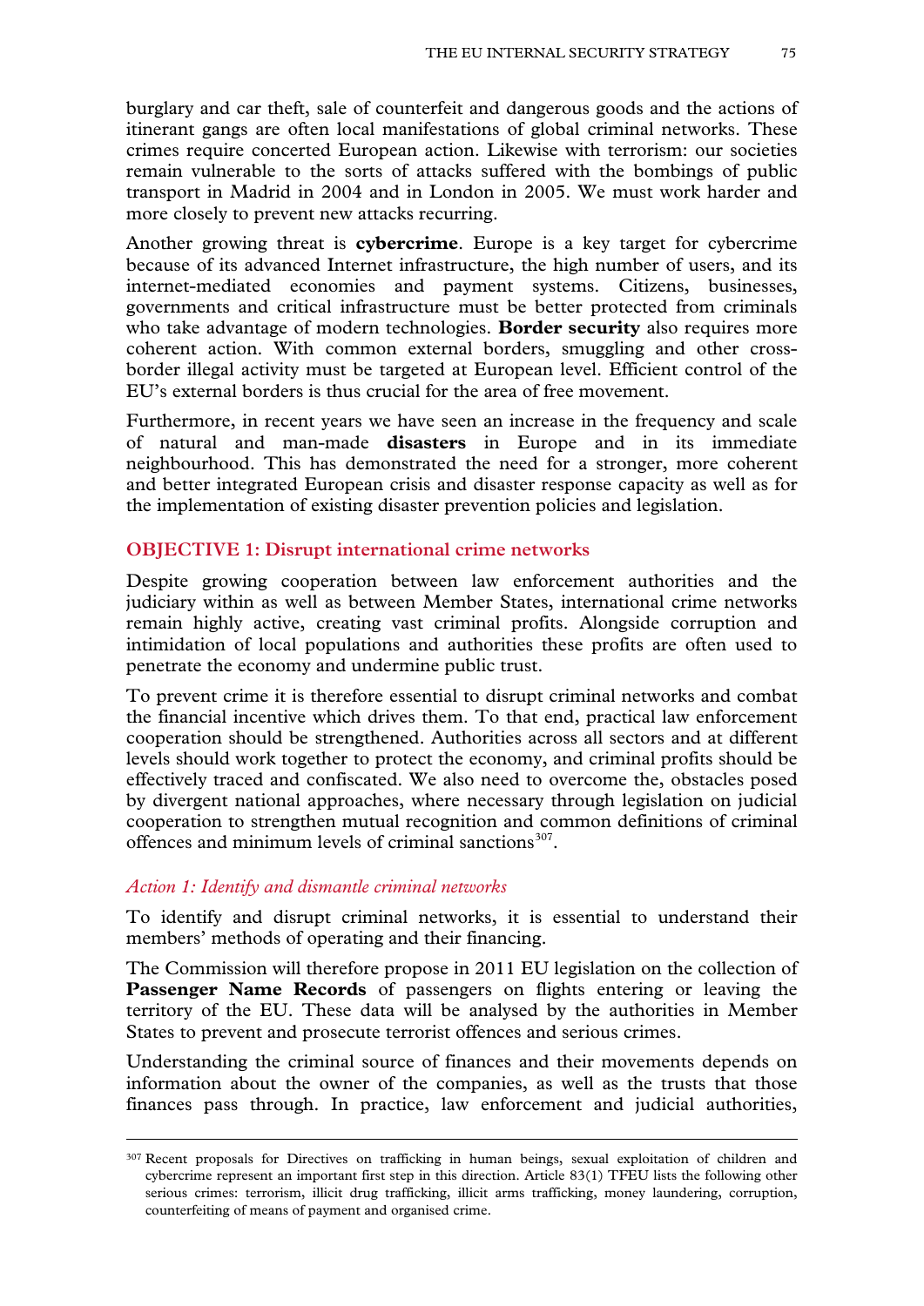burglary and car theft, sale of counterfeit and dangerous goods and the actions of itinerant gangs are often local manifestations of global criminal networks. These crimes require concerted European action. Likewise with terrorism: our societies remain vulnerable to the sorts of attacks suffered with the bombings of public transport in Madrid in 2004 and in London in 2005. We must work harder and more closely to prevent new attacks recurring.

Another growing threat is **cybercrime**. Europe is a key target for cybercrime because of its advanced Internet infrastructure, the high number of users, and its internet-mediated economies and payment systems. Citizens, businesses, governments and critical infrastructure must be better protected from criminals who take advantage of modern technologies. **Border security** also requires more coherent action. With common external borders, smuggling and other cross-border illegal activity must be targeted at European level. Efficient control of the EU's external borders is thus crucial for the area of free movement.

Furthermore, in recent years we have seen an increase in the frequency and scale of natural and man-made **disasters** in Europe and in its immediate neighbourhood. This has demonstrated the need for a stronger, more coherent and better integrated European crisis and disaster response capacity as well as for the implementation of existing disaster prevention policies and legislation.

### OBJECTIVE 1: Disrupt international crime networks

Despite growing cooperation between law enforcement authorities and the judiciary within as well as between Member States, international crime networks remain highly active, creating vast criminal profits. Alongside corruption and intimidation of local populations and authorities these profits are often used to penetrate the economy and undermine public trust.

To prevent crime it is therefore essential to disrupt criminal networks and combat the financial incentive which drives them. To that end, practical law enforcement cooperation should be strengthened. Authorities across all sectors and at different levels should work together to protect the economy, and criminal profits should be effectively traced and confiscated. We also need to overcome the, obstacles posed by divergent national approaches, where necessary through legislation on judicial cooperation to strengthen mutual recognition and common definitions of criminal offences and minimum levels of criminal sanctions[307].

#### *Action 1: Identify and dismantle criminal networks*

To identify and disrupt criminal networks, it is essential to understand their members' methods of operating and their financing.

The Commission will therefore propose in 2011 EU legislation on the collection of **Passenger Name Records** of passengers on flights entering or leaving the territory of the EU. These data will be analysed by the authorities in Member States to prevent and prosecute terrorist offences and serious crimes.

Understanding the criminal source of finances and their movements depends on information about the owner of the companies, as well as the trusts that those finances pass through. In practice, law enforcement and judicial authorities,

---

[307] Recent proposals for Directives on trafficking in human beings, sexual exploitation of children and cybercrime represent an important first step in this direction. Article 83(1) TFEU lists the following other serious crimes: terrorism, illicit drug trafficking, illicit arms trafficking, money laundering, corruption, counterfeiting of means of payment and organised crime.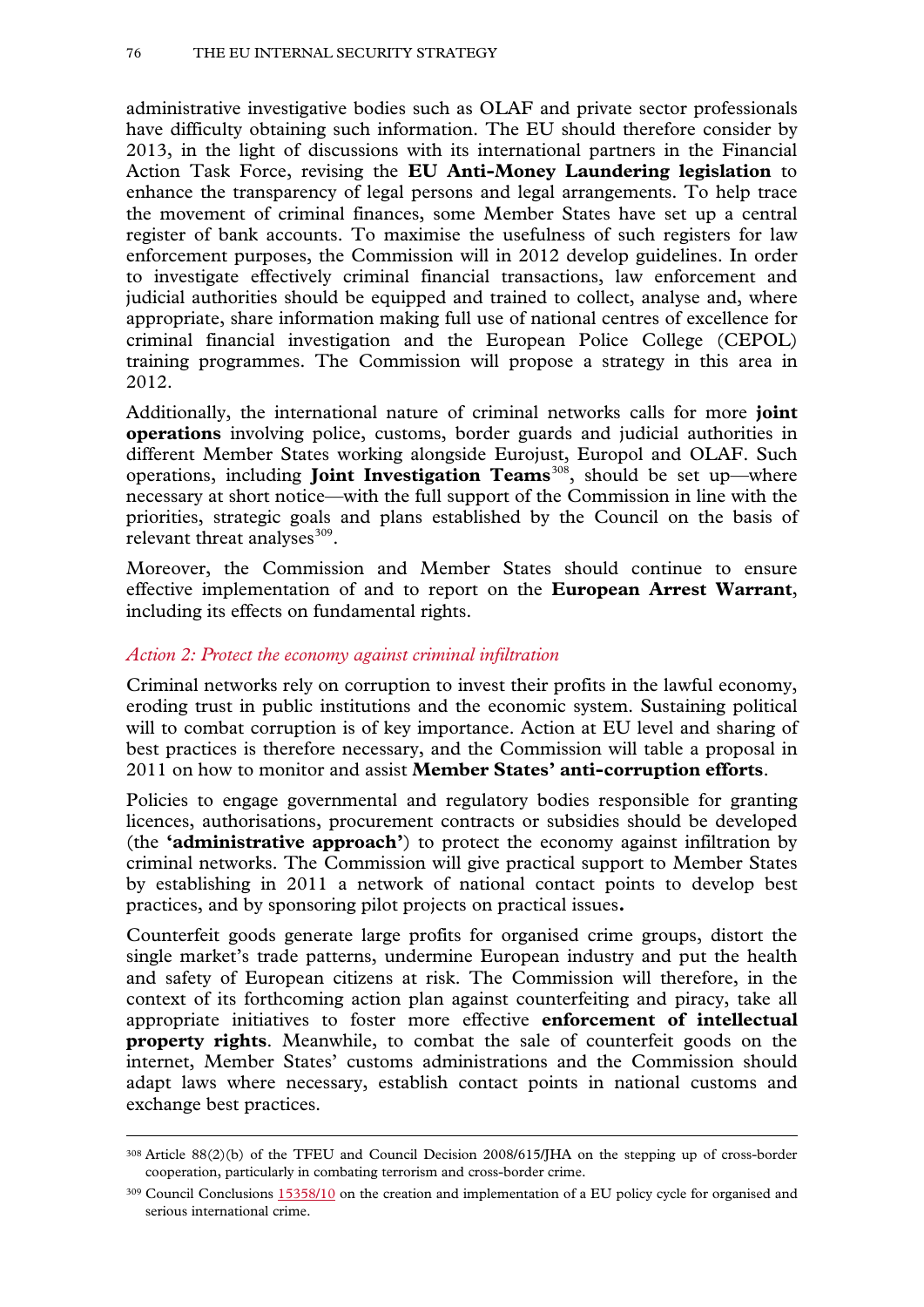administrative investigative bodies such as OLAF and private sector professionals have difficulty obtaining such information. The EU should therefore consider by 2013, in the light of discussions with its international partners in the Financial Action Task Force, revising the **EU Anti-Money Laundering legislation** to enhance the transparency of legal persons and legal arrangements. To help trace the movement of criminal finances, some Member States have set up a central register of bank accounts. To maximise the usefulness of such registers for law enforcement purposes, the Commission will in 2012 develop guidelines. In order to investigate effectively criminal financial transactions, law enforcement and judicial authorities should be equipped and trained to collect, analyse and, where appropriate, share information making full use of national centres of excellence for criminal financial investigation and the European Police College (CEPOL) training programmes. The Commission will propose a strategy in this area in 2012.

Additionally, the international nature of criminal networks calls for more **joint operations** involving police, customs, border guards and judicial authorities in different Member States working alongside Eurojust, Europol and OLAF. Such operations, including **Joint Investigation Teams**[308], should be set up—where necessary at short notice—with the full support of the Commission in line with the priorities, strategic goals and plans established by the Council on the basis of relevant threat analyses[309].

Moreover, the Commission and Member States should continue to ensure effective implementation of and to report on the **European Arrest Warrant**, including its effects on fundamental rights.

*Action 2: Protect the economy against criminal infiltration*

Criminal networks rely on corruption to invest their profits in the lawful economy, eroding trust in public institutions and the economic system. Sustaining political will to combat corruption is of key importance. Action at EU level and sharing of best practices is therefore necessary, and the Commission will table a proposal in 2011 on how to monitor and assist **Member States' anti-corruption efforts**.

Policies to engage governmental and regulatory bodies responsible for granting licences, authorisations, procurement contracts or subsidies should be developed (the **'administrative approach'**) to protect the economy against infiltration by criminal networks. The Commission will give practical support to Member States by establishing in 2011 a network of national contact points to develop best practices, and by sponsoring pilot projects on practical issues**.**

Counterfeit goods generate large profits for organised crime groups, distort the single market's trade patterns, undermine European industry and put the health and safety of European citizens at risk. The Commission will therefore, in the context of its forthcoming action plan against counterfeiting and piracy, take all appropriate initiatives to foster more effective **enforcement of intellectual property rights**. Meanwhile, to combat the sale of counterfeit goods on the internet, Member States' customs administrations and the Commission should adapt laws where necessary, establish contact points in national customs and exchange best practices.

---

[308] Article 88(2)(b) of the TFEU and Council Decision 2008/615/JHA on the stepping up of cross-border cooperation, particularly in combating terrorism and cross-border crime.

[309] Council Conclusions 15358/10 on the creation and implementation of a EU policy cycle for organised and serious international crime.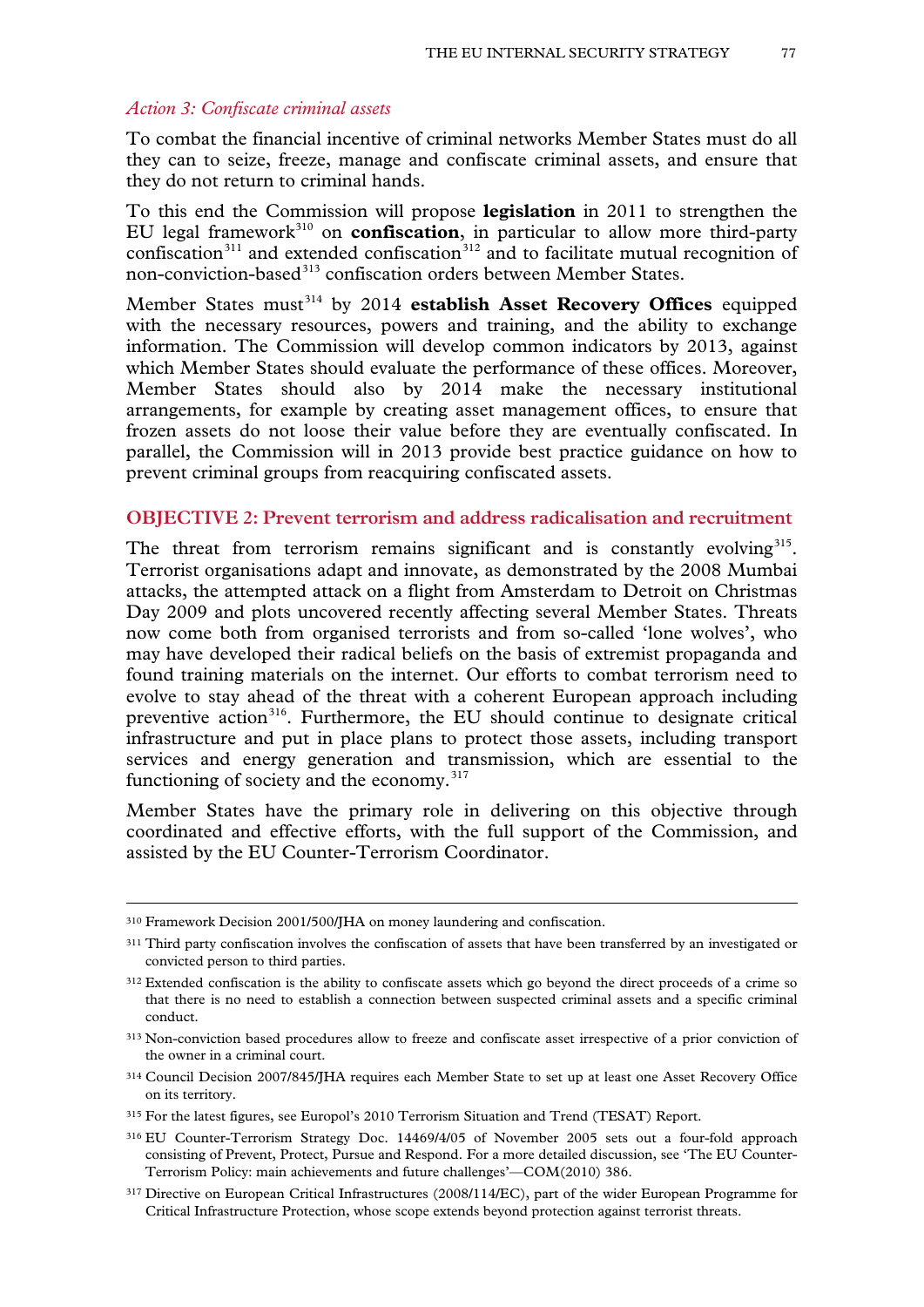*Action 3: Confiscate criminal assets*

To combat the financial incentive of criminal networks Member States must do all they can to seize, freeze, manage and confiscate criminal assets, and ensure that they do not return to criminal hands.

To this end the Commission will propose **legislation** in 2011 to strengthen the EU legal framework[310] on **confiscation**, in particular to allow more third-party confiscation[311] and extended confiscation[312] and to facilitate mutual recognition of non-conviction-based[313] confiscation orders between Member States.

Member States must[314] by 2014 **establish Asset Recovery Offices** equipped with the necessary resources, powers and training, and the ability to exchange information. The Commission will develop common indicators by 2013, against which Member States should evaluate the performance of these offices. Moreover, Member States should also by 2014 make the necessary institutional arrangements, for example by creating asset management offices, to ensure that frozen assets do not loose their value before they are eventually confiscated. In parallel, the Commission will in 2013 provide best practice guidance on how to prevent criminal groups from reacquiring confiscated assets.

### OBJECTIVE 2: Prevent terrorism and address radicalisation and recruitment

The threat from terrorism remains significant and is constantly evolving[315]. Terrorist organisations adapt and innovate, as demonstrated by the 2008 Mumbai attacks, the attempted attack on a flight from Amsterdam to Detroit on Christmas Day 2009 and plots uncovered recently affecting several Member States. Threats now come both from organised terrorists and from so-called 'lone wolves', who may have developed their radical beliefs on the basis of extremist propaganda and found training materials on the internet. Our efforts to combat terrorism need to evolve to stay ahead of the threat with a coherent European approach including preventive action[316]. Furthermore, the EU should continue to designate critical infrastructure and put in place plans to protect those assets, including transport services and energy generation and transmission, which are essential to the functioning of society and the economy.[317]

Member States have the primary role in delivering on this objective through coordinated and effective efforts, with the full support of the Commission, and assisted by the EU Counter-Terrorism Coordinator.

---

[310] Framework Decision 2001/500/JHA on money laundering and confiscation.

[311] Third party confiscation involves the confiscation of assets that have been transferred by an investigated or convicted person to third parties.

[312] Extended confiscation is the ability to confiscate assets which go beyond the direct proceeds of a crime so that there is no need to establish a connection between suspected criminal assets and a specific criminal conduct.

[313] Non-conviction based procedures allow to freeze and confiscate asset irrespective of a prior conviction of the owner in a criminal court.

[314] Council Decision 2007/845/JHA requires each Member State to set up at least one Asset Recovery Office on its territory.

[315] For the latest figures, see Europol's 2010 Terrorism Situation and Trend (TESAT) Report.

[316] EU Counter-Terrorism Strategy Doc. 14469/4/05 of November 2005 sets out a four-fold approach consisting of Prevent, Protect, Pursue and Respond. For a more detailed discussion, see 'The EU Counter-Terrorism Policy: main achievements and future challenges'—COM(2010) 386.

[317] Directive on European Critical Infrastructures (2008/114/EC), part of the wider European Programme for Critical Infrastructure Protection, whose scope extends beyond protection against terrorist threats.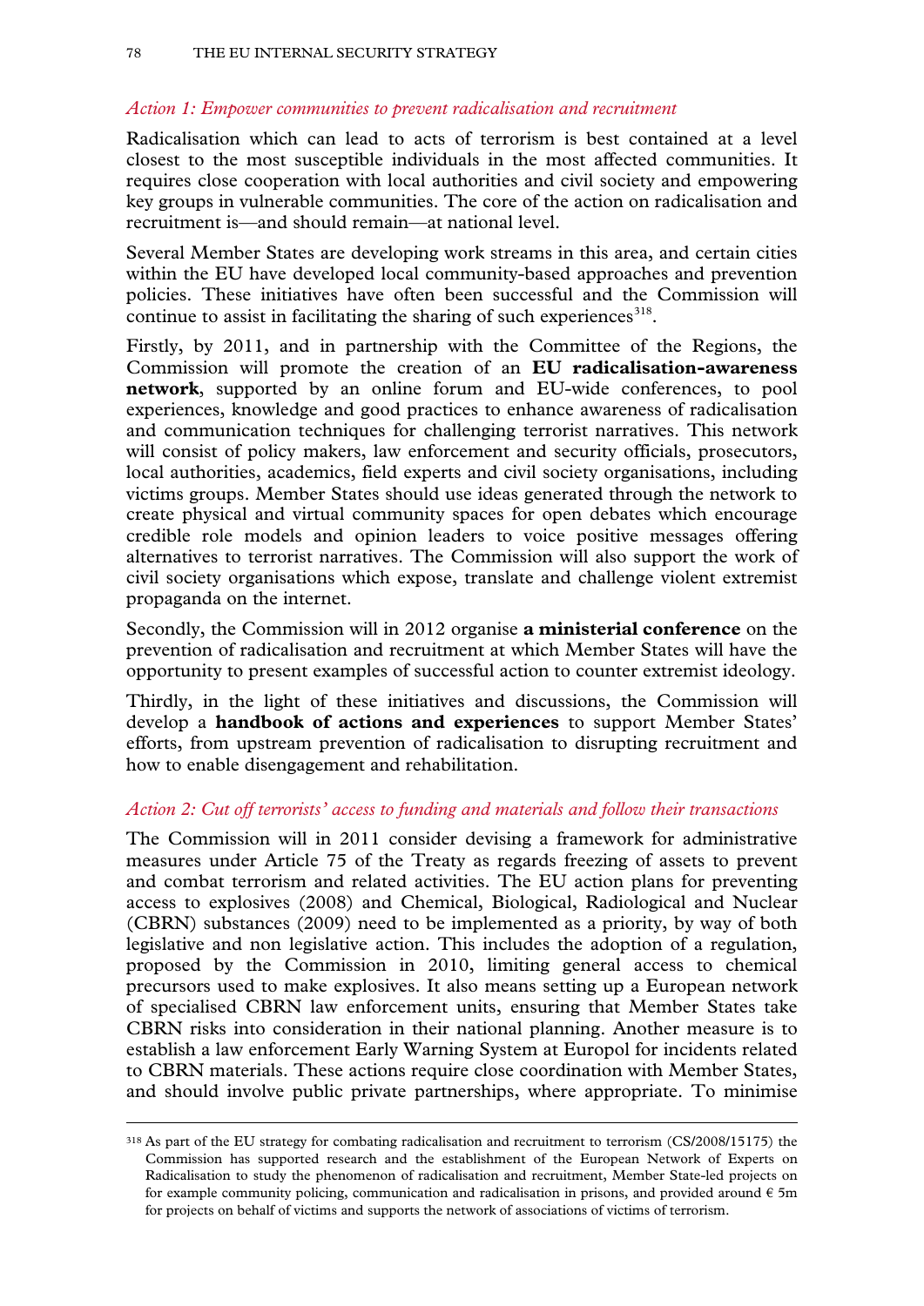*Action 1: Empower communities to prevent radicalisation and recruitment*

Radicalisation which can lead to acts of terrorism is best contained at a level closest to the most susceptible individuals in the most affected communities. It requires close cooperation with local authorities and civil society and empowering key groups in vulnerable communities. The core of the action on radicalisation and recruitment is—and should remain—at national level.

Several Member States are developing work streams in this area, and certain cities within the EU have developed local community-based approaches and prevention policies. These initiatives have often been successful and the Commission will continue to assist in facilitating the sharing of such experiences[318].

Firstly, by 2011, and in partnership with the Committee of the Regions, the Commission will promote the creation of an **EU radicalisation-awareness network**, supported by an online forum and EU-wide conferences, to pool experiences, knowledge and good practices to enhance awareness of radicalisation and communication techniques for challenging terrorist narratives. This network will consist of policy makers, law enforcement and security officials, prosecutors, local authorities, academics, field experts and civil society organisations, including victims groups. Member States should use ideas generated through the network to create physical and virtual community spaces for open debates which encourage credible role models and opinion leaders to voice positive messages offering alternatives to terrorist narratives. The Commission will also support the work of civil society organisations which expose, translate and challenge violent extremist propaganda on the internet.

Secondly, the Commission will in 2012 organise **a ministerial conference** on the prevention of radicalisation and recruitment at which Member States will have the opportunity to present examples of successful action to counter extremist ideology.

Thirdly, in the light of these initiatives and discussions, the Commission will develop a **handbook of actions and experiences** to support Member States' efforts, from upstream prevention of radicalisation to disrupting recruitment and how to enable disengagement and rehabilitation.

*Action 2: Cut off terrorists' access to funding and materials and follow their transactions*

The Commission will in 2011 consider devising a framework for administrative measures under Article 75 of the Treaty as regards freezing of assets to prevent and combat terrorism and related activities. The EU action plans for preventing access to explosives (2008) and Chemical, Biological, Radiological and Nuclear (CBRN) substances (2009) need to be implemented as a priority, by way of both legislative and non legislative action. This includes the adoption of a regulation, proposed by the Commission in 2010, limiting general access to chemical precursors used to make explosives. It also means setting up a European network of specialised CBRN law enforcement units, ensuring that Member States take CBRN risks into consideration in their national planning. Another measure is to establish a law enforcement Early Warning System at Europol for incidents related to CBRN materials. These actions require close coordination with Member States, and should involve public private partnerships, where appropriate. To minimise

[318] As part of the EU strategy for combating radicalisation and recruitment to terrorism (CS/2008/15175) the Commission has supported research and the establishment of the European Network of Experts on Radicalisation to study the phenomenon of radicalisation and recruitment, Member State-led projects on for example community policing, communication and radicalisation in prisons, and provided around € 5m for projects on behalf of victims and supports the network of associations of victims of terrorism.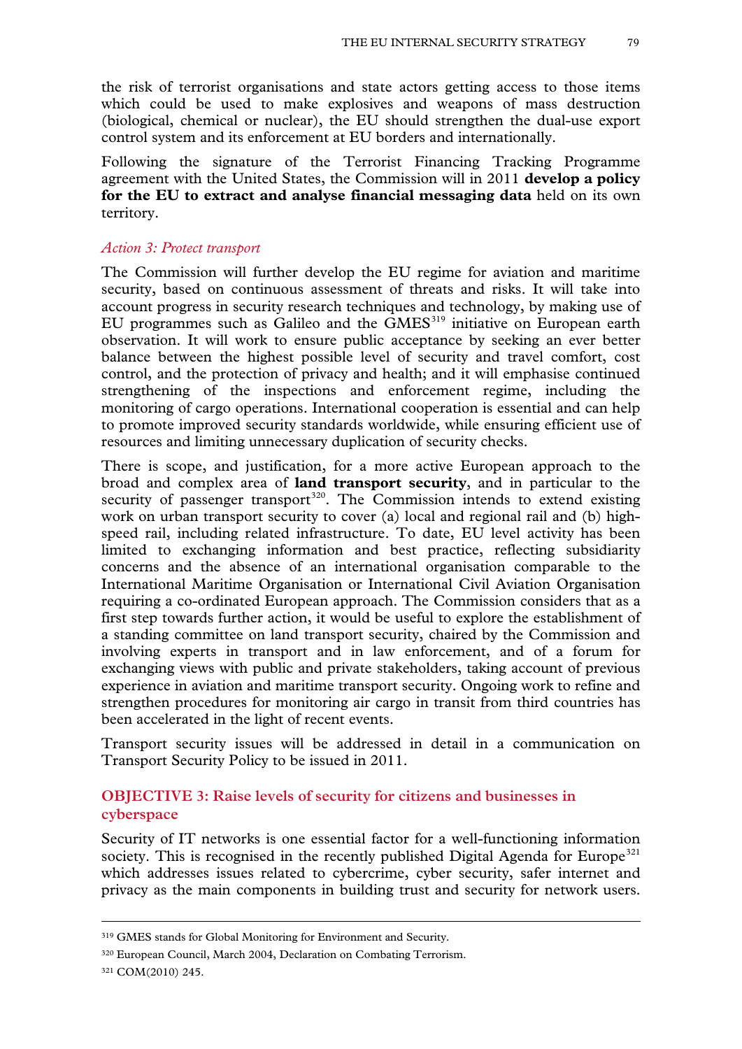the risk of terrorist organisations and state actors getting access to those items which could be used to make explosives and weapons of mass destruction (biological, chemical or nuclear), the EU should strengthen the dual-use export control system and its enforcement at EU borders and internationally.

Following the signature of the Terrorist Financing Tracking Programme agreement with the United States, the Commission will in 2011 **develop a policy for the EU to extract and analyse financial messaging data** held on its own territory.

*Action 3: Protect transport*

The Commission will further develop the EU regime for aviation and maritime security, based on continuous assessment of threats and risks. It will take into account progress in security research techniques and technology, by making use of EU programmes such as Galileo and the GMES[319] initiative on European earth observation. It will work to ensure public acceptance by seeking an ever better balance between the highest possible level of security and travel comfort, cost control, and the protection of privacy and health; and it will emphasise continued strengthening of the inspections and enforcement regime, including the monitoring of cargo operations. International cooperation is essential and can help to promote improved security standards worldwide, while ensuring efficient use of resources and limiting unnecessary duplication of security checks.

There is scope, and justification, for a more active European approach to the broad and complex area of **land transport security**, and in particular to the security of passenger transport[320]. The Commission intends to extend existing work on urban transport security to cover (a) local and regional rail and (b) high-speed rail, including related infrastructure. To date, EU level activity has been limited to exchanging information and best practice, reflecting subsidiarity concerns and the absence of an international organisation comparable to the International Maritime Organisation or International Civil Aviation Organisation requiring a co-ordinated European approach. The Commission considers that as a first step towards further action, it would be useful to explore the establishment of a standing committee on land transport security, chaired by the Commission and involving experts in transport and in law enforcement, and of a forum for exchanging views with public and private stakeholders, taking account of previous experience in aviation and maritime transport security. Ongoing work to refine and strengthen procedures for monitoring air cargo in transit from third countries has been accelerated in the light of recent events.

Transport security issues will be addressed in detail in a communication on Transport Security Policy to be issued in 2011.

### OBJECTIVE 3: Raise levels of security for citizens and businesses in cyberspace

Security of IT networks is one essential factor for a well-functioning information society. This is recognised in the recently published Digital Agenda for Europe[321] which addresses issues related to cybercrime, cyber security, safer internet and privacy as the main components in building trust and security for network users.

---

[319] GMES stands for Global Monitoring for Environment and Security.

[320] European Council, March 2004, Declaration on Combating Terrorism.

[321] COM(2010) 245.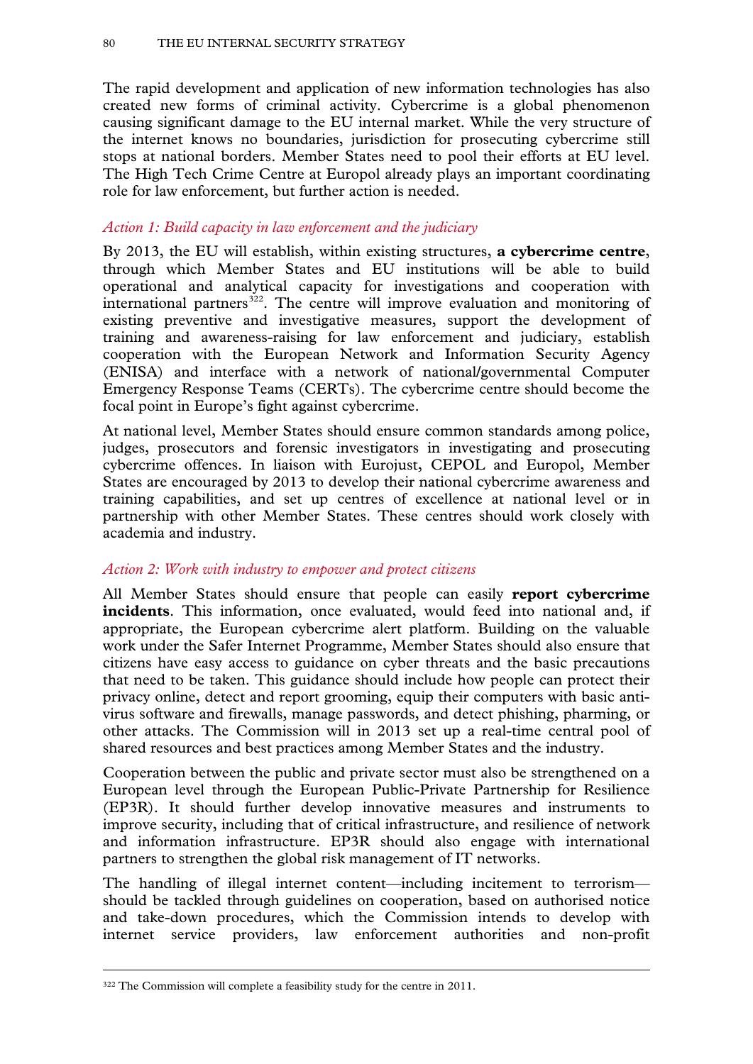The rapid development and application of new information technologies has also created new forms of criminal activity. Cybercrime is a global phenomenon causing significant damage to the EU internal market. While the very structure of the internet knows no boundaries, jurisdiction for prosecuting cybercrime still stops at national borders. Member States need to pool their efforts at EU level. The High Tech Crime Centre at Europol already plays an important coordinating role for law enforcement, but further action is needed.

*Action 1: Build capacity in law enforcement and the judiciary*

By 2013, the EU will establish, within existing structures, **a cybercrime centre**, through which Member States and EU institutions will be able to build operational and analytical capacity for investigations and cooperation with international partners[322]. The centre will improve evaluation and monitoring of existing preventive and investigative measures, support the development of training and awareness-raising for law enforcement and judiciary, establish cooperation with the European Network and Information Security Agency (ENISA) and interface with a network of national/governmental Computer Emergency Response Teams (CERTs). The cybercrime centre should become the focal point in Europe's fight against cybercrime.

At national level, Member States should ensure common standards among police, judges, prosecutors and forensic investigators in investigating and prosecuting cybercrime offences. In liaison with Eurojust, CEPOL and Europol, Member States are encouraged by 2013 to develop their national cybercrime awareness and training capabilities, and set up centres of excellence at national level or in partnership with other Member States. These centres should work closely with academia and industry.

*Action 2: Work with industry to empower and protect citizens*

All Member States should ensure that people can easily **report cybercrime incidents**. This information, once evaluated, would feed into national and, if appropriate, the European cybercrime alert platform. Building on the valuable work under the Safer Internet Programme, Member States should also ensure that citizens have easy access to guidance on cyber threats and the basic precautions that need to be taken. This guidance should include how people can protect their privacy online, detect and report grooming, equip their computers with basic anti-virus software and firewalls, manage passwords, and detect phishing, pharming, or other attacks. The Commission will in 2013 set up a real-time central pool of shared resources and best practices among Member States and the industry.

Cooperation between the public and private sector must also be strengthened on a European level through the European Public-Private Partnership for Resilience (EP3R). It should further develop innovative measures and instruments to improve security, including that of critical infrastructure, and resilience of network and information infrastructure. EP3R should also engage with international partners to strengthen the global risk management of IT networks.

The handling of illegal internet content—including incitement to terrorism—should be tackled through guidelines on cooperation, based on authorised notice and take-down procedures, which the Commission intends to develop with internet service providers, law enforcement authorities and non-profit

[322] The Commission will complete a feasibility study for the centre in 2011.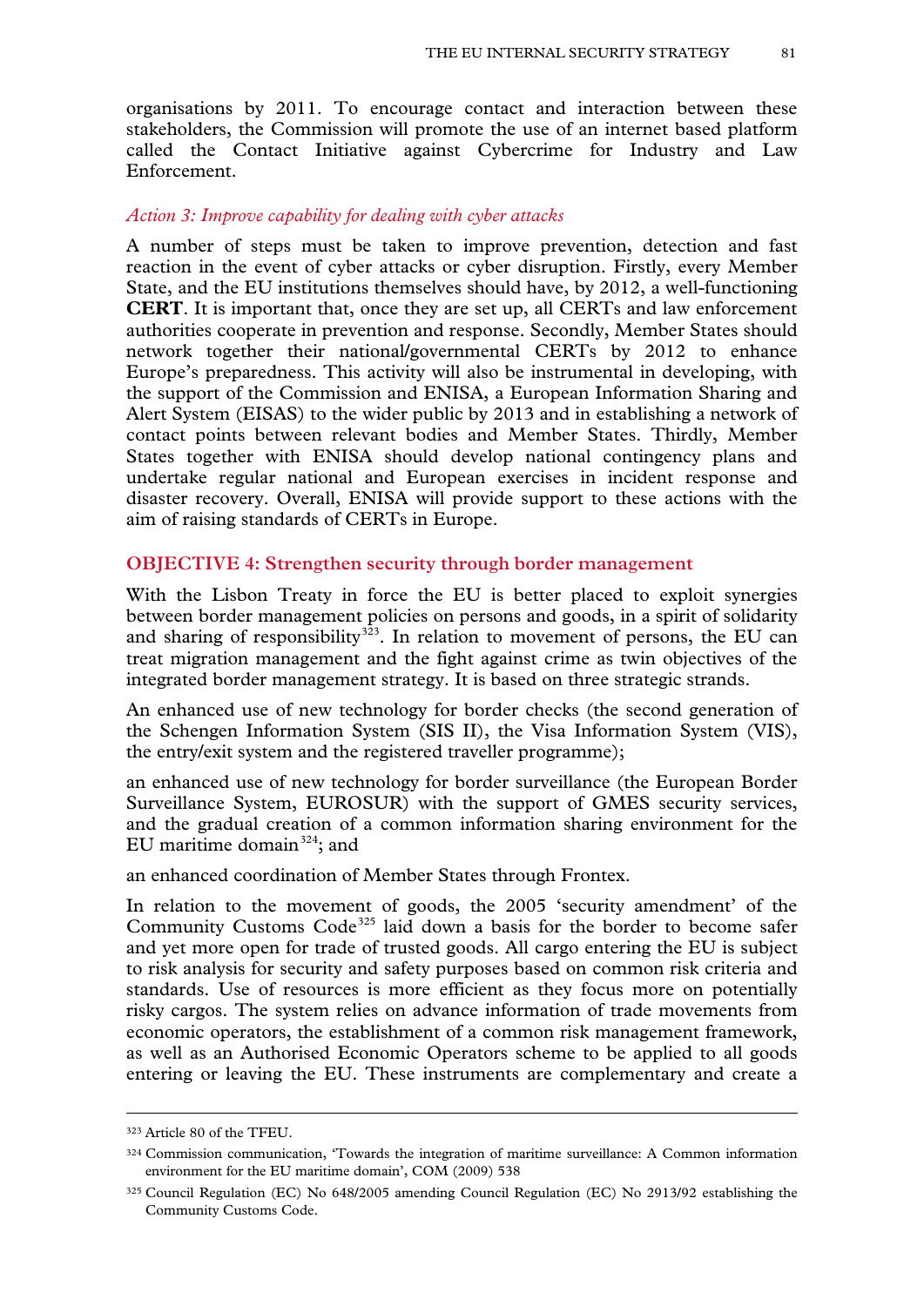organisations by 2011. To encourage contact and interaction between these stakeholders, the Commission will promote the use of an internet based platform called the Contact Initiative against Cybercrime for Industry and Law Enforcement.

#### *Action 3: Improve capability for dealing with cyber attacks*

A number of steps must be taken to improve prevention, detection and fast reaction in the event of cyber attacks or cyber disruption. Firstly, every Member State, and the EU institutions themselves should have, by 2012, a well-functioning **CERT**. It is important that, once they are set up, all CERTs and law enforcement authorities cooperate in prevention and response. Secondly, Member States should network together their national/governmental CERTs by 2012 to enhance Europe's preparedness. This activity will also be instrumental in developing, with the support of the Commission and ENISA, a European Information Sharing and Alert System (EISAS) to the wider public by 2013 and in establishing a network of contact points between relevant bodies and Member States. Thirdly, Member States together with ENISA should develop national contingency plans and undertake regular national and European exercises in incident response and disaster recovery. Overall, ENISA will provide support to these actions with the aim of raising standards of CERTs in Europe.

### OBJECTIVE 4: Strengthen security through border management

With the Lisbon Treaty in force the EU is better placed to exploit synergies between border management policies on persons and goods, in a spirit of solidarity and sharing of responsibility[323]. In relation to movement of persons, the EU can treat migration management and the fight against crime as twin objectives of the integrated border management strategy. It is based on three strategic strands.

An enhanced use of new technology for border checks (the second generation of the Schengen Information System (SIS II), the Visa Information System (VIS), the entry/exit system and the registered traveller programme);

an enhanced use of new technology for border surveillance (the European Border Surveillance System, EUROSUR) with the support of GMES security services, and the gradual creation of a common information sharing environment for the EU maritime domain[324]; and

an enhanced coordination of Member States through Frontex.

In relation to the movement of goods, the 2005 'security amendment' of the Community Customs Code[325] laid down a basis for the border to become safer and yet more open for trade of trusted goods. All cargo entering the EU is subject to risk analysis for security and safety purposes based on common risk criteria and standards. Use of resources is more efficient as they focus more on potentially risky cargos. The system relies on advance information of trade movements from economic operators, the establishment of a common risk management framework, as well as an Authorised Economic Operators scheme to be applied to all goods entering or leaving the EU. These instruments are complementary and create a

---

[323] Article 80 of the TFEU.

[324] Commission communication, 'Towards the integration of maritime surveillance: A Common information environment for the EU maritime domain', COM (2009) 538

[325] Council Regulation (EC) No 648/2005 amending Council Regulation (EC) No 2913/92 establishing the Community Customs Code.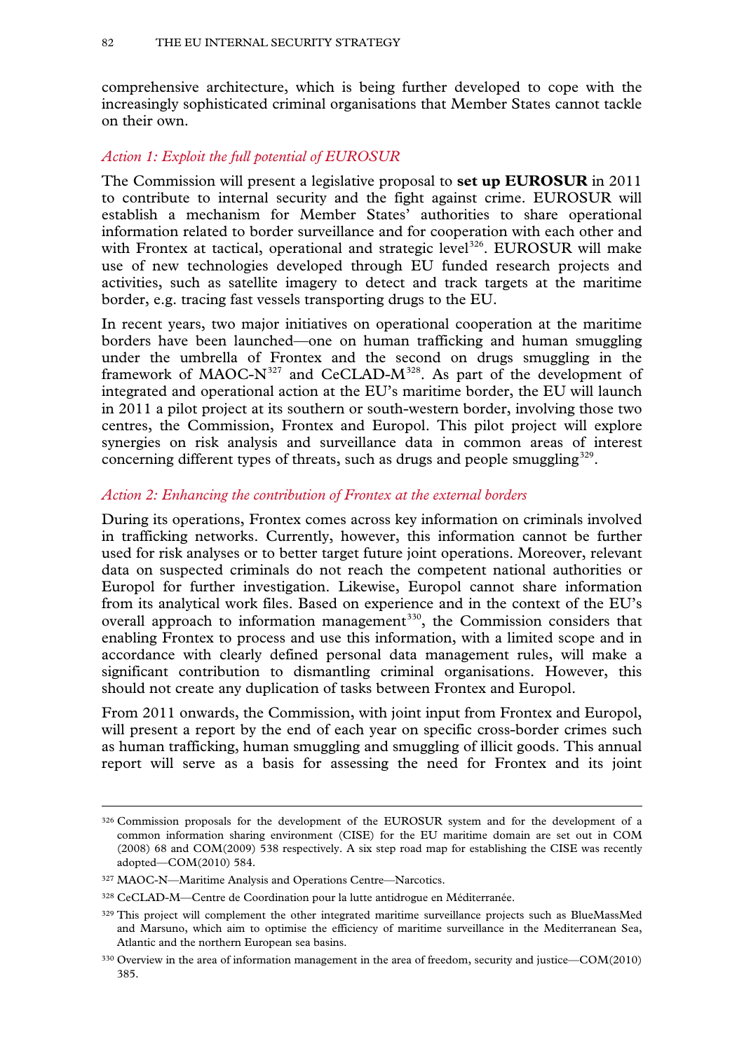comprehensive architecture, which is being further developed to cope with the increasingly sophisticated criminal organisations that Member States cannot tackle on their own.

*Action 1: Exploit the full potential of EUROSUR*

The Commission will present a legislative proposal to **set up EUROSUR** in 2011 to contribute to internal security and the fight against crime. EUROSUR will establish a mechanism for Member States' authorities to share operational information related to border surveillance and for cooperation with each other and with Frontex at tactical, operational and strategic level[326]. EUROSUR will make use of new technologies developed through EU funded research projects and activities, such as satellite imagery to detect and track targets at the maritime border, e.g. tracing fast vessels transporting drugs to the EU.

In recent years, two major initiatives on operational cooperation at the maritime borders have been launched—one on human trafficking and human smuggling under the umbrella of Frontex and the second on drugs smuggling in the framework of MAOC-N[327] and CeCLAD-M[328]. As part of the development of integrated and operational action at the EU's maritime border, the EU will launch in 2011 a pilot project at its southern or south-western border, involving those two centres, the Commission, Frontex and Europol. This pilot project will explore synergies on risk analysis and surveillance data in common areas of interest concerning different types of threats, such as drugs and people smuggling[329].

*Action 2: Enhancing the contribution of Frontex at the external borders*

During its operations, Frontex comes across key information on criminals involved in trafficking networks. Currently, however, this information cannot be further used for risk analyses or to better target future joint operations. Moreover, relevant data on suspected criminals do not reach the competent national authorities or Europol for further investigation. Likewise, Europol cannot share information from its analytical work files. Based on experience and in the context of the EU's overall approach to information management[330], the Commission considers that enabling Frontex to process and use this information, with a limited scope and in accordance with clearly defined personal data management rules, will make a significant contribution to dismantling criminal organisations. However, this should not create any duplication of tasks between Frontex and Europol.

From 2011 onwards, the Commission, with joint input from Frontex and Europol, will present a report by the end of each year on specific cross-border crimes such as human trafficking, human smuggling and smuggling of illicit goods. This annual report will serve as a basis for assessing the need for Frontex and its joint

---

[326] Commission proposals for the development of the EUROSUR system and for the development of a common information sharing environment (CISE) for the EU maritime domain are set out in COM (2008) 68 and COM(2009) 538 respectively. A six step road map for establishing the CISE was recently adopted—COM(2010) 584.

[327] MAOC-N—Maritime Analysis and Operations Centre—Narcotics.

[328] CeCLAD-M—Centre de Coordination pour la lutte antidrogue en Méditerranée.

[329] This project will complement the other integrated maritime surveillance projects such as BlueMassMed and Marsuno, which aim to optimise the efficiency of maritime surveillance in the Mediterranean Sea, Atlantic and the northern European sea basins.

[330] Overview in the area of information management in the area of freedom, security and justice—COM(2010) 385.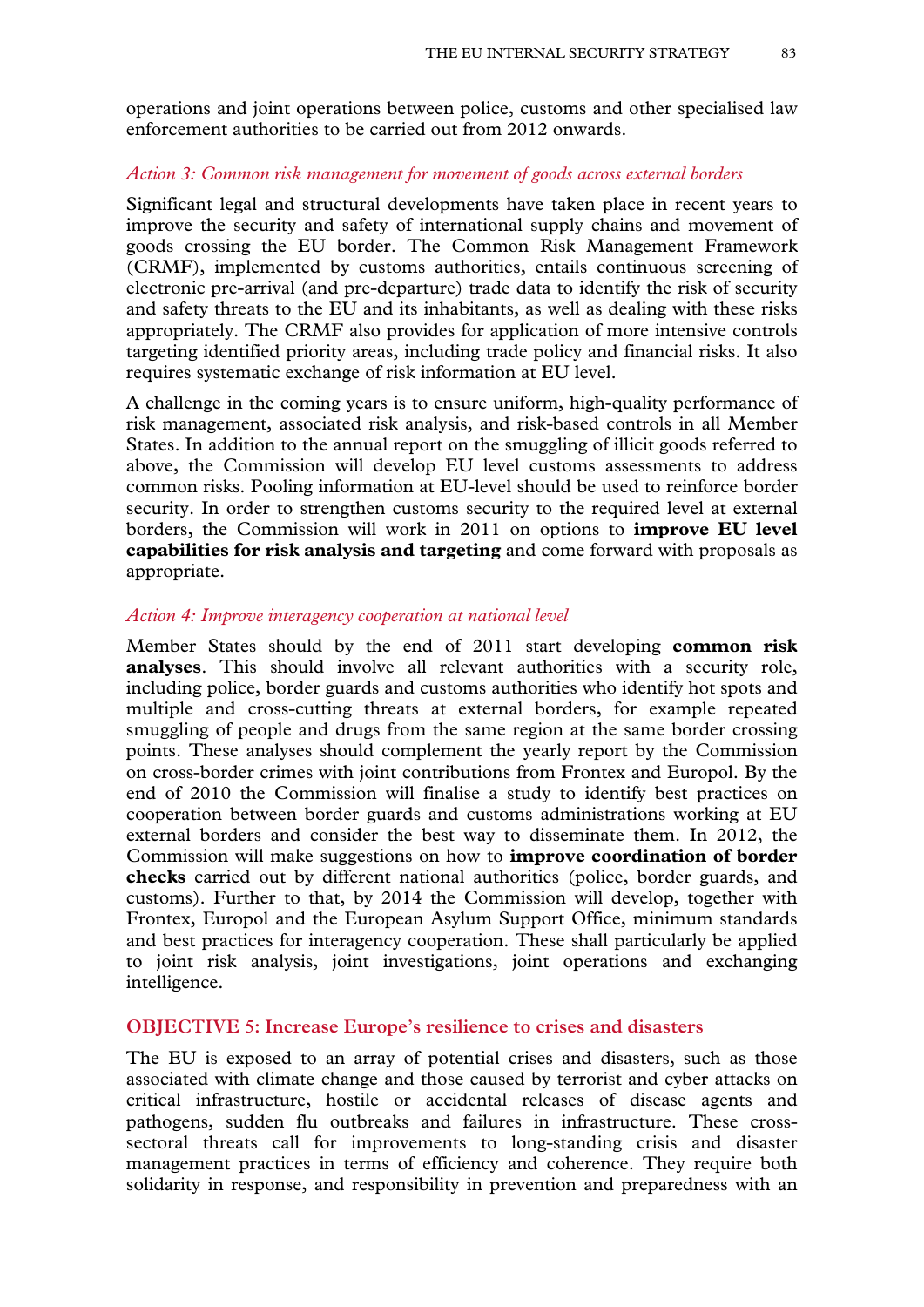operations and joint operations between police, customs and other specialised law enforcement authorities to be carried out from 2012 onwards.

*Action 3: Common risk management for movement of goods across external borders*

Significant legal and structural developments have taken place in recent years to improve the security and safety of international supply chains and movement of goods crossing the EU border. The Common Risk Management Framework (CRMF), implemented by customs authorities, entails continuous screening of electronic pre-arrival (and pre-departure) trade data to identify the risk of security and safety threats to the EU and its inhabitants, as well as dealing with these risks appropriately. The CRMF also provides for application of more intensive controls targeting identified priority areas, including trade policy and financial risks. It also requires systematic exchange of risk information at EU level.

A challenge in the coming years is to ensure uniform, high-quality performance of risk management, associated risk analysis, and risk-based controls in all Member States. In addition to the annual report on the smuggling of illicit goods referred to above, the Commission will develop EU level customs assessments to address common risks. Pooling information at EU-level should be used to reinforce border security. In order to strengthen customs security to the required level at external borders, the Commission will work in 2011 on options to **improve EU level capabilities for risk analysis and targeting** and come forward with proposals as appropriate.

*Action 4: Improve interagency cooperation at national level*

Member States should by the end of 2011 start developing **common risk analyses**. This should involve all relevant authorities with a security role, including police, border guards and customs authorities who identify hot spots and multiple and cross-cutting threats at external borders, for example repeated smuggling of people and drugs from the same region at the same border crossing points. These analyses should complement the yearly report by the Commission on cross-border crimes with joint contributions from Frontex and Europol. By the end of 2010 the Commission will finalise a study to identify best practices on cooperation between border guards and customs administrations working at EU external borders and consider the best way to disseminate them. In 2012, the Commission will make suggestions on how to **improve coordination of border checks** carried out by different national authorities (police, border guards, and customs). Further to that, by 2014 the Commission will develop, together with Frontex, Europol and the European Asylum Support Office, minimum standards and best practices for interagency cooperation. These shall particularly be applied to joint risk analysis, joint investigations, joint operations and exchanging intelligence.

### OBJECTIVE 5: Increase Europe's resilience to crises and disasters

The EU is exposed to an array of potential crises and disasters, such as those associated with climate change and those caused by terrorist and cyber attacks on critical infrastructure, hostile or accidental releases of disease agents and pathogens, sudden flu outbreaks and failures in infrastructure. These cross-sectoral threats call for improvements to long-standing crisis and disaster management practices in terms of efficiency and coherence. They require both solidarity in response, and responsibility in prevention and preparedness with an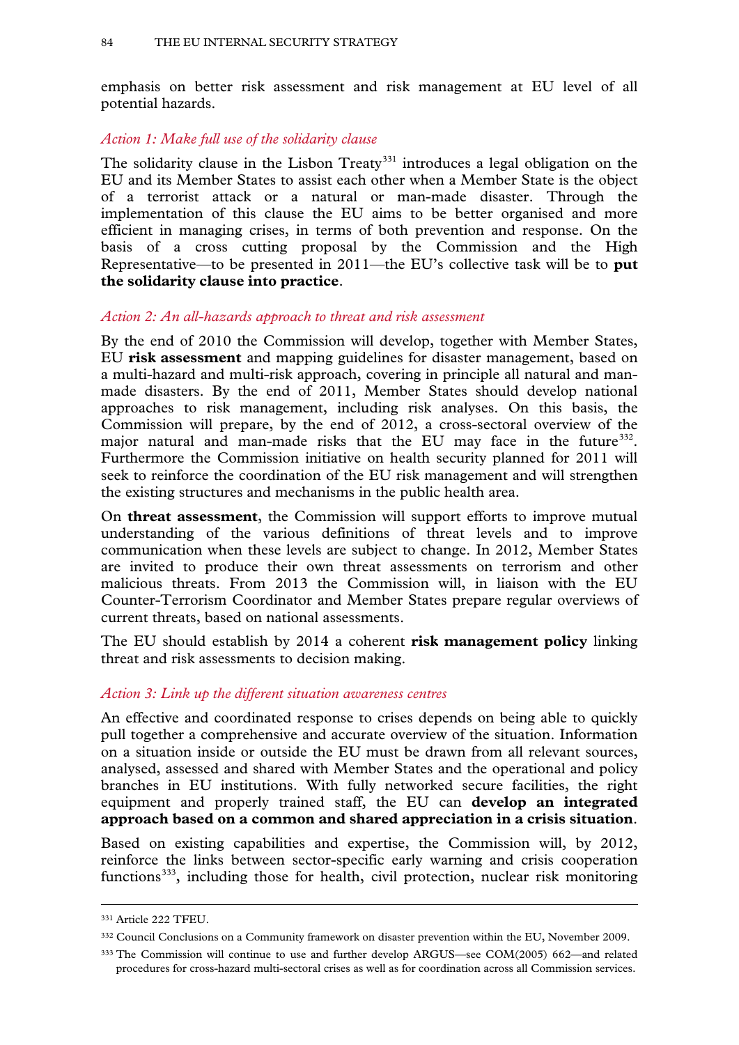emphasis on better risk assessment and risk management at EU level of all potential hazards.

*Action 1: Make full use of the solidarity clause*

The solidarity clause in the Lisbon Treaty[331] introduces a legal obligation on the EU and its Member States to assist each other when a Member State is the object of a terrorist attack or a natural or man-made disaster. Through the implementation of this clause the EU aims to be better organised and more efficient in managing crises, in terms of both prevention and response. On the basis of a cross cutting proposal by the Commission and the High Representative—to be presented in 2011—the EU's collective task will be to **put the solidarity clause into practice**.

*Action 2: An all-hazards approach to threat and risk assessment*

By the end of 2010 the Commission will develop, together with Member States, EU **risk assessment** and mapping guidelines for disaster management, based on a multi-hazard and multi-risk approach, covering in principle all natural and man-made disasters. By the end of 2011, Member States should develop national approaches to risk management, including risk analyses. On this basis, the Commission will prepare, by the end of 2012, a cross-sectoral overview of the major natural and man-made risks that the EU may face in the future[332]. Furthermore the Commission initiative on health security planned for 2011 will seek to reinforce the coordination of the EU risk management and will strengthen the existing structures and mechanisms in the public health area.

On **threat assessment**, the Commission will support efforts to improve mutual understanding of the various definitions of threat levels and to improve communication when these levels are subject to change. In 2012, Member States are invited to produce their own threat assessments on terrorism and other malicious threats. From 2013 the Commission will, in liaison with the EU Counter-Terrorism Coordinator and Member States prepare regular overviews of current threats, based on national assessments.

The EU should establish by 2014 a coherent **risk management policy** linking threat and risk assessments to decision making.

*Action 3: Link up the different situation awareness centres*

An effective and coordinated response to crises depends on being able to quickly pull together a comprehensive and accurate overview of the situation. Information on a situation inside or outside the EU must be drawn from all relevant sources, analysed, assessed and shared with Member States and the operational and policy branches in EU institutions. With fully networked secure facilities, the right equipment and properly trained staff, the EU can **develop an integrated approach based on a common and shared appreciation in a crisis situation**.

Based on existing capabilities and expertise, the Commission will, by 2012, reinforce the links between sector-specific early warning and crisis cooperation functions[333], including those for health, civil protection, nuclear risk monitoring

---

[331] Article 222 TFEU.

[332] Council Conclusions on a Community framework on disaster prevention within the EU, November 2009.

[333] The Commission will continue to use and further develop ARGUS—see COM(2005) 662—and related procedures for cross-hazard multi-sectoral crises as well as for coordination across all Commission services.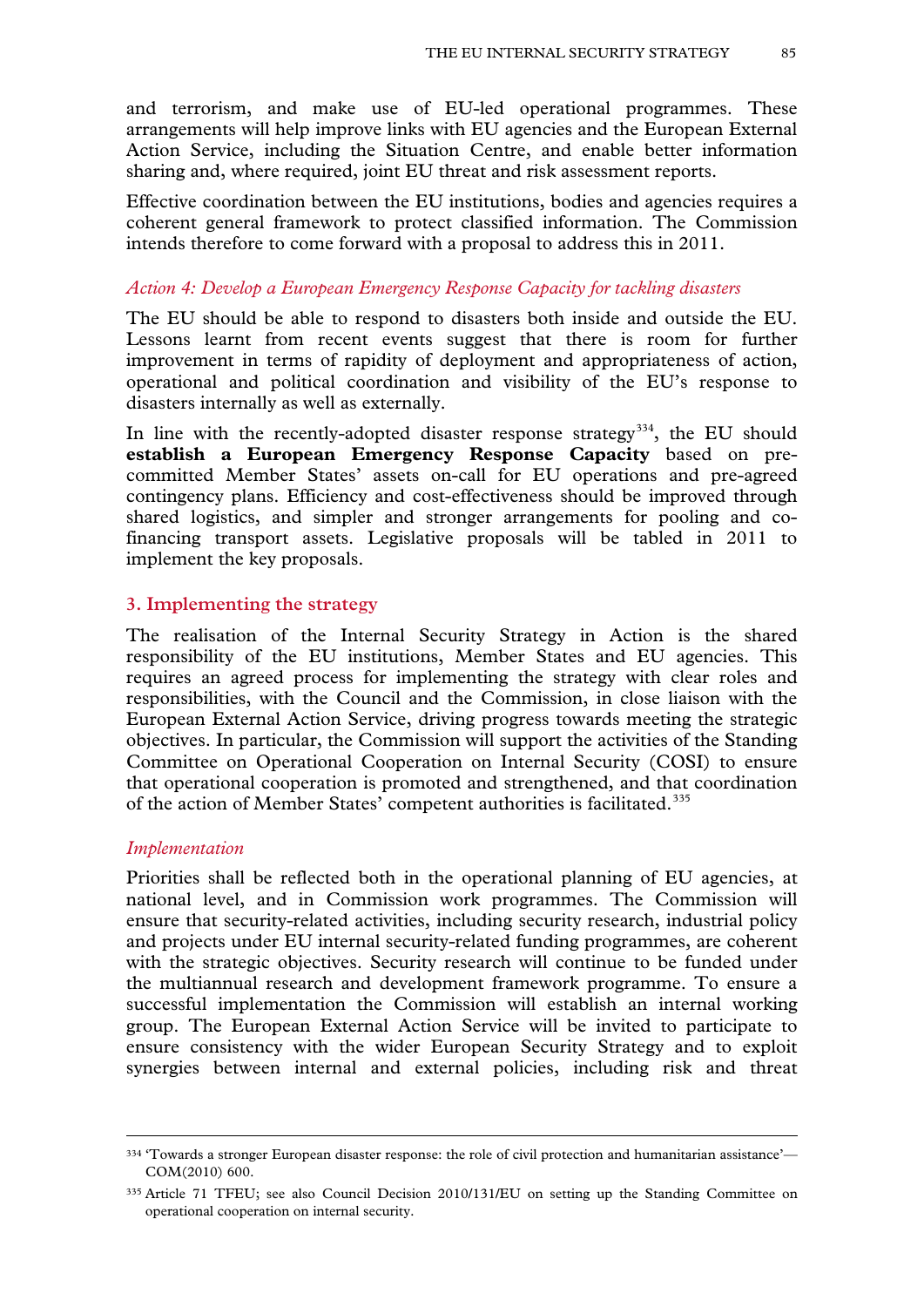and terrorism, and make use of EU-led operational programmes. These arrangements will help improve links with EU agencies and the European External Action Service, including the Situation Centre, and enable better information sharing and, where required, joint EU threat and risk assessment reports.

Effective coordination between the EU institutions, bodies and agencies requires a coherent general framework to protect classified information. The Commission intends therefore to come forward with a proposal to address this in 2011.

*Action 4: Develop a European Emergency Response Capacity for tackling disasters*

The EU should be able to respond to disasters both inside and outside the EU. Lessons learnt from recent events suggest that there is room for further improvement in terms of rapidity of deployment and appropriateness of action, operational and political coordination and visibility of the EU's response to disasters internally as well as externally.

In line with the recently-adopted disaster response strategy[334], the EU should **establish a European Emergency Response Capacity** based on pre-committed Member States' assets on-call for EU operations and pre-agreed contingency plans. Efficiency and cost-effectiveness should be improved through shared logistics, and simpler and stronger arrangements for pooling and co-financing transport assets. Legislative proposals will be tabled in 2011 to implement the key proposals.

## 3. Implementing the strategy

The realisation of the Internal Security Strategy in Action is the shared responsibility of the EU institutions, Member States and EU agencies. This requires an agreed process for implementing the strategy with clear roles and responsibilities, with the Council and the Commission, in close liaison with the European External Action Service, driving progress towards meeting the strategic objectives. In particular, the Commission will support the activities of the Standing Committee on Operational Cooperation on Internal Security (COSI) to ensure that operational cooperation is promoted and strengthened, and that coordination of the action of Member States' competent authorities is facilitated.[335]

*Implementation*

Priorities shall be reflected both in the operational planning of EU agencies, at national level, and in Commission work programmes. The Commission will ensure that security-related activities, including security research, industrial policy and projects under EU internal security-related funding programmes, are coherent with the strategic objectives. Security research will continue to be funded under the multiannual research and development framework programme. To ensure a successful implementation the Commission will establish an internal working group. The European External Action Service will be invited to participate to ensure consistency with the wider European Security Strategy and to exploit synergies between internal and external policies, including risk and threat

---

[334] 'Towards a stronger European disaster response: the role of civil protection and humanitarian assistance'—COM(2010) 600.

[335] Article 71 TFEU; see also Council Decision 2010/131/EU on setting up the Standing Committee on operational cooperation on internal security.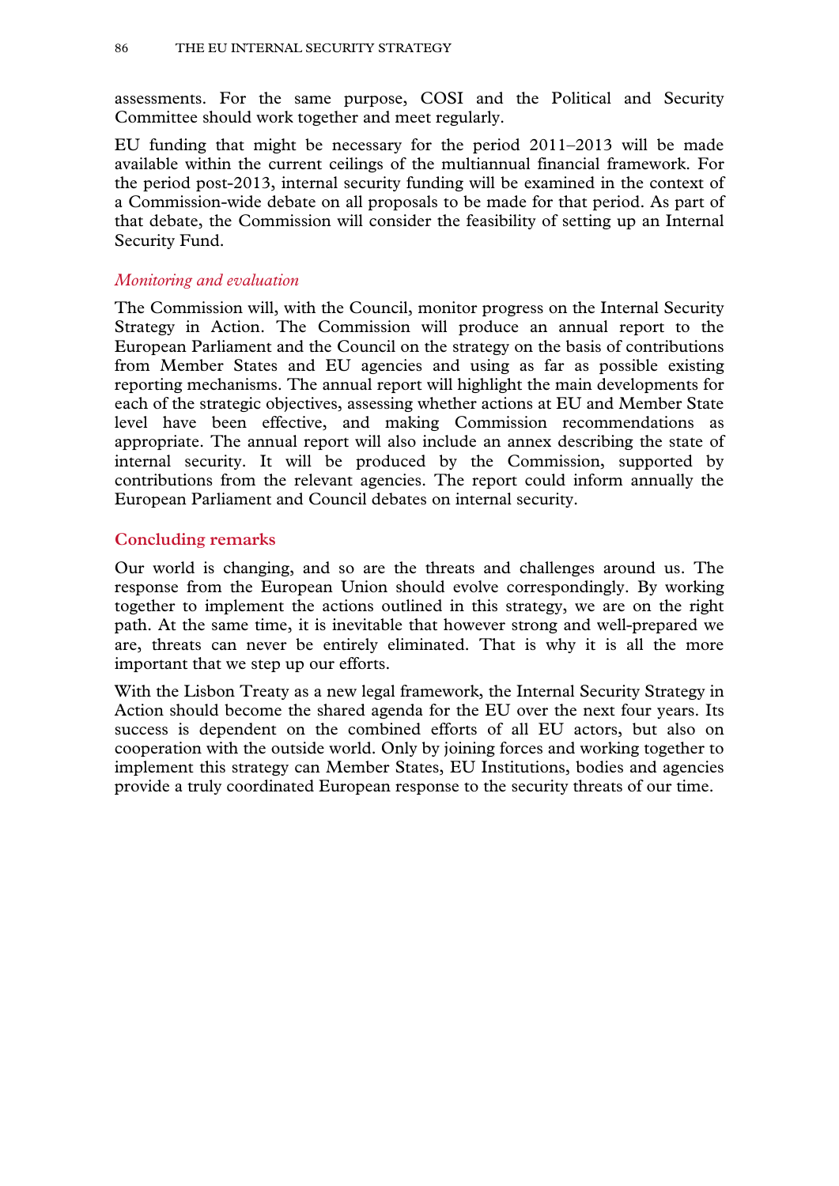assessments. For the same purpose, COSI and the Political and Security Committee should work together and meet regularly.

EU funding that might be necessary for the period 2011–2013 will be made available within the current ceilings of the multiannual financial framework. For the period post-2013, internal security funding will be examined in the context of a Commission-wide debate on all proposals to be made for that period. As part of that debate, the Commission will consider the feasibility of setting up an Internal Security Fund.

### *Monitoring and evaluation*

The Commission will, with the Council, monitor progress on the Internal Security Strategy in Action. The Commission will produce an annual report to the European Parliament and the Council on the strategy on the basis of contributions from Member States and EU agencies and using as far as possible existing reporting mechanisms. The annual report will highlight the main developments for each of the strategic objectives, assessing whether actions at EU and Member State level have been effective, and making Commission recommendations as appropriate. The annual report will also include an annex describing the state of internal security. It will be produced by the Commission, supported by contributions from the relevant agencies. The report could inform annually the European Parliament and Council debates on internal security.

## Concluding remarks

Our world is changing, and so are the threats and challenges around us. The response from the European Union should evolve correspondingly. By working together to implement the actions outlined in this strategy, we are on the right path. At the same time, it is inevitable that however strong and well-prepared we are, threats can never be entirely eliminated. That is why it is all the more important that we step up our efforts.

With the Lisbon Treaty as a new legal framework, the Internal Security Strategy in Action should become the shared agenda for the EU over the next four years. Its success is dependent on the combined efforts of all EU actors, but also on cooperation with the outside world. Only by joining forces and working together to implement this strategy can Member States, EU Institutions, bodies and agencies provide a truly coordinated European response to the security threats of our time.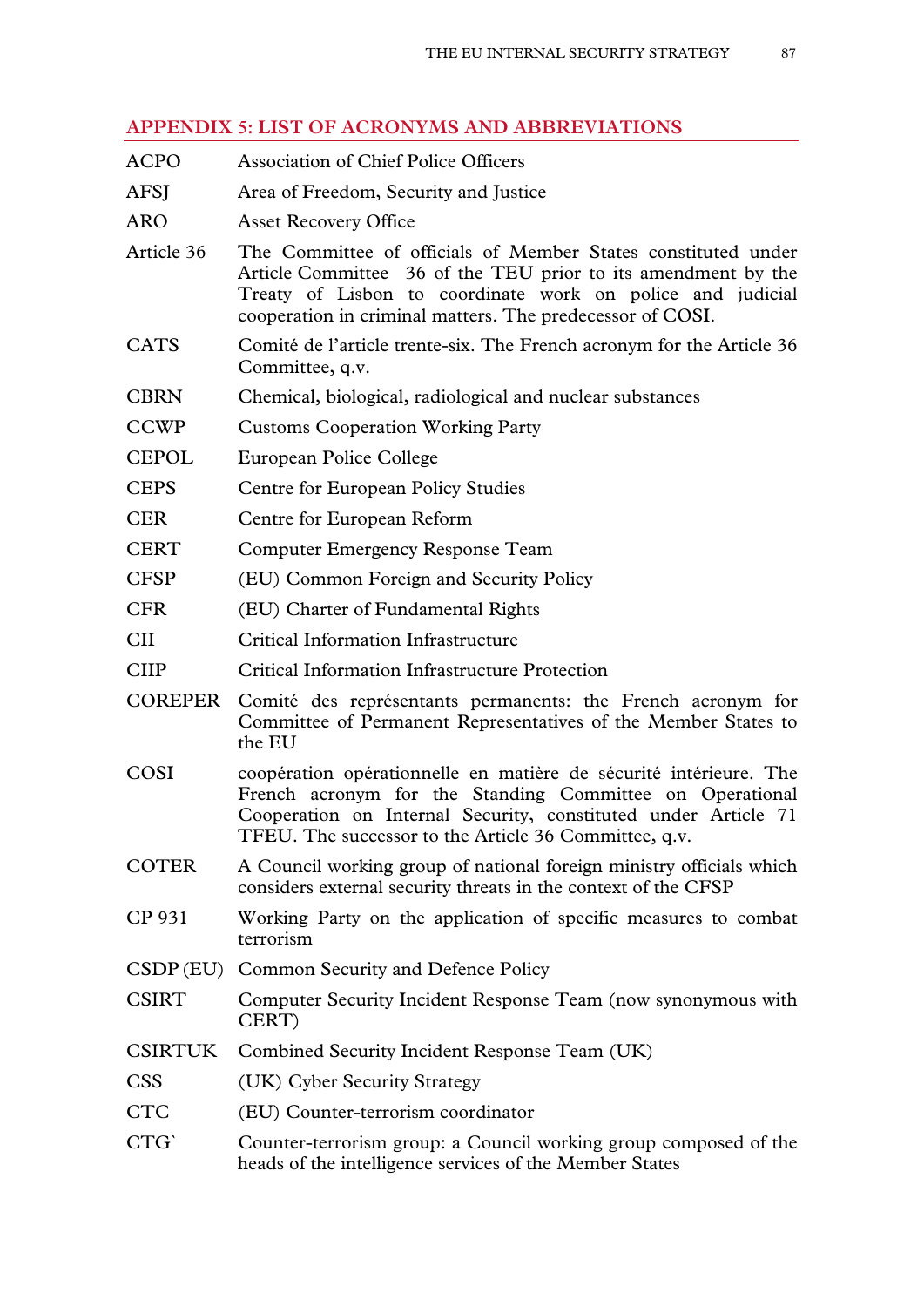## APPENDIX 5: LIST OF ACRONYMS AND ABBREVIATIONS

| | |
|---|---|
| ACPO | Association of Chief Police Officers |
| AFSJ | Area of Freedom, Security and Justice |
| ARO | Asset Recovery Office |
| Article 36 | The Committee of officials of Member States constituted under Article Committee 36 of the TEU prior to its amendment by the Treaty of Lisbon to coordinate work on police and judicial cooperation in criminal matters. The predecessor of COSI. |
| CATS | Comité de l'article trente-six. The French acronym for the Article 36 Committee, q.v. |
| CBRN | Chemical, biological, radiological and nuclear substances |
| CCWP | Customs Cooperation Working Party |
| CEPOL | European Police College |
| CEPS | Centre for European Policy Studies |
| CER | Centre for European Reform |
| CERT | Computer Emergency Response Team |
| CFSP | (EU) Common Foreign and Security Policy |
| CFR | (EU) Charter of Fundamental Rights |
| CII | Critical Information Infrastructure |
| CIIP | Critical Information Infrastructure Protection |
| COREPER | Comité des représentants permanents: the French acronym for Committee of Permanent Representatives of the Member States to the EU |
| COSI | coopération opérationnelle en matière de sécurité intérieure. The French acronym for the Standing Committee on Operational Cooperation on Internal Security, constituted under Article 71 TFEU. The successor to the Article 36 Committee, q.v. |
| COTER | A Council working group of national foreign ministry officials which considers external security threats in the context of the CFSP |
| CP 931 | Working Party on the application of specific measures to combat terrorism |
| CSDP (EU) | Common Security and Defence Policy |
| CSIRT | Computer Security Incident Response Team (now synonymous with CERT) |
| CSIRTUK | Combined Security Incident Response Team (UK) |
| CSS | (UK) Cyber Security Strategy |
| CTC | (EU) Counter-terrorism coordinator |
| CTG` | Counter-terrorism group: a Council working group composed of the heads of the intelligence services of the Member States |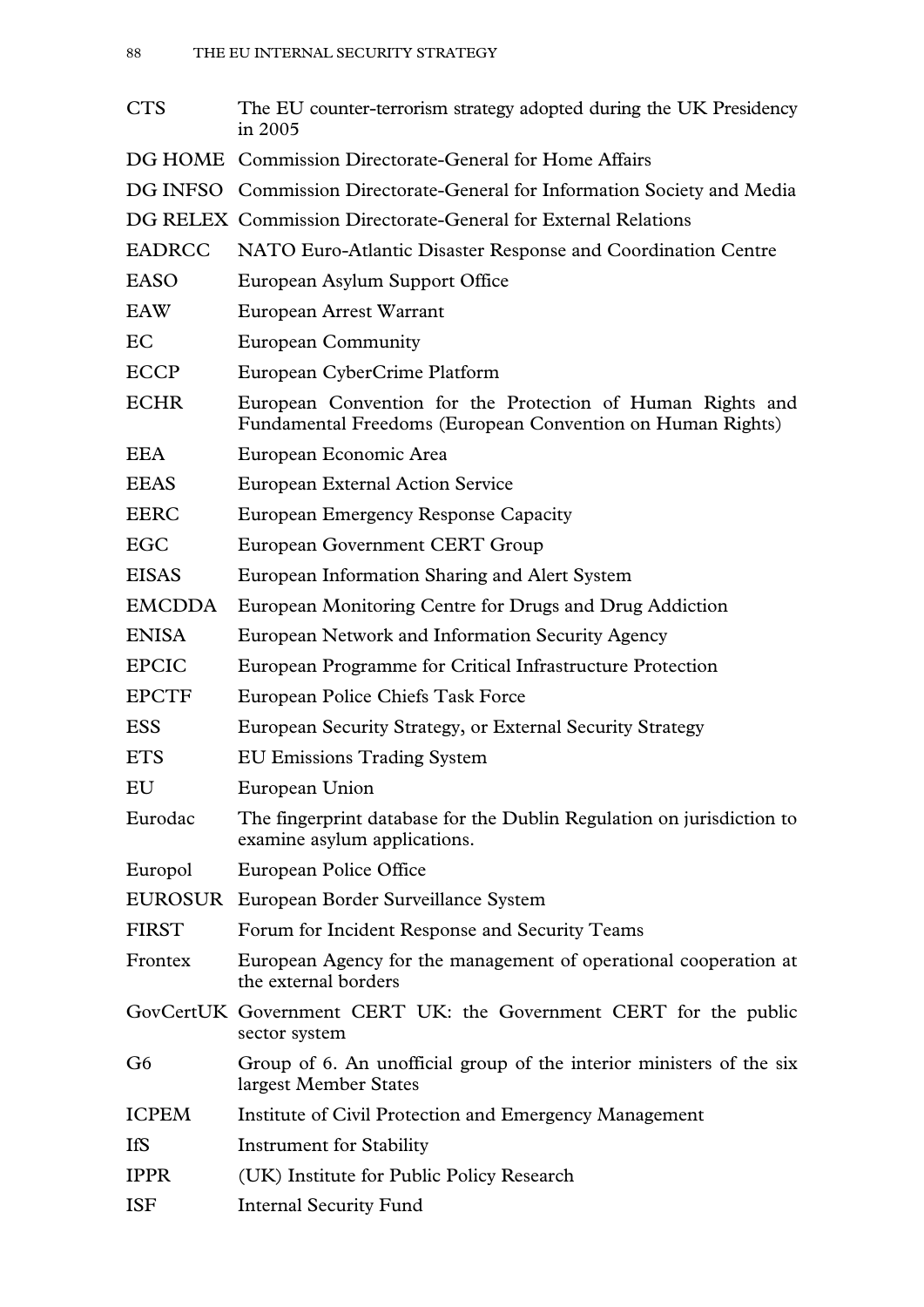| | |
|---|---|
| CTS | The EU counter-terrorism strategy adopted during the UK Presidency in 2005 |
| DG HOME | Commission Directorate-General for Home Affairs |
| DG INFSO | Commission Directorate-General for Information Society and Media |
| DG RELEX | Commission Directorate-General for External Relations |
| EADRCC | NATO Euro-Atlantic Disaster Response and Coordination Centre |
| EASO | European Asylum Support Office |
| EAW | European Arrest Warrant |
| EC | European Community |
| ECCP | European CyberCrime Platform |
| ECHR | European Convention for the Protection of Human Rights and Fundamental Freedoms (European Convention on Human Rights) |
| EEA | European Economic Area |
| EEAS | European External Action Service |
| EERC | European Emergency Response Capacity |
| EGC | European Government CERT Group |
| EISAS | European Information Sharing and Alert System |
| EMCDDA | European Monitoring Centre for Drugs and Drug Addiction |
| ENISA | European Network and Information Security Agency |
| EPCIC | European Programme for Critical Infrastructure Protection |
| EPCTF | European Police Chiefs Task Force |
| ESS | European Security Strategy, or External Security Strategy |
| ETS | EU Emissions Trading System |
| EU | European Union |
| Eurodac | The fingerprint database for the Dublin Regulation on jurisdiction to examine asylum applications. |
| Europol | European Police Office |
| EUROSUR | European Border Surveillance System |
| FIRST | Forum for Incident Response and Security Teams |
| Frontex | European Agency for the management of operational cooperation at the external borders |
| GovCertUK | Government CERT UK: the Government CERT for the public sector system |
| G6 | Group of 6. An unofficial group of the interior ministers of the six largest Member States |
| ICPEM | Institute of Civil Protection and Emergency Management |
| IfS | Instrument for Stability |
| IPPR | (UK) Institute for Public Policy Research |
| ISF | Internal Security Fund |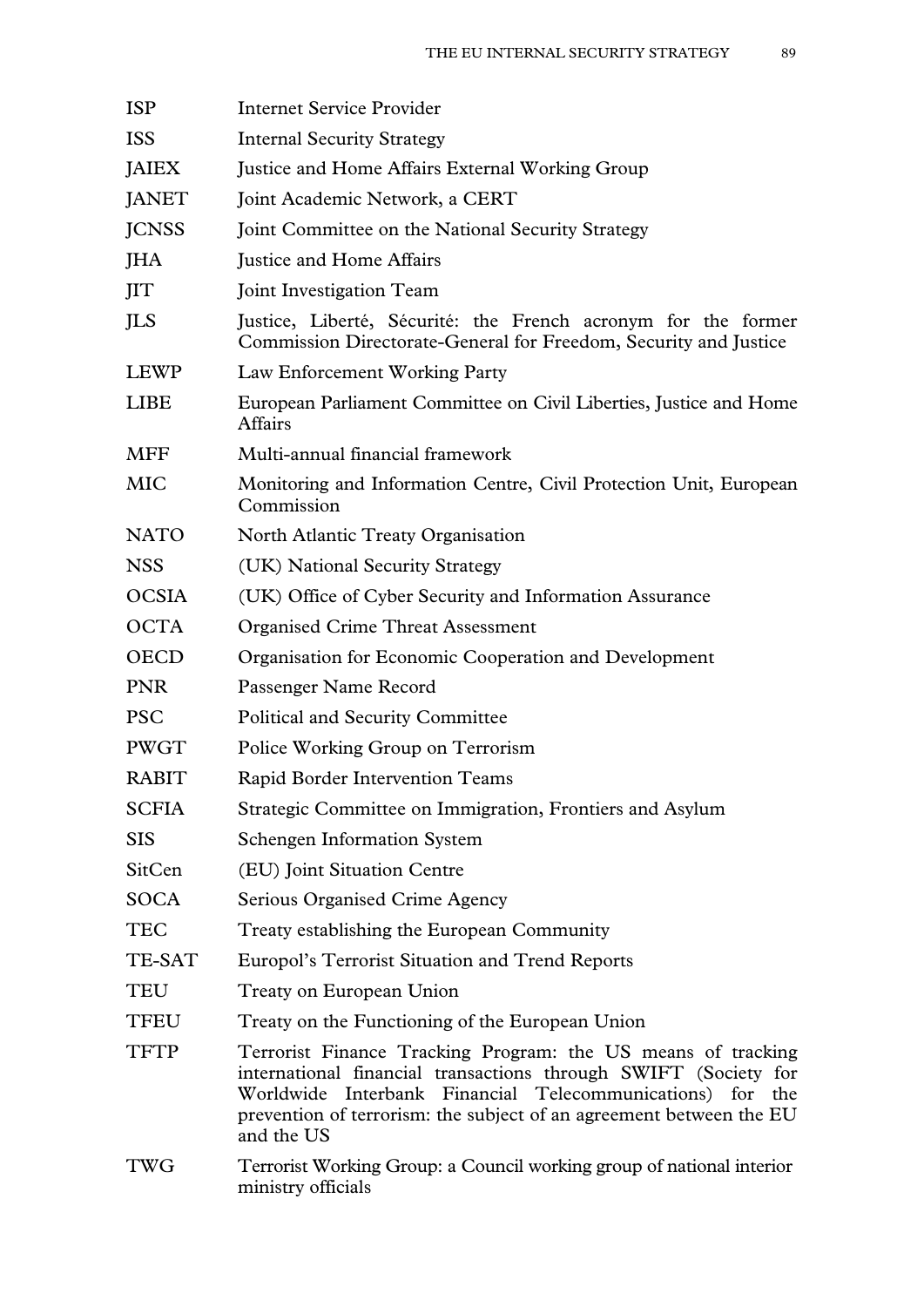| | |
|---|---|
| ISP | Internet Service Provider |
| ISS | Internal Security Strategy |
| JAIEX | Justice and Home Affairs External Working Group |
| JANET | Joint Academic Network, a CERT |
| JCNSS | Joint Committee on the National Security Strategy |
| JHA | Justice and Home Affairs |
| JIT | Joint Investigation Team |
| JLS | Justice, Liberté, Sécurité: the French acronym for the former Commission Directorate-General for Freedom, Security and Justice |
| LEWP | Law Enforcement Working Party |
| LIBE | European Parliament Committee on Civil Liberties, Justice and Home Affairs |
| MFF | Multi-annual financial framework |
| MIC | Monitoring and Information Centre, Civil Protection Unit, European Commission |
| NATO | North Atlantic Treaty Organisation |
| NSS | (UK) National Security Strategy |
| OCSIA | (UK) Office of Cyber Security and Information Assurance |
| OCTA | Organised Crime Threat Assessment |
| OECD | Organisation for Economic Cooperation and Development |
| PNR | Passenger Name Record |
| PSC | Political and Security Committee |
| PWGT | Police Working Group on Terrorism |
| RABIT | Rapid Border Intervention Teams |
| SCFIA | Strategic Committee on Immigration, Frontiers and Asylum |
| SIS | Schengen Information System |
| SitCen | (EU) Joint Situation Centre |
| SOCA | Serious Organised Crime Agency |
| TEC | Treaty establishing the European Community |
| TE-SAT | Europol's Terrorist Situation and Trend Reports |
| TEU | Treaty on European Union |
| TFEU | Treaty on the Functioning of the European Union |
| TFTP | Terrorist Finance Tracking Program: the US means of tracking international financial transactions through SWIFT (Society for Worldwide Interbank Financial Telecommunications) for the prevention of terrorism: the subject of an agreement between the EU and the US |
| TWG | Terrorist Working Group: a Council working group of national interior ministry officials |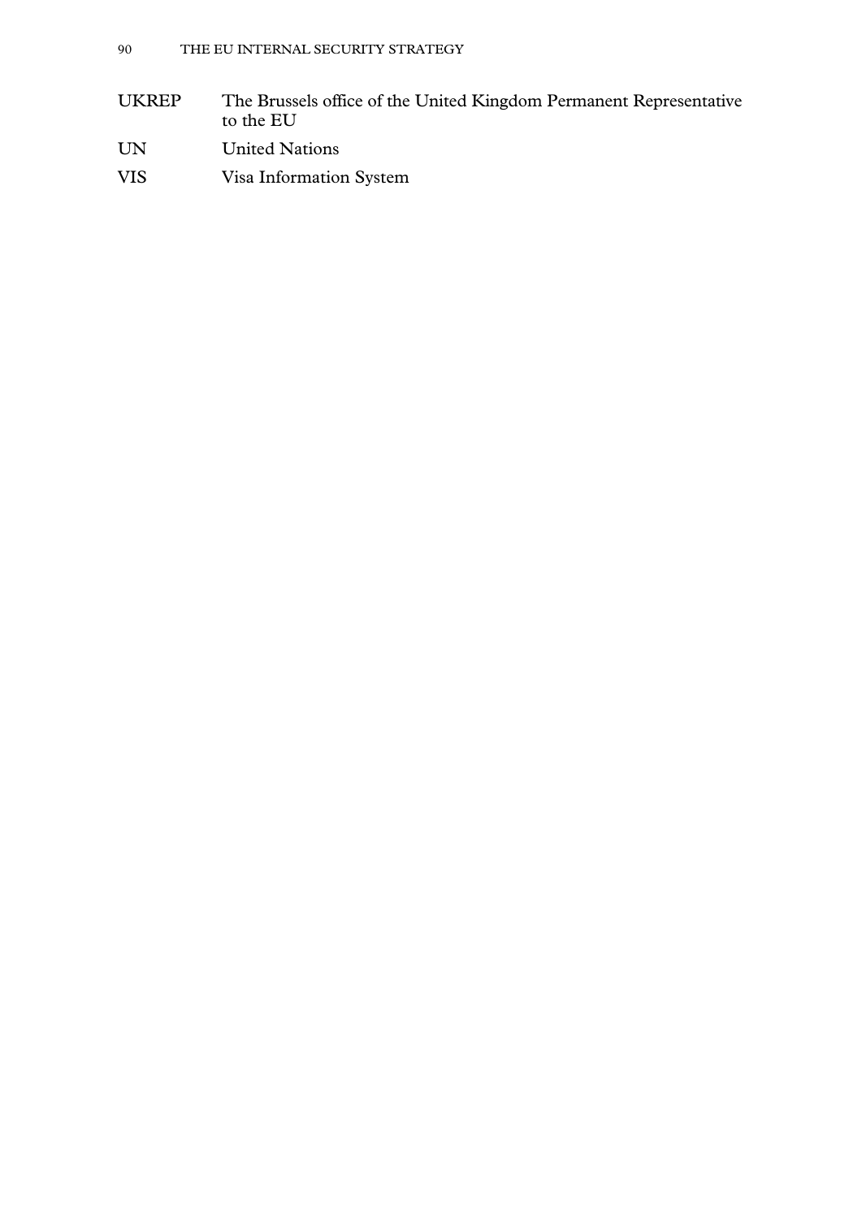| | |
|---|---|
| UKREP | The Brussels office of the United Kingdom Permanent Representative to the EU |
| UN | United Nations |
| VIS | Visa Information System |